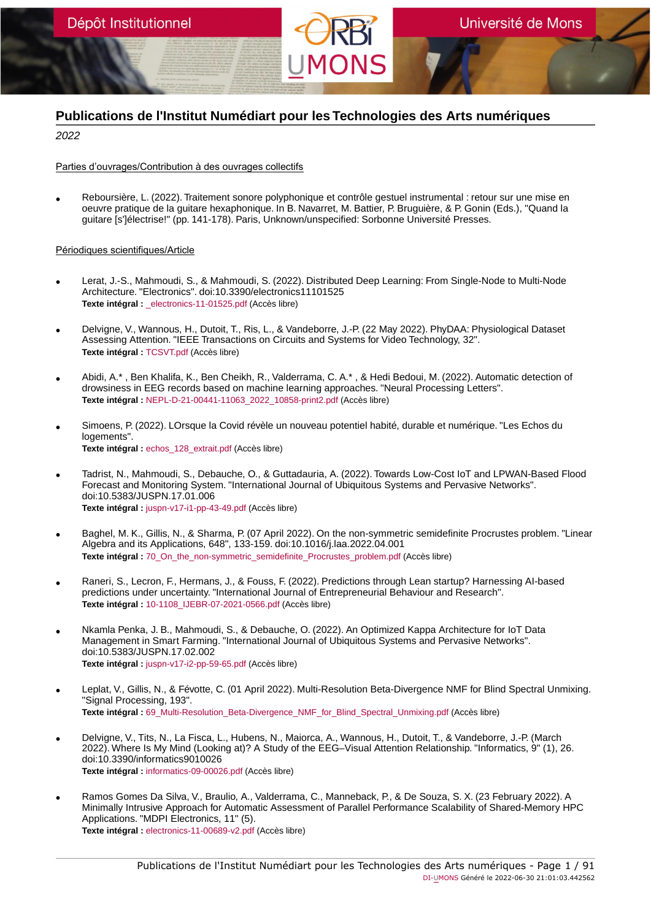# Publications de l'Institut Numédiart pour les Technologies des Arts numériques

*2022*

## Parties d'ouvrages/Contribution à des ouvrages collectifs

- Reboursière, L. (2022). Traitement sonore polyphonique et contrôle gestuel instrumental : retour sur une mise en oeuvre pratique de la guitare hexaphonique. In B. Navarret, M. Battier, P. Bruguière, & P. Gonin (Eds.), "Quand la guitare [s']électrise!" (pp. 141-178). Paris, Unknown/unspecified: Sorbonne Université Presses.

## Périodiques scientifiques/Article

- Lerat, J.-S., Mahmoudi, S., & Mahmoudi, S. (2022). Distributed Deep Learning: From Single-Node to Multi-Node Architecture. "Electronics". doi:10.3390/electronics11101525
  **Texte intégral :** _electronics-11-01525.pdf (Accès libre)

- Delvigne, V., Wannous, H., Dutoit, T., Ris, L., & Vandeborre, J.-P. (22 May 2022). PhyDAA: Physiological Dataset Assessing Attention. "IEEE Transactions on Circuits and Systems for Video Technology, 32".
  **Texte intégral :** TCSVT.pdf (Accès libre)

- Abidi, A.* , Ben Khalifa, K., Ben Cheikh, R., Valderrama, C. A.* , & Hedi Bedoui, M. (2022). Automatic detection of drowsiness in EEG records based on machine learning approaches. "Neural Processing Letters".
  **Texte intégral :** NEPL-D-21-00441-11063_2022_10858-print2.pdf (Accès libre)

- Simoens, P. (2022). LOrsque la Covid révèle un nouveau potentiel habité, durable et numérique. "Les Echos du logements".
  **Texte intégral :** echos_128_extrait.pdf (Accès libre)

- Tadrist, N., Mahmoudi, S., Debauche, O., & Guttadauria, A. (2022). Towards Low-Cost IoT and LPWAN-Based Flood Forecast and Monitoring System. "International Journal of Ubiquitous Systems and Pervasive Networks". doi:10.5383/JUSPN.17.01.006
  **Texte intégral :** juspn-v17-i1-pp-43-49.pdf (Accès libre)

- Baghel, M. K., Gillis, N., & Sharma, P. (07 April 2022). On the non-symmetric semidefinite Procrustes problem. "Linear Algebra and its Applications, 648", 133-159. doi:10.1016/j.laa.2022.04.001
  **Texte intégral :** 70_On_the_non-symmetric_semidefinite_Procrustes_problem.pdf (Accès libre)

- Raneri, S., Lecron, F., Hermans, J., & Fouss, F. (2022). Predictions through Lean startup? Harnessing AI-based predictions under uncertainty. "International Journal of Entrepreneurial Behaviour and Research".
  **Texte intégral :** 10-1108_IJEBR-07-2021-0566.pdf (Accès libre)

- Nkamla Penka, J. B., Mahmoudi, S., & Debauche, O. (2022). An Optimized Kappa Architecture for IoT Data Management in Smart Farming. "International Journal of Ubiquitous Systems and Pervasive Networks". doi:10.5383/JUSPN.17.02.002
  **Texte intégral :** juspn-v17-i2-pp-59-65.pdf (Accès libre)

- Leplat, V., Gillis, N., & Févotte, C. (01 April 2022). Multi-Resolution Beta-Divergence NMF for Blind Spectral Unmixing. "Signal Processing, 193".
  **Texte intégral :** 69_Multi-Resolution_Beta-Divergence_NMF_for_Blind_Spectral_Unmixing.pdf (Accès libre)

- Delvigne, V., Tits, N., La Fisca, L., Hubens, N., Maiorca, A., Wannous, H., Dutoit, T., & Vandeborre, J.-P. (March 2022). Where Is My Mind (Looking at)? A Study of the EEG–Visual Attention Relationship. "Informatics, 9" (1), 26. doi:10.3390/informatics9010026
  **Texte intégral :** informatics-09-00026.pdf (Accès libre)

- Ramos Gomes Da Silva, V., Braulio, A., Valderrama, C., Manneback, P., & De Souza, S. X. (23 February 2022). A Minimally Intrusive Approach for Automatic Assessment of Parallel Performance Scalability of Shared-Memory HPC Applications. "MDPI Electronics, 11" (5).
  **Texte intégral :** electronics-11-00689-v2.pdf (Accès libre)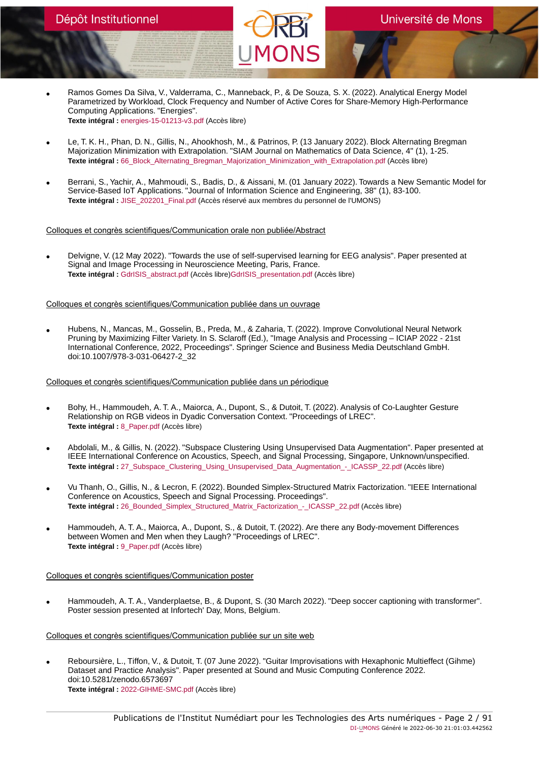- Ramos Gomes Da Silva, V., Valderrama, C., Manneback, P., & De Souza, S. X. (2022). Analytical Energy Model Parametrized by Workload, Clock Frequency and Number of Active Cores for Share-Memory High-Performance Computing Applications. "Energies".
  **Texte intégral :** energies-15-01213-v3.pdf (Accès libre)

- Le, T. K. H., Phan, D. N., Gillis, N., Ahookhosh, M., & Patrinos, P. (13 January 2022). Block Alternating Bregman Majorization Minimization with Extrapolation. "SIAM Journal on Mathematics of Data Science, 4" (1), 1-25.
  **Texte intégral :** 66_Block_Alternating_Bregman_Majorization_Minimization_with_Extrapolation.pdf (Accès libre)

- Berrani, S., Yachir, A., Mahmoudi, S., Badis, D., & Aissani, M. (01 January 2022). Towards a New Semantic Model for Service-Based IoT Applications. "Journal of Information Science and Engineering, 38" (1), 83-100.
  **Texte intégral :** JISE_202201_Final.pdf (Accès réservé aux membres du personnel de l'UMONS)

Colloques et congrès scientifiques/Communication orale non publiée/Abstract

- Delvigne, V. (12 May 2022). "Towards the use of self-supervised learning for EEG analysis". Paper presented at Signal and Image Processing in Neuroscience Meeting, Paris, France.
  **Texte intégral :** GdrISIS_abstract.pdf (Accès libre)GdrISIS_presentation.pdf (Accès libre)

Colloques et congrès scientifiques/Communication publiée dans un ouvrage

- Hubens, N., Mancas, M., Gosselin, B., Preda, M., & Zaharia, T. (2022). Improve Convolutional Neural Network Pruning by Maximizing Filter Variety. In S. Sclaroff (Ed.), "Image Analysis and Processing – ICIAP 2022 - 21st International Conference, 2022, Proceedings". Springer Science and Business Media Deutschland GmbH. doi:10.1007/978-3-031-06427-2_32

Colloques et congrès scientifiques/Communication publiée dans un périodique

- Bohy, H., Hammoudeh, A. T. A., Maiorca, A., Dupont, S., & Dutoit, T. (2022). Analysis of Co-Laughter Gesture Relationship on RGB videos in Dyadic Conversation Context. "Proceedings of LREC".
  **Texte intégral :** 8_Paper.pdf (Accès libre)

- Abdolali, M., & Gillis, N. (2022). "Subspace Clustering Using Unsupervised Data Augmentation". Paper presented at IEEE International Conference on Acoustics, Speech, and Signal Processing, Singapore, Unknown/unspecified.
  **Texte intégral :** 27_Subspace_Clustering_Using_Unsupervised_Data_Augmentation_-_ICASSP_22.pdf (Accès libre)

- Vu Thanh, O., Gillis, N., & Lecron, F. (2022). Bounded Simplex-Structured Matrix Factorization. "IEEE International Conference on Acoustics, Speech and Signal Processing. Proceedings".
  **Texte intégral :** 26_Bounded_Simplex_Structured_Matrix_Factorization_-_ICASSP_22.pdf (Accès libre)

- Hammoudeh, A. T. A., Maiorca, A., Dupont, S., & Dutoit, T. (2022). Are there any Body-movement Differences between Women and Men when they Laugh? "Proceedings of LREC".
  **Texte intégral :** 9_Paper.pdf (Accès libre)

Colloques et congrès scientifiques/Communication poster

- Hammoudeh, A. T. A., Vanderplaetse, B., & Dupont, S. (30 March 2022). "Deep soccer captioning with transformer". Poster session presented at Infortech' Day, Mons, Belgium.

Colloques et congrès scientifiques/Communication publiée sur un site web

- Reboursière, L., Tiffon, V., & Dutoit, T. (07 June 2022). "Guitar Improvisations with Hexaphonic Multieffect (Gihme) Dataset and Practice Analysis". Paper presented at Sound and Music Computing Conference 2022. doi:10.5281/zenodo.6573697
  **Texte intégral :** 2022-GIHME-SMC.pdf (Accès libre)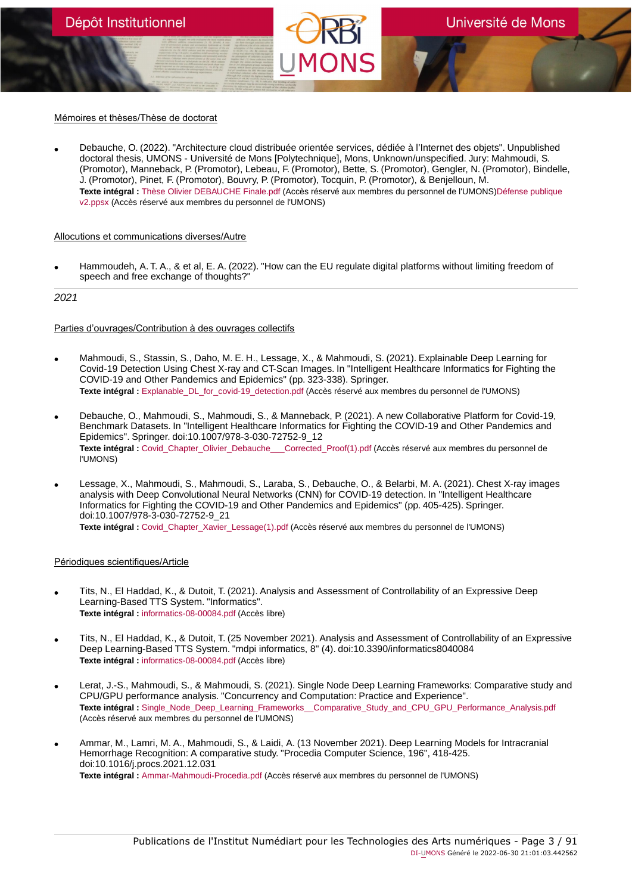Mémoires et thèses/Thèse de doctorat

- Debauche, O. (2022). "Architecture cloud distribuée orientée services, dédiée à l'Internet des objets". Unpublished doctoral thesis, UMONS - Université de Mons [Polytechnique], Mons, Unknown/unspecified. Jury: Mahmoudi, S. (Promotor), Manneback, P. (Promotor), Lebeau, F. (Promotor), Bette, S. (Promotor), Gengler, N. (Promotor), Bindelle, J. (Promotor), Pinet, F. (Promotor), Bouvry, P. (Promotor), Tocquin, P. (Promotor), & Benjelloun, M.
  **Texte intégral :** Thèse Olivier DEBAUCHE Finale.pdf (Accès réservé aux membres du personnel de l'UMONS)Défense publique v2.ppsx (Accès réservé aux membres du personnel de l'UMONS)

Allocutions et communications diverses/Autre

- Hammoudeh, A. T. A., & et al, E. A. (2022). "How can the EU regulate digital platforms without limiting freedom of speech and free exchange of thoughts?"

---

*2021*

Parties d'ouvrages/Contribution à des ouvrages collectifs

- Mahmoudi, S., Stassin, S., Daho, M. E. H., Lessage, X., & Mahmoudi, S. (2021). Explainable Deep Learning for Covid-19 Detection Using Chest X-ray and CT-Scan Images. In "Intelligent Healthcare Informatics for Fighting the COVID-19 and Other Pandemics and Epidemics" (pp. 323-338). Springer.
  **Texte intégral :** Explanable_DL_for_covid-19_detection.pdf (Accès réservé aux membres du personnel de l'UMONS)

- Debauche, O., Mahmoudi, S., Mahmoudi, S., & Manneback, P. (2021). A new Collaborative Platform for Covid-19, Benchmark Datasets. In "Intelligent Healthcare Informatics for Fighting the COVID-19 and Other Pandemics and Epidemics". Springer. doi:10.1007/978-3-030-72752-9_12
  **Texte intégral :** Covid_Chapter_Olivier_Debauche___Corrected_Proof(1).pdf (Accès réservé aux membres du personnel de l'UMONS)

- Lessage, X., Mahmoudi, S., Mahmoudi, S., Laraba, S., Debauche, O., & Belarbi, M. A. (2021). Chest X-ray images analysis with Deep Convolutional Neural Networks (CNN) for COVID-19 detection. In "Intelligent Healthcare Informatics for Fighting the COVID-19 and Other Pandemics and Epidemics" (pp. 405-425). Springer. doi:10.1007/978-3-030-72752-9_21
  **Texte intégral :** Covid_Chapter_Xavier_Lessage(1).pdf (Accès réservé aux membres du personnel de l'UMONS)

Périodiques scientifiques/Article

- Tits, N., El Haddad, K., & Dutoit, T. (2021). Analysis and Assessment of Controllability of an Expressive Deep Learning-Based TTS System. "Informatics".
  **Texte intégral :** informatics-08-00084.pdf (Accès libre)

- Tits, N., El Haddad, K., & Dutoit, T. (25 November 2021). Analysis and Assessment of Controllability of an Expressive Deep Learning-Based TTS System. "mdpi informatics, 8" (4). doi:10.3390/informatics8040084
  **Texte intégral :** informatics-08-00084.pdf (Accès libre)

- Lerat, J.-S., Mahmoudi, S., & Mahmoudi, S. (2021). Single Node Deep Learning Frameworks: Comparative study and CPU/GPU performance analysis. "Concurrency and Computation: Practice and Experience".
  **Texte intégral :** Single_Node_Deep_Learning_Frameworks__Comparative_Study_and_CPU_GPU_Performance_Analysis.pdf (Accès réservé aux membres du personnel de l'UMONS)

- Ammar, M., Lamri, M. A., Mahmoudi, S., & Laidi, A. (13 November 2021). Deep Learning Models for Intracranial Hemorrhage Recognition: A comparative study. "Procedia Computer Science, 196", 418-425. doi:10.1016/j.procs.2021.12.031
  **Texte intégral :** Ammar-Mahmoudi-Procedia.pdf (Accès réservé aux membres du personnel de l'UMONS)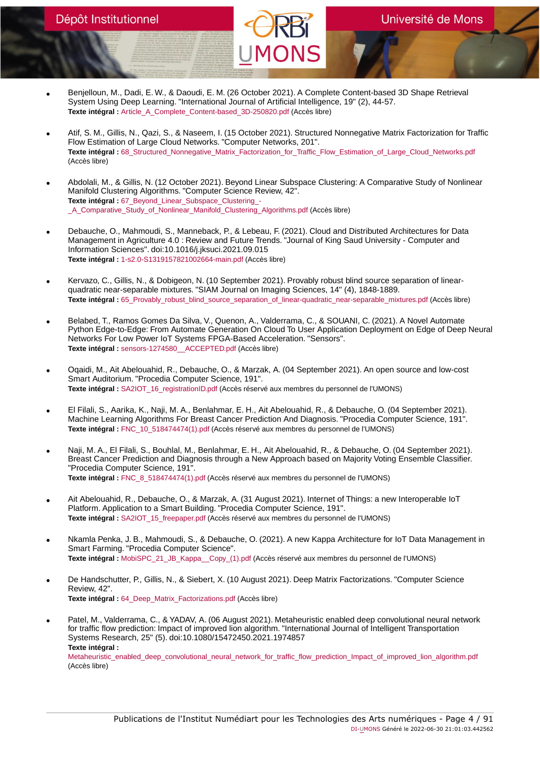- Benjelloun, M., Dadi, E. W., & Daoudi, E. M. (26 October 2021). A Complete Content-based 3D Shape Retrieval System Using Deep Learning. "International Journal of Artificial Intelligence, 19" (2), 44-57.
  **Texte intégral :** Article_A_Complete_Content-based_3D-250820.pdf (Accès libre)

- Atif, S. M., Gillis, N., Qazi, S., & Naseem, I. (15 October 2021). Structured Nonnegative Matrix Factorization for Traffic Flow Estimation of Large Cloud Networks. "Computer Networks, 201".
  **Texte intégral :** 68_Structured_Nonnegative_Matrix_Factorization_for_Traffic_Flow_Estimation_of_Large_Cloud_Networks.pdf (Accès libre)

- Abdolali, M., & Gillis, N. (12 October 2021). Beyond Linear Subspace Clustering: A Comparative Study of Nonlinear Manifold Clustering Algorithms. "Computer Science Review, 42".
  **Texte intégral :** 67_Beyond_Linear_Subspace_Clustering_-_A_Comparative_Study_of_Nonlinear_Manifold_Clustering_Algorithms.pdf (Accès libre)

- Debauche, O., Mahmoudi, S., Manneback, P., & Lebeau, F. (2021). Cloud and Distributed Architectures for Data Management in Agriculture 4.0 : Review and Future Trends. "Journal of King Saud University - Computer and Information Sciences". doi:10.1016/j.jksuci.2021.09.015
  **Texte intégral :** 1-s2.0-S1319157821002664-main.pdf (Accès libre)

- Kervazo, C., Gillis, N., & Dobigeon, N. (10 September 2021). Provably robust blind source separation of linear-quadratic near-separable mixtures. "SIAM Journal on Imaging Sciences, 14" (4), 1848-1889.
  **Texte intégral :** 65_Provably_robust_blind_source_separation_of_linear-quadratic_near-separable_mixtures.pdf (Accès libre)

- Belabed, T., Ramos Gomes Da Silva, V., Quenon, A., Valderrama, C., & SOUANI, C. (2021). A Novel Automate Python Edge-to-Edge: From Automate Generation On Cloud To User Application Deployment on Edge of Deep Neural Networks For Low Power IoT Systems FPGA-Based Acceleration. "Sensors".
  **Texte intégral :** sensors-1274580__ACCEPTED.pdf (Accès libre)

- Oqaidi, M., Ait Abelouahid, R., Debauche, O., & Marzak, A. (04 September 2021). An open source and low-cost Smart Auditorium. "Procedia Computer Science, 191".
  **Texte intégral :** SA2IOT_16_registrationID.pdf (Accès réservé aux membres du personnel de l'UMONS)

- El Filali, S., Aarika, K., Naji, M. A., Benlahmar, E. H., Ait Abelouahid, R., & Debauche, O. (04 September 2021). Machine Learning Algorithms For Breast Cancer Prediction And Diagnosis. "Procedia Computer Science, 191".
  **Texte intégral :** FNC_10_518474474(1).pdf (Accès réservé aux membres du personnel de l'UMONS)

- Naji, M. A., El Filali, S., Bouhlal, M., Benlahmar, E. H., Ait Abelouahid, R., & Debauche, O. (04 September 2021). Breast Cancer Prediction and Diagnosis through a New Approach based on Majority Voting Ensemble Classifier. "Procedia Computer Science, 191".
  **Texte intégral :** FNC_8_518474474(1).pdf (Accès réservé aux membres du personnel de l'UMONS)

- Ait Abelouahid, R., Debauche, O., & Marzak, A. (31 August 2021). Internet of Things: a new Interoperable IoT Platform. Application to a Smart Building. "Procedia Computer Science, 191".
  **Texte intégral :** SA2IOT_15_freepaper.pdf (Accès réservé aux membres du personnel de l'UMONS)

- Nkamla Penka, J. B., Mahmoudi, S., & Debauche, O. (2021). A new Kappa Architecture for IoT Data Management in Smart Farming. "Procedia Computer Science".
  **Texte intégral :** MobiSPC_21_JB_Kappa__Copy_(1).pdf (Accès réservé aux membres du personnel de l'UMONS)

- De Handschutter, P., Gillis, N., & Siebert, X. (10 August 2021). Deep Matrix Factorizations. "Computer Science Review, 42".
  **Texte intégral :** 64_Deep_Matrix_Factorizations.pdf (Accès libre)

- Patel, M., Valderrama, C., & YADAV, A. (06 August 2021). Metaheuristic enabled deep convolutional neural network for traffic flow prediction: Impact of improved lion algorithm. "International Journal of Intelligent Transportation Systems Research, 25" (5). doi:10.1080/15472450.2021.1974857
  **Texte intégral :** Metaheuristic_enabled_deep_convolutional_neural_network_for_traffic_flow_prediction_Impact_of_improved_lion_algorithm.pdf (Accès libre)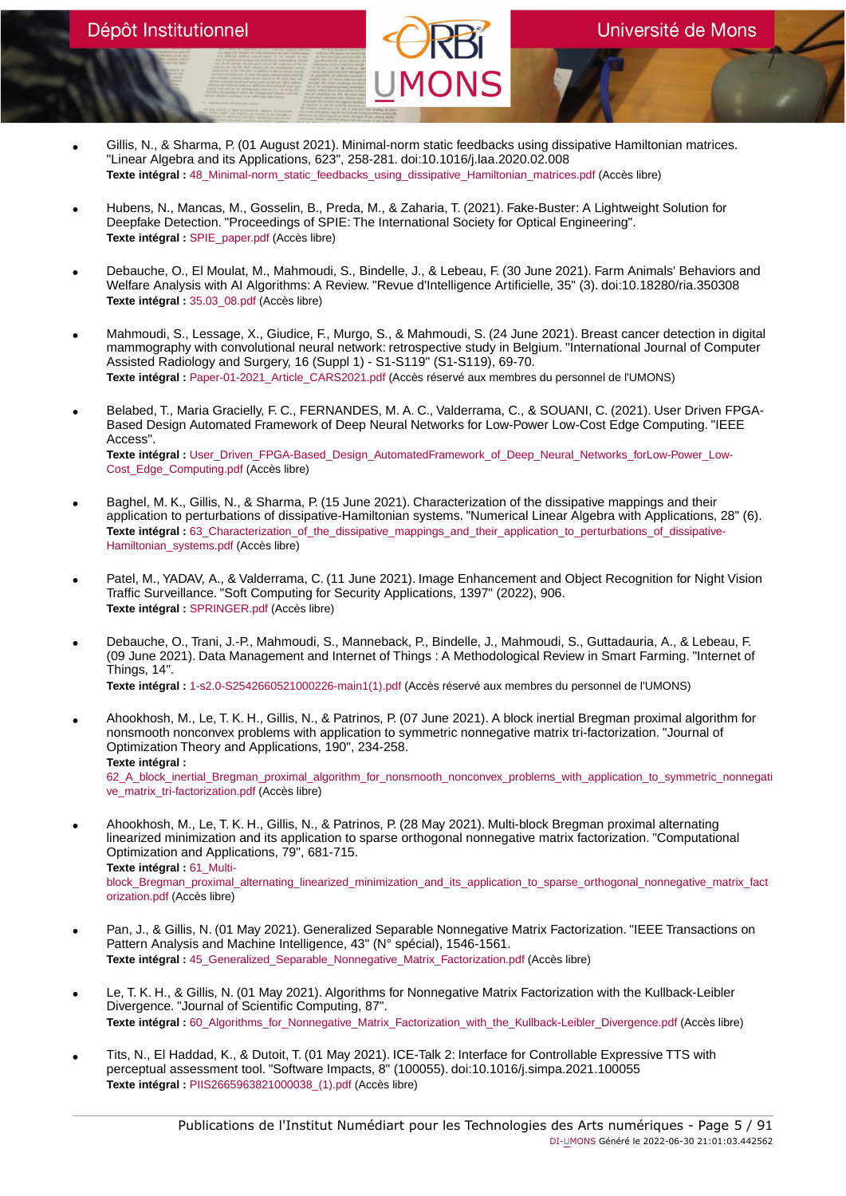- Gillis, N., & Sharma, P. (01 August 2021). Minimal-norm static feedbacks using dissipative Hamiltonian matrices. "Linear Algebra and its Applications, 623", 258-281. doi:10.1016/j.laa.2020.02.008
  **Texte intégral :** 48_Minimal-norm_static_feedbacks_using_dissipative_Hamiltonian_matrices.pdf (Accès libre)

- Hubens, N., Mancas, M., Gosselin, B., Preda, M., & Zaharia, T. (2021). Fake-Buster: A Lightweight Solution for Deepfake Detection. "Proceedings of SPIE: The International Society for Optical Engineering".
  **Texte intégral :** SPIE_paper.pdf (Accès libre)

- Debauche, O., El Moulat, M., Mahmoudi, S., Bindelle, J., & Lebeau, F. (30 June 2021). Farm Animals' Behaviors and Welfare Analysis with AI Algorithms: A Review. "Revue d'Intelligence Artificielle, 35" (3). doi:10.18280/ria.350308
  **Texte intégral :** 35.03_08.pdf (Accès libre)

- Mahmoudi, S., Lessage, X., Giudice, F., Murgo, S., & Mahmoudi, S. (24 June 2021). Breast cancer detection in digital mammography with convolutional neural network: retrospective study in Belgium. "International Journal of Computer Assisted Radiology and Surgery, 16 (Suppl 1) - S1-S119" (S1-S119), 69-70.
  **Texte intégral :** Paper-01-2021_Article_CARS2021.pdf (Accès réservé aux membres du personnel de l'UMONS)

- Belabed, T., Maria Gracielly, F. C., FERNANDES, M. A. C., Valderrama, C., & SOUANI, C. (2021). User Driven FPGA-Based Design Automated Framework of Deep Neural Networks for Low-Power Low-Cost Edge Computing. "IEEE Access".
  **Texte intégral :** User_Driven_FPGA-Based_Design_AutomatedFramework_of_Deep_Neural_Networks_forLow-Power_Low-Cost_Edge_Computing.pdf (Accès libre)

- Baghel, M. K., Gillis, N., & Sharma, P. (15 June 2021). Characterization of the dissipative mappings and their application to perturbations of dissipative-Hamiltonian systems. "Numerical Linear Algebra with Applications, 28" (6).
  **Texte intégral :** 63_Characterization_of_the_dissipative_mappings_and_their_application_to_perturbations_of_dissipative-Hamiltonian_systems.pdf (Accès libre)

- Patel, M., YADAV, A., & Valderrama, C. (11 June 2021). Image Enhancement and Object Recognition for Night Vision Traffic Surveillance. "Soft Computing for Security Applications, 1397" (2022), 906.
  **Texte intégral :** SPRINGER.pdf (Accès libre)

- Debauche, O., Trani, J.-P., Mahmoudi, S., Manneback, P., Bindelle, J., Mahmoudi, S., Guttadauria, A., & Lebeau, F. (09 June 2021). Data Management and Internet of Things : A Methodological Review in Smart Farming. "Internet of Things, 14".
  **Texte intégral :** 1-s2.0-S2542660521000226-main1(1).pdf (Accès réservé aux membres du personnel de l'UMONS)

- Ahookhosh, M., Le, T. K. H., Gillis, N., & Patrinos, P. (07 June 2021). A block inertial Bregman proximal algorithm for nonsmooth nonconvex problems with application to symmetric nonnegative matrix tri-factorization. "Journal of Optimization Theory and Applications, 190", 234-258.
  **Texte intégral :** 62_A_block_inertial_Bregman_proximal_algorithm_for_nonsmooth_nonconvex_problems_with_application_to_symmetric_nonnegative_matrix_tri-factorization.pdf (Accès libre)

- Ahookhosh, M., Le, T. K. H., Gillis, N., & Patrinos, P. (28 May 2021). Multi-block Bregman proximal alternating linearized minimization and its application to sparse orthogonal nonnegative matrix factorization. "Computational Optimization and Applications, 79", 681-715.
  **Texte intégral :** 61_Multi-block_Bregman_proximal_alternating_linearized_minimization_and_its_application_to_sparse_orthogonal_nonnegative_matrix_factorization.pdf (Accès libre)

- Pan, J., & Gillis, N. (01 May 2021). Generalized Separable Nonnegative Matrix Factorization. "IEEE Transactions on Pattern Analysis and Machine Intelligence, 43" (N° spécial), 1546-1561.
  **Texte intégral :** 45_Generalized_Separable_Nonnegative_Matrix_Factorization.pdf (Accès libre)

- Le, T. K. H., & Gillis, N. (01 May 2021). Algorithms for Nonnegative Matrix Factorization with the Kullback-Leibler Divergence. "Journal of Scientific Computing, 87".
  **Texte intégral :** 60_Algorithms_for_Nonnegative_Matrix_Factorization_with_the_Kullback-Leibler_Divergence.pdf (Accès libre)

- Tits, N., El Haddad, K., & Dutoit, T. (01 May 2021). ICE-Talk 2: Interface for Controllable Expressive TTS with perceptual assessment tool. "Software Impacts, 8" (100055). doi:10.1016/j.simpa.2021.100055
  **Texte intégral :** PIIS2665963821000038_(1).pdf (Accès libre)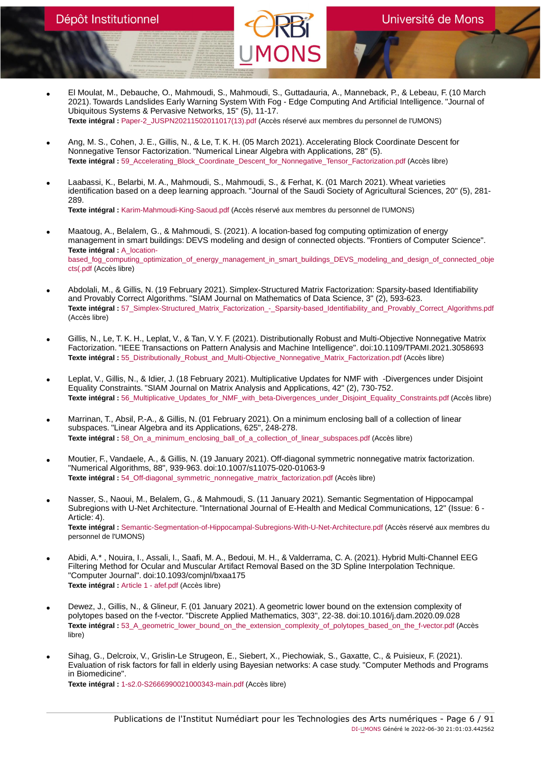- El Moulat, M., Debauche, O., Mahmoudi, S., Mahmoudi, S., Guttadauria, A., Manneback, P., & Lebeau, F. (10 March 2021). Towards Landslides Early Warning System With Fog - Edge Computing And Artificial Intelligence. "Journal of Ubiquitous Systems & Pervasive Networks, 15" (5), 11-17.
  **Texte intégral :** Paper-2_JUSPN20211502011017(13).pdf (Accès réservé aux membres du personnel de l'UMONS)

- Ang, M. S., Cohen, J. E., Gillis, N., & Le, T. K. H. (05 March 2021). Accelerating Block Coordinate Descent for Nonnegative Tensor Factorization. "Numerical Linear Algebra with Applications, 28" (5).
  **Texte intégral :** 59_Accelerating_Block_Coordinate_Descent_for_Nonnegative_Tensor_Factorization.pdf (Accès libre)

- Laabassi, K., Belarbi, M. A., Mahmoudi, S., Mahmoudi, S., & Ferhat, K. (01 March 2021). Wheat varieties identification based on a deep learning approach. "Journal of the Saudi Society of Agricultural Sciences, 20" (5), 281-289.
  **Texte intégral :** Karim-Mahmoudi-King-Saoud.pdf (Accès réservé aux membres du personnel de l'UMONS)

- Maatoug, A., Belalem, G., & Mahmoudi, S. (2021). A location-based fog computing optimization of energy management in smart buildings: DEVS modeling and design of connected objects. "Frontiers of Computer Science".
  **Texte intégral :** A_location-based_fog_computing_optimization_of_energy_management_in_smart_buildings_DEVS_modeling_and_design_of_connected_objects(.pdf (Accès libre)

- Abdolali, M., & Gillis, N. (19 February 2021). Simplex-Structured Matrix Factorization: Sparsity-based Identifiability and Provably Correct Algorithms. "SIAM Journal on Mathematics of Data Science, 3" (2), 593-623.
  **Texte intégral :** 57_Simplex-Structured_Matrix_Factorization_-_Sparsity-based_Identifiability_and_Provably_Correct_Algorithms.pdf (Accès libre)

- Gillis, N., Le, T. K. H., Leplat, V., & Tan, V. Y. F. (2021). Distributionally Robust and Multi-Objective Nonnegative Matrix Factorization. "IEEE Transactions on Pattern Analysis and Machine Intelligence". doi:10.1109/TPAMI.2021.3058693
  **Texte intégral :** 55_Distributionally_Robust_and_Multi-Objective_Nonnegative_Matrix_Factorization.pdf (Accès libre)

- Leplat, V., Gillis, N., & Idier, J. (18 February 2021). Multiplicative Updates for NMF with -Divergences under Disjoint Equality Constraints. "SIAM Journal on Matrix Analysis and Applications, 42" (2), 730-752.
  **Texte intégral :** 56_Multiplicative_Updates_for_NMF_with_beta-Divergences_under_Disjoint_Equality_Constraints.pdf (Accès libre)

- Marrinan, T., Absil, P.-A., & Gillis, N. (01 February 2021). On a minimum enclosing ball of a collection of linear subspaces. "Linear Algebra and its Applications, 625", 248-278.
  **Texte intégral :** 58_On_a_minimum_enclosing_ball_of_a_collection_of_linear_subspaces.pdf (Accès libre)

- Moutier, F., Vandaele, A., & Gillis, N. (19 January 2021). Off-diagonal symmetric nonnegative matrix factorization. "Numerical Algorithms, 88", 939-963. doi:10.1007/s11075-020-01063-9
  **Texte intégral :** 54_Off-diagonal_symmetric_nonnegative_matrix_factorization.pdf (Accès libre)

- Nasser, S., Naoui, M., Belalem, G., & Mahmoudi, S. (11 January 2021). Semantic Segmentation of Hippocampal Subregions with U-Net Architecture. "International Journal of E-Health and Medical Communications, 12" (Issue: 6 - Article: 4).
  **Texte intégral :** Semantic-Segmentation-of-Hippocampal-Subregions-With-U-Net-Architecture.pdf (Accès réservé aux membres du personnel de l'UMONS)

- Abidi, A.* , Nouira, I., Assali, I., Saafi, M. A., Bedoui, M. H., & Valderrama, C. A. (2021). Hybrid Multi-Channel EEG Filtering Method for Ocular and Muscular Artifact Removal Based on the 3D Spline Interpolation Technique. "Computer Journal". doi:10.1093/comjnl/bxaa175
  **Texte intégral :** Article 1 - afef.pdf (Accès libre)

- Dewez, J., Gillis, N., & Glineur, F. (01 January 2021). A geometric lower bound on the extension complexity of polytopes based on the f-vector. "Discrete Applied Mathematics, 303", 22-38. doi:10.1016/j.dam.2020.09.028
  **Texte intégral :** 53_A_geometric_lower_bound_on_the_extension_complexity_of_polytopes_based_on_the_f-vector.pdf (Accès libre)

- Sihag, G., Delcroix, V., Grislin-Le Strugeon, E., Siebert, X., Piechowiak, S., Gaxatte, C., & Puisieux, F. (2021). Evaluation of risk factors for fall in elderly using Bayesian networks: A case study. "Computer Methods and Programs in Biomedicine".
  **Texte intégral :** 1-s2.0-S2666990021000343-main.pdf (Accès libre)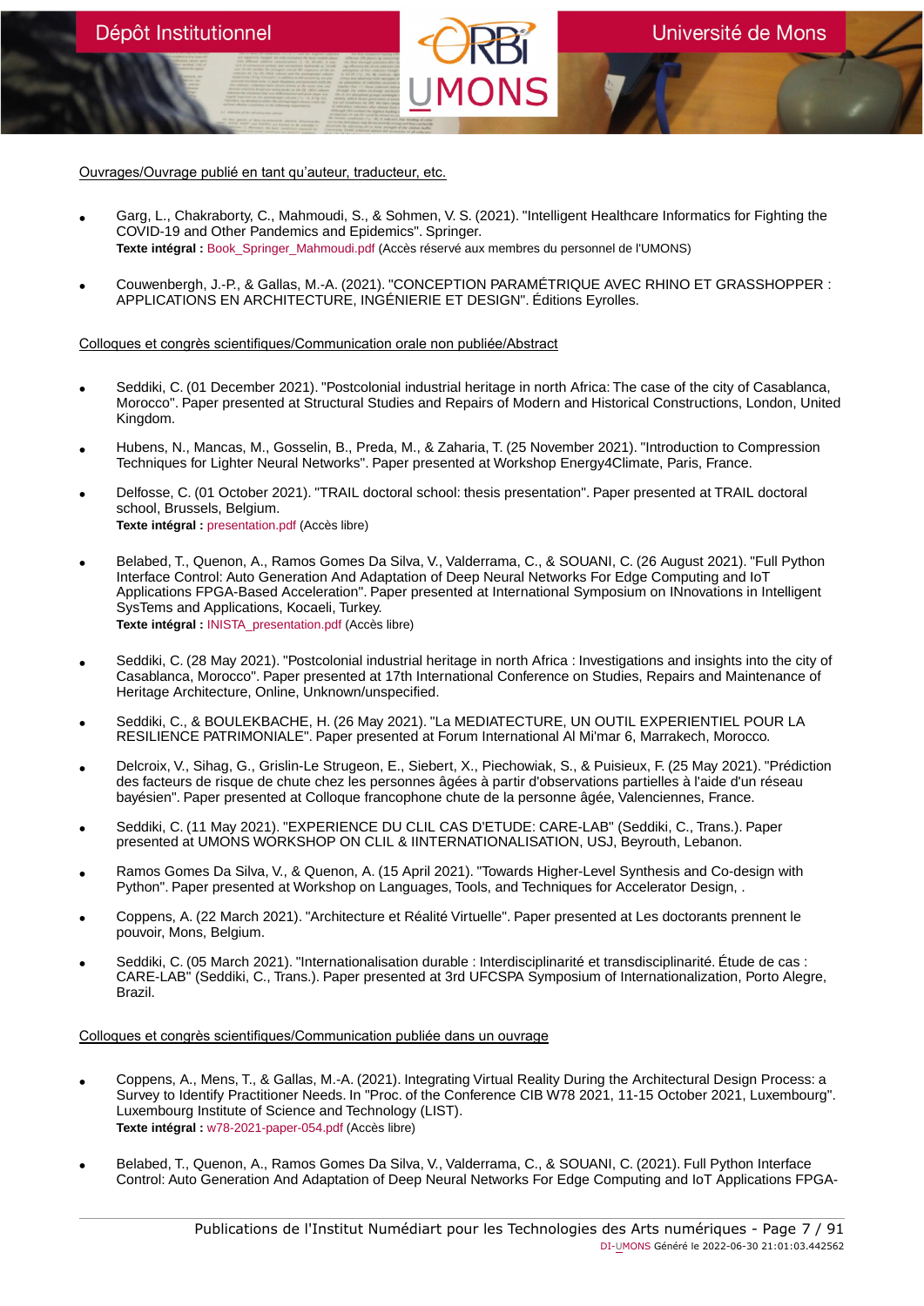Ouvrages/Ouvrage publié en tant qu'auteur, traducteur, etc.

- Garg, L., Chakraborty, C., Mahmoudi, S., & Sohmen, V. S. (2021). "Intelligent Healthcare Informatics for Fighting the COVID-19 and Other Pandemics and Epidemics". Springer.
  **Texte intégral :** Book_Springer_Mahmoudi.pdf (Accès réservé aux membres du personnel de l'UMONS)

- Couwenbergh, J.-P., & Gallas, M.-A. (2021). "CONCEPTION PARAMÉTRIQUE AVEC RHINO ET GRASSHOPPER : APPLICATIONS EN ARCHITECTURE, INGÉNIERIE ET DESIGN". Éditions Eyrolles.

Colloques et congrès scientifiques/Communication orale non publiée/Abstract

- Seddiki, C. (01 December 2021). "Postcolonial industrial heritage in north Africa: The case of the city of Casablanca, Morocco". Paper presented at Structural Studies and Repairs of Modern and Historical Constructions, London, United Kingdom.

- Hubens, N., Mancas, M., Gosselin, B., Preda, M., & Zaharia, T. (25 November 2021). "Introduction to Compression Techniques for Lighter Neural Networks". Paper presented at Workshop Energy4Climate, Paris, France.

- Delfosse, C. (01 October 2021). "TRAIL doctoral school: thesis presentation". Paper presented at TRAIL doctoral school, Brussels, Belgium.
  **Texte intégral :** presentation.pdf (Accès libre)

- Belabed, T., Quenon, A., Ramos Gomes Da Silva, V., Valderrama, C., & SOUANI, C. (26 August 2021). "Full Python Interface Control: Auto Generation And Adaptation of Deep Neural Networks For Edge Computing and IoT Applications FPGA-Based Acceleration". Paper presented at International Symposium on INnovations in Intelligent SysTems and Applications, Kocaeli, Turkey.
  **Texte intégral :** INISTA_presentation.pdf (Accès libre)

- Seddiki, C. (28 May 2021). "Postcolonial industrial heritage in north Africa : Investigations and insights into the city of Casablanca, Morocco". Paper presented at 17th International Conference on Studies, Repairs and Maintenance of Heritage Architecture, Online, Unknown/unspecified.

- Seddiki, C., & BOULEKBACHE, H. (26 May 2021). "La MEDIATECTURE, UN OUTIL EXPERIENTIEL POUR LA RESILIENCE PATRIMONIALE". Paper presented at Forum International Al Mi'mar 6, Marrakech, Morocco.

- Delcroix, V., Sihag, G., Grislin-Le Strugeon, E., Siebert, X., Piechowiak, S., & Puisieux, F. (25 May 2021). "Prédiction des facteurs de risque de chute chez les personnes âgées à partir d'observations partielles à l'aide d'un réseau bayésien". Paper presented at Colloque francophone chute de la personne âgée, Valenciennes, France.

- Seddiki, C. (11 May 2021). "EXPERIENCE DU CLIL CAS D'ETUDE: CARE-LAB" (Seddiki, C., Trans.). Paper presented at UMONS WORKSHOP ON CLIL & IINTERNATIONALISATION, USJ, Beyrouth, Lebanon.

- Ramos Gomes Da Silva, V., & Quenon, A. (15 April 2021). "Towards Higher-Level Synthesis and Co-design with Python". Paper presented at Workshop on Languages, Tools, and Techniques for Accelerator Design, .

- Coppens, A. (22 March 2021). "Architecture et Réalité Virtuelle". Paper presented at Les doctorants prennent le pouvoir, Mons, Belgium.

- Seddiki, C. (05 March 2021). "Internationalisation durable : Interdisciplinarité et transdisciplinarité. Étude de cas : CARE-LAB" (Seddiki, C., Trans.). Paper presented at 3rd UFCSPA Symposium of Internationalization, Porto Alegre, Brazil.

Colloques et congrès scientifiques/Communication publiée dans un ouvrage

- Coppens, A., Mens, T., & Gallas, M.-A. (2021). Integrating Virtual Reality During the Architectural Design Process: a Survey to Identify Practitioner Needs. In "Proc. of the Conference CIB W78 2021, 11-15 October 2021, Luxembourg". Luxembourg Institute of Science and Technology (LIST).
  **Texte intégral :** w78-2021-paper-054.pdf (Accès libre)

- Belabed, T., Quenon, A., Ramos Gomes Da Silva, V., Valderrama, C., & SOUANI, C. (2021). Full Python Interface Control: Auto Generation And Adaptation of Deep Neural Networks For Edge Computing and IoT Applications FPGA-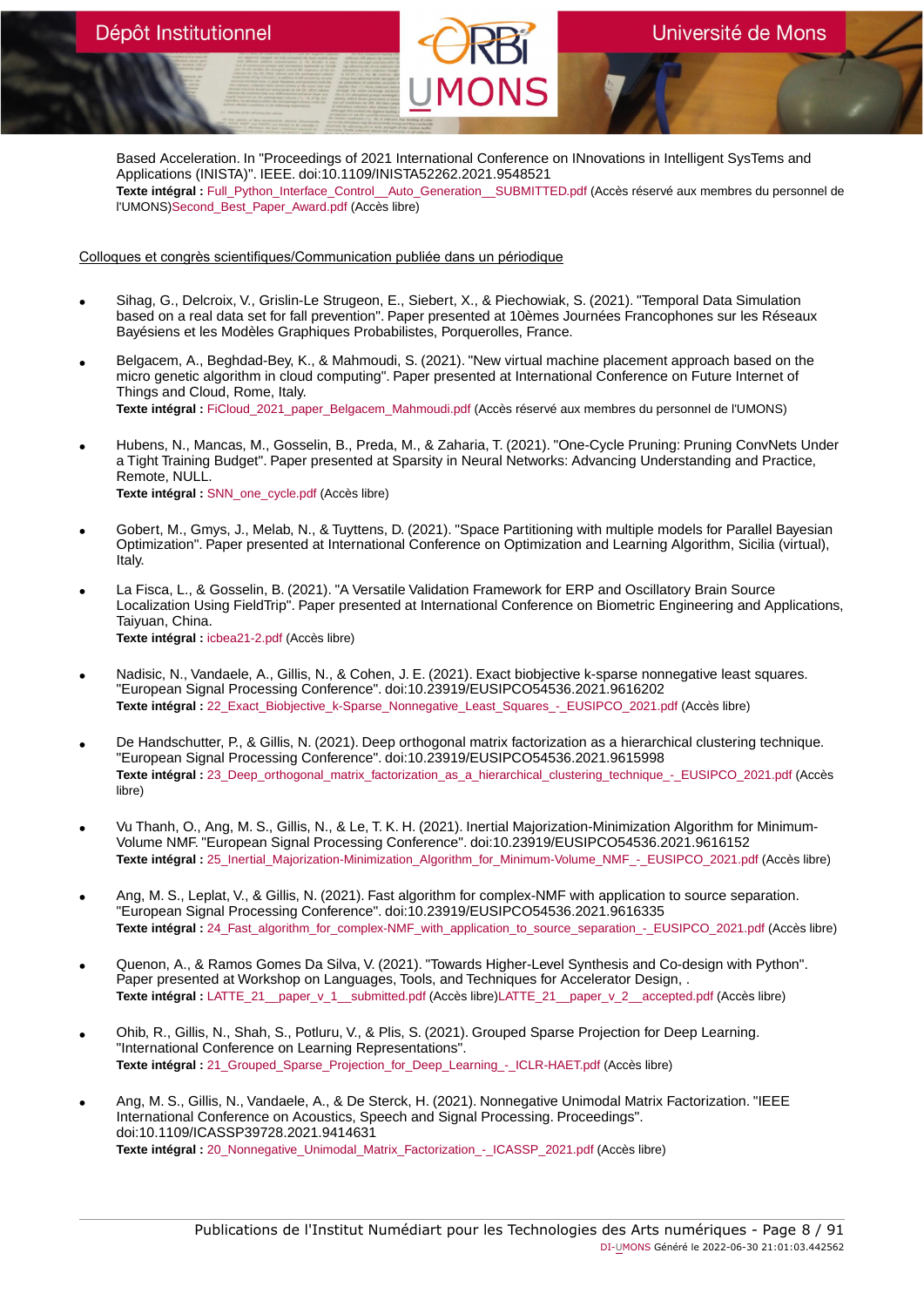Based Acceleration. In "Proceedings of 2021 International Conference on INnovations in Intelligent SysTems and Applications (INISTA)". IEEE. doi:10.1109/INISTA52262.2021.9548521
**Texte intégral :** Full_Python_Interface_Control__Auto_Generation__SUBMITTED.pdf (Accès réservé aux membres du personnel de l'UMONS)Second_Best_Paper_Award.pdf (Accès libre)

Colloques et congrès scientifiques/Communication publiée dans un périodique

- Sihag, G., Delcroix, V., Grislin-Le Strugeon, E., Siebert, X., & Piechowiak, S. (2021). "Temporal Data Simulation based on a real data set for fall prevention". Paper presented at 10èmes Journées Francophones sur les Réseaux Bayésiens et les Modèles Graphiques Probabilistes, Porquerolles, France.

- Belgacem, A., Beghdad-Bey, K., & Mahmoudi, S. (2021). "New virtual machine placement approach based on the micro genetic algorithm in cloud computing". Paper presented at International Conference on Future Internet of Things and Cloud, Rome, Italy.
  **Texte intégral :** FiCloud_2021_paper_Belgacem_Mahmoudi.pdf (Accès réservé aux membres du personnel de l'UMONS)

- Hubens, N., Mancas, M., Gosselin, B., Preda, M., & Zaharia, T. (2021). "One-Cycle Pruning: Pruning ConvNets Under a Tight Training Budget". Paper presented at Sparsity in Neural Networks: Advancing Understanding and Practice, Remote, NULL.
  **Texte intégral :** SNN_one_cycle.pdf (Accès libre)

- Gobert, M., Gmys, J., Melab, N., & Tuyttens, D. (2021). "Space Partitioning with multiple models for Parallel Bayesian Optimization". Paper presented at International Conference on Optimization and Learning Algorithm, Sicilia (virtual), Italy.

- La Fisca, L., & Gosselin, B. (2021). "A Versatile Validation Framework for ERP and Oscillatory Brain Source Localization Using FieldTrip". Paper presented at International Conference on Biometric Engineering and Applications, Taiyuan, China.
  **Texte intégral :** icbea21-2.pdf (Accès libre)

- Nadisic, N., Vandaele, A., Gillis, N., & Cohen, J. E. (2021). Exact biobjective k-sparse nonnegative least squares. "European Signal Processing Conference". doi:10.23919/EUSIPCO54536.2021.9616202
  **Texte intégral :** 22_Exact_Biobjective_k-Sparse_Nonnegative_Least_Squares_-_EUSIPCO_2021.pdf (Accès libre)

- De Handschutter, P., & Gillis, N. (2021). Deep orthogonal matrix factorization as a hierarchical clustering technique. "European Signal Processing Conference". doi:10.23919/EUSIPCO54536.2021.9615998
  **Texte intégral :** 23_Deep_orthogonal_matrix_factorization_as_a_hierarchical_clustering_technique_-_EUSIPCO_2021.pdf (Accès libre)

- Vu Thanh, O., Ang, M. S., Gillis, N., & Le, T. K. H. (2021). Inertial Majorization-Minimization Algorithm for Minimum-Volume NMF. "European Signal Processing Conference". doi:10.23919/EUSIPCO54536.2021.9616152
  **Texte intégral :** 25_Inertial_Majorization-Minimization_Algorithm_for_Minimum-Volume_NMF_-_EUSIPCO_2021.pdf (Accès libre)

- Ang, M. S., Leplat, V., & Gillis, N. (2021). Fast algorithm for complex-NMF with application to source separation. "European Signal Processing Conference". doi:10.23919/EUSIPCO54536.2021.9616335
  **Texte intégral :** 24_Fast_algorithm_for_complex-NMF_with_application_to_source_separation_-_EUSIPCO_2021.pdf (Accès libre)

- Quenon, A., & Ramos Gomes Da Silva, V. (2021). "Towards Higher-Level Synthesis and Co-design with Python". Paper presented at Workshop on Languages, Tools, and Techniques for Accelerator Design, .
  **Texte intégral :** LATTE_21__paper_v_1__submitted.pdf (Accès libre)LATTE_21__paper_v_2__accepted.pdf (Accès libre)

- Ohib, R., Gillis, N., Shah, S., Potluru, V., & Plis, S. (2021). Grouped Sparse Projection for Deep Learning. "International Conference on Learning Representations".
  **Texte intégral :** 21_Grouped_Sparse_Projection_for_Deep_Learning_-_ICLR-HAET.pdf (Accès libre)

- Ang, M. S., Gillis, N., Vandaele, A., & De Sterck, H. (2021). Nonnegative Unimodal Matrix Factorization. "IEEE International Conference on Acoustics, Speech and Signal Processing. Proceedings". doi:10.1109/ICASSP39728.2021.9414631
  **Texte intégral :** 20_Nonnegative_Unimodal_Matrix_Factorization_-_ICASSP_2021.pdf (Accès libre)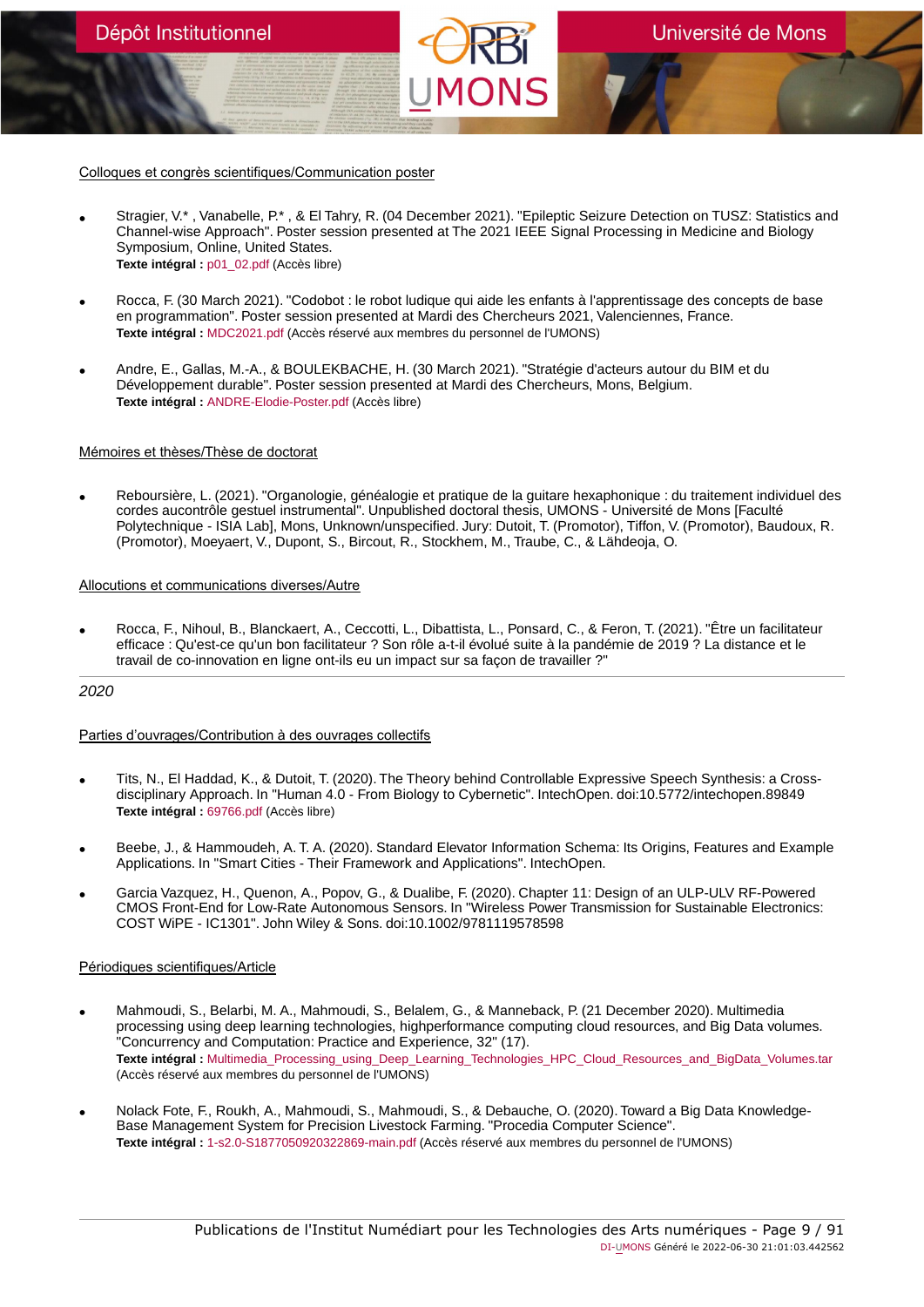Colloques et congrès scientifiques/Communication poster

- Stragier, V.* , Vanabelle, P.* , & El Tahry, R. (04 December 2021). "Epileptic Seizure Detection on TUSZ: Statistics and Channel-wise Approach". Poster session presented at The 2021 IEEE Signal Processing in Medicine and Biology Symposium, Online, United States.
  **Texte intégral :** p01_02.pdf (Accès libre)

- Rocca, F. (30 March 2021). "Codobot : le robot ludique qui aide les enfants à l'apprentissage des concepts de base en programmation". Poster session presented at Mardi des Chercheurs 2021, Valenciennes, France.
  **Texte intégral :** MDC2021.pdf (Accès réservé aux membres du personnel de l'UMONS)

- Andre, E., Gallas, M.-A., & BOULEKBACHE, H. (30 March 2021). "Stratégie d'acteurs autour du BIM et du Développement durable". Poster session presented at Mardi des Chercheurs, Mons, Belgium.
  **Texte intégral :** ANDRE-Elodie-Poster.pdf (Accès libre)

Mémoires et thèses/Thèse de doctorat

- Reboursière, L. (2021). "Organologie, généalogie et pratique de la guitare hexaphonique : du traitement individuel des cordes aucontrôle gestuel instrumental". Unpublished doctoral thesis, UMONS - Université de Mons [Faculté Polytechnique - ISIA Lab], Mons, Unknown/unspecified. Jury: Dutoit, T. (Promotor), Tiffon, V. (Promotor), Baudoux, R. (Promotor), Moeyaert, V., Dupont, S., Bircout, R., Stockhem, M., Traube, C., & Lähdeoja, O.

Allocutions et communications diverses/Autre

- Rocca, F., Nihoul, B., Blanckaert, A., Ceccotti, L., Dibattista, L., Ponsard, C., & Feron, T. (2021). "Être un facilitateur efficace : Qu'est-ce qu'un bon facilitateur ? Son rôle a-t-il évolué suite à la pandémie de 2019 ? La distance et le travail de co-innovation en ligne ont-ils eu un impact sur sa façon de travailler ?"

---

*2020*

Parties d'ouvrages/Contribution à des ouvrages collectifs

- Tits, N., El Haddad, K., & Dutoit, T. (2020). The Theory behind Controllable Expressive Speech Synthesis: a Cross-disciplinary Approach. In "Human 4.0 - From Biology to Cybernetic". IntechOpen. doi:10.5772/intechopen.89849
  **Texte intégral :** 69766.pdf (Accès libre)

- Beebe, J., & Hammoudeh, A. T. A. (2020). Standard Elevator Information Schema: Its Origins, Features and Example Applications. In "Smart Cities - Their Framework and Applications". IntechOpen.

- Garcia Vazquez, H., Quenon, A., Popov, G., & Dualibe, F. (2020). Chapter 11: Design of an ULP-ULV RF-Powered CMOS Front-End for Low-Rate Autonomous Sensors. In "Wireless Power Transmission for Sustainable Electronics: COST WiPE - IC1301". John Wiley & Sons. doi:10.1002/9781119578598

Périodiques scientifiques/Article

- Mahmoudi, S., Belarbi, M. A., Mahmoudi, S., Belalem, G., & Manneback, P. (21 December 2020). Multimedia processing using deep learning technologies, highperformance computing cloud resources, and Big Data volumes. "Concurrency and Computation: Practice and Experience, 32" (17).
  **Texte intégral :** Multimedia_Processing_using_Deep_Learning_Technologies_HPC_Cloud_Resources_and_BigData_Volumes.tar (Accès réservé aux membres du personnel de l'UMONS)

- Nolack Fote, F., Roukh, A., Mahmoudi, S., Mahmoudi, S., & Debauche, O. (2020). Toward a Big Data Knowledge-Base Management System for Precision Livestock Farming. "Procedia Computer Science".
  **Texte intégral :** 1-s2.0-S1877050920322869-main.pdf (Accès réservé aux membres du personnel de l'UMONS)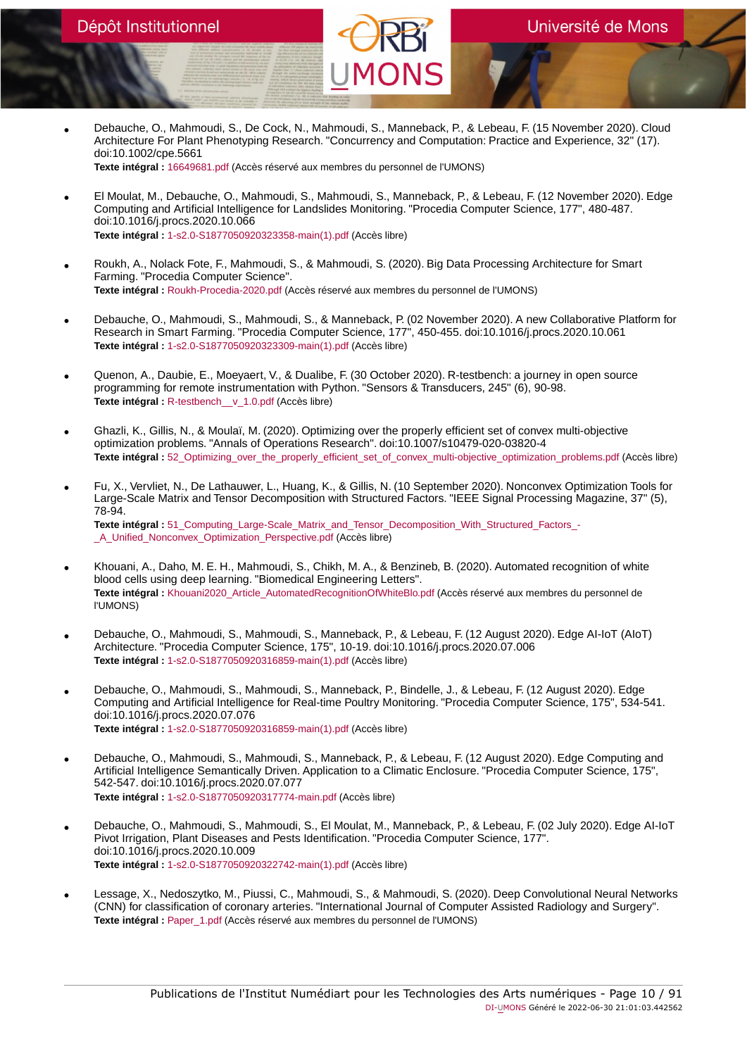- Debauche, O., Mahmoudi, S., De Cock, N., Mahmoudi, S., Manneback, P., & Lebeau, F. (15 November 2020). Cloud Architecture For Plant Phenotyping Research. "Concurrency and Computation: Practice and Experience, 32" (17). doi:10.1002/cpe.5661
  **Texte intégral :** 16649681.pdf (Accès réservé aux membres du personnel de l'UMONS)

- El Moulat, M., Debauche, O., Mahmoudi, S., Mahmoudi, S., Manneback, P., & Lebeau, F. (12 November 2020). Edge Computing and Artificial Intelligence for Landslides Monitoring. "Procedia Computer Science, 177", 480-487. doi:10.1016/j.procs.2020.10.066
  **Texte intégral :** 1-s2.0-S1877050920323358-main(1).pdf (Accès libre)

- Roukh, A., Nolack Fote, F., Mahmoudi, S., & Mahmoudi, S. (2020). Big Data Processing Architecture for Smart Farming. "Procedia Computer Science".
  **Texte intégral :** Roukh-Procedia-2020.pdf (Accès réservé aux membres du personnel de l'UMONS)

- Debauche, O., Mahmoudi, S., Mahmoudi, S., & Manneback, P. (02 November 2020). A new Collaborative Platform for Research in Smart Farming. "Procedia Computer Science, 177", 450-455. doi:10.1016/j.procs.2020.10.061
  **Texte intégral :** 1-s2.0-S1877050920323309-main(1).pdf (Accès libre)

- Quenon, A., Daubie, E., Moeyaert, V., & Dualibe, F. (30 October 2020). R-testbench: a journey in open source programming for remote instrumentation with Python. "Sensors & Transducers, 245" (6), 90-98.
  **Texte intégral :** R-testbench__v_1.0.pdf (Accès libre)

- Ghazli, K., Gillis, N., & Moulaï, M. (2020). Optimizing over the properly efficient set of convex multi-objective optimization problems. "Annals of Operations Research". doi:10.1007/s10479-020-03820-4
  **Texte intégral :** 52_Optimizing_over_the_properly_efficient_set_of_convex_multi-objective_optimization_problems.pdf (Accès libre)

- Fu, X., Vervliet, N., De Lathauwer, L., Huang, K., & Gillis, N. (10 September 2020). Nonconvex Optimization Tools for Large-Scale Matrix and Tensor Decomposition with Structured Factors. "IEEE Signal Processing Magazine, 37" (5), 78-94.
  **Texte intégral :** 51_Computing_Large-Scale_Matrix_and_Tensor_Decomposition_With_Structured_Factors_-_A_Unified_Nonconvex_Optimization_Perspective.pdf (Accès libre)

- Khouani, A., Daho, M. E. H., Mahmoudi, S., Chikh, M. A., & Benzineb, B. (2020). Automated recognition of white blood cells using deep learning. "Biomedical Engineering Letters".
  **Texte intégral :** Khouani2020_Article_AutomatedRecognitionOfWhiteBlo.pdf (Accès réservé aux membres du personnel de l'UMONS)

- Debauche, O., Mahmoudi, S., Mahmoudi, S., Manneback, P., & Lebeau, F. (12 August 2020). Edge AI-IoT (AIoT) Architecture. "Procedia Computer Science, 175", 10-19. doi:10.1016/j.procs.2020.07.006
  **Texte intégral :** 1-s2.0-S1877050920316859-main(1).pdf (Accès libre)

- Debauche, O., Mahmoudi, S., Mahmoudi, S., Manneback, P., Bindelle, J., & Lebeau, F. (12 August 2020). Edge Computing and Artificial Intelligence for Real-time Poultry Monitoring. "Procedia Computer Science, 175", 534-541. doi:10.1016/j.procs.2020.07.076
  **Texte intégral :** 1-s2.0-S1877050920316859-main(1).pdf (Accès libre)

- Debauche, O., Mahmoudi, S., Mahmoudi, S., Manneback, P., & Lebeau, F. (12 August 2020). Edge Computing and Artificial Intelligence Semantically Driven. Application to a Climatic Enclosure. "Procedia Computer Science, 175", 542-547. doi:10.1016/j.procs.2020.07.077
  **Texte intégral :** 1-s2.0-S1877050920317774-main.pdf (Accès libre)

- Debauche, O., Mahmoudi, S., Mahmoudi, S., El Moulat, M., Manneback, P., & Lebeau, F. (02 July 2020). Edge AI-IoT Pivot Irrigation, Plant Diseases and Pests Identification. "Procedia Computer Science, 177". doi:10.1016/j.procs.2020.10.009
  **Texte intégral :** 1-s2.0-S1877050920322742-main(1).pdf (Accès libre)

- Lessage, X., Nedoszytko, M., Piussi, C., Mahmoudi, S., & Mahmoudi, S. (2020). Deep Convolutional Neural Networks (CNN) for classification of coronary arteries. "International Journal of Computer Assisted Radiology and Surgery".
  **Texte intégral :** Paper_1.pdf (Accès réservé aux membres du personnel de l'UMONS)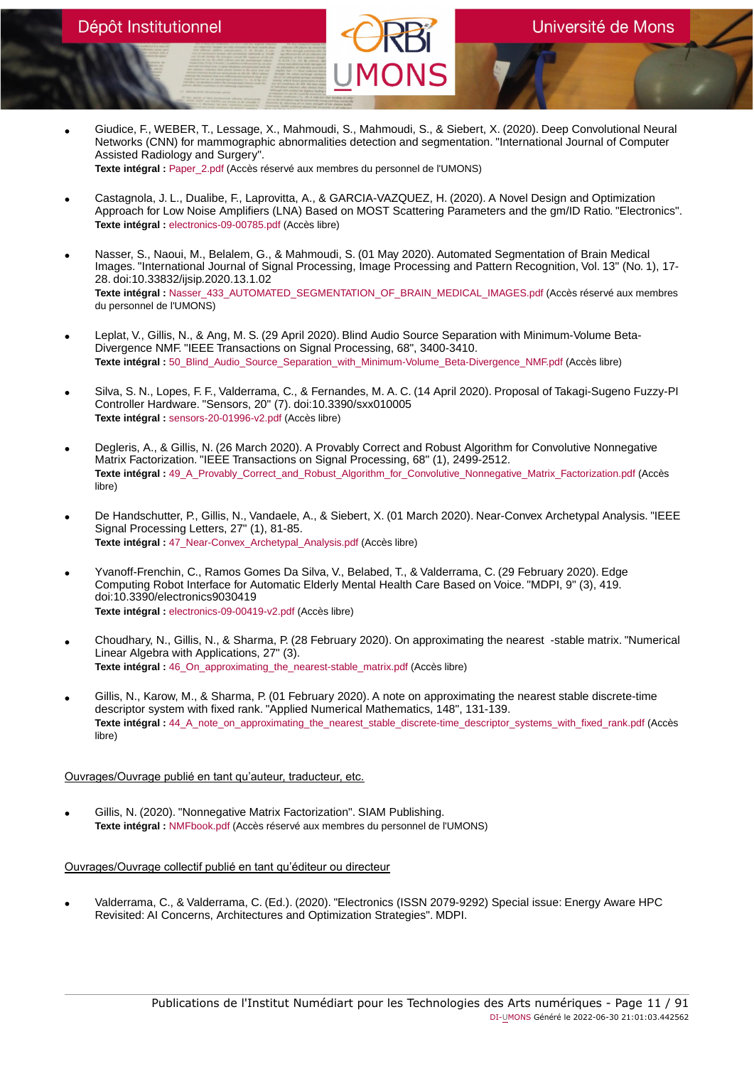- Giudice, F., WEBER, T., Lessage, X., Mahmoudi, S., Mahmoudi, S., & Siebert, X. (2020). Deep Convolutional Neural Networks (CNN) for mammographic abnormalities detection and segmentation. "International Journal of Computer Assisted Radiology and Surgery".
  **Texte intégral :** Paper_2.pdf (Accès réservé aux membres du personnel de l'UMONS)

- Castagnola, J. L., Dualibe, F., Laprovitta, A., & GARCIA-VAZQUEZ, H. (2020). A Novel Design and Optimization Approach for Low Noise Amplifiers (LNA) Based on MOST Scattering Parameters and the gm/ID Ratio. "Electronics".
  **Texte intégral :** electronics-09-00785.pdf (Accès libre)

- Nasser, S., Naoui, M., Belalem, G., & Mahmoudi, S. (01 May 2020). Automated Segmentation of Brain Medical Images. "International Journal of Signal Processing, Image Processing and Pattern Recognition, Vol. 13" (No. 1), 17-28. doi:10.33832/ijsip.2020.13.1.02
  **Texte intégral :** Nasser_433_AUTOMATED_SEGMENTATION_OF_BRAIN_MEDICAL_IMAGES.pdf (Accès réservé aux membres du personnel de l'UMONS)

- Leplat, V., Gillis, N., & Ang, M. S. (29 April 2020). Blind Audio Source Separation with Minimum-Volume Beta-Divergence NMF. "IEEE Transactions on Signal Processing, 68", 3400-3410.
  **Texte intégral :** 50_Blind_Audio_Source_Separation_with_Minimum-Volume_Beta-Divergence_NMF.pdf (Accès libre)

- Silva, S. N., Lopes, F. F., Valderrama, C., & Fernandes, M. A. C. (14 April 2020). Proposal of Takagi-Sugeno Fuzzy-PI Controller Hardware. "Sensors, 20" (7). doi:10.3390/sxx010005
  **Texte intégral :** sensors-20-01996-v2.pdf (Accès libre)

- Degleris, A., & Gillis, N. (26 March 2020). A Provably Correct and Robust Algorithm for Convolutive Nonnegative Matrix Factorization. "IEEE Transactions on Signal Processing, 68" (1), 2499-2512.
  **Texte intégral :** 49_A_Provably_Correct_and_Robust_Algorithm_for_Convolutive_Nonnegative_Matrix_Factorization.pdf (Accès libre)

- De Handschutter, P., Gillis, N., Vandaele, A., & Siebert, X. (01 March 2020). Near-Convex Archetypal Analysis. "IEEE Signal Processing Letters, 27" (1), 81-85.
  **Texte intégral :** 47_Near-Convex_Archetypal_Analysis.pdf (Accès libre)

- Yvanoff-Frenchin, C., Ramos Gomes Da Silva, V., Belabed, T., & Valderrama, C. (29 February 2020). Edge Computing Robot Interface for Automatic Elderly Mental Health Care Based on Voice. "MDPI, 9" (3), 419. doi:10.3390/electronics9030419
  **Texte intégral :** electronics-09-00419-v2.pdf (Accès libre)

- Choudhary, N., Gillis, N., & Sharma, P. (28 February 2020). On approximating the nearest -stable matrix. "Numerical Linear Algebra with Applications, 27" (3).
  **Texte intégral :** 46_On_approximating_the_nearest-stable_matrix.pdf (Accès libre)

- Gillis, N., Karow, M., & Sharma, P. (01 February 2020). A note on approximating the nearest stable discrete-time descriptor system with fixed rank. "Applied Numerical Mathematics, 148", 131-139.
  **Texte intégral :** 44_A_note_on_approximating_the_nearest_stable_discrete-time_descriptor_systems_with_fixed_rank.pdf (Accès libre)

Ouvrages/Ouvrage publié en tant qu'auteur, traducteur, etc.

- Gillis, N. (2020). "Nonnegative Matrix Factorization". SIAM Publishing.
  **Texte intégral :** NMFbook.pdf (Accès réservé aux membres du personnel de l'UMONS)

Ouvrages/Ouvrage collectif publié en tant qu'éditeur ou directeur

- Valderrama, C., & Valderrama, C. (Ed.). (2020). "Electronics (ISSN 2079-9292) Special issue: Energy Aware HPC Revisited: AI Concerns, Architectures and Optimization Strategies". MDPI.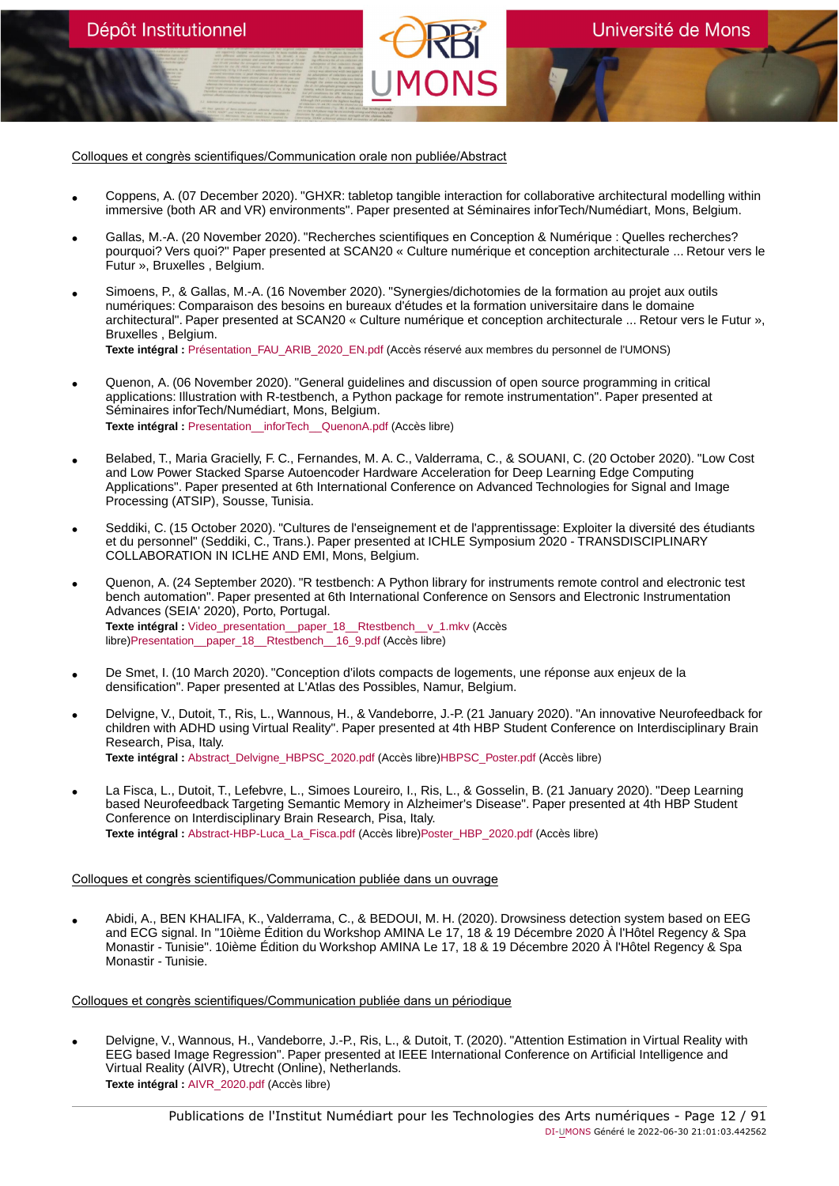## Colloques et congrès scientifiques/Communication orale non publiée/Abstract

- Coppens, A. (07 December 2020). "GHXR: tabletop tangible interaction for collaborative architectural modelling within immersive (both AR and VR) environments". Paper presented at Séminaires inforTech/Numédiart, Mons, Belgium.

- Gallas, M.-A. (20 November 2020). "Recherches scientifiques en Conception & Numérique : Quelles recherches? pourquoi? Vers quoi?" Paper presented at SCAN20 « Culture numérique et conception architecturale ... Retour vers le Futur », Bruxelles , Belgium.

- Simoens, P., & Gallas, M.-A. (16 November 2020). "Synergies/dichotomies de la formation au projet aux outils numériques: Comparaison des besoins en bureaux d'études et la formation universitaire dans le domaine architectural". Paper presented at SCAN20 « Culture numérique et conception architecturale ... Retour vers le Futur », Bruxelles , Belgium.
  **Texte intégral :** Présentation_FAU_ARIB_2020_EN.pdf (Accès réservé aux membres du personnel de l'UMONS)

- Quenon, A. (06 November 2020). "General guidelines and discussion of open source programming in critical applications: Illustration with R-testbench, a Python package for remote instrumentation". Paper presented at Séminaires inforTech/Numédiart, Mons, Belgium.
  **Texte intégral :** Presentation__inforTech__QuenonA.pdf (Accès libre)

- Belabed, T., Maria Gracielly, F. C., Fernandes, M. A. C., Valderrama, C., & SOUANI, C. (20 October 2020). "Low Cost and Low Power Stacked Sparse Autoencoder Hardware Acceleration for Deep Learning Edge Computing Applications". Paper presented at 6th International Conference on Advanced Technologies for Signal and Image Processing (ATSIP), Sousse, Tunisia.

- Seddiki, C. (15 October 2020). "Cultures de l'enseignement et de l'apprentissage: Exploiter la diversité des étudiants et du personnel" (Seddiki, C., Trans.). Paper presented at ICHLE Symposium 2020 - TRANSDISCIPLINARY COLLABORATION IN ICLHE AND EMI, Mons, Belgium.

- Quenon, A. (24 September 2020). "R testbench: A Python library for instruments remote control and electronic test bench automation". Paper presented at 6th International Conference on Sensors and Electronic Instrumentation Advances (SEIA' 2020), Porto, Portugal.
  **Texte intégral :** Video_presentation__paper_18__Rtestbench__v_1.mkv (Accès libre)Presentation__paper_18__Rtestbench__16_9.pdf (Accès libre)

- De Smet, I. (10 March 2020). "Conception d'ilots compacts de logements, une réponse aux enjeux de la densification". Paper presented at L'Atlas des Possibles, Namur, Belgium.

- Delvigne, V., Dutoit, T., Ris, L., Wannous, H., & Vandeborre, J.-P. (21 January 2020). "An innovative Neurofeedback for children with ADHD using Virtual Reality". Paper presented at 4th HBP Student Conference on Interdisciplinary Brain Research, Pisa, Italy.
  **Texte intégral :** Abstract_Delvigne_HBPSC_2020.pdf (Accès libre)HBPSC_Poster.pdf (Accès libre)

- La Fisca, L., Dutoit, T., Lefebvre, L., Simoes Loureiro, I., Ris, L., & Gosselin, B. (21 January 2020). "Deep Learning based Neurofeedback Targeting Semantic Memory in Alzheimer's Disease". Paper presented at 4th HBP Student Conference on Interdisciplinary Brain Research, Pisa, Italy.
  **Texte intégral :** Abstract-HBP-Luca_La_Fisca.pdf (Accès libre)Poster_HBP_2020.pdf (Accès libre)

## Colloques et congrès scientifiques/Communication publiée dans un ouvrage

- Abidi, A., BEN KHALIFA, K., Valderrama, C., & BEDOUI, M. H. (2020). Drowsiness detection system based on EEG and ECG signal. In "10ième Édition du Workshop AMINA Le 17, 18 & 19 Décembre 2020 À l'Hôtel Regency & Spa Monastir - Tunisie". 10ième Édition du Workshop AMINA Le 17, 18 & 19 Décembre 2020 À l'Hôtel Regency & Spa Monastir - Tunisie.

## Colloques et congrès scientifiques/Communication publiée dans un périodique

- Delvigne, V., Wannous, H., Vandeborre, J.-P., Ris, L., & Dutoit, T. (2020). "Attention Estimation in Virtual Reality with EEG based Image Regression". Paper presented at IEEE International Conference on Artificial Intelligence and Virtual Reality (AIVR), Utrecht (Online), Netherlands.
  **Texte intégral :** AIVR_2020.pdf (Accès libre)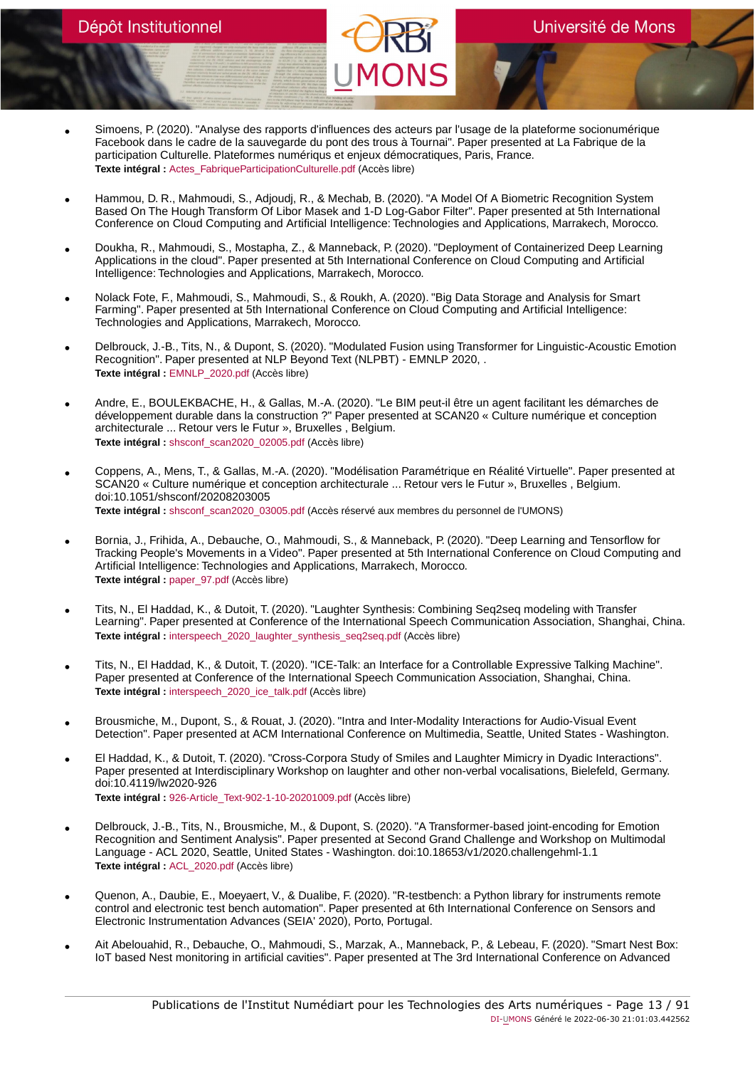- Simoens, P. (2020). "Analyse des rapports d'influences des acteurs par l'usage de la plateforme socionumérique Facebook dans le cadre de la sauvegarde du pont des trous à Tournai". Paper presented at La Fabrique de la participation Culturelle. Plateformes numériques et enjeux démocratiques, Paris, France.
  **Texte intégral :** Actes_FabriqueParticipationCulturelle.pdf (Accès libre)

- Hammou, D. R., Mahmoudi, S., Adjoudj, R., & Mechab, B. (2020). "A Model Of A Biometric Recognition System Based On The Hough Transform Of Libor Masek and 1-D Log-Gabor Filter". Paper presented at 5th International Conference on Cloud Computing and Artificial Intelligence: Technologies and Applications, Marrakech, Morocco.

- Doukha, R., Mahmoudi, S., Mostapha, Z., & Manneback, P. (2020). "Deployment of Containerized Deep Learning Applications in the cloud". Paper presented at 5th International Conference on Cloud Computing and Artificial Intelligence: Technologies and Applications, Marrakech, Morocco.

- Nolack Fote, F., Mahmoudi, S., Mahmoudi, S., & Roukh, A. (2020). "Big Data Storage and Analysis for Smart Farming". Paper presented at 5th International Conference on Cloud Computing and Artificial Intelligence: Technologies and Applications, Marrakech, Morocco.

- Delbrouck, J.-B., Tits, N., & Dupont, S. (2020). "Modulated Fusion using Transformer for Linguistic-Acoustic Emotion Recognition". Paper presented at NLP Beyond Text (NLPBT) - EMNLP 2020, .
  **Texte intégral :** EMNLP_2020.pdf (Accès libre)

- Andre, E., BOULEKBACHE, H., & Gallas, M.-A. (2020). "Le BIM peut-il être un agent facilitant les démarches de développement durable dans la construction ?" Paper presented at SCAN20 « Culture numérique et conception architecturale ... Retour vers le Futur », Bruxelles , Belgium.
  **Texte intégral :** shsconf_scan2020_02005.pdf (Accès libre)

- Coppens, A., Mens, T., & Gallas, M.-A. (2020). "Modélisation Paramétrique en Réalité Virtuelle". Paper presented at SCAN20 « Culture numérique et conception architecturale ... Retour vers le Futur », Bruxelles , Belgium. doi:10.1051/shsconf/20208203005
  **Texte intégral :** shsconf_scan2020_03005.pdf (Accès réservé aux membres du personnel de l'UMONS)

- Bornia, J., Frihida, A., Debauche, O., Mahmoudi, S., & Manneback, P. (2020). "Deep Learning and Tensorflow for Tracking People's Movements in a Video". Paper presented at 5th International Conference on Cloud Computing and Artificial Intelligence: Technologies and Applications, Marrakech, Morocco.
  **Texte intégral :** paper_97.pdf (Accès libre)

- Tits, N., El Haddad, K., & Dutoit, T. (2020). "Laughter Synthesis: Combining Seq2seq modeling with Transfer Learning". Paper presented at Conference of the International Speech Communication Association, Shanghai, China.
  **Texte intégral :** interspeech_2020_laughter_synthesis_seq2seq.pdf (Accès libre)

- Tits, N., El Haddad, K., & Dutoit, T. (2020). "ICE-Talk: an Interface for a Controllable Expressive Talking Machine". Paper presented at Conference of the International Speech Communication Association, Shanghai, China.
  **Texte intégral :** interspeech_2020_ice_talk.pdf (Accès libre)

- Brousmiche, M., Dupont, S., & Rouat, J. (2020). "Intra and Inter-Modality Interactions for Audio-Visual Event Detection". Paper presented at ACM International Conference on Multimedia, Seattle, United States - Washington.

- El Haddad, K., & Dutoit, T. (2020). "Cross-Corpora Study of Smiles and Laughter Mimicry in Dyadic Interactions". Paper presented at Interdisciplinary Workshop on laughter and other non-verbal vocalisations, Bielefeld, Germany. doi:10.4119/lw2020-926
  **Texte intégral :** 926-Article_Text-902-1-10-20201009.pdf (Accès libre)

- Delbrouck, J.-B., Tits, N., Brousmiche, M., & Dupont, S. (2020). "A Transformer-based joint-encoding for Emotion Recognition and Sentiment Analysis". Paper presented at Second Grand Challenge and Workshop on Multimodal Language - ACL 2020, Seattle, United States - Washington. doi:10.18653/v1/2020.challengehml-1.1
  **Texte intégral :** ACL_2020.pdf (Accès libre)

- Quenon, A., Daubie, E., Moeyaert, V., & Dualibe, F. (2020). "R-testbench: a Python library for instruments remote control and electronic test bench automation". Paper presented at 6th International Conference on Sensors and Electronic Instrumentation Advances (SEIA' 2020), Porto, Portugal.

- Ait Abelouahid, R., Debauche, O., Mahmoudi, S., Marzak, A., Manneback, P., & Lebeau, F. (2020). "Smart Nest Box: IoT based Nest monitoring in artificial cavities". Paper presented at The 3rd International Conference on Advanced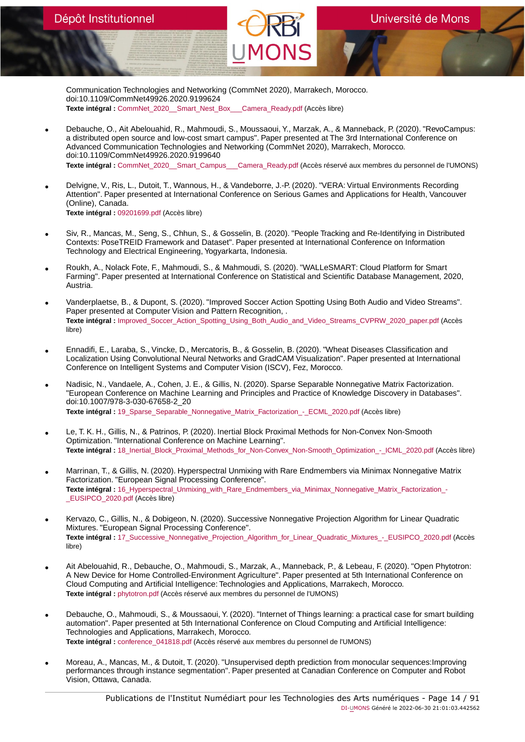Communication Technologies and Networking (CommNet 2020), Marrakech, Morocco. doi:10.1109/CommNet49926.2020.9199624
**Texte intégral :** CommNet_2020__Smart_Nest_Box___Camera_Ready.pdf (Accès libre)

- Debauche, O., Ait Abelouahid, R., Mahmoudi, S., Moussaoui, Y., Marzak, A., & Manneback, P. (2020). "RevoCampus: a distributed open source and low-cost smart campus". Paper presented at The 3rd International Conference on Advanced Communication Technologies and Networking (CommNet 2020), Marrakech, Morocco. doi:10.1109/CommNet49926.2020.9199640
  **Texte intégral :** CommNet_2020__Smart_Campus___Camera_Ready.pdf (Accès réservé aux membres du personnel de l'UMONS)

- Delvigne, V., Ris, L., Dutoit, T., Wannous, H., & Vandeborre, J.-P. (2020). "VERA: Virtual Environments Recording Attention". Paper presented at International Conference on Serious Games and Applications for Health, Vancouver (Online), Canada.
  **Texte intégral :** 09201699.pdf (Accès libre)

- Siv, R., Mancas, M., Seng, S., Chhun, S., & Gosselin, B. (2020). "People Tracking and Re-Identifying in Distributed Contexts: PoseTREID Framework and Dataset". Paper presented at International Conference on Information Technology and Electrical Engineering, Yogyakarta, Indonesia.

- Roukh, A., Nolack Fote, F., Mahmoudi, S., & Mahmoudi, S. (2020). "WALLeSMART: Cloud Platform for Smart Farming". Paper presented at International Conference on Statistical and Scientific Database Management, 2020, Austria.

- Vanderplaetse, B., & Dupont, S. (2020). "Improved Soccer Action Spotting Using Both Audio and Video Streams". Paper presented at Computer Vision and Pattern Recognition, .
  **Texte intégral :** Improved_Soccer_Action_Spotting_Using_Both_Audio_and_Video_Streams_CVPRW_2020_paper.pdf (Accès libre)

- Ennadifi, E., Laraba, S., Vincke, D., Mercatoris, B., & Gosselin, B. (2020). "Wheat Diseases Classification and Localization Using Convolutional Neural Networks and GradCAM Visualization". Paper presented at International Conference on Intelligent Systems and Computer Vision (ISCV), Fez, Morocco.

- Nadisic, N., Vandaele, A., Cohen, J. E., & Gillis, N. (2020). Sparse Separable Nonnegative Matrix Factorization. "European Conference on Machine Learning and Principles and Practice of Knowledge Discovery in Databases". doi:10.1007/978-3-030-67658-2_20
  **Texte intégral :** 19_Sparse_Separable_Nonnegative_Matrix_Factorization_-_ECML_2020.pdf (Accès libre)

- Le, T. K. H., Gillis, N., & Patrinos, P. (2020). Inertial Block Proximal Methods for Non-Convex Non-Smooth Optimization. "International Conference on Machine Learning".
  **Texte intégral :** 18_Inertial_Block_Proximal_Methods_for_Non-Convex_Non-Smooth_Optimization_-_ICML_2020.pdf (Accès libre)

- Marrinan, T., & Gillis, N. (2020). Hyperspectral Unmixing with Rare Endmembers via Minimax Nonnegative Matrix Factorization. "European Signal Processing Conference".
  **Texte intégral :** 16_Hyperspectral_Unmixing_with_Rare_Endmembers_via_Minimax_Nonnegative_Matrix_Factorization_-_EUSIPCO_2020.pdf (Accès libre)

- Kervazo, C., Gillis, N., & Dobigeon, N. (2020). Successive Nonnegative Projection Algorithm for Linear Quadratic Mixtures. "European Signal Processing Conference".
  **Texte intégral :** 17_Successive_Nonnegative_Projection_Algorithm_for_Linear_Quadratic_Mixtures_-_EUSIPCO_2020.pdf (Accès libre)

- Ait Abelouahid, R., Debauche, O., Mahmoudi, S., Marzak, A., Manneback, P., & Lebeau, F. (2020). "Open Phytotron: A New Device for Home Controlled-Environment Agriculture". Paper presented at 5th International Conference on Cloud Computing and Artificial Intelligence: Technologies and Applications, Marrakech, Morocco.
  **Texte intégral :** phytotron.pdf (Accès réservé aux membres du personnel de l'UMONS)

- Debauche, O., Mahmoudi, S., & Moussaoui, Y. (2020). "Internet of Things learning: a practical case for smart building automation". Paper presented at 5th International Conference on Cloud Computing and Artificial Intelligence: Technologies and Applications, Marrakech, Morocco.
  **Texte intégral :** conference_041818.pdf (Accès réservé aux membres du personnel de l'UMONS)

- Moreau, A., Mancas, M., & Dutoit, T. (2020). "Unsupervised depth prediction from monocular sequences:Improving performances through instance segmentation". Paper presented at Canadian Conference on Computer and Robot Vision, Ottawa, Canada.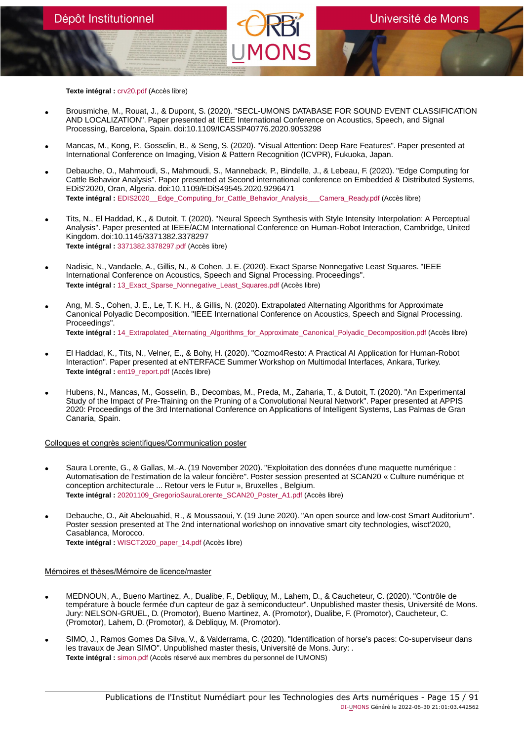**Texte intégral :** crv20.pdf (Accès libre)

- Brousmiche, M., Rouat, J., & Dupont, S. (2020). "SECL-UMONS DATABASE FOR SOUND EVENT CLASSIFICATION AND LOCALIZATION". Paper presented at IEEE International Conference on Acoustics, Speech, and Signal Processing, Barcelona, Spain. doi:10.1109/ICASSP40776.2020.9053298

- Mancas, M., Kong, P., Gosselin, B., & Seng, S. (2020). "Visual Attention: Deep Rare Features". Paper presented at International Conference on Imaging, Vision & Pattern Recognition (ICVPR), Fukuoka, Japan.

- Debauche, O., Mahmoudi, S., Mahmoudi, S., Manneback, P., Bindelle, J., & Lebeau, F. (2020). "Edge Computing for Cattle Behavior Analysis". Paper presented at Second international conference on Embedded & Distributed Systems, EDiS'2020, Oran, Algeria. doi:10.1109/EDiS49545.2020.9296471
  **Texte intégral :** EDIS2020__Edge_Computing_for_Cattle_Behavior_Analysis___Camera_Ready.pdf (Accès libre)

- Tits, N., El Haddad, K., & Dutoit, T. (2020). "Neural Speech Synthesis with Style Intensity Interpolation: A Perceptual Analysis". Paper presented at IEEE/ACM International Conference on Human-Robot Interaction, Cambridge, United Kingdom. doi:10.1145/3371382.3378297
  **Texte intégral :** 3371382.3378297.pdf (Accès libre)

- Nadisic, N., Vandaele, A., Gillis, N., & Cohen, J. E. (2020). Exact Sparse Nonnegative Least Squares. "IEEE International Conference on Acoustics, Speech and Signal Processing. Proceedings".
  **Texte intégral :** 13_Exact_Sparse_Nonnegative_Least_Squares.pdf (Accès libre)

- Ang, M. S., Cohen, J. E., Le, T. K. H., & Gillis, N. (2020). Extrapolated Alternating Algorithms for Approximate Canonical Polyadic Decomposition. "IEEE International Conference on Acoustics, Speech and Signal Processing. Proceedings".
  **Texte intégral :** 14_Extrapolated_Alternating_Algorithms_for_Approximate_Canonical_Polyadic_Decomposition.pdf (Accès libre)

- El Haddad, K., Tits, N., Velner, E., & Bohy, H. (2020). "Cozmo4Resto: A Practical AI Application for Human-Robot Interaction". Paper presented at eNTERFACE Summer Workshop on Multimodal Interfaces, Ankara, Turkey.
  **Texte intégral :** ent19_report.pdf (Accès libre)

- Hubens, N., Mancas, M., Gosselin, B., Decombas, M., Preda, M., Zaharia, T., & Dutoit, T. (2020). "An Experimental Study of the Impact of Pre-Training on the Pruning of a Convolutional Neural Network". Paper presented at APPIS 2020: Proceedings of the 3rd International Conference on Applications of Intelligent Systems, Las Palmas de Gran Canaria, Spain.

Colloques et congrès scientifiques/Communication poster

- Saura Lorente, G., & Gallas, M.-A. (19 November 2020). "Exploitation des données d'une maquette numérique : Automatisation de l'estimation de la valeur foncière". Poster session presented at SCAN20 « Culture numérique et conception architecturale ... Retour vers le Futur », Bruxelles , Belgium.
  **Texte intégral :** 20201109_GregorioSauraLorente_SCAN20_Poster_A1.pdf (Accès libre)

- Debauche, O., Ait Abelouahid, R., & Moussaoui, Y. (19 June 2020). "An open source and low-cost Smart Auditorium". Poster session presented at The 2nd international workshop on innovative smart city technologies, wisct'2020, Casablanca, Morocco.
  **Texte intégral :** WISCT2020_paper_14.pdf (Accès libre)

Mémoires et thèses/Mémoire de licence/master

- MEDNOUN, A., Bueno Martinez, A., Dualibe, F., Debliquy, M., Lahem, D., & Caucheteur, C. (2020). "Contrôle de température à boucle fermée d'un capteur de gaz à semiconducteur". Unpublished master thesis, Université de Mons. Jury: NELSON-GRUEL, D. (Promotor), Bueno Martinez, A. (Promotor), Dualibe, F. (Promotor), Caucheteur, C. (Promotor), Lahem, D. (Promotor), & Debliquy, M. (Promotor).

- SIMO, J., Ramos Gomes Da Silva, V., & Valderrama, C. (2020). "Identification of horse's paces: Co-superviseur dans les travaux de Jean SIMO". Unpublished master thesis, Université de Mons. Jury: .
  **Texte intégral :** simon.pdf (Accès réservé aux membres du personnel de l'UMONS)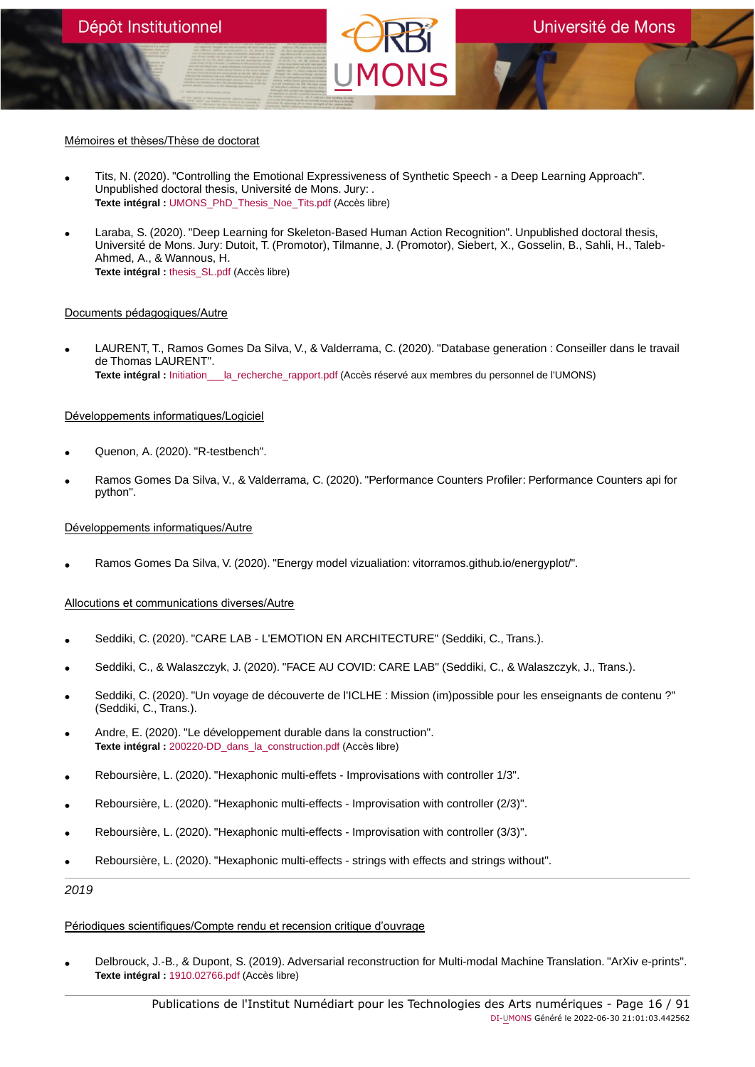Mémoires et thèses/Thèse de doctorat

- Tits, N. (2020). "Controlling the Emotional Expressiveness of Synthetic Speech - a Deep Learning Approach". Unpublished doctoral thesis, Université de Mons. Jury: .
  **Texte intégral :** UMONS_PhD_Thesis_Noe_Tits.pdf (Accès libre)

- Laraba, S. (2020). "Deep Learning for Skeleton-Based Human Action Recognition". Unpublished doctoral thesis, Université de Mons. Jury: Dutoit, T. (Promotor), Tilmanne, J. (Promotor), Siebert, X., Gosselin, B., Sahli, H., Taleb-Ahmed, A., & Wannous, H.
  **Texte intégral :** thesis_SL.pdf (Accès libre)

Documents pédagogiques/Autre

- LAURENT, T., Ramos Gomes Da Silva, V., & Valderrama, C. (2020). "Database generation : Conseiller dans le travail de Thomas LAURENT".
  **Texte intégral :** Initiation___la_recherche_rapport.pdf (Accès réservé aux membres du personnel de l'UMONS)

Développements informatiques/Logiciel

- Quenon, A. (2020). "R-testbench".

- Ramos Gomes Da Silva, V., & Valderrama, C. (2020). "Performance Counters Profiler: Performance Counters api for python".

Développements informatiques/Autre

- Ramos Gomes Da Silva, V. (2020). "Energy model vizualiation: vitorramos.github.io/energyplot/".

Allocutions et communications diverses/Autre

- Seddiki, C. (2020). "CARE LAB - L'EMOTION EN ARCHITECTURE" (Seddiki, C., Trans.).

- Seddiki, C., & Walaszczyk, J. (2020). "FACE AU COVID: CARE LAB" (Seddiki, C., & Walaszczyk, J., Trans.).

- Seddiki, C. (2020). "Un voyage de découverte de l'ICLHE : Mission (im)possible pour les enseignants de contenu ?" (Seddiki, C., Trans.).

- Andre, E. (2020). "Le développement durable dans la construction".
  **Texte intégral :** 200220-DD_dans_la_construction.pdf (Accès libre)

- Reboursière, L. (2020). "Hexaphonic multi-effets - Improvisations with controller 1/3".

- Reboursière, L. (2020). "Hexaphonic multi-effects - Improvisation with controller (2/3)".

- Reboursière, L. (2020). "Hexaphonic multi-effects - Improvisation with controller (3/3)".

- Reboursière, L. (2020). "Hexaphonic multi-effects - strings with effects and strings without".

*2019*

Périodiques scientifiques/Compte rendu et recension critique d'ouvrage

- Delbrouck, J.-B., & Dupont, S. (2019). Adversarial reconstruction for Multi-modal Machine Translation. "ArXiv e-prints".
  **Texte intégral :** 1910.02766.pdf (Accès libre)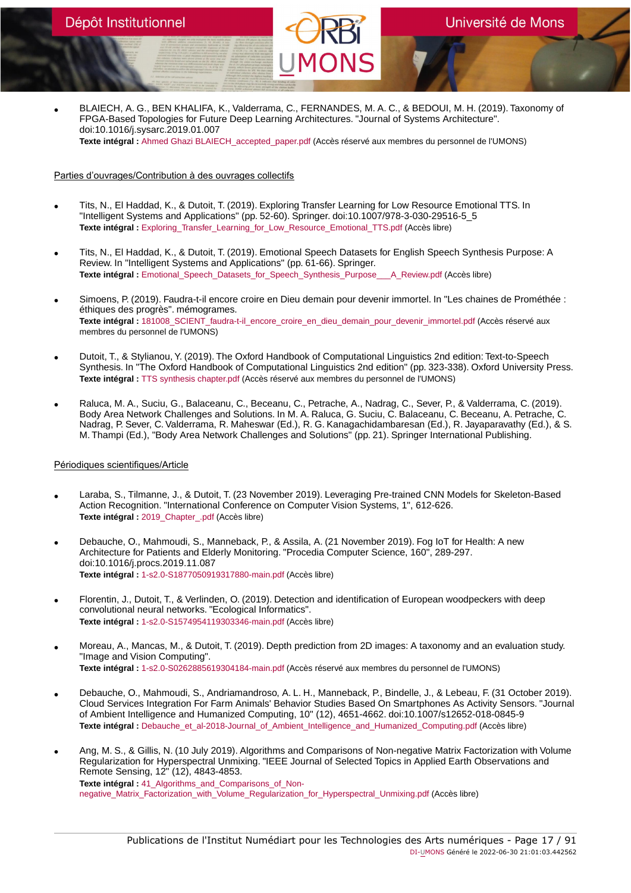- BLAIECH, A. G., BEN KHALIFA, K., Valderrama, C., FERNANDES, M. A. C., & BEDOUI, M. H. (2019). Taxonomy of FPGA-Based Topologies for Future Deep Learning Architectures. "Journal of Systems Architecture". doi:10.1016/j.sysarc.2019.01.007
  **Texte intégral :** Ahmed Ghazi BLAIECH_accepted_paper.pdf (Accès réservé aux membres du personnel de l'UMONS)

Parties d'ouvrages/Contribution à des ouvrages collectifs

- Tits, N., El Haddad, K., & Dutoit, T. (2019). Exploring Transfer Learning for Low Resource Emotional TTS. In "Intelligent Systems and Applications" (pp. 52-60). Springer. doi:10.1007/978-3-030-29516-5_5
  **Texte intégral :** Exploring_Transfer_Learning_for_Low_Resource_Emotional_TTS.pdf (Accès libre)

- Tits, N., El Haddad, K., & Dutoit, T. (2019). Emotional Speech Datasets for English Speech Synthesis Purpose: A Review. In "Intelligent Systems and Applications" (pp. 61-66). Springer.
  **Texte intégral :** Emotional_Speech_Datasets_for_Speech_Synthesis_Purpose___A_Review.pdf (Accès libre)

- Simoens, P. (2019). Faudra-t-il encore croire en Dieu demain pour devenir immortel. In "Les chaines de Prométhée : éthiques des progrès". mémogrames.
  **Texte intégral :** 181008_SCIENT_faudra-t-il_encore_croire_en_dieu_demain_pour_devenir_immortel.pdf (Accès réservé aux membres du personnel de l'UMONS)

- Dutoit, T., & Stylianou, Y. (2019). The Oxford Handbook of Computational Linguistics 2nd edition: Text-to-Speech Synthesis. In "The Oxford Handbook of Computational Linguistics 2nd edition" (pp. 323-338). Oxford University Press.
  **Texte intégral :** TTS synthesis chapter.pdf (Accès réservé aux membres du personnel de l'UMONS)

- Raluca, M. A., Suciu, G., Balaceanu, C., Beceanu, C., Petrache, A., Nadrag, C., Sever, P., & Valderrama, C. (2019). Body Area Network Challenges and Solutions. In M. A. Raluca, G. Suciu, C. Balaceanu, C. Beceanu, A. Petrache, C. Nadrag, P. Sever, C. Valderrama, R. Maheswar (Ed.), R. G. Kanagachidambaresan (Ed.), R. Jayaparavathy (Ed.), & S. M. Thampi (Ed.), "Body Area Network Challenges and Solutions" (pp. 21). Springer International Publishing.

Périodiques scientifiques/Article

- Laraba, S., Tilmanne, J., & Dutoit, T. (23 November 2019). Leveraging Pre-trained CNN Models for Skeleton-Based Action Recognition. "International Conference on Computer Vision Systems, 1", 612-626.
  **Texte intégral :** 2019_Chapter_.pdf (Accès libre)

- Debauche, O., Mahmoudi, S., Manneback, P., & Assila, A. (21 November 2019). Fog IoT for Health: A new Architecture for Patients and Elderly Monitoring. "Procedia Computer Science, 160", 289-297. doi:10.1016/j.procs.2019.11.087
  **Texte intégral :** 1-s2.0-S1877050919317880-main.pdf (Accès libre)

- Florentin, J., Dutoit, T., & Verlinden, O. (2019). Detection and identification of European woodpeckers with deep convolutional neural networks. "Ecological Informatics".
  **Texte intégral :** 1-s2.0-S1574954119303346-main.pdf (Accès libre)

- Moreau, A., Mancas, M., & Dutoit, T. (2019). Depth prediction from 2D images: A taxonomy and an evaluation study. "Image and Vision Computing".
  **Texte intégral :** 1-s2.0-S0262885619304184-main.pdf (Accès réservé aux membres du personnel de l'UMONS)

- Debauche, O., Mahmoudi, S., Andriamandroso, A. L. H., Manneback, P., Bindelle, J., & Lebeau, F. (31 October 2019). Cloud Services Integration For Farm Animals' Behavior Studies Based On Smartphones As Activity Sensors. "Journal of Ambient Intelligence and Humanized Computing, 10" (12), 4651-4662. doi:10.1007/s12652-018-0845-9
  **Texte intégral :** Debauche_et_al-2018-Journal_of_Ambient_Intelligence_and_Humanized_Computing.pdf (Accès libre)

- Ang, M. S., & Gillis, N. (10 July 2019). Algorithms and Comparisons of Non-negative Matrix Factorization with Volume Regularization for Hyperspectral Unmixing. "IEEE Journal of Selected Topics in Applied Earth Observations and Remote Sensing, 12" (12), 4843-4853.
  **Texte intégral :** 41_Algorithms_and_Comparisons_of_Non-negative_Matrix_Factorization_with_Volume_Regularization_for_Hyperspectral_Unmixing.pdf (Accès libre)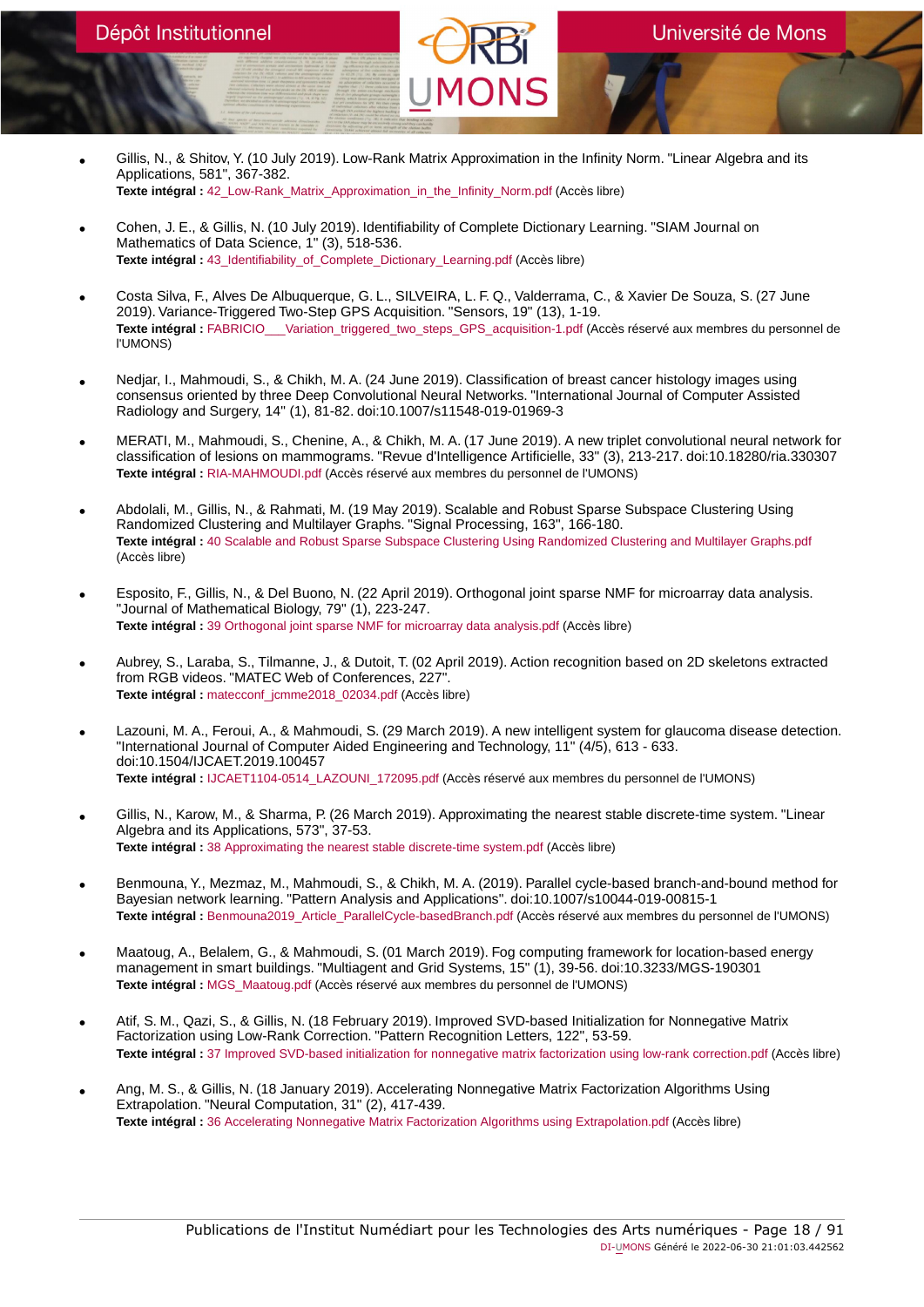- Gillis, N., & Shitov, Y. (10 July 2019). Low-Rank Matrix Approximation in the Infinity Norm. "Linear Algebra and its Applications, 581", 367-382.
  **Texte intégral :** 42_Low-Rank_Matrix_Approximation_in_the_Infinity_Norm.pdf (Accès libre)

- Cohen, J. E., & Gillis, N. (10 July 2019). Identifiability of Complete Dictionary Learning. "SIAM Journal on Mathematics of Data Science, 1" (3), 518-536.
  **Texte intégral :** 43_Identifiability_of_Complete_Dictionary_Learning.pdf (Accès libre)

- Costa Silva, F., Alves De Albuquerque, G. L., SILVEIRA, L. F. Q., Valderrama, C., & Xavier De Souza, S. (27 June 2019). Variance-Triggered Two-Step GPS Acquisition. "Sensors, 19" (13), 1-19.
  **Texte intégral :** FABRICIO___Variation_triggered_two_steps_GPS_acquisition-1.pdf (Accès réservé aux membres du personnel de l'UMONS)

- Nedjar, I., Mahmoudi, S., & Chikh, M. A. (24 June 2019). Classification of breast cancer histology images using consensus oriented by three Deep Convolutional Neural Networks. "International Journal of Computer Assisted Radiology and Surgery, 14" (1), 81-82. doi:10.1007/s11548-019-01969-3

- MERATI, M., Mahmoudi, S., Chenine, A., & Chikh, M. A. (17 June 2019). A new triplet convolutional neural network for classification of lesions on mammograms. "Revue d'Intelligence Artificielle, 33" (3), 213-217. doi:10.18280/ria.330307
  **Texte intégral :** RIA-MAHMOUDI.pdf (Accès réservé aux membres du personnel de l'UMONS)

- Abdolali, M., Gillis, N., & Rahmati, M. (19 May 2019). Scalable and Robust Sparse Subspace Clustering Using Randomized Clustering and Multilayer Graphs. "Signal Processing, 163", 166-180.
  **Texte intégral :** 40 Scalable and Robust Sparse Subspace Clustering Using Randomized Clustering and Multilayer Graphs.pdf (Accès libre)

- Esposito, F., Gillis, N., & Del Buono, N. (22 April 2019). Orthogonal joint sparse NMF for microarray data analysis. "Journal of Mathematical Biology, 79" (1), 223-247.
  **Texte intégral :** 39 Orthogonal joint sparse NMF for microarray data analysis.pdf (Accès libre)

- Aubrey, S., Laraba, S., Tilmanne, J., & Dutoit, T. (02 April 2019). Action recognition based on 2D skeletons extracted from RGB videos. "MATEC Web of Conferences, 227".
  **Texte intégral :** matecconf_jcmme2018_02034.pdf (Accès libre)

- Lazouni, M. A., Feroui, A., & Mahmoudi, S. (29 March 2019). A new intelligent system for glaucoma disease detection. "International Journal of Computer Aided Engineering and Technology, 11" (4/5), 613 - 633. doi:10.1504/IJCAET.2019.100457
  **Texte intégral :** IJCAET1104-0514_LAZOUNI_172095.pdf (Accès réservé aux membres du personnel de l'UMONS)

- Gillis, N., Karow, M., & Sharma, P. (26 March 2019). Approximating the nearest stable discrete-time system. "Linear Algebra and its Applications, 573", 37-53.
  **Texte intégral :** 38 Approximating the nearest stable discrete-time system.pdf (Accès libre)

- Benmouna, Y., Mezmaz, M., Mahmoudi, S., & Chikh, M. A. (2019). Parallel cycle-based branch-and-bound method for Bayesian network learning. "Pattern Analysis and Applications". doi:10.1007/s10044-019-00815-1
  **Texte intégral :** Benmouna2019_Article_ParallelCycle-basedBranch.pdf (Accès réservé aux membres du personnel de l'UMONS)

- Maatoug, A., Belalem, G., & Mahmoudi, S. (01 March 2019). Fog computing framework for location-based energy management in smart buildings. "Multiagent and Grid Systems, 15" (1), 39-56. doi:10.3233/MGS-190301
  **Texte intégral :** MGS_Maatoug.pdf (Accès réservé aux membres du personnel de l'UMONS)

- Atif, S. M., Qazi, S., & Gillis, N. (18 February 2019). Improved SVD-based Initialization for Nonnegative Matrix Factorization using Low-Rank Correction. "Pattern Recognition Letters, 122", 53-59.
  **Texte intégral :** 37 Improved SVD-based initialization for nonnegative matrix factorization using low-rank correction.pdf (Accès libre)

- Ang, M. S., & Gillis, N. (18 January 2019). Accelerating Nonnegative Matrix Factorization Algorithms Using Extrapolation. "Neural Computation, 31" (2), 417-439.
  **Texte intégral :** 36 Accelerating Nonnegative Matrix Factorization Algorithms using Extrapolation.pdf (Accès libre)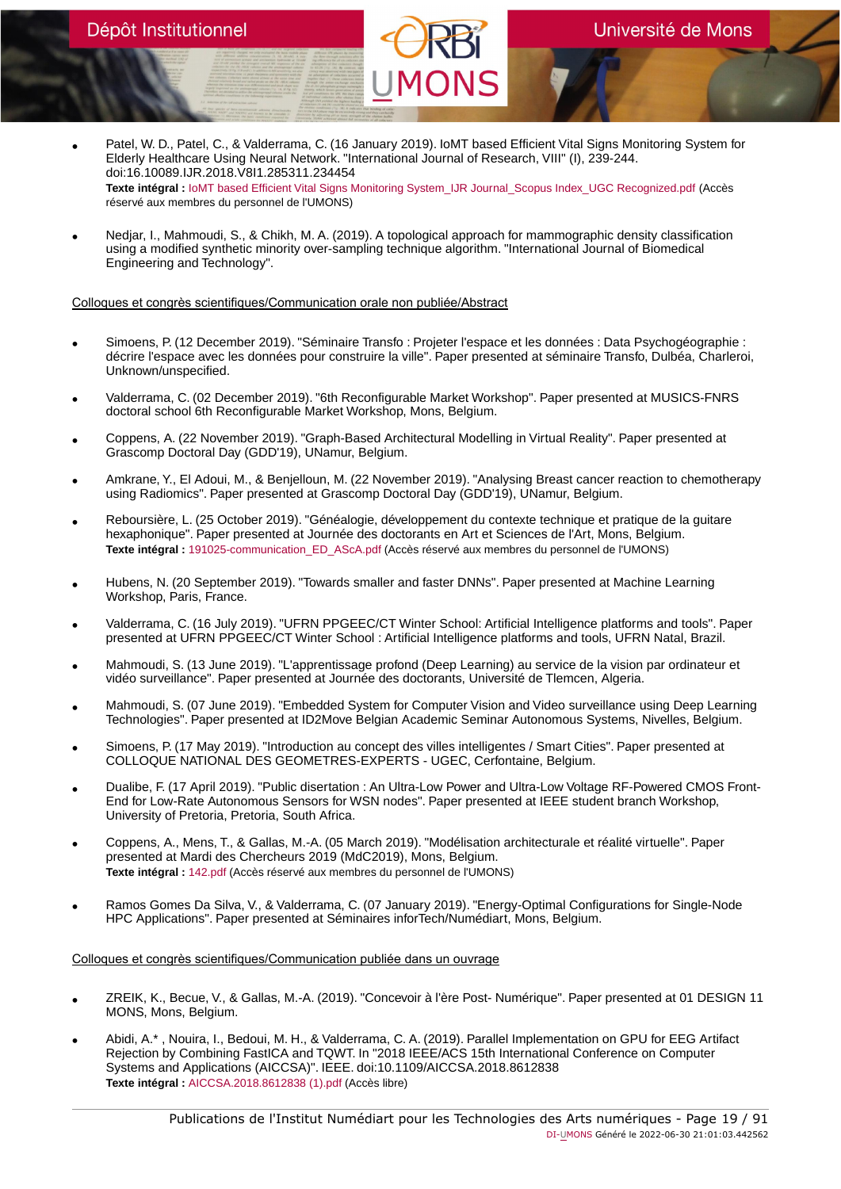- Patel, W. D., Patel, C., & Valderrama, C. (16 January 2019). IoMT based Efficient Vital Signs Monitoring System for Elderly Healthcare Using Neural Network. "International Journal of Research, VIII" (I), 239-244. doi:16.10089.IJR.2018.V8I1.285311.234454
  **Texte intégral :** IoMT based Efficient Vital Signs Monitoring System_IJR Journal_Scopus Index_UGC Recognized.pdf (Accès réservé aux membres du personnel de l'UMONS)

- Nedjar, I., Mahmoudi, S., & Chikh, M. A. (2019). A topological approach for mammographic density classification using a modified synthetic minority over-sampling technique algorithm. "International Journal of Biomedical Engineering and Technology".

Colloques et congrès scientifiques/Communication orale non publiée/Abstract

- Simoens, P. (12 December 2019). "Séminaire Transfo : Projeter l'espace et les données : Data Psychogéographie : décrire l'espace avec les données pour construire la ville". Paper presented at séminaire Transfo, Dulbéa, Charleroi, Unknown/unspecified.

- Valderrama, C. (02 December 2019). "6th Reconfigurable Market Workshop". Paper presented at MUSICS-FNRS doctoral school 6th Reconfigurable Market Workshop, Mons, Belgium.

- Coppens, A. (22 November 2019). "Graph-Based Architectural Modelling in Virtual Reality". Paper presented at Grascomp Doctoral Day (GDD'19), UNamur, Belgium.

- Amkrane, Y., El Adoui, M., & Benjelloun, M. (22 November 2019). "Analysing Breast cancer reaction to chemotherapy using Radiomics". Paper presented at Grascomp Doctoral Day (GDD'19), UNamur, Belgium.

- Reboursière, L. (25 October 2019). "Généalogie, développement du contexte technique et pratique de la guitare hexaphonique". Paper presented at Journée des doctorants en Art et Sciences de l'Art, Mons, Belgium.
  **Texte intégral :** 191025-communication_ED_AScA.pdf (Accès réservé aux membres du personnel de l'UMONS)

- Hubens, N. (20 September 2019). "Towards smaller and faster DNNs". Paper presented at Machine Learning Workshop, Paris, France.

- Valderrama, C. (16 July 2019). "UFRN PPGEEC/CT Winter School: Artificial Intelligence platforms and tools". Paper presented at UFRN PPGEEC/CT Winter School : Artificial Intelligence platforms and tools, UFRN Natal, Brazil.

- Mahmoudi, S. (13 June 2019). "L'apprentissage profond (Deep Learning) au service de la vision par ordinateur et vidéo surveillance". Paper presented at Journée des doctorants, Université de Tlemcen, Algeria.

- Mahmoudi, S. (07 June 2019). "Embedded System for Computer Vision and Video surveillance using Deep Learning Technologies". Paper presented at ID2Move Belgian Academic Seminar Autonomous Systems, Nivelles, Belgium.

- Simoens, P. (17 May 2019). "Introduction au concept des villes intelligentes / Smart Cities". Paper presented at COLLOQUE NATIONAL DES GEOMETRES-EXPERTS - UGEC, Cerfontaine, Belgium.

- Dualibe, F. (17 April 2019). "Public disertation : An Ultra-Low Power and Ultra-Low Voltage RF-Powered CMOS Front-End for Low-Rate Autonomous Sensors for WSN nodes". Paper presented at IEEE student branch Workshop, University of Pretoria, Pretoria, South Africa.

- Coppens, A., Mens, T., & Gallas, M.-A. (05 March 2019). "Modélisation architecturale et réalité virtuelle". Paper presented at Mardi des Chercheurs 2019 (MdC2019), Mons, Belgium.
  **Texte intégral :** 142.pdf (Accès réservé aux membres du personnel de l'UMONS)

- Ramos Gomes Da Silva, V., & Valderrama, C. (07 January 2019). "Energy-Optimal Configurations for Single-Node HPC Applications". Paper presented at Séminaires inforTech/Numédiart, Mons, Belgium.

Colloques et congrès scientifiques/Communication publiée dans un ouvrage

- ZREIK, K., Becue, V., & Gallas, M.-A. (2019). "Concevoir à l'ère Post- Numérique". Paper presented at 01 DESIGN 11 MONS, Mons, Belgium.

- Abidi, A.* , Nouira, I., Bedoui, M. H., & Valderrama, C. A. (2019). Parallel Implementation on GPU for EEG Artifact Rejection by Combining FastICA and TQWT. In "2018 IEEE/ACS 15th International Conference on Computer Systems and Applications (AICCSA)". IEEE. doi:10.1109/AICCSA.2018.8612838
  **Texte intégral :** AICCSA.2018.8612838 (1).pdf (Accès libre)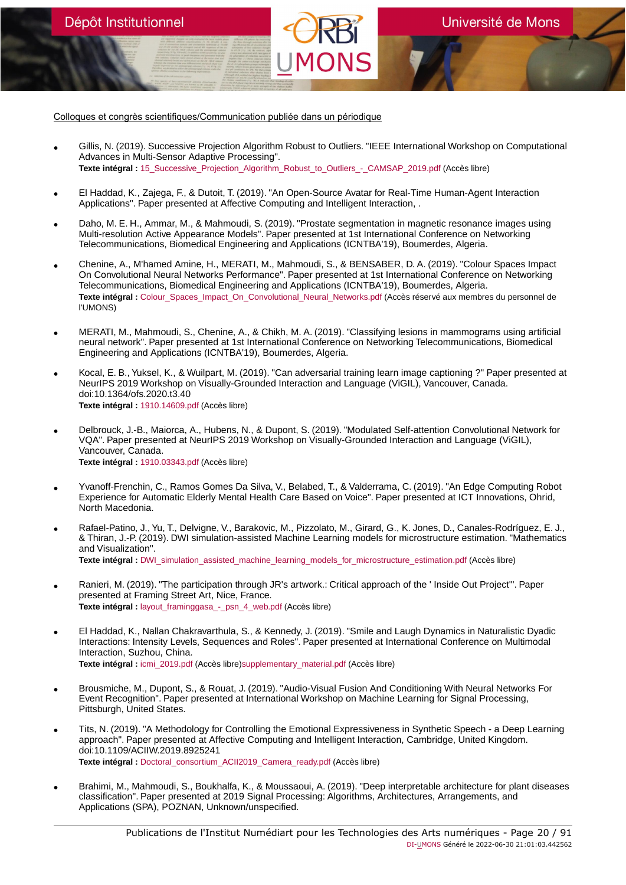Colloques et congrès scientifiques/Communication publiée dans un périodique

- Gillis, N. (2019). Successive Projection Algorithm Robust to Outliers. "IEEE International Workshop on Computational Advances in Multi-Sensor Adaptive Processing".
  **Texte intégral :** 15_Successive_Projection_Algorithm_Robust_to_Outliers_-_CAMSAP_2019.pdf (Accès libre)

- El Haddad, K., Zajega, F., & Dutoit, T. (2019). "An Open-Source Avatar for Real-Time Human-Agent Interaction Applications". Paper presented at Affective Computing and Intelligent Interaction, .

- Daho, M. E. H., Ammar, M., & Mahmoudi, S. (2019). "Prostate segmentation in magnetic resonance images using Multi-resolution Active Appearance Models". Paper presented at 1st International Conference on Networking Telecommunications, Biomedical Engineering and Applications (ICNTBA'19), Boumerdes, Algeria.

- Chenine, A., M'hamed Amine, H., MERATI, M., Mahmoudi, S., & BENSABER, D. A. (2019). "Colour Spaces Impact On Convolutional Neural Networks Performance". Paper presented at 1st International Conference on Networking Telecommunications, Biomedical Engineering and Applications (ICNTBA'19), Boumerdes, Algeria.
  **Texte intégral :** Colour_Spaces_Impact_On_Convolutional_Neural_Networks.pdf (Accès réservé aux membres du personnel de l'UMONS)

- MERATI, M., Mahmoudi, S., Chenine, A., & Chikh, M. A. (2019). "Classifying lesions in mammograms using artificial neural network". Paper presented at 1st International Conference on Networking Telecommunications, Biomedical Engineering and Applications (ICNTBA'19), Boumerdes, Algeria.

- Kocal, E. B., Yuksel, K., & Wuilpart, M. (2019). "Can adversarial training learn image captioning ?" Paper presented at NeurIPS 2019 Workshop on Visually-Grounded Interaction and Language (ViGIL), Vancouver, Canada. doi:10.1364/ofs.2020.t3.40
  **Texte intégral :** 1910.14609.pdf (Accès libre)

- Delbrouck, J.-B., Maiorca, A., Hubens, N., & Dupont, S. (2019). "Modulated Self-attention Convolutional Network for VQA". Paper presented at NeurIPS 2019 Workshop on Visually-Grounded Interaction and Language (ViGIL), Vancouver, Canada.
  **Texte intégral :** 1910.03343.pdf (Accès libre)

- Yvanoff-Frenchin, C., Ramos Gomes Da Silva, V., Belabed, T., & Valderrama, C. (2019). "An Edge Computing Robot Experience for Automatic Elderly Mental Health Care Based on Voice". Paper presented at ICT Innovations, Ohrid, North Macedonia.

- Rafael-Patino, J., Yu, T., Delvigne, V., Barakovic, M., Pizzolato, M., Girard, G., K. Jones, D., Canales-Rodríguez, E. J., & Thiran, J.-P. (2019). DWI simulation-assisted Machine Learning models for microstructure estimation. "Mathematics and Visualization".
  **Texte intégral :** DWI_simulation_assisted_machine_learning_models_for_microstructure_estimation.pdf (Accès libre)

- Ranieri, M. (2019). "The participation through JR's artwork.: Critical approach of the ' Inside Out Project'". Paper presented at Framing Street Art, Nice, France.
  **Texte intégral :** layout_framinggasa_-_psn_4_web.pdf (Accès libre)

- El Haddad, K., Nallan Chakravarthula, S., & Kennedy, J. (2019). "Smile and Laugh Dynamics in Naturalistic Dyadic Interactions: Intensity Levels, Sequences and Roles". Paper presented at International Conference on Multimodal Interaction, Suzhou, China.
  **Texte intégral :** icmi_2019.pdf (Accès libre)supplementary_material.pdf (Accès libre)

- Brousmiche, M., Dupont, S., & Rouat, J. (2019). "Audio-Visual Fusion And Conditioning With Neural Networks For Event Recognition". Paper presented at International Workshop on Machine Learning for Signal Processing, Pittsburgh, United States.

- Tits, N. (2019). "A Methodology for Controlling the Emotional Expressiveness in Synthetic Speech - a Deep Learning approach". Paper presented at Affective Computing and Intelligent Interaction, Cambridge, United Kingdom. doi:10.1109/ACIIW.2019.8925241
  **Texte intégral :** Doctoral_consortium_ACII2019_Camera_ready.pdf (Accès libre)

- Brahimi, M., Mahmoudi, S., Boukhalfa, K., & Moussaoui, A. (2019). "Deep interpretable architecture for plant diseases classification". Paper presented at 2019 Signal Processing: Algorithms, Architectures, Arrangements, and Applications (SPA), POZNAN, Unknown/unspecified.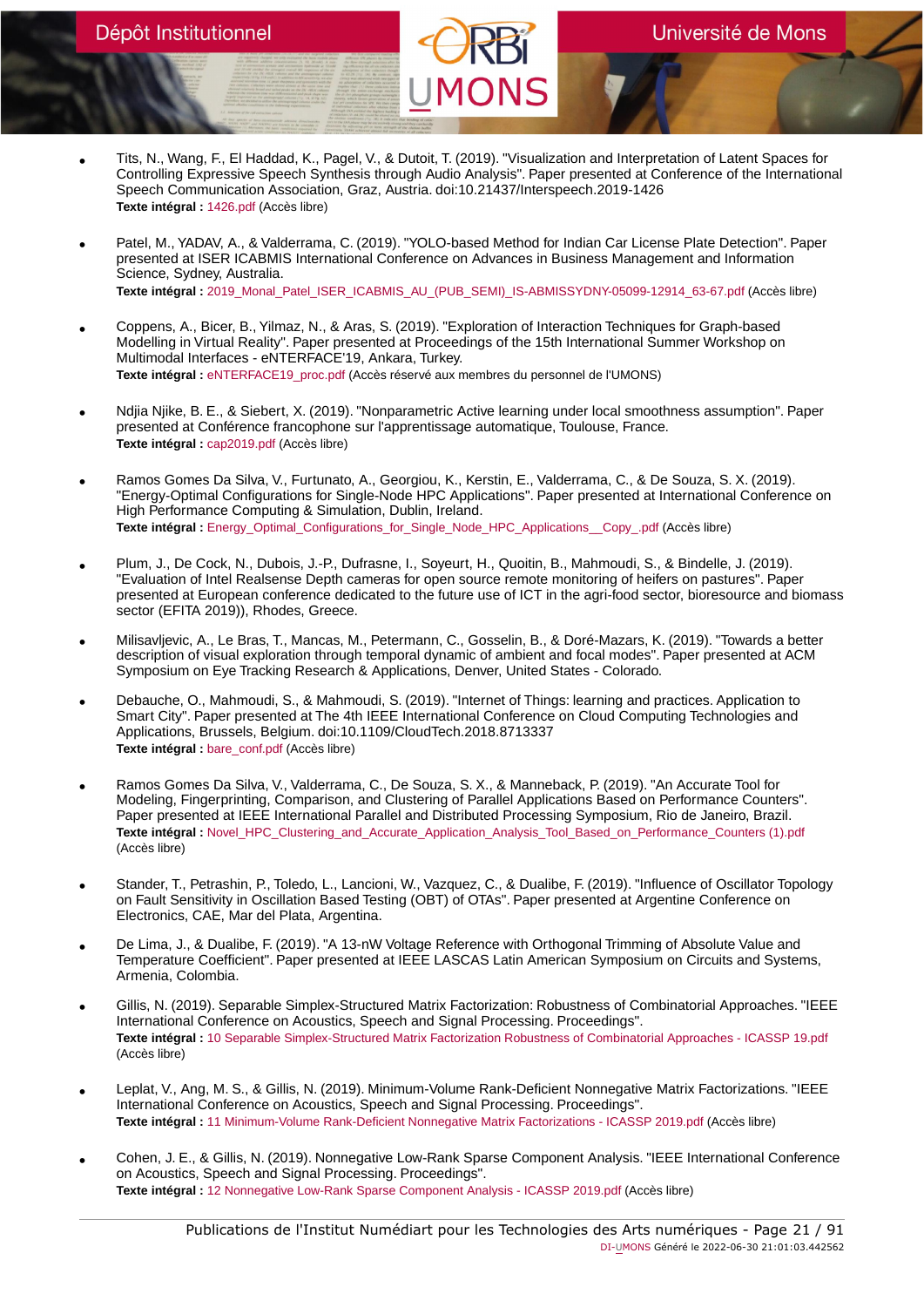- Tits, N., Wang, F., El Haddad, K., Pagel, V., & Dutoit, T. (2019). "Visualization and Interpretation of Latent Spaces for Controlling Expressive Speech Synthesis through Audio Analysis". Paper presented at Conference of the International Speech Communication Association, Graz, Austria. doi:10.21437/Interspeech.2019-1426
**Texte intégral :** 1426.pdf (Accès libre)

- Patel, M., YADAV, A., & Valderrama, C. (2019). "YOLO-based Method for Indian Car License Plate Detection". Paper presented at ISER ICABMIS International Conference on Advances in Business Management and Information Science, Sydney, Australia.
**Texte intégral :** 2019_Monal_Patel_ISER_ICABMIS_AU_(PUB_SEMI)_IS-ABMISSYDNY-05099-12914_63-67.pdf (Accès libre)

- Coppens, A., Bicer, B., Yilmaz, N., & Aras, S. (2019). "Exploration of Interaction Techniques for Graph-based Modelling in Virtual Reality". Paper presented at Proceedings of the 15th International Summer Workshop on Multimodal Interfaces - eNTERFACE'19, Ankara, Turkey.
**Texte intégral :** eNTERFACE19_proc.pdf (Accès réservé aux membres du personnel de l'UMONS)

- Ndjia Njike, B. E., & Siebert, X. (2019). "Nonparametric Active learning under local smoothness assumption". Paper presented at Conférence francophone sur l'apprentissage automatique, Toulouse, France.
**Texte intégral :** cap2019.pdf (Accès libre)

- Ramos Gomes Da Silva, V., Furtunato, A., Georgiou, K., Kerstin, E., Valderrama, C., & De Souza, S. X. (2019). "Energy-Optimal Configurations for Single-Node HPC Applications". Paper presented at International Conference on High Performance Computing & Simulation, Dublin, Ireland.
**Texte intégral :** Energy_Optimal_Configurations_for_Single_Node_HPC_Applications__Copy_.pdf (Accès libre)

- Plum, J., De Cock, N., Dubois, J.-P., Dufrasne, I., Soyeurt, H., Quoitin, B., Mahmoudi, S., & Bindelle, J. (2019). "Evaluation of Intel Realsense Depth cameras for open source remote monitoring of heifers on pastures". Paper presented at European conference dedicated to the future use of ICT in the agri-food sector, bioresource and biomass sector (EFITA 2019)), Rhodes, Greece.

- Milisavljevic, A., Le Bras, T., Mancas, M., Petermann, C., Gosselin, B., & Doré-Mazars, K. (2019). "Towards a better description of visual exploration through temporal dynamic of ambient and focal modes". Paper presented at ACM Symposium on Eye Tracking Research & Applications, Denver, United States - Colorado.

- Debauche, O., Mahmoudi, S., & Mahmoudi, S. (2019). "Internet of Things: learning and practices. Application to Smart City". Paper presented at The 4th IEEE International Conference on Cloud Computing Technologies and Applications, Brussels, Belgium. doi:10.1109/CloudTech.2018.8713337
**Texte intégral :** bare_conf.pdf (Accès libre)

- Ramos Gomes Da Silva, V., Valderrama, C., De Souza, S. X., & Manneback, P. (2019). "An Accurate Tool for Modeling, Fingerprinting, Comparison, and Clustering of Parallel Applications Based on Performance Counters". Paper presented at IEEE International Parallel and Distributed Processing Symposium, Rio de Janeiro, Brazil.
**Texte intégral :** Novel_HPC_Clustering_and_Accurate_Application_Analysis_Tool_Based_on_Performance_Counters (1).pdf (Accès libre)

- Stander, T., Petrashin, P., Toledo, L., Lancioni, W., Vazquez, C., & Dualibe, F. (2019). "Influence of Oscillator Topology on Fault Sensitivity in Oscillation Based Testing (OBT) of OTAs". Paper presented at Argentine Conference on Electronics, CAE, Mar del Plata, Argentina.

- De Lima, J., & Dualibe, F. (2019). "A 13-nW Voltage Reference with Orthogonal Trimming of Absolute Value and Temperature Coefficient". Paper presented at IEEE LASCAS Latin American Symposium on Circuits and Systems, Armenia, Colombia.

- Gillis, N. (2019). Separable Simplex-Structured Matrix Factorization: Robustness of Combinatorial Approaches. "IEEE International Conference on Acoustics, Speech and Signal Processing. Proceedings".
**Texte intégral :** 10 Separable Simplex-Structured Matrix Factorization Robustness of Combinatorial Approaches - ICASSP 19.pdf (Accès libre)

- Leplat, V., Ang, M. S., & Gillis, N. (2019). Minimum-Volume Rank-Deficient Nonnegative Matrix Factorizations. "IEEE International Conference on Acoustics, Speech and Signal Processing. Proceedings".
**Texte intégral :** 11 Minimum-Volume Rank-Deficient Nonnegative Matrix Factorizations - ICASSP 2019.pdf (Accès libre)

- Cohen, J. E., & Gillis, N. (2019). Nonnegative Low-Rank Sparse Component Analysis. "IEEE International Conference on Acoustics, Speech and Signal Processing. Proceedings".
**Texte intégral :** 12 Nonnegative Low-Rank Sparse Component Analysis - ICASSP 2019.pdf (Accès libre)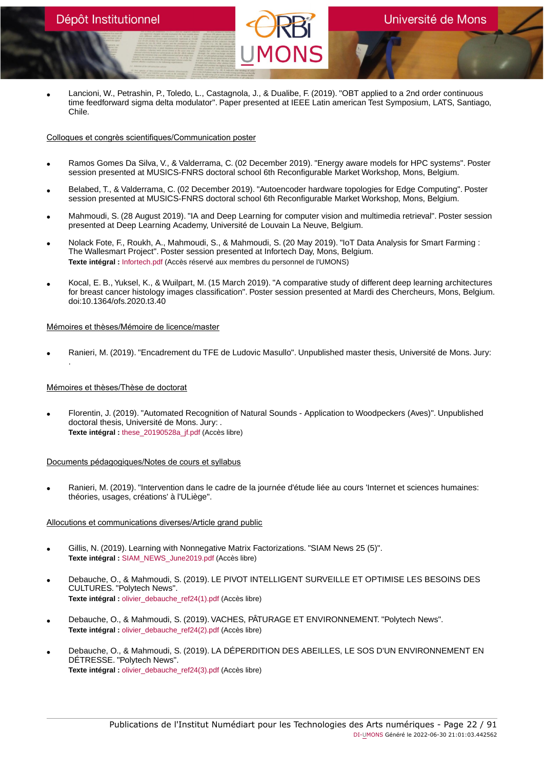- Lancioni, W., Petrashin, P., Toledo, L., Castagnola, J., & Dualibe, F. (2019). "OBT applied to a 2nd order continuous time feedforward sigma delta modulator". Paper presented at IEEE Latin american Test Symposium, LATS, Santiago, Chile.

Colloques et congrès scientifiques/Communication poster

- Ramos Gomes Da Silva, V., & Valderrama, C. (02 December 2019). "Energy aware models for HPC systems". Poster session presented at MUSICS-FNRS doctoral school 6th Reconfigurable Market Workshop, Mons, Belgium.

- Belabed, T., & Valderrama, C. (02 December 2019). "Autoencoder hardware topologies for Edge Computing". Poster session presented at MUSICS-FNRS doctoral school 6th Reconfigurable Market Workshop, Mons, Belgium.

- Mahmoudi, S. (28 August 2019). "IA and Deep Learning for computer vision and multimedia retrieval". Poster session presented at Deep Learning Academy, Université de Louvain La Neuve, Belgium.

- Nolack Fote, F., Roukh, A., Mahmoudi, S., & Mahmoudi, S. (20 May 2019). "IoT Data Analysis for Smart Farming : The Wallesmart Project". Poster session presented at Infortech Day, Mons, Belgium.
  **Texte intégral :** Infortech.pdf (Accès réservé aux membres du personnel de l'UMONS)

- Kocal, E. B., Yuksel, K., & Wuilpart, M. (15 March 2019). "A comparative study of different deep learning architectures for breast cancer histology images classification". Poster session presented at Mardi des Chercheurs, Mons, Belgium. doi:10.1364/ofs.2020.t3.40

Mémoires et thèses/Mémoire de licence/master

- Ranieri, M. (2019). "Encadrement du TFE de Ludovic Masullo". Unpublished master thesis, Université de Mons. Jury: .

Mémoires et thèses/Thèse de doctorat

- Florentin, J. (2019). "Automated Recognition of Natural Sounds - Application to Woodpeckers (Aves)". Unpublished doctoral thesis, Université de Mons. Jury: .
  **Texte intégral :** these_20190528a_jf.pdf (Accès libre)

Documents pédagogiques/Notes de cours et syllabus

- Ranieri, M. (2019). "Intervention dans le cadre de la journée d'étude liée au cours 'Internet et sciences humaines: théories, usages, créations' à l'ULiège".

Allocutions et communications diverses/Article grand public

- Gillis, N. (2019). Learning with Nonnegative Matrix Factorizations. "SIAM News 25 (5)".
  **Texte intégral :** SIAM_NEWS_June2019.pdf (Accès libre)

- Debauche, O., & Mahmoudi, S. (2019). LE PIVOT INTELLIGENT SURVEILLE ET OPTIMISE LES BESOINS DES CULTURES. "Polytech News".
  **Texte intégral :** olivier_debauche_ref24(1).pdf (Accès libre)

- Debauche, O., & Mahmoudi, S. (2019). VACHES, PÂTURAGE ET ENVIRONNEMENT. "Polytech News".
  **Texte intégral :** olivier_debauche_ref24(2).pdf (Accès libre)

- Debauche, O., & Mahmoudi, S. (2019). LA DÉPERDITION DES ABEILLES, LE SOS D'UN ENVIRONNEMENT EN DÉTRESSE. "Polytech News".
  **Texte intégral :** olivier_debauche_ref24(3).pdf (Accès libre)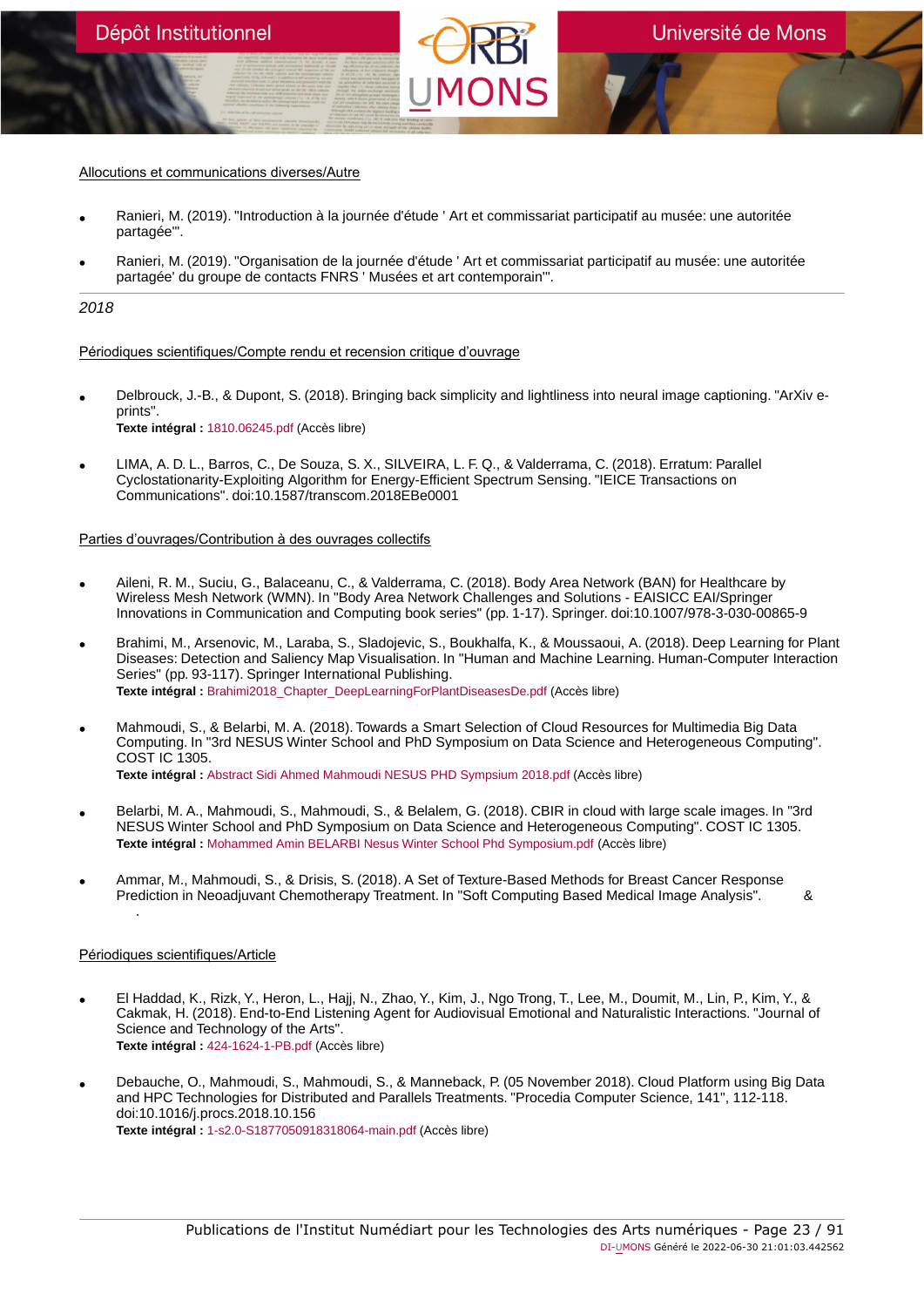Allocutions et communications diverses/Autre

- Ranieri, M. (2019). "Introduction à la journée d'étude ' Art et commissariat participatif au musée: une autoritée partagée'".
- Ranieri, M. (2019). "Organisation de la journée d'étude ' Art et commissariat participatif au musée: une autoritée partagée' du groupe de contacts FNRS ' Musées et art contemporain'".

---

*2018*

Périodiques scientifiques/Compte rendu et recension critique d'ouvrage

- Delbrouck, J.-B., & Dupont, S. (2018). Bringing back simplicity and lightliness into neural image captioning. "ArXiv e-prints".
  **Texte intégral :** 1810.06245.pdf (Accès libre)
- LIMA, A. D. L., Barros, C., De Souza, S. X., SILVEIRA, L. F. Q., & Valderrama, C. (2018). Erratum: Parallel Cyclostationarity-Exploiting Algorithm for Energy-Efficient Spectrum Sensing. "IEICE Transactions on Communications". doi:10.1587/transcom.2018EBe0001

Parties d'ouvrages/Contribution à des ouvrages collectifs

- Aileni, R. M., Suciu, G., Balaceanu, C., & Valderrama, C. (2018). Body Area Network (BAN) for Healthcare by Wireless Mesh Network (WMN). In "Body Area Network Challenges and Solutions - EAISICC EAI/Springer Innovations in Communication and Computing book series" (pp. 1-17). Springer. doi:10.1007/978-3-030-00865-9
- Brahimi, M., Arsenovic, M., Laraba, S., Sladojevic, S., Boukhalfa, K., & Moussaoui, A. (2018). Deep Learning for Plant Diseases: Detection and Saliency Map Visualisation. In "Human and Machine Learning. Human-Computer Interaction Series" (pp. 93-117). Springer International Publishing.
  **Texte intégral :** Brahimi2018_Chapter_DeepLearningForPlantDiseasesDe.pdf (Accès libre)
- Mahmoudi, S., & Belarbi, M. A. (2018). Towards a Smart Selection of Cloud Resources for Multimedia Big Data Computing. In "3rd NESUS Winter School and PhD Symposium on Data Science and Heterogeneous Computing". COST IC 1305.
  **Texte intégral :** Abstract Sidi Ahmed Mahmoudi NESUS PHD Sympsium 2018.pdf (Accès libre)
- Belarbi, M. A., Mahmoudi, S., Mahmoudi, S., & Belalem, G. (2018). CBIR in cloud with large scale images. In "3rd NESUS Winter School and PhD Symposium on Data Science and Heterogeneous Computing". COST IC 1305.
  **Texte intégral :** Mohammed Amin BELARBI Nesus Winter School Phd Symposium.pdf (Accès libre)
- Ammar, M., Mahmoudi, S., & Drisis, S. (2018). A Set of Texture-Based Methods for Breast Cancer Response Prediction in Neoadjuvant Chemotherapy Treatment. In "Soft Computing Based Medical Image Analysis". &
  .

Périodiques scientifiques/Article

- El Haddad, K., Rizk, Y., Heron, L., Hajj, N., Zhao, Y., Kim, J., Ngo Trong, T., Lee, M., Doumit, M., Lin, P., Kim, Y., & Cakmak, H. (2018). End-to-End Listening Agent for Audiovisual Emotional and Naturalistic Interactions. "Journal of Science and Technology of the Arts".
  **Texte intégral :** 424-1624-1-PB.pdf (Accès libre)
- Debauche, O., Mahmoudi, S., Mahmoudi, S., & Manneback, P. (05 November 2018). Cloud Platform using Big Data and HPC Technologies for Distributed and Parallels Treatments. "Procedia Computer Science, 141", 112-118. doi:10.1016/j.procs.2018.10.156
  **Texte intégral :** 1-s2.0-S1877050918318064-main.pdf (Accès libre)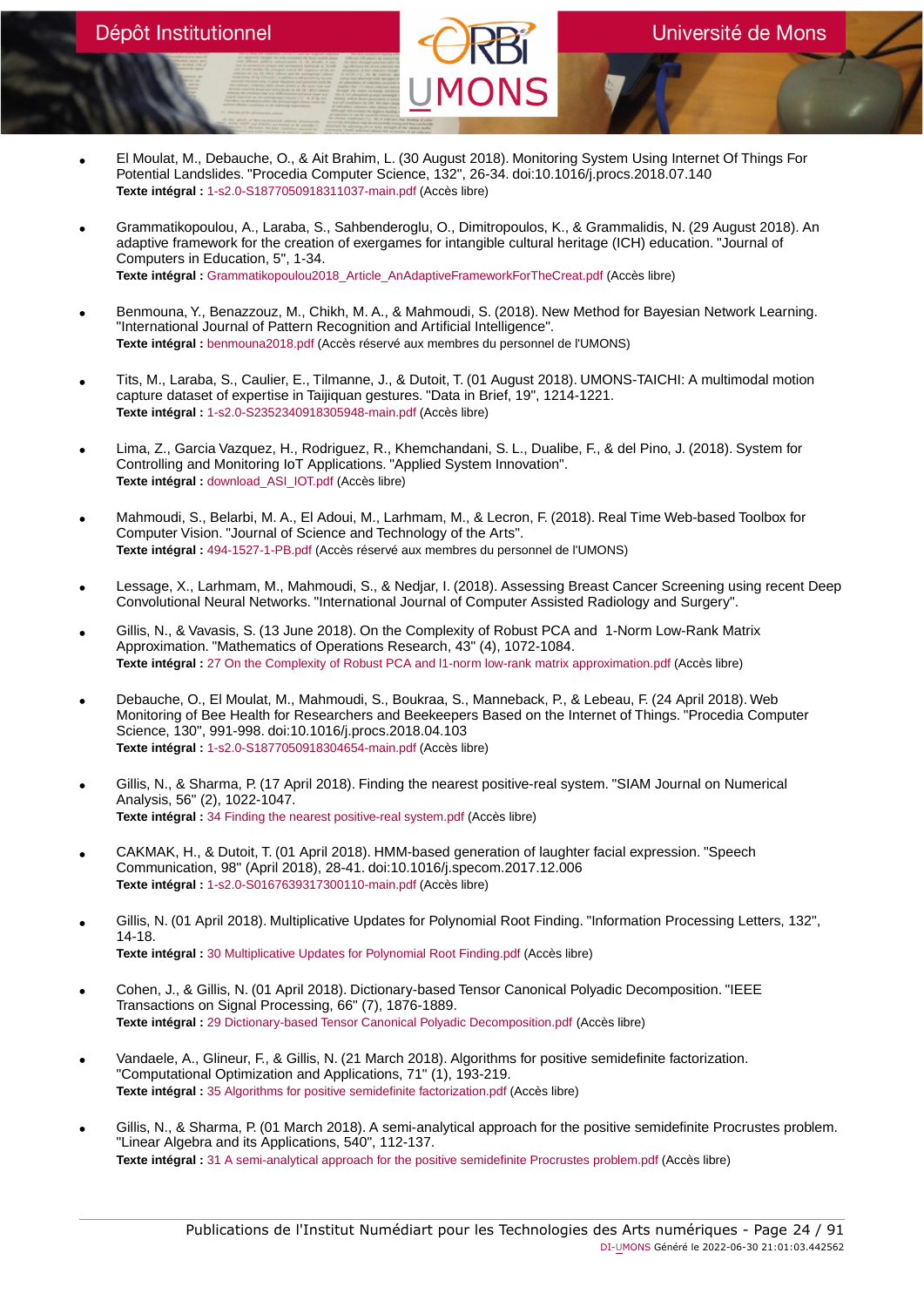- El Moulat, M., Debauche, O., & Ait Brahim, L. (30 August 2018). Monitoring System Using Internet Of Things For Potential Landslides. "Procedia Computer Science, 132", 26-34. doi:10.1016/j.procs.2018.07.140
  **Texte intégral :** 1-s2.0-S1877050918311037-main.pdf (Accès libre)

- Grammatikopoulou, A., Laraba, S., Sahbenderoglu, O., Dimitropoulos, K., & Grammalidis, N. (29 August 2018). An adaptive framework for the creation of exergames for intangible cultural heritage (ICH) education. "Journal of Computers in Education, 5", 1-34.
  **Texte intégral :** Grammatikopoulou2018_Article_AnAdaptiveFrameworkForTheCreat.pdf (Accès libre)

- Benmouna, Y., Benazzouz, M., Chikh, M. A., & Mahmoudi, S. (2018). New Method for Bayesian Network Learning. "International Journal of Pattern Recognition and Artificial Intelligence".
  **Texte intégral :** benmouna2018.pdf (Accès réservé aux membres du personnel de l'UMONS)

- Tits, M., Laraba, S., Caulier, E., Tilmanne, J., & Dutoit, T. (01 August 2018). UMONS-TAICHI: A multimodal motion capture dataset of expertise in Taijiquan gestures. "Data in Brief, 19", 1214-1221.
  **Texte intégral :** 1-s2.0-S2352340918305948-main.pdf (Accès libre)

- Lima, Z., Garcia Vazquez, H., Rodriguez, R., Khemchandani, S. L., Dualibe, F., & del Pino, J. (2018). System for Controlling and Monitoring IoT Applications. "Applied System Innovation".
  **Texte intégral :** download_ASI_IOT.pdf (Accès libre)

- Mahmoudi, S., Belarbi, M. A., El Adoui, M., Larhmam, M., & Lecron, F. (2018). Real Time Web-based Toolbox for Computer Vision. "Journal of Science and Technology of the Arts".
  **Texte intégral :** 494-1527-1-PB.pdf (Accès réservé aux membres du personnel de l'UMONS)

- Lessage, X., Larhmam, M., Mahmoudi, S., & Nedjar, I. (2018). Assessing Breast Cancer Screening using recent Deep Convolutional Neural Networks. "International Journal of Computer Assisted Radiology and Surgery".

- Gillis, N., & Vavasis, S. (13 June 2018). On the Complexity of Robust PCA and  1-Norm Low-Rank Matrix Approximation. "Mathematics of Operations Research, 43" (4), 1072-1084.
  **Texte intégral :** 27 On the Complexity of Robust PCA and l1-norm low-rank matrix approximation.pdf (Accès libre)

- Debauche, O., El Moulat, M., Mahmoudi, S., Boukraa, S., Manneback, P., & Lebeau, F. (24 April 2018). Web Monitoring of Bee Health for Researchers and Beekeepers Based on the Internet of Things. "Procedia Computer Science, 130", 991-998. doi:10.1016/j.procs.2018.04.103
  **Texte intégral :** 1-s2.0-S1877050918304654-main.pdf (Accès libre)

- Gillis, N., & Sharma, P. (17 April 2018). Finding the nearest positive-real system. "SIAM Journal on Numerical Analysis, 56" (2), 1022-1047.
  **Texte intégral :** 34 Finding the nearest positive-real system.pdf (Accès libre)

- CAKMAK, H., & Dutoit, T. (01 April 2018). HMM-based generation of laughter facial expression. "Speech Communication, 98" (April 2018), 28-41. doi:10.1016/j.specom.2017.12.006
  **Texte intégral :** 1-s2.0-S0167639317300110-main.pdf (Accès libre)

- Gillis, N. (01 April 2018). Multiplicative Updates for Polynomial Root Finding. "Information Processing Letters, 132", 14-18.
  **Texte intégral :** 30 Multiplicative Updates for Polynomial Root Finding.pdf (Accès libre)

- Cohen, J., & Gillis, N. (01 April 2018). Dictionary-based Tensor Canonical Polyadic Decomposition. "IEEE Transactions on Signal Processing, 66" (7), 1876-1889.
  **Texte intégral :** 29 Dictionary-based Tensor Canonical Polyadic Decomposition.pdf (Accès libre)

- Vandaele, A., Glineur, F., & Gillis, N. (21 March 2018). Algorithms for positive semidefinite factorization. "Computational Optimization and Applications, 71" (1), 193-219.
  **Texte intégral :** 35 Algorithms for positive semidefinite factorization.pdf (Accès libre)

- Gillis, N., & Sharma, P. (01 March 2018). A semi-analytical approach for the positive semidefinite Procrustes problem. "Linear Algebra and its Applications, 540", 112-137.
  **Texte intégral :** 31 A semi-analytical approach for the positive semidefinite Procrustes problem.pdf (Accès libre)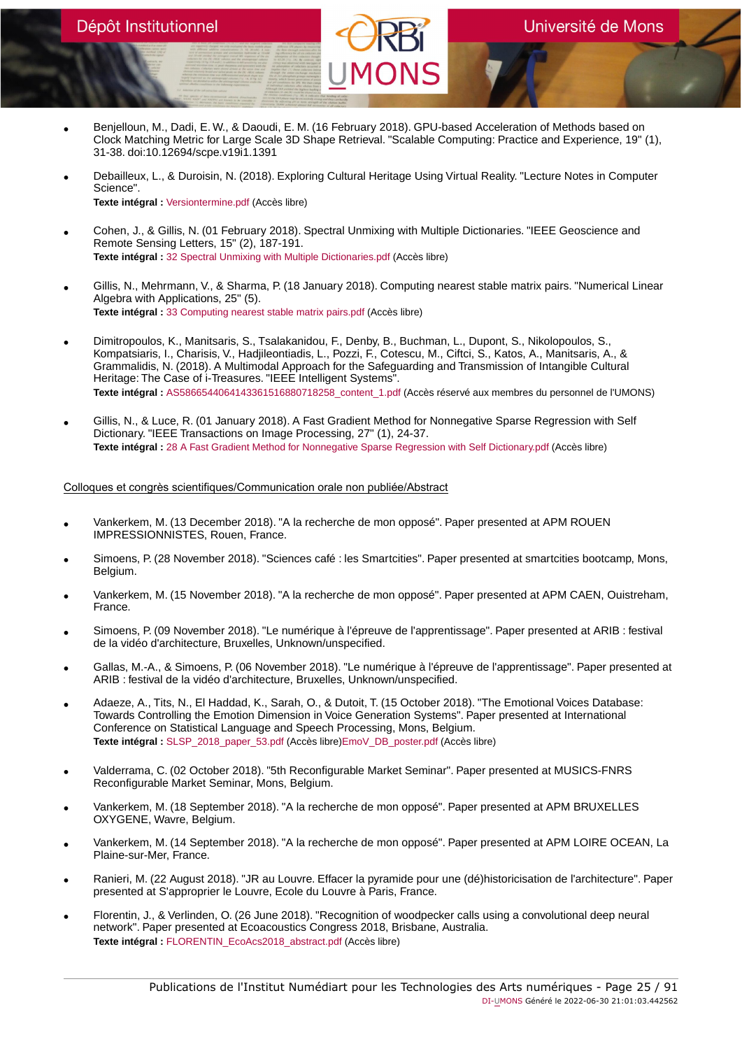- Benjelloun, M., Dadi, E. W., & Daoudi, E. M. (16 February 2018). GPU-based Acceleration of Methods based on Clock Matching Metric for Large Scale 3D Shape Retrieval. "Scalable Computing: Practice and Experience, 19" (1), 31-38. doi:10.12694/scpe.v19i1.1391

- Debailleux, L., & Duroisin, N. (2018). Exploring Cultural Heritage Using Virtual Reality. "Lecture Notes in Computer Science".
  **Texte intégral :** Versiontermine.pdf (Accès libre)

- Cohen, J., & Gillis, N. (01 February 2018). Spectral Unmixing with Multiple Dictionaries. "IEEE Geoscience and Remote Sensing Letters, 15" (2), 187-191.
  **Texte intégral :** 32 Spectral Unmixing with Multiple Dictionaries.pdf (Accès libre)

- Gillis, N., Mehrmann, V., & Sharma, P. (18 January 2018). Computing nearest stable matrix pairs. "Numerical Linear Algebra with Applications, 25" (5).
  **Texte intégral :** 33 Computing nearest stable matrix pairs.pdf (Accès libre)

- Dimitropoulos, K., Manitsaris, S., Tsalakanidou, F., Denby, B., Buchman, L., Dupont, S., Nikolopoulos, S., Kompatsiaris, I., Charisis, V., Hadjileontiadis, L., Pozzi, F., Cotescu, M., Ciftci, S., Katos, A., Manitsaris, A., & Grammalidis, N. (2018). A Multimodal Approach for the Safeguarding and Transmission of Intangible Cultural Heritage: The Case of i-Treasures. "IEEE Intelligent Systems".
  **Texte intégral :** AS586654406414336151688071825 8_content_1.pdf (Accès réservé aux membres du personnel de l'UMONS)

- Gillis, N., & Luce, R. (01 January 2018). A Fast Gradient Method for Nonnegative Sparse Regression with Self Dictionary. "IEEE Transactions on Image Processing, 27" (1), 24-37.
  **Texte intégral :** 28 A Fast Gradient Method for Nonnegative Sparse Regression with Self Dictionary.pdf (Accès libre)

Colloques et congrès scientifiques/Communication orale non publiée/Abstract

- Vankerkem, M. (13 December 2018). "A la recherche de mon opposé". Paper presented at APM ROUEN IMPRESSIONNISTES, Rouen, France.

- Simoens, P. (28 November 2018). "Sciences café : les Smartcities". Paper presented at smartcities bootcamp, Mons, Belgium.

- Vankerkem, M. (15 November 2018). "A la recherche de mon opposé". Paper presented at APM CAEN, Ouistreham, France.

- Simoens, P. (09 November 2018). "Le numérique à l'épreuve de l'apprentissage". Paper presented at ARIB : festival de la vidéo d'architecture, Bruxelles, Unknown/unspecified.

- Gallas, M.-A., & Simoens, P. (06 November 2018). "Le numérique à l'épreuve de l'apprentissage". Paper presented at ARIB : festival de la vidéo d'architecture, Bruxelles, Unknown/unspecified.

- Adaeze, A., Tits, N., El Haddad, K., Sarah, O., & Dutoit, T. (15 October 2018). "The Emotional Voices Database: Towards Controlling the Emotion Dimension in Voice Generation Systems". Paper presented at International Conference on Statistical Language and Speech Processing, Mons, Belgium.
  **Texte intégral :** SLSP_2018_paper_53.pdf (Accès libre)EmoV_DB_poster.pdf (Accès libre)

- Valderrama, C. (02 October 2018). "5th Reconfigurable Market Seminar". Paper presented at MUSICS-FNRS Reconfigurable Market Seminar, Mons, Belgium.

- Vankerkem, M. (18 September 2018). "A la recherche de mon opposé". Paper presented at APM BRUXELLES OXYGENE, Wavre, Belgium.

- Vankerkem, M. (14 September 2018). "A la recherche de mon opposé". Paper presented at APM LOIRE OCEAN, La Plaine-sur-Mer, France.

- Ranieri, M. (22 August 2018). "JR au Louvre. Effacer la pyramide pour une (dé)historicisation de l'architecture". Paper presented at S'approprier le Louvre, Ecole du Louvre à Paris, France.

- Florentin, J., & Verlinden, O. (26 June 2018). "Recognition of woodpecker calls using a convolutional deep neural network". Paper presented at Ecoacoustics Congress 2018, Brisbane, Australia.
  **Texte intégral :** FLORENTIN_EcoAcs2018_abstract.pdf (Accès libre)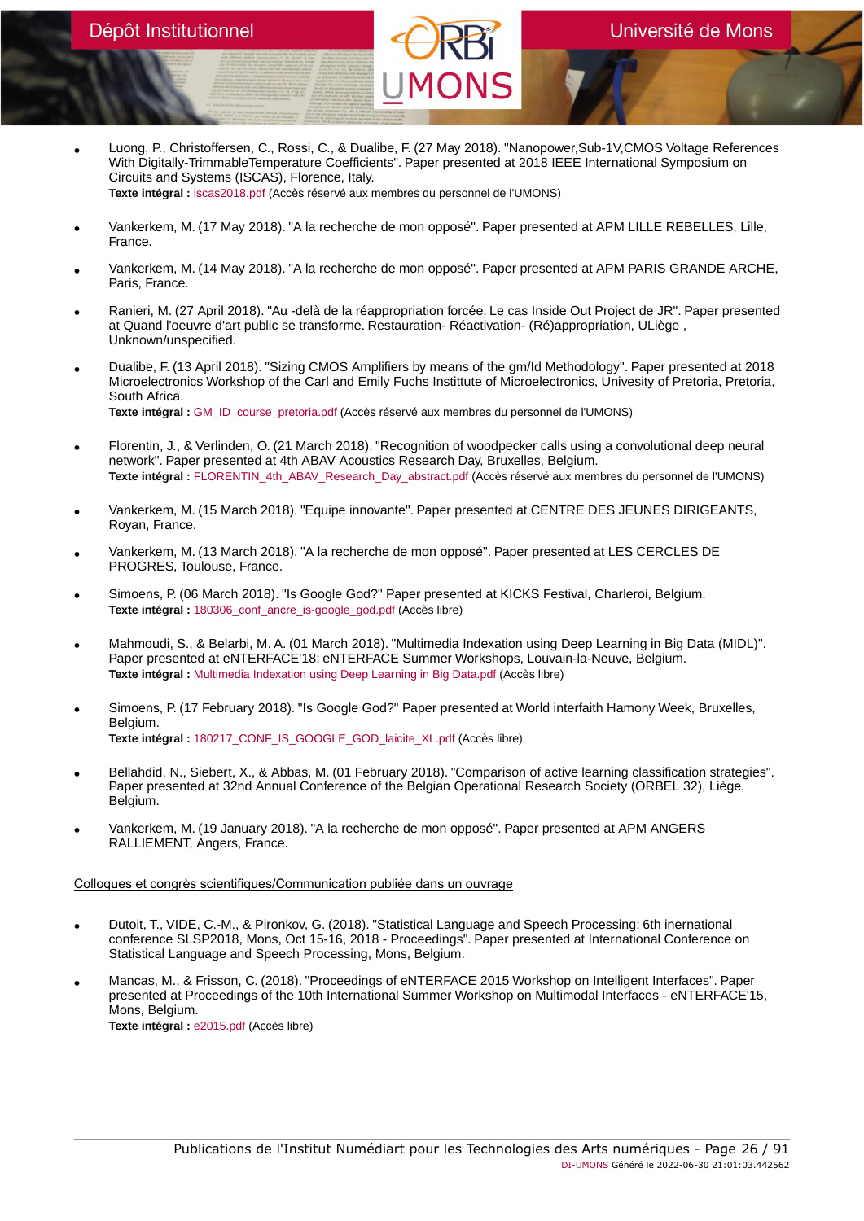- Luong, P., Christoffersen, C., Rossi, C., & Dualibe, F. (27 May 2018). "Nanopower,Sub-1V,CMOS Voltage References With Digitally-TrimmableTemperature Coefficients". Paper presented at 2018 IEEE International Symposium on Circuits and Systems (ISCAS), Florence, Italy.
**Texte intégral :** iscas2018.pdf (Accès réservé aux membres du personnel de l'UMONS)

- Vankerkem, M. (17 May 2018). "A la recherche de mon opposé". Paper presented at APM LILLE REBELLES, Lille, France.

- Vankerkem, M. (14 May 2018). "A la recherche de mon opposé". Paper presented at APM PARIS GRANDE ARCHE, Paris, France.

- Ranieri, M. (27 April 2018). "Au -delà de la réappropriation forcée. Le cas Inside Out Project de JR". Paper presented at Quand l'oeuvre d'art public se transforme. Restauration- Réactivation- (Ré)appropriation, ULiège , Unknown/unspecified.

- Dualibe, F. (13 April 2018). "Sizing CMOS Amplifiers by means of the gm/Id Methodology". Paper presented at 2018 Microelectronics Workshop of the Carl and Emily Fuchs Institute of Microelectronics, Univesity of Pretoria, Pretoria, South Africa.
**Texte intégral :** GM_ID_course_pretoria.pdf (Accès réservé aux membres du personnel de l'UMONS)

- Florentin, J., & Verlinden, O. (21 March 2018). "Recognition of woodpecker calls using a convolutional deep neural network". Paper presented at 4th ABAV Acoustics Research Day, Bruxelles, Belgium.
**Texte intégral :** FLORENTIN_4th_ABAV_Research_Day_abstract.pdf (Accès réservé aux membres du personnel de l'UMONS)

- Vankerkem, M. (15 March 2018). "Equipe innovante". Paper presented at CENTRE DES JEUNES DIRIGEANTS, Royan, France.

- Vankerkem, M. (13 March 2018). "A la recherche de mon opposé". Paper presented at LES CERCLES DE PROGRES, Toulouse, France.

- Simoens, P. (06 March 2018). "Is Google God?" Paper presented at KICKS Festival, Charleroi, Belgium.
**Texte intégral :** 180306_conf_ancre_is-google_god.pdf (Accès libre)

- Mahmoudi, S., & Belarbi, M. A. (01 March 2018). "Multimedia Indexation using Deep Learning in Big Data (MIDL)". Paper presented at eNTERFACE'18: eNTERFACE Summer Workshops, Louvain-la-Neuve, Belgium.
**Texte intégral :** Multimedia Indexation using Deep Learning in Big Data.pdf (Accès libre)

- Simoens, P. (17 February 2018). "Is Google God?" Paper presented at World interfaith Hamony Week, Bruxelles, Belgium.
**Texte intégral :** 180217_CONF_IS_GOOGLE_GOD_laicite_XL.pdf (Accès libre)

- Bellahdid, N., Siebert, X., & Abbas, M. (01 February 2018). "Comparison of active learning classification strategies". Paper presented at 32nd Annual Conference of the Belgian Operational Research Society (ORBEL 32), Liège, Belgium.

- Vankerkem, M. (19 January 2018). "A la recherche de mon opposé". Paper presented at APM ANGERS RALLIEMENT, Angers, France.

Colloques et congrès scientifiques/Communication publiée dans un ouvrage

- Dutoit, T., VIDE, C.-M., & Pironkov, G. (2018). "Statistical Language and Speech Processing: 6th inernational conference SLSP2018, Mons, Oct 15-16, 2018 - Proceedings". Paper presented at International Conference on Statistical Language and Speech Processing, Mons, Belgium.

- Mancas, M., & Frisson, C. (2018). "Proceedings of eNTERFACE 2015 Workshop on Intelligent Interfaces". Paper presented at Proceedings of the 10th International Summer Workshop on Multimodal Interfaces - eNTERFACE'15, Mons, Belgium.
**Texte intégral :** e2015.pdf (Accès libre)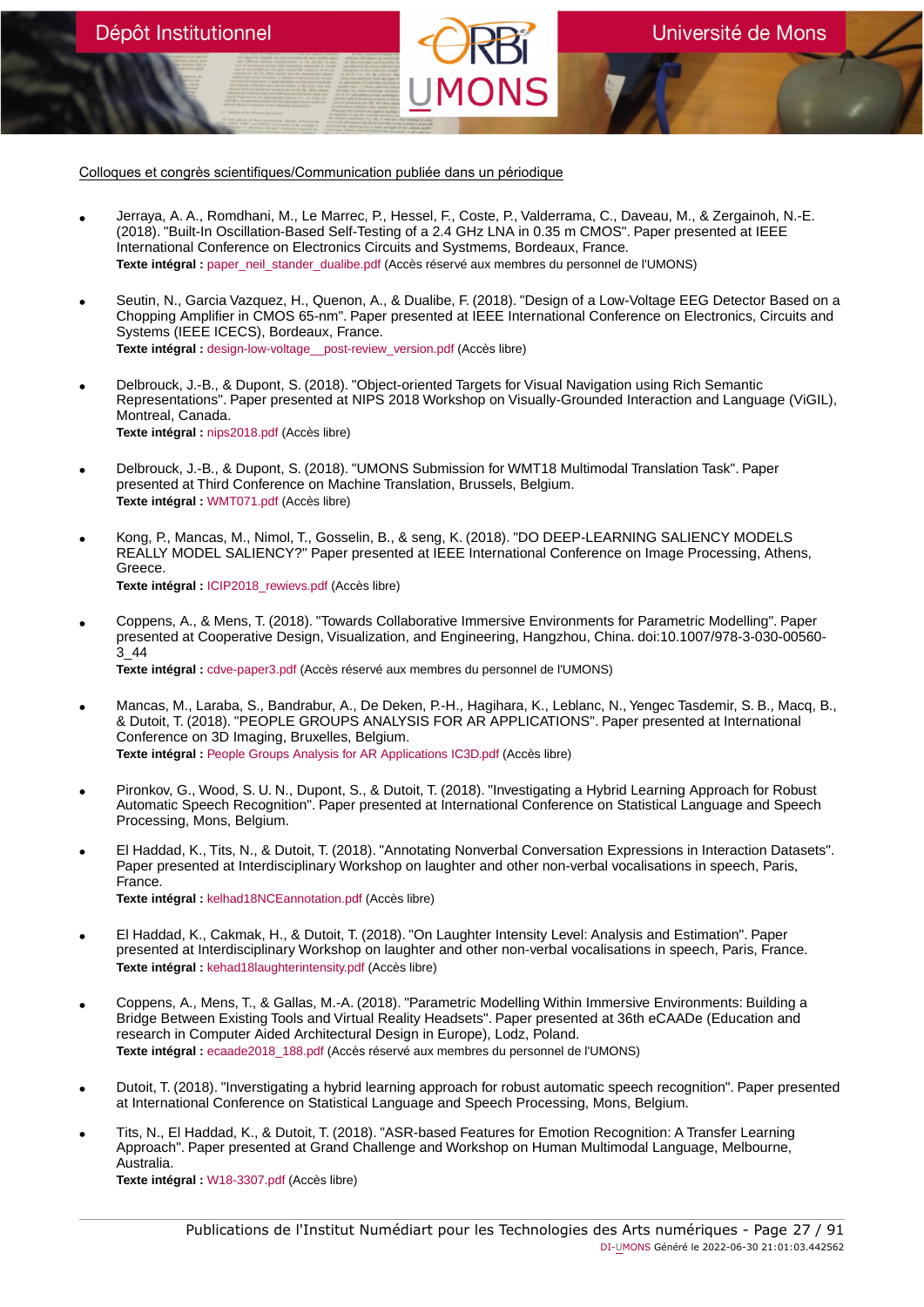Colloques et congrès scientifiques/Communication publiée dans un périodique

- Jerraya, A. A., Romdhani, M., Le Marrec, P., Hessel, F., Coste, P., Valderrama, C., Daveau, M., & Zergainoh, N.-E. (2018). "Built-In Oscillation-Based Self-Testing of a 2.4 GHz LNA in 0.35 m CMOS". Paper presented at IEEE International Conference on Electronics Circuits and Systmems, Bordeaux, France.
  **Texte intégral :** paper_neil_stander_dualibe.pdf (Accès réservé aux membres du personnel de l'UMONS)

- Seutin, N., Garcia Vazquez, H., Quenon, A., & Dualibe, F. (2018). "Design of a Low-Voltage EEG Detector Based on a Chopping Amplifier in CMOS 65-nm". Paper presented at IEEE International Conference on Electronics, Circuits and Systems (IEEE ICECS), Bordeaux, France.
  **Texte intégral :** design-low-voltage__post-review_version.pdf (Accès libre)

- Delbrouck, J.-B., & Dupont, S. (2018). "Object-oriented Targets for Visual Navigation using Rich Semantic Representations". Paper presented at NIPS 2018 Workshop on Visually-Grounded Interaction and Language (ViGIL), Montreal, Canada.
  **Texte intégral :** nips2018.pdf (Accès libre)

- Delbrouck, J.-B., & Dupont, S. (2018). "UMONS Submission for WMT18 Multimodal Translation Task". Paper presented at Third Conference on Machine Translation, Brussels, Belgium.
  **Texte intégral :** WMT071.pdf (Accès libre)

- Kong, P., Mancas, M., Nimol, T., Gosselin, B., & seng, K. (2018). "DO DEEP-LEARNING SALIENCY MODELS REALLY MODEL SALIENCY?" Paper presented at IEEE International Conference on Image Processing, Athens, Greece.
  **Texte intégral :** ICIP2018_rewievs.pdf (Accès libre)

- Coppens, A., & Mens, T. (2018). "Towards Collaborative Immersive Environments for Parametric Modelling". Paper presented at Cooperative Design, Visualization, and Engineering, Hangzhou, China. doi:10.1007/978-3-030-00560-3_44
  **Texte intégral :** cdve-paper3.pdf (Accès réservé aux membres du personnel de l'UMONS)

- Mancas, M., Laraba, S., Bandrabur, A., De Deken, P.-H., Hagihara, K., Leblanc, N., Yengec Tasdemir, S. B., Macq, B., & Dutoit, T. (2018). "PEOPLE GROUPS ANALYSIS FOR AR APPLICATIONS". Paper presented at International Conference on 3D Imaging, Bruxelles, Belgium.
  **Texte intégral :** People Groups Analysis for AR Applications IC3D.pdf (Accès libre)

- Pironkov, G., Wood, S. U. N., Dupont, S., & Dutoit, T. (2018). "Investigating a Hybrid Learning Approach for Robust Automatic Speech Recognition". Paper presented at International Conference on Statistical Language and Speech Processing, Mons, Belgium.

- El Haddad, K., Tits, N., & Dutoit, T. (2018). "Annotating Nonverbal Conversation Expressions in Interaction Datasets". Paper presented at Interdisciplinary Workshop on laughter and other non-verbal vocalisations in speech, Paris, France.
  **Texte intégral :** kelhad18NCEannotation.pdf (Accès libre)

- El Haddad, K., Cakmak, H., & Dutoit, T. (2018). "On Laughter Intensity Level: Analysis and Estimation". Paper presented at Interdisciplinary Workshop on laughter and other non-verbal vocalisations in speech, Paris, France.
  **Texte intégral :** kehad18laughterintensity.pdf (Accès libre)

- Coppens, A., Mens, T., & Gallas, M.-A. (2018). "Parametric Modelling Within Immersive Environments: Building a Bridge Between Existing Tools and Virtual Reality Headsets". Paper presented at 36th eCAADe (Education and research in Computer Aided Architectural Design in Europe), Lodz, Poland.
  **Texte intégral :** ecaade2018_188.pdf (Accès réservé aux membres du personnel de l'UMONS)

- Dutoit, T. (2018). "Inverstigating a hybrid learning approach for robust automatic speech recognition". Paper presented at International Conference on Statistical Language and Speech Processing, Mons, Belgium.

- Tits, N., El Haddad, K., & Dutoit, T. (2018). "ASR-based Features for Emotion Recognition: A Transfer Learning Approach". Paper presented at Grand Challenge and Workshop on Human Multimodal Language, Melbourne, Australia.
  **Texte intégral :** W18-3307.pdf (Accès libre)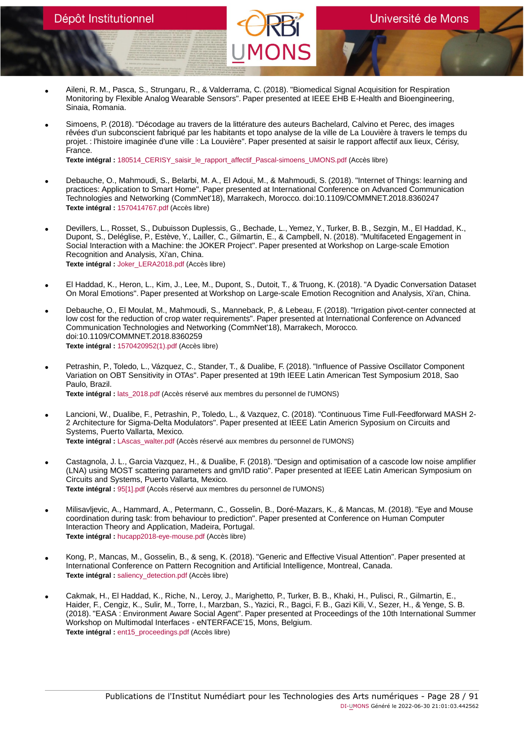- Aileni, R. M., Pasca, S., Strungaru, R., & Valderrama, C. (2018). "Biomedical Signal Acquisition for Respiration Monitoring by Flexible Analog Wearable Sensors". Paper presented at IEEE EHB E-Health and Bioengineering, Sinaia, Romania.

- Simoens, P. (2018). "Décodage au travers de la littérature des auteurs Bachelard, Calvino et Perec, des images rêvées d'un subconscient fabriqué par les habitants et topo analyse de la ville de La Louvière à travers le temps du projet. : l'histoire imaginée d'une ville : La Louvière". Paper presented at saisir le rapport affectif aux lieux, Cérisy, France.
  **Texte intégral :** 180514_CERISY_saisir_le_rapport_affectif_Pascal-simoens_UMONS.pdf (Accès libre)

- Debauche, O., Mahmoudi, S., Belarbi, M. A., El Adoui, M., & Mahmoudi, S. (2018). "Internet of Things: learning and practices: Application to Smart Home". Paper presented at International Conference on Advanced Communication Technologies and Networking (CommNet'18), Marrakech, Morocco. doi:10.1109/COMMNET.2018.8360247
  **Texte intégral :** 1570414767.pdf (Accès libre)

- Devillers, L., Rosset, S., Dubuisson Duplessis, G., Bechade, L., Yemez, Y., Turker, B. B., Sezgin, M., El Haddad, K., Dupont, S., Deléglise, P., Estève, Y., Lailler, C., Gilmartin, E., & Campbell, N. (2018). "Multifaceted Engagement in Social Interaction with a Machine: the JOKER Project". Paper presented at Workshop on Large-scale Emotion Recognition and Analysis, Xi'an, China.
  **Texte intégral :** Joker_LERA2018.pdf (Accès libre)

- El Haddad, K., Heron, L., Kim, J., Lee, M., Dupont, S., Dutoit, T., & Truong, K. (2018). "A Dyadic Conversation Dataset On Moral Emotions". Paper presented at Workshop on Large-scale Emotion Recognition and Analysis, Xi'an, China.

- Debauche, O., El Moulat, M., Mahmoudi, S., Manneback, P., & Lebeau, F. (2018). "Irrigation pivot-center connected at low cost for the reduction of crop water requirements". Paper presented at International Conference on Advanced Communication Technologies and Networking (CommNet'18), Marrakech, Morocco. doi:10.1109/COMMNET.2018.8360259
  **Texte intégral :** 1570420952(1).pdf (Accès libre)

- Petrashin, P., Toledo, L., Vázquez, C., Stander, T., & Dualibe, F. (2018). "Influence of Passive Oscillator Component Variation on OBT Sensitivity in OTAs". Paper presented at 19th IEEE Latin American Test Symposium 2018, Sao Paulo, Brazil.
  **Texte intégral :** lats_2018.pdf (Accès réservé aux membres du personnel de l'UMONS)

- Lancioni, W., Dualibe, F., Petrashin, P., Toledo, L., & Vazquez, C. (2018). "Continuous Time Full-Feedforward MASH 2-2 Architecture for Sigma-Delta Modulators". Paper presented at IEEE Latin Americn Syposium on Circuits and Systems, Puerto Vallarta, Mexico.
  **Texte intégral :** LAscas_walter.pdf (Accès réservé aux membres du personnel de l'UMONS)

- Castagnola, J. L., Garcia Vazquez, H., & Dualibe, F. (2018). "Design and optimisation of a cascode low noise amplifier (LNA) using MOST scattering parameters and gm/ID ratio". Paper presented at IEEE Latin American Symposium on Circuits and Systems, Puerto Vallarta, Mexico.
  **Texte intégral :** 95[1].pdf (Accès réservé aux membres du personnel de l'UMONS)

- Milisavljevic, A., Hammard, A., Petermann, C., Gosselin, B., Doré-Mazars, K., & Mancas, M. (2018). "Eye and Mouse coordination during task: from behaviour to prediction". Paper presented at Conference on Human Computer Interaction Theory and Application, Madeira, Portugal.
  **Texte intégral :** hucapp2018-eye-mouse.pdf (Accès libre)

- Kong, P., Mancas, M., Gosselin, B., & seng, K. (2018). "Generic and Effective Visual Attention". Paper presented at International Conference on Pattern Recognition and Artificial Intelligence, Montreal, Canada.
  **Texte intégral :** saliency_detection.pdf (Accès libre)

- Cakmak, H., El Haddad, K., Riche, N., Leroy, J., Marighetto, P., Turker, B. B., Khaki, H., Pulisci, R., Gilmartin, E., Haider, F., Cengiz, K., Sulir, M., Torre, I., Marzban, S., Yazici, R., Bagci, F. B., Gazi Kili, V., Sezer, H., & Yenge, S. B. (2018). "EASA : Environment Aware Social Agent". Paper presented at Proceedings of the 10th International Summer Workshop on Multimodal Interfaces - eNTERFACE'15, Mons, Belgium.
  **Texte intégral :** ent15_proceedings.pdf (Accès libre)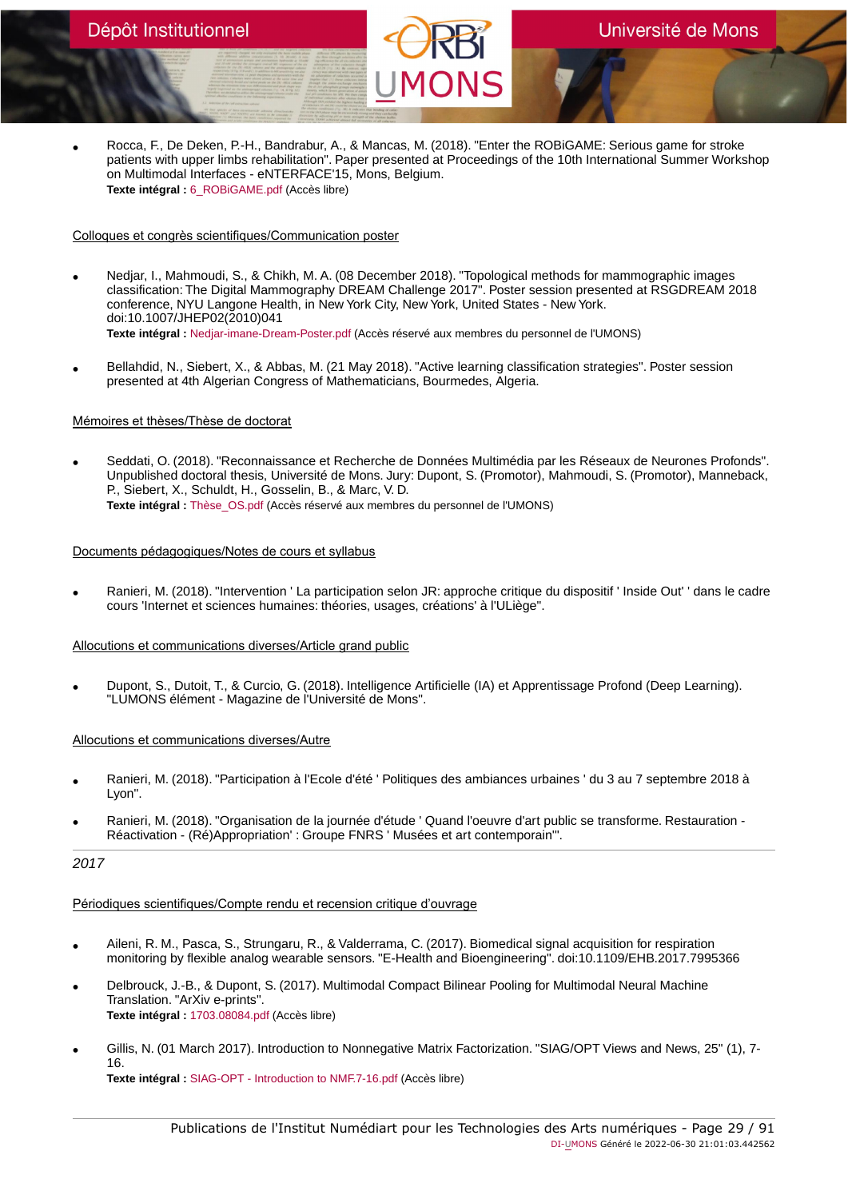- Rocca, F., De Deken, P.-H., Bandrabur, A., & Mancas, M. (2018). "Enter the ROBiGAME: Serious game for stroke patients with upper limbs rehabilitation". Paper presented at Proceedings of the 10th International Summer Workshop on Multimodal Interfaces - eNTERFACE'15, Mons, Belgium.
  **Texte intégral :** 6_ROBiGAME.pdf (Accès libre)

Colloques et congrès scientifiques/Communication poster

- Nedjar, I., Mahmoudi, S., & Chikh, M. A. (08 December 2018). "Topological methods for mammographic images classification: The Digital Mammography DREAM Challenge 2017". Poster session presented at RSGDREAM 2018 conference, NYU Langone Health, in New York City, New York, United States - New York. doi:10.1007/JHEP02(2010)041
  **Texte intégral :** Nedjar-imane-Dream-Poster.pdf (Accès réservé aux membres du personnel de l'UMONS)

- Bellahdid, N., Siebert, X., & Abbas, M. (21 May 2018). "Active learning classification strategies". Poster session presented at 4th Algerian Congress of Mathematicians, Bourmedes, Algeria.

Mémoires et thèses/Thèse de doctorat

- Seddati, O. (2018). "Reconnaissance et Recherche de Données Multimédia par les Réseaux de Neurones Profonds". Unpublished doctoral thesis, Université de Mons. Jury: Dupont, S. (Promotor), Mahmoudi, S. (Promotor), Manneback, P., Siebert, X., Schuldt, H., Gosselin, B., & Marc, V. D.
  **Texte intégral :** Thèse_OS.pdf (Accès réservé aux membres du personnel de l'UMONS)

Documents pédagogiques/Notes de cours et syllabus

- Ranieri, M. (2018). "Intervention ' La participation selon JR: approche critique du dispositif ' Inside Out' ' dans le cadre cours 'Internet et sciences humaines: théories, usages, créations' à l'ULiège".

Allocutions et communications diverses/Article grand public

- Dupont, S., Dutoit, T., & Curcio, G. (2018). Intelligence Artificielle (IA) et Apprentissage Profond (Deep Learning). "LUMONS élément - Magazine de l'Université de Mons".

Allocutions et communications diverses/Autre

- Ranieri, M. (2018). "Participation à l'Ecole d'été ' Politiques des ambiances urbaines ' du 3 au 7 septembre 2018 à Lyon".

- Ranieri, M. (2018). "Organisation de la journée d'étude ' Quand l'oeuvre d'art public se transforme. Restauration - Réactivation - (Ré)Appropriation' : Groupe FNRS ' Musées et art contemporain'".

---

*2017*

Périodiques scientifiques/Compte rendu et recension critique d'ouvrage

- Aileni, R. M., Pasca, S., Strungaru, R., & Valderrama, C. (2017). Biomedical signal acquisition for respiration monitoring by flexible analog wearable sensors. "E-Health and Bioengineering". doi:10.1109/EHB.2017.7995366

- Delbrouck, J.-B., & Dupont, S. (2017). Multimodal Compact Bilinear Pooling for Multimodal Neural Machine Translation. "ArXiv e-prints".
  **Texte intégral :** 1703.08084.pdf (Accès libre)

- Gillis, N. (01 March 2017). Introduction to Nonnegative Matrix Factorization. "SIAG/OPT Views and News, 25" (1), 7-16.
  **Texte intégral :** SIAG-OPT - Introduction to NMF.7-16.pdf (Accès libre)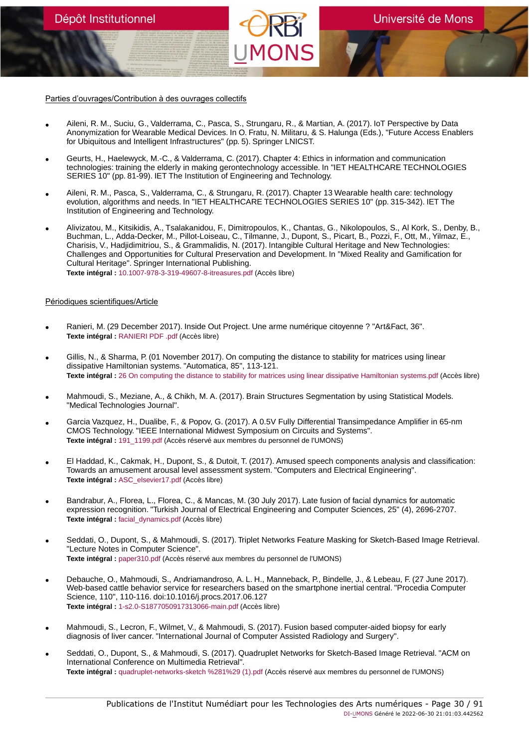Parties d'ouvrages/Contribution à des ouvrages collectifs

- Aileni, R. M., Suciu, G., Valderrama, C., Pasca, S., Strungaru, R., & Martian, A. (2017). IoT Perspective by Data Anonymization for Wearable Medical Devices. In O. Fratu, N. Militaru, & S. Halunga (Eds.), "Future Access Enablers for Ubiquitous and Intelligent Infrastructures" (pp. 5). Springer LNICST.

- Geurts, H., Haelewyck, M.-C., & Valderrama, C. (2017). Chapter 4: Ethics in information and communication technologies: training the elderly in making gerontechnology accessible. In "IET HEALTHCARE TECHNOLOGIES SERIES 10" (pp. 81-99). IET The Institution of Engineering and Technology.

- Aileni, R. M., Pasca, S., Valderrama, C., & Strungaru, R. (2017). Chapter 13 Wearable health care: technology evolution, algorithms and needs. In "IET HEALTHCARE TECHNOLOGIES SERIES 10" (pp. 315-342). IET The Institution of Engineering and Technology.

- Alivizatou, M., Kitsikidis, A., Tsalakanidou, F., Dimitropoulos, K., Chantas, G., Nikolopoulos, S., Al Kork, S., Denby, B., Buchman, L., Adda-Decker, M., Pillot-Loiseau, C., Tilmanne, J., Dupont, S., Picart, B., Pozzi, F., Ott, M., Yilmaz, E., Charisis, V., Hadjidimitriou, S., & Grammalidis, N. (2017). Intangible Cultural Heritage and New Technologies: Challenges and Opportunities for Cultural Preservation and Development. In "Mixed Reality and Gamification for Cultural Heritage". Springer International Publishing.
  **Texte intégral :** 10.1007-978-3-319-49607-8-itreasures.pdf (Accès libre)

Périodiques scientifiques/Article

- Ranieri, M. (29 December 2017). Inside Out Project. Une arme numérique citoyenne ? "Art&Fact, 36".
  **Texte intégral :** RANIERI PDF .pdf (Accès libre)

- Gillis, N., & Sharma, P. (01 November 2017). On computing the distance to stability for matrices using linear dissipative Hamiltonian systems. "Automatica, 85", 113-121.
  **Texte intégral :** 26 On computing the distance to stability for matrices using linear dissipative Hamiltonian systems.pdf (Accès libre)

- Mahmoudi, S., Meziane, A., & Chikh, M. A. (2017). Brain Structures Segmentation by using Statistical Models. "Medical Technologies Journal".

- Garcia Vazquez, H., Dualibe, F., & Popov, G. (2017). A 0.5V Fully Differential Transimpedance Amplifier in 65-nm CMOS Technology. "IEEE International Midwest Symposium on Circuits and Systems".
  **Texte intégral :** 191_1199.pdf (Accès réservé aux membres du personnel de l'UMONS)

- El Haddad, K., Cakmak, H., Dupont, S., & Dutoit, T. (2017). Amused speech components analysis and classification: Towards an amusement arousal level assessment system. "Computers and Electrical Engineering".
  **Texte intégral :** ASC_elsevier17.pdf (Accès libre)

- Bandrabur, A., Florea, L., Florea, C., & Mancas, M. (30 July 2017). Late fusion of facial dynamics for automatic expression recognition. "Turkish Journal of Electrical Engineering and Computer Sciences, 25" (4), 2696-2707.
  **Texte intégral :** facial_dynamics.pdf (Accès libre)

- Seddati, O., Dupont, S., & Mahmoudi, S. (2017). Triplet Networks Feature Masking for Sketch-Based Image Retrieval. "Lecture Notes in Computer Science".
  **Texte intégral :** paper310.pdf (Accès réservé aux membres du personnel de l'UMONS)

- Debauche, O., Mahmoudi, S., Andriamandroso, A. L. H., Manneback, P., Bindelle, J., & Lebeau, F. (27 June 2017). Web-based cattle behavior service for researchers based on the smartphone inertial central. "Procedia Computer Science, 110", 110-116. doi:10.1016/j.procs.2017.06.127
  **Texte intégral :** 1-s2.0-S1877050917313066-main.pdf (Accès libre)

- Mahmoudi, S., Lecron, F., Wilmet, V., & Mahmoudi, S. (2017). Fusion based computer-aided biopsy for early diagnosis of liver cancer. "International Journal of Computer Assisted Radiology and Surgery".

- Seddati, O., Dupont, S., & Mahmoudi, S. (2017). Quadruplet Networks for Sketch-Based Image Retrieval. "ACM on International Conference on Multimedia Retrieval".
  **Texte intégral :** quadruplet-networks-sketch %281%29 (1).pdf (Accès réservé aux membres du personnel de l'UMONS)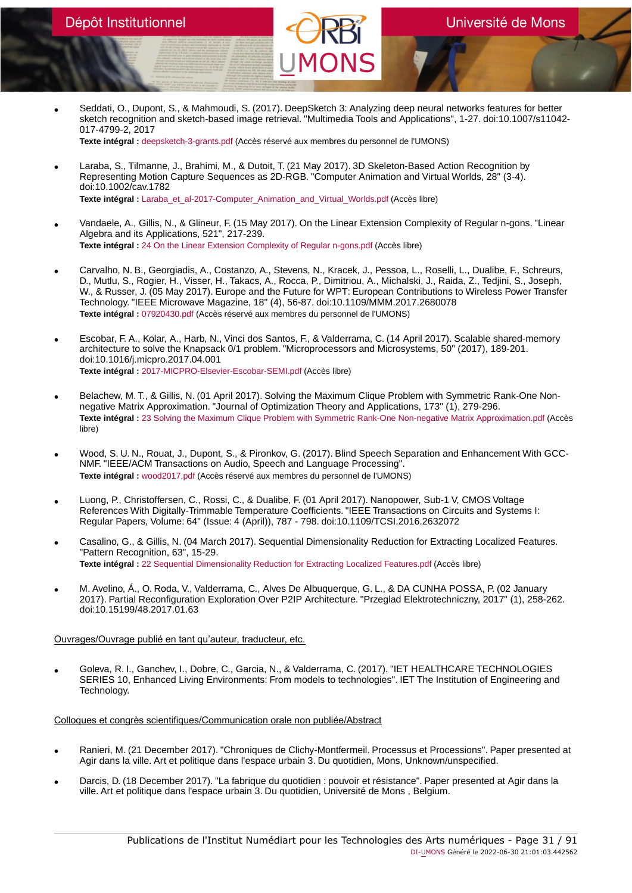- Seddati, O., Dupont, S., & Mahmoudi, S. (2017). DeepSketch 3: Analyzing deep neural networks features for better sketch recognition and sketch-based image retrieval. "Multimedia Tools and Applications", 1-27. doi:10.1007/s11042-017-4799-2, 2017
  **Texte intégral :** deepsketch-3-grants.pdf (Accès réservé aux membres du personnel de l'UMONS)

- Laraba, S., Tilmanne, J., Brahimi, M., & Dutoit, T. (21 May 2017). 3D Skeleton-Based Action Recognition by Representing Motion Capture Sequences as 2D-RGB. "Computer Animation and Virtual Worlds, 28" (3-4). doi:10.1002/cav.1782
  **Texte intégral :** Laraba_et_al-2017-Computer_Animation_and_Virtual_Worlds.pdf (Accès libre)

- Vandaele, A., Gillis, N., & Glineur, F. (15 May 2017). On the Linear Extension Complexity of Regular n-gons. "Linear Algebra and its Applications, 521", 217-239.
  **Texte intégral :** 24 On the Linear Extension Complexity of Regular n-gons.pdf (Accès libre)

- Carvalho, N. B., Georgiadis, A., Costanzo, A., Stevens, N., Kracek, J., Pessoa, L., Roselli, L., Dualibe, F., Schreurs, D., Mutlu, S., Rogier, H., Visser, H., Takacs, A., Rocca, P., Dimitriou, A., Michalski, J., Raida, Z., Tedjini, S., Joseph, W., & Russer, J. (05 May 2017). Europe and the Future for WPT: European Contributions to Wireless Power Transfer Technology. "IEEE Microwave Magazine, 18" (4), 56-87. doi:10.1109/MMM.2017.2680078
  **Texte intégral :** 07920430.pdf (Accès réservé aux membres du personnel de l'UMONS)

- Escobar, F. A., Kolar, A., Harb, N., Vinci dos Santos, F., & Valderrama, C. (14 April 2017). Scalable shared-memory architecture to solve the Knapsack 0/1 problem. "Microprocessors and Microsystems, 50" (2017), 189-201. doi:10.1016/j.micpro.2017.04.001
  **Texte intégral :** 2017-MICPRO-Elsevier-Escobar-SEMI.pdf (Accès libre)

- Belachew, M. T., & Gillis, N. (01 April 2017). Solving the Maximum Clique Problem with Symmetric Rank-One Non-negative Matrix Approximation. "Journal of Optimization Theory and Applications, 173" (1), 279-296.
  **Texte intégral :** 23 Solving the Maximum Clique Problem with Symmetric Rank-One Non-negative Matrix Approximation.pdf (Accès libre)

- Wood, S. U. N., Rouat, J., Dupont, S., & Pironkov, G. (2017). Blind Speech Separation and Enhancement With GCC-NMF. "IEEE/ACM Transactions on Audio, Speech and Language Processing".
  **Texte intégral :** wood2017.pdf (Accès réservé aux membres du personnel de l'UMONS)

- Luong, P., Christoffersen, C., Rossi, C., & Dualibe, F. (01 April 2017). Nanopower, Sub-1 V, CMOS Voltage References With Digitally-Trimmable Temperature Coefficients. "IEEE Transactions on Circuits and Systems I: Regular Papers, Volume: 64" (Issue: 4 (April)), 787 - 798. doi:10.1109/TCSI.2016.2632072

- Casalino, G., & Gillis, N. (04 March 2017). Sequential Dimensionality Reduction for Extracting Localized Features. "Pattern Recognition, 63", 15-29.
  **Texte intégral :** 22 Sequential Dimensionality Reduction for Extracting Localized Features.pdf (Accès libre)

- M. Avelino, Á., O. Roda, V., Valderrama, C., Alves De Albuquerque, G. L., & DA CUNHA POSSA, P. (02 January 2017). Partial Reconfiguration Exploration Over P2IP Architecture. "Przeglad Elektrotechniczny, 2017" (1), 258-262. doi:10.15199/48.2017.01.63

Ouvrages/Ouvrage publié en tant qu'auteur, traducteur, etc.

- Goleva, R. I., Ganchev, I., Dobre, C., Garcia, N., & Valderrama, C. (2017). "IET HEALTHCARE TECHNOLOGIES SERIES 10, Enhanced Living Environments: From models to technologies". IET The Institution of Engineering and Technology.

Colloques et congrès scientifiques/Communication orale non publiée/Abstract

- Ranieri, M. (21 December 2017). "Chroniques de Clichy-Montfermeil. Processus et Processions". Paper presented at Agir dans la ville. Art et politique dans l'espace urbain 3. Du quotidien, Mons, Unknown/unspecified.

- Darcis, D. (18 December 2017). "La fabrique du quotidien : pouvoir et résistance". Paper presented at Agir dans la ville. Art et politique dans l'espace urbain 3. Du quotidien, Université de Mons , Belgium.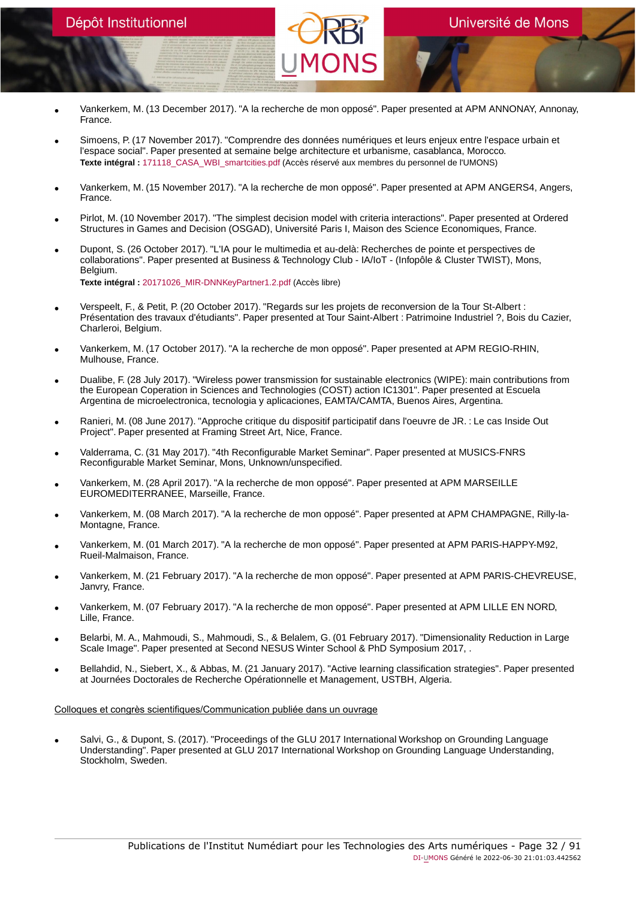- Vankerkem, M. (13 December 2017). "A la recherche de mon opposé". Paper presented at APM ANNONAY, Annonay, France.

- Simoens, P. (17 November 2017). "Comprendre des données numériques et leurs enjeux entre l'espace urbain et l'espace social". Paper presented at semaine belge architecture et urbanisme, casablanca, Morocco.
  **Texte intégral :** 171118_CASA_WBI_smartcities.pdf (Accès réservé aux membres du personnel de l'UMONS)

- Vankerkem, M. (15 November 2017). "A la recherche de mon opposé". Paper presented at APM ANGERS4, Angers, France.

- Pirlot, M. (10 November 2017). "The simplest decision model with criteria interactions". Paper presented at Ordered Structures in Games and Decision (OSGAD), Université Paris I, Maison des Science Economiques, France.

- Dupont, S. (26 October 2017). "L'IA pour le multimedia et au-delà: Recherches de pointe et perspectives de collaborations". Paper presented at Business & Technology Club - IA/IoT - (Infopôle & Cluster TWIST), Mons, Belgium.
  **Texte intégral :** 20171026_MIR-DNNKeyPartner1.2.pdf (Accès libre)

- Verspeelt, F., & Petit, P. (20 October 2017). "Regards sur les projets de reconversion de la Tour St-Albert : Présentation des travaux d'étudiants". Paper presented at Tour Saint-Albert : Patrimoine Industriel ?, Bois du Cazier, Charleroi, Belgium.

- Vankerkem, M. (17 October 2017). "A la recherche de mon opposé". Paper presented at APM REGIO-RHIN, Mulhouse, France.

- Dualibe, F. (28 July 2017). "Wireless power transmission for sustainable electronics (WIPE): main contributions from the European Coperation in Sciences and Technologies (COST) action IC1301". Paper presented at Escuela Argentina de microelectronica, tecnologia y aplicaciones, EAMTA/CAMTA, Buenos Aires, Argentina.

- Ranieri, M. (08 June 2017). "Approche critique du dispositif participatif dans l'oeuvre de JR. : Le cas Inside Out Project". Paper presented at Framing Street Art, Nice, France.

- Valderrama, C. (31 May 2017). "4th Reconfigurable Market Seminar". Paper presented at MUSICS-FNRS Reconfigurable Market Seminar, Mons, Unknown/unspecified.

- Vankerkem, M. (28 April 2017). "A la recherche de mon opposé". Paper presented at APM MARSEILLE EUROMEDITERRANEE, Marseille, France.

- Vankerkem, M. (08 March 2017). "A la recherche de mon opposé". Paper presented at APM CHAMPAGNE, Rilly-la-Montagne, France.

- Vankerkem, M. (01 March 2017). "A la recherche de mon opposé". Paper presented at APM PARIS-HAPPY-M92, Rueil-Malmaison, France.

- Vankerkem, M. (21 February 2017). "A la recherche de mon opposé". Paper presented at APM PARIS-CHEVREUSE, Janvry, France.

- Vankerkem, M. (07 February 2017). "A la recherche de mon opposé". Paper presented at APM LILLE EN NORD, Lille, France.

- Belarbi, M. A., Mahmoudi, S., Mahmoudi, S., & Belalem, G. (01 February 2017). "Dimensionality Reduction in Large Scale Image". Paper presented at Second NESUS Winter School & PhD Symposium 2017, .

- Bellahdid, N., Siebert, X., & Abbas, M. (21 January 2017). "Active learning classification strategies". Paper presented at Journées Doctorales de Recherche Opérationnelle et Management, USTBH, Algeria.

Colloques et congrès scientifiques/Communication publiée dans un ouvrage

- Salvi, G., & Dupont, S. (2017). "Proceedings of the GLU 2017 International Workshop on Grounding Language Understanding". Paper presented at GLU 2017 International Workshop on Grounding Language Understanding, Stockholm, Sweden.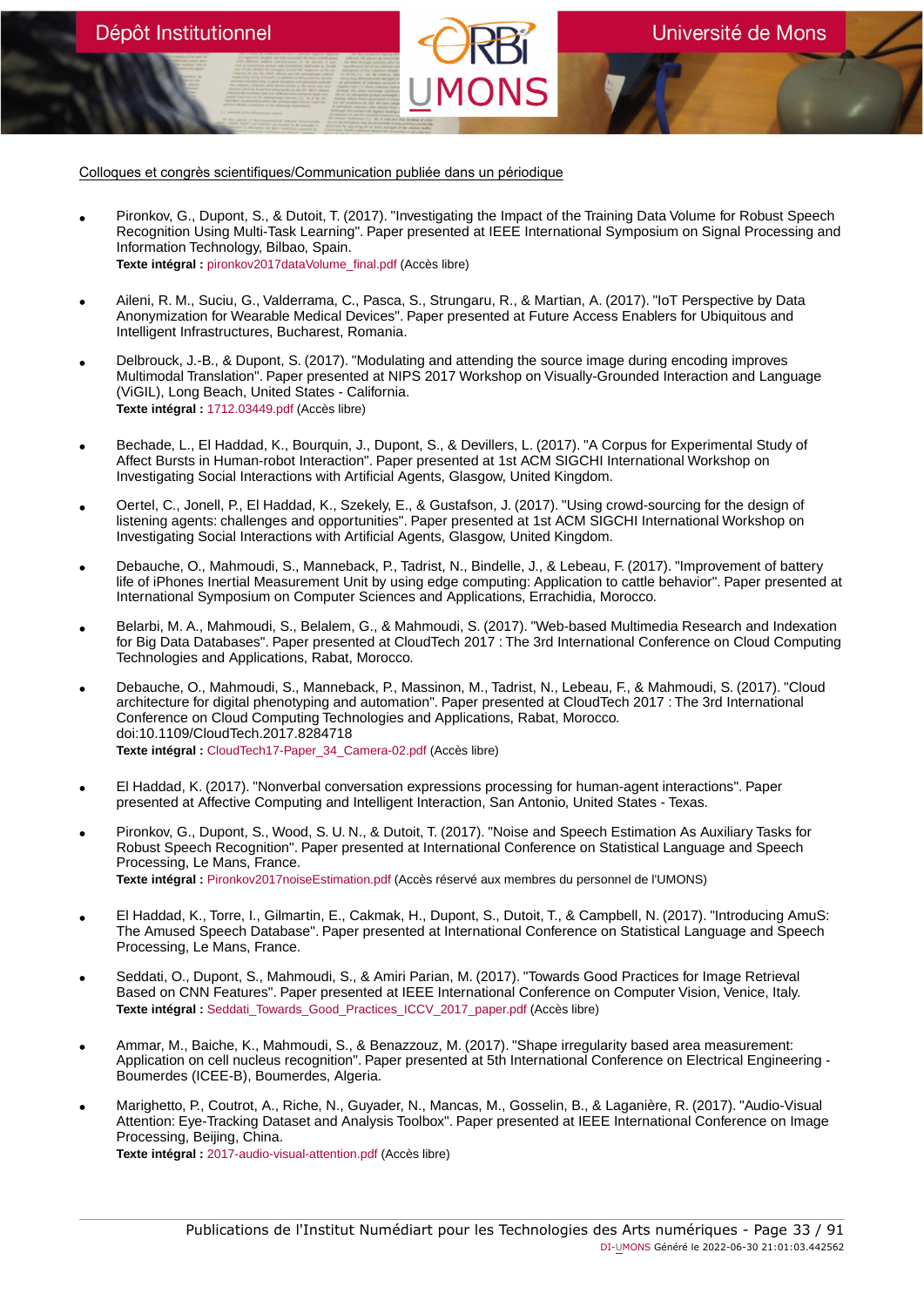Colloques et congrès scientifiques/Communication publiée dans un périodique

- Pironkov, G., Dupont, S., & Dutoit, T. (2017). "Investigating the Impact of the Training Data Volume for Robust Speech Recognition Using Multi-Task Learning". Paper presented at IEEE International Symposium on Signal Processing and Information Technology, Bilbao, Spain.
  **Texte intégral :** pironkov2017dataVolume_final.pdf (Accès libre)

- Aileni, R. M., Suciu, G., Valderrama, C., Pasca, S., Strungaru, R., & Martian, A. (2017). "IoT Perspective by Data Anonymization for Wearable Medical Devices". Paper presented at Future Access Enablers for Ubiquitous and Intelligent Infrastructures, Bucharest, Romania.

- Delbrouck, J.-B., & Dupont, S. (2017). "Modulating and attending the source image during encoding improves Multimodal Translation". Paper presented at NIPS 2017 Workshop on Visually-Grounded Interaction and Language (ViGIL), Long Beach, United States - California.
  **Texte intégral :** 1712.03449.pdf (Accès libre)

- Bechade, L., El Haddad, K., Bourquin, J., Dupont, S., & Devillers, L. (2017). "A Corpus for Experimental Study of Affect Bursts in Human-robot Interaction". Paper presented at 1st ACM SIGCHI International Workshop on Investigating Social Interactions with Artificial Agents, Glasgow, United Kingdom.

- Oertel, C., Jonell, P., El Haddad, K., Szekely, E., & Gustafson, J. (2017). "Using crowd-sourcing for the design of listening agents: challenges and opportunities". Paper presented at 1st ACM SIGCHI International Workshop on Investigating Social Interactions with Artificial Agents, Glasgow, United Kingdom.

- Debauche, O., Mahmoudi, S., Manneback, P., Tadrist, N., Bindelle, J., & Lebeau, F. (2017). "Improvement of battery life of iPhones Inertial Measurement Unit by using edge computing: Application to cattle behavior". Paper presented at International Symposium on Computer Sciences and Applications, Errachidia, Morocco.

- Belarbi, M. A., Mahmoudi, S., Belalem, G., & Mahmoudi, S. (2017). "Web-based Multimedia Research and Indexation for Big Data Databases". Paper presented at CloudTech 2017 : The 3rd International Conference on Cloud Computing Technologies and Applications, Rabat, Morocco.

- Debauche, O., Mahmoudi, S., Manneback, P., Massinon, M., Tadrist, N., Lebeau, F., & Mahmoudi, S. (2017). "Cloud architecture for digital phenotyping and automation". Paper presented at CloudTech 2017 : The 3rd International Conference on Cloud Computing Technologies and Applications, Rabat, Morocco. doi:10.1109/CloudTech.2017.8284718
  **Texte intégral :** CloudTech17-Paper_34_Camera-02.pdf (Accès libre)

- El Haddad, K. (2017). "Nonverbal conversation expressions processing for human-agent interactions". Paper presented at Affective Computing and Intelligent Interaction, San Antonio, United States - Texas.

- Pironkov, G., Dupont, S., Wood, S. U. N., & Dutoit, T. (2017). "Noise and Speech Estimation As Auxiliary Tasks for Robust Speech Recognition". Paper presented at International Conference on Statistical Language and Speech Processing, Le Mans, France.
  **Texte intégral :** Pironkov2017noiseEstimation.pdf (Accès réservé aux membres du personnel de l'UMONS)

- El Haddad, K., Torre, I., Gilmartin, E., Cakmak, H., Dupont, S., Dutoit, T., & Campbell, N. (2017). "Introducing AmuS: The Amused Speech Database". Paper presented at International Conference on Statistical Language and Speech Processing, Le Mans, France.

- Seddati, O., Dupont, S., Mahmoudi, S., & Amiri Parian, M. (2017). "Towards Good Practices for Image Retrieval Based on CNN Features". Paper presented at IEEE International Conference on Computer Vision, Venice, Italy.
  **Texte intégral :** Seddati_Towards_Good_Practices_ICCV_2017_paper.pdf (Accès libre)

- Ammar, M., Baiche, K., Mahmoudi, S., & Benazzouz, M. (2017). "Shape irregularity based area measurement: Application on cell nucleus recognition". Paper presented at 5th International Conference on Electrical Engineering - Boumerdes (ICEE-B), Boumerdes, Algeria.

- Marighetto, P., Coutrot, A., Riche, N., Guyader, N., Mancas, M., Gosselin, B., & Laganière, R. (2017). "Audio-Visual Attention: Eye-Tracking Dataset and Analysis Toolbox". Paper presented at IEEE International Conference on Image Processing, Beijing, China.
  **Texte intégral :** 2017-audio-visual-attention.pdf (Accès libre)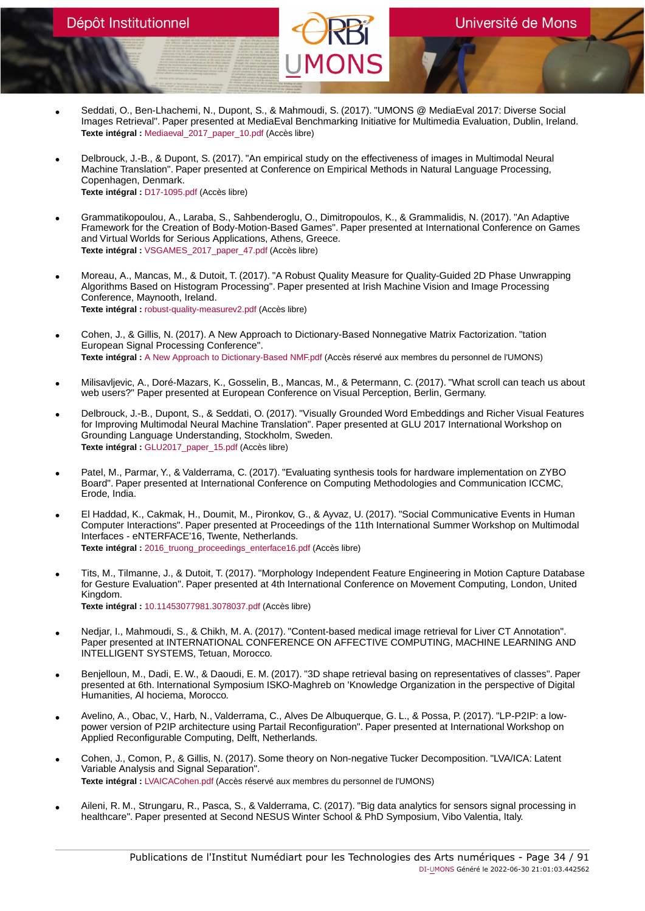- Seddati, O., Ben-Lhachemi, N., Dupont, S., & Mahmoudi, S. (2017). "UMONS @ MediaEval 2017: Diverse Social Images Retrieval". Paper presented at MediaEval Benchmarking Initiative for Multimedia Evaluation, Dublin, Ireland.
  **Texte intégral :** Mediaeval_2017_paper_10.pdf (Accès libre)

- Delbrouck, J.-B., & Dupont, S. (2017). "An empirical study on the effectiveness of images in Multimodal Neural Machine Translation". Paper presented at Conference on Empirical Methods in Natural Language Processing, Copenhagen, Denmark.
  **Texte intégral :** D17-1095.pdf (Accès libre)

- Grammatikopoulou, A., Laraba, S., Sahbenderoglu, O., Dimitropoulos, K., & Grammalidis, N. (2017). "An Adaptive Framework for the Creation of Body-Motion-Based Games". Paper presented at International Conference on Games and Virtual Worlds for Serious Applications, Athens, Greece.
  **Texte intégral :** VSGAMES_2017_paper_47.pdf (Accès libre)

- Moreau, A., Mancas, M., & Dutoit, T. (2017). "A Robust Quality Measure for Quality-Guided 2D Phase Unwrapping Algorithms Based on Histogram Processing". Paper presented at Irish Machine Vision and Image Processing Conference, Maynooth, Ireland.
  **Texte intégral :** robust-quality-measurev2.pdf (Accès libre)

- Cohen, J., & Gillis, N. (2017). A New Approach to Dictionary-Based Nonnegative Matrix Factorization. "tation European Signal Processing Conference".
  **Texte intégral :** A New Approach to Dictionary-Based NMF.pdf (Accès réservé aux membres du personnel de l'UMONS)

- Milisavljevic, A., Doré-Mazars, K., Gosselin, B., Mancas, M., & Petermann, C. (2017). "What scroll can teach us about web users?" Paper presented at European Conference on Visual Perception, Berlin, Germany.

- Delbrouck, J.-B., Dupont, S., & Seddati, O. (2017). "Visually Grounded Word Embeddings and Richer Visual Features for Improving Multimodal Neural Machine Translation". Paper presented at GLU 2017 International Workshop on Grounding Language Understanding, Stockholm, Sweden.
  **Texte intégral :** GLU2017_paper_15.pdf (Accès libre)

- Patel, M., Parmar, Y., & Valderrama, C. (2017). "Evaluating synthesis tools for hardware implementation on ZYBO Board". Paper presented at International Conference on Computing Methodologies and Communication ICCMC, Erode, India.

- El Haddad, K., Cakmak, H., Doumit, M., Pironkov, G., & Ayvaz, U. (2017). "Social Communicative Events in Human Computer Interactions". Paper presented at Proceedings of the 11th International Summer Workshop on Multimodal Interfaces - eNTERFACE'16, Twente, Netherlands.
  **Texte intégral :** 2016_truong_proceedings_enterface16.pdf (Accès libre)

- Tits, M., Tilmanne, J., & Dutoit, T. (2017). "Morphology Independent Feature Engineering in Motion Capture Database for Gesture Evaluation". Paper presented at 4th International Conference on Movement Computing, London, United Kingdom.
  **Texte intégral :** 10.11453077981.3078037.pdf (Accès libre)

- Nedjar, I., Mahmoudi, S., & Chikh, M. A. (2017). "Content-based medical image retrieval for Liver CT Annotation". Paper presented at INTERNATIONAL CONFERENCE ON AFFECTIVE COMPUTING, MACHINE LEARNING AND INTELLIGENT SYSTEMS, Tetuan, Morocco.

- Benjelloun, M., Dadi, E. W., & Daoudi, E. M. (2017). "3D shape retrieval basing on representatives of classes". Paper presented at 6th. International Symposium ISKO-Maghreb on 'Knowledge Organization in the perspective of Digital Humanities, Al hociema, Morocco.

- Avelino, A., Obac, V., Harb, N., Valderrama, C., Alves De Albuquerque, G. L., & Possa, P. (2017). "LP-P2IP: a low-power version of P2IP architecture using Partail Reconfiguration". Paper presented at International Workshop on Applied Reconfigurable Computing, Delft, Netherlands.

- Cohen, J., Comon, P., & Gillis, N. (2017). Some theory on Non-negative Tucker Decomposition. "LVA/ICA: Latent Variable Analysis and Signal Separation".
  **Texte intégral :** LVAICACohen.pdf (Accès réservé aux membres du personnel de l'UMONS)

- Aileni, R. M., Strungaru, R., Pasca, S., & Valderrama, C. (2017). "Big data analytics for sensors signal processing in healthcare". Paper presented at Second NESUS Winter School & PhD Symposium, Vibo Valentia, Italy.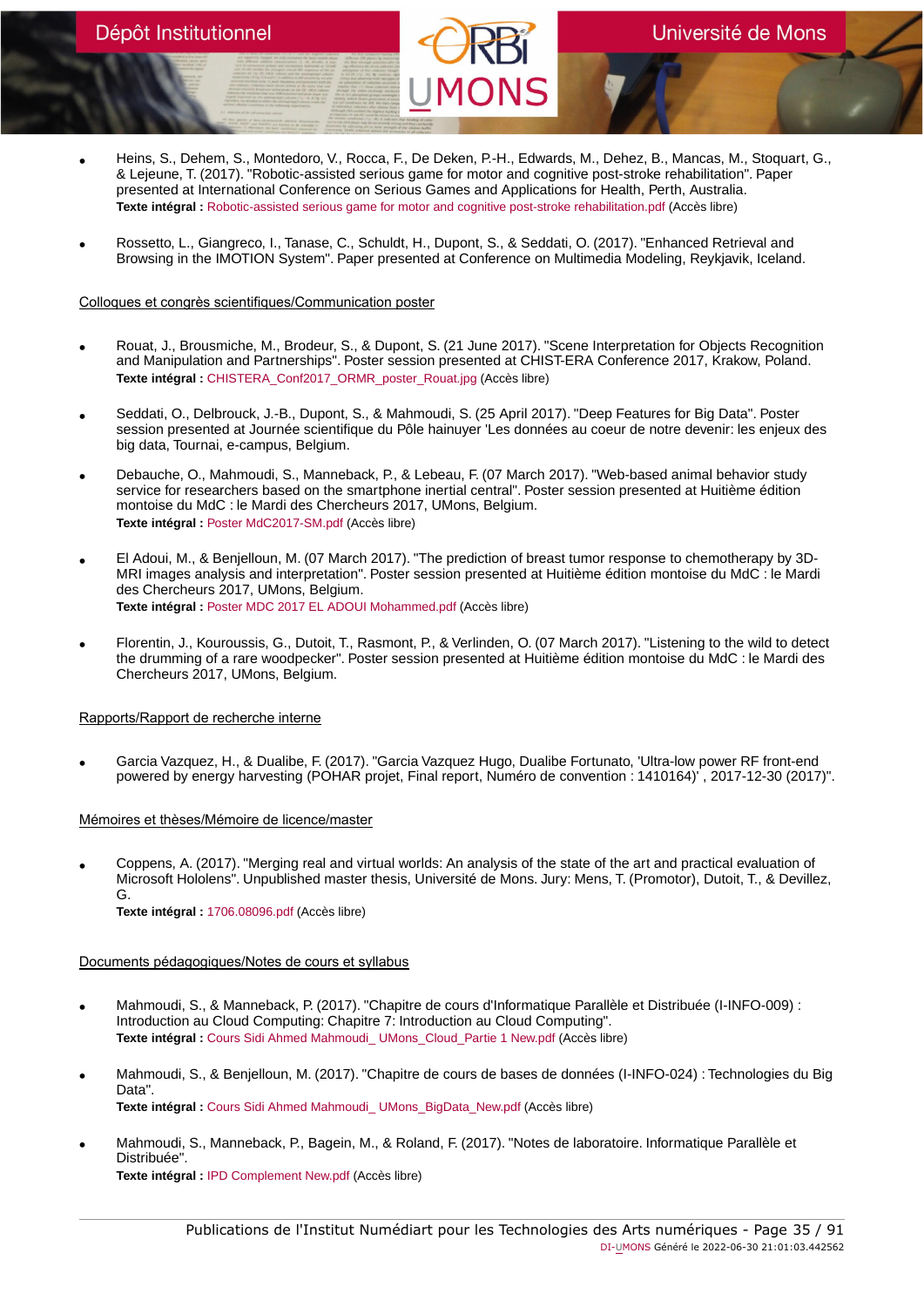- Heins, S., Dehem, S., Montedoro, V., Rocca, F., De Deken, P.-H., Edwards, M., Dehez, B., Mancas, M., Stoquart, G., & Lejeune, T. (2017). "Robotic-assisted serious game for motor and cognitive post-stroke rehabilitation". Paper presented at International Conference on Serious Games and Applications for Health, Perth, Australia.
  **Texte intégral :** Robotic-assisted serious game for motor and cognitive post-stroke rehabilitation.pdf (Accès libre)

- Rossetto, L., Giangreco, I., Tanase, C., Schuldt, H., Dupont, S., & Seddati, O. (2017). "Enhanced Retrieval and Browsing in the IMOTION System". Paper presented at Conference on Multimedia Modeling, Reykjavik, Iceland.

Colloques et congrès scientifiques/Communication poster

- Rouat, J., Brousmiche, M., Brodeur, S., & Dupont, S. (21 June 2017). "Scene Interpretation for Objects Recognition and Manipulation and Partnerships". Poster session presented at CHIST-ERA Conference 2017, Krakow, Poland.
  **Texte intégral :** CHISTERA_Conf2017_ORMR_poster_Rouat.jpg (Accès libre)

- Seddati, O., Delbrouck, J.-B., Dupont, S., & Mahmoudi, S. (25 April 2017). "Deep Features for Big Data". Poster session presented at Journée scientifique du Pôle hainuyer 'Les données au coeur de notre devenir: les enjeux des big data, Tournai, e-campus, Belgium.

- Debauche, O., Mahmoudi, S., Manneback, P., & Lebeau, F. (07 March 2017). "Web-based animal behavior study service for researchers based on the smartphone inertial central". Poster session presented at Huitième édition montoise du MdC : le Mardi des Chercheurs 2017, UMons, Belgium.
  **Texte intégral :** Poster MdC2017-SM.pdf (Accès libre)

- El Adoui, M., & Benjelloun, M. (07 March 2017). "The prediction of breast tumor response to chemotherapy by 3D-MRI images analysis and interpretation". Poster session presented at Huitième édition montoise du MdC : le Mardi des Chercheurs 2017, UMons, Belgium.
  **Texte intégral :** Poster MDC 2017 EL ADOUI Mohammed.pdf (Accès libre)

- Florentin, J., Kouroussis, G., Dutoit, T., Rasmont, P., & Verlinden, O. (07 March 2017). "Listening to the wild to detect the drumming of a rare woodpecker". Poster session presented at Huitième édition montoise du MdC : le Mardi des Chercheurs 2017, UMons, Belgium.

Rapports/Rapport de recherche interne

- Garcia Vazquez, H., & Dualibe, F. (2017). "Garcia Vazquez Hugo, Dualibe Fortunato, 'Ultra-low power RF front-end powered by energy harvesting (POHAR projet, Final report, Numéro de convention : 1410164)' , 2017-12-30 (2017)".

Mémoires et thèses/Mémoire de licence/master

- Coppens, A. (2017). "Merging real and virtual worlds: An analysis of the state of the art and practical evaluation of Microsoft Hololens". Unpublished master thesis, Université de Mons. Jury: Mens, T. (Promotor), Dutoit, T., & Devillez, G.
  **Texte intégral :** 1706.08096.pdf (Accès libre)

Documents pédagogiques/Notes de cours et syllabus

- Mahmoudi, S., & Manneback, P. (2017). "Chapitre de cours d'Informatique Parallèle et Distribuée (I-INFO-009) : Introduction au Cloud Computing: Chapitre 7: Introduction au Cloud Computing".
  **Texte intégral :** Cours Sidi Ahmed Mahmoudi_ UMons_Cloud_Partie 1 New.pdf (Accès libre)

- Mahmoudi, S., & Benjelloun, M. (2017). "Chapitre de cours de bases de données (I-INFO-024) : Technologies du Big Data".
  **Texte intégral :** Cours Sidi Ahmed Mahmoudi_ UMons_BigData_New.pdf (Accès libre)

- Mahmoudi, S., Manneback, P., Bagein, M., & Roland, F. (2017). "Notes de laboratoire. Informatique Parallèle et Distribuée".
  **Texte intégral :** IPD Complement New.pdf (Accès libre)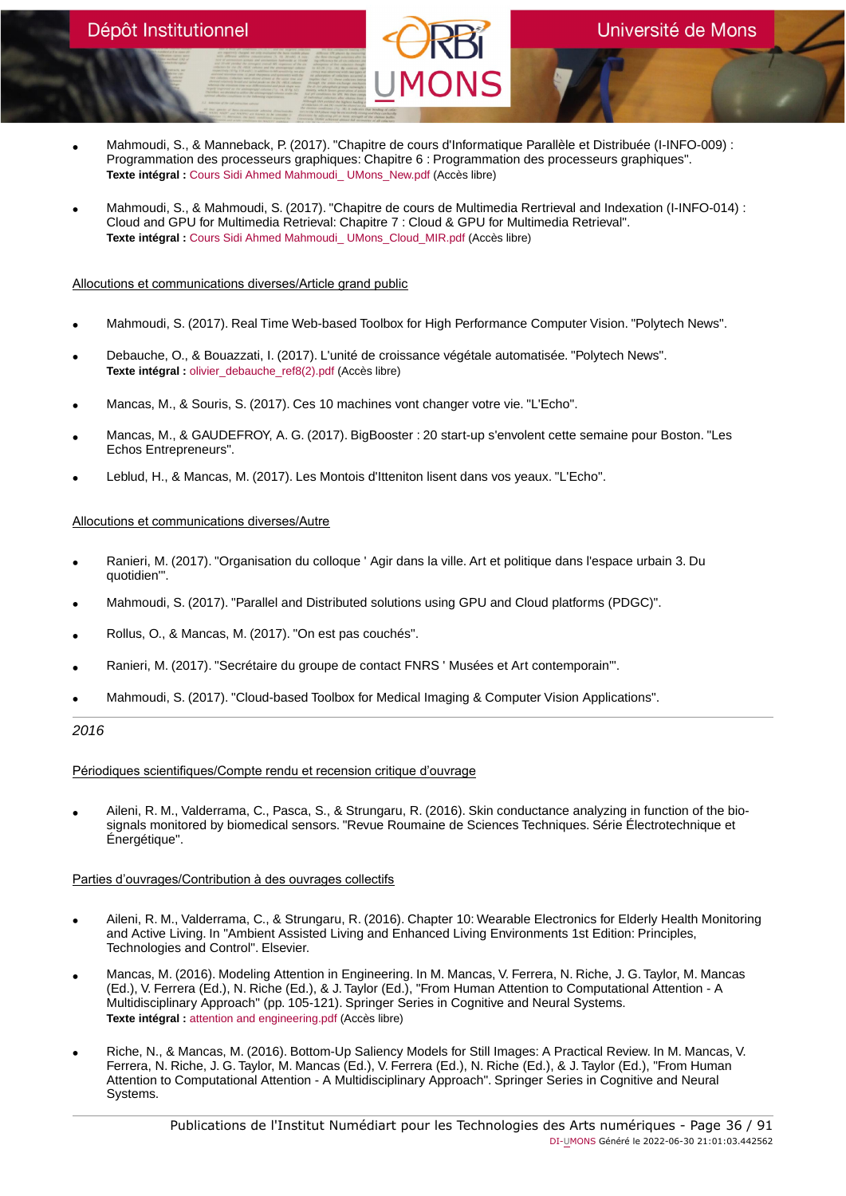- Mahmoudi, S., & Manneback, P. (2017). "Chapitre de cours d'Informatique Parallèle et Distribuée (I-INFO-009) : Programmation des processeurs graphiques: Chapitre 6 : Programmation des processeurs graphiques".
  **Texte intégral :** Cours Sidi Ahmed Mahmoudi_ UMons_New.pdf (Accès libre)

- Mahmoudi, S., & Mahmoudi, S. (2017). "Chapitre de cours de Multimedia Rertrieval and Indexation (I-INFO-014) : Cloud and GPU for Multimedia Retrieval: Chapitre 7 : Cloud & GPU for Multimedia Retrieval".
  **Texte intégral :** Cours Sidi Ahmed Mahmoudi_ UMons_Cloud_MIR.pdf (Accès libre)

Allocutions et communications diverses/Article grand public

- Mahmoudi, S. (2017). Real Time Web-based Toolbox for High Performance Computer Vision. "Polytech News".

- Debauche, O., & Bouazzati, I. (2017). L'unité de croissance végétale automatisée. "Polytech News".
  **Texte intégral :** olivier_debauche_ref8(2).pdf (Accès libre)

- Mancas, M., & Souris, S. (2017). Ces 10 machines vont changer votre vie. "L'Echo".

- Mancas, M., & GAUDEFROY, A. G. (2017). BigBooster : 20 start-up s'envolent cette semaine pour Boston. "Les Echos Entrepreneurs".

- Leblud, H., & Mancas, M. (2017). Les Montois d'Itteniton lisent dans vos yeaux. "L'Echo".

Allocutions et communications diverses/Autre

- Ranieri, M. (2017). "Organisation du colloque ' Agir dans la ville. Art et politique dans l'espace urbain 3. Du quotidien'".

- Mahmoudi, S. (2017). "Parallel and Distributed solutions using GPU and Cloud platforms (PDGC)".

- Rollus, O., & Mancas, M. (2017). "On est pas couchés".

- Ranieri, M. (2017). "Secrétaire du groupe de contact FNRS ' Musées et Art contemporain'".

- Mahmoudi, S. (2017). "Cloud-based Toolbox for Medical Imaging & Computer Vision Applications".

*2016*

Périodiques scientifiques/Compte rendu et recension critique d'ouvrage

- Aileni, R. M., Valderrama, C., Pasca, S., & Strungaru, R. (2016). Skin conductance analyzing in function of the bio-signals monitored by biomedical sensors. "Revue Roumaine de Sciences Techniques. Série Électrotechnique et Énergétique".

Parties d'ouvrages/Contribution à des ouvrages collectifs

- Aileni, R. M., Valderrama, C., & Strungaru, R. (2016). Chapter 10: Wearable Electronics for Elderly Health Monitoring and Active Living. In "Ambient Assisted Living and Enhanced Living Environments 1st Edition: Principles, Technologies and Control". Elsevier.

- Mancas, M. (2016). Modeling Attention in Engineering. In M. Mancas, V. Ferrera, N. Riche, J. G. Taylor, M. Mancas (Ed.), V. Ferrera (Ed.), N. Riche (Ed.), & J. Taylor (Ed.), "From Human Attention to Computational Attention - A Multidisciplinary Approach" (pp. 105-121). Springer Series in Cognitive and Neural Systems.
  **Texte intégral :** attention and engineering.pdf (Accès libre)

- Riche, N., & Mancas, M. (2016). Bottom-Up Saliency Models for Still Images: A Practical Review. In M. Mancas, V. Ferrera, N. Riche, J. G. Taylor, M. Mancas (Ed.), V. Ferrera (Ed.), N. Riche (Ed.), & J. Taylor (Ed.), "From Human Attention to Computational Attention - A Multidisciplinary Approach". Springer Series in Cognitive and Neural Systems.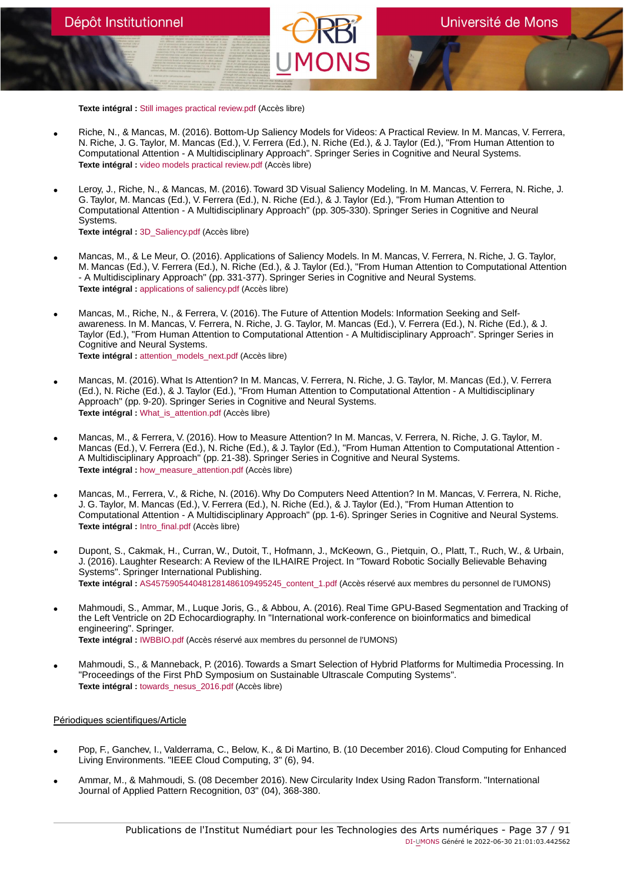**Texte intégral :** Still images practical review.pdf (Accès libre)

- Riche, N., & Mancas, M. (2016). Bottom-Up Saliency Models for Videos: A Practical Review. In M. Mancas, V. Ferrera, N. Riche, J. G. Taylor, M. Mancas (Ed.), V. Ferrera (Ed.), N. Riche (Ed.), & J. Taylor (Ed.), "From Human Attention to Computational Attention - A Multidisciplinary Approach". Springer Series in Cognitive and Neural Systems.
  **Texte intégral :** video models practical review.pdf (Accès libre)

- Leroy, J., Riche, N., & Mancas, M. (2016). Toward 3D Visual Saliency Modeling. In M. Mancas, V. Ferrera, N. Riche, J. G. Taylor, M. Mancas (Ed.), V. Ferrera (Ed.), N. Riche (Ed.), & J. Taylor (Ed.), "From Human Attention to Computational Attention - A Multidisciplinary Approach" (pp. 305-330). Springer Series in Cognitive and Neural Systems.
  **Texte intégral :** 3D_Saliency.pdf (Accès libre)

- Mancas, M., & Le Meur, O. (2016). Applications of Saliency Models. In M. Mancas, V. Ferrera, N. Riche, J. G. Taylor, M. Mancas (Ed.), V. Ferrera (Ed.), N. Riche (Ed.), & J. Taylor (Ed.), "From Human Attention to Computational Attention - A Multidisciplinary Approach" (pp. 331-377). Springer Series in Cognitive and Neural Systems.
  **Texte intégral :** applications of saliency.pdf (Accès libre)

- Mancas, M., Riche, N., & Ferrera, V. (2016). The Future of Attention Models: Information Seeking and Self-awareness. In M. Mancas, V. Ferrera, N. Riche, J. G. Taylor, M. Mancas (Ed.), V. Ferrera (Ed.), N. Riche (Ed.), & J. Taylor (Ed.), "From Human Attention to Computational Attention - A Multidisciplinary Approach". Springer Series in Cognitive and Neural Systems.
  **Texte intégral :** attention_models_next.pdf (Accès libre)

- Mancas, M. (2016). What Is Attention? In M. Mancas, V. Ferrera, N. Riche, J. G. Taylor, M. Mancas (Ed.), V. Ferrera (Ed.), N. Riche (Ed.), & J. Taylor (Ed.), "From Human Attention to Computational Attention - A Multidisciplinary Approach" (pp. 9-20). Springer Series in Cognitive and Neural Systems.
  **Texte intégral :** What_is_attention.pdf (Accès libre)

- Mancas, M., & Ferrera, V. (2016). How to Measure Attention? In M. Mancas, V. Ferrera, N. Riche, J. G. Taylor, M. Mancas (Ed.), V. Ferrera (Ed.), N. Riche (Ed.), & J. Taylor (Ed.), "From Human Attention to Computational Attention - A Multidisciplinary Approach" (pp. 21-38). Springer Series in Cognitive and Neural Systems.
  **Texte intégral :** how_measure_attention.pdf (Accès libre)

- Mancas, M., Ferrera, V., & Riche, N. (2016). Why Do Computers Need Attention? In M. Mancas, V. Ferrera, N. Riche, J. G. Taylor, M. Mancas (Ed.), V. Ferrera (Ed.), N. Riche (Ed.), & J. Taylor (Ed.), "From Human Attention to Computational Attention - A Multidisciplinary Approach" (pp. 1-6). Springer Series in Cognitive and Neural Systems.
  **Texte intégral :** Intro_final.pdf (Accès libre)

- Dupont, S., Cakmak, H., Curran, W., Dutoit, T., Hofmann, J., McKeown, G., Pietquin, O., Platt, T., Ruch, W., & Urbain, J. (2016). Laughter Research: A Review of the ILHAIRE Project. In "Toward Robotic Socially Believable Behaving Systems". Springer International Publishing.
  **Texte intégral :** AS457590544048128l486109495245_content_1.pdf (Accès réservé aux membres du personnel de l'UMONS)

- Mahmoudi, S., Ammar, M., Luque Joris, G., & Abbou, A. (2016). Real Time GPU-Based Segmentation and Tracking of the Left Ventricle on 2D Echocardiography. In "International work-conference on bioinformatics and bimedical engineering". Springer.
  **Texte intégral :** IWBBIO.pdf (Accès réservé aux membres du personnel de l'UMONS)

- Mahmoudi, S., & Manneback, P. (2016). Towards a Smart Selection of Hybrid Platforms for Multimedia Processing. In "Proceedings of the First PhD Symposium on Sustainable Ultrascale Computing Systems".
  **Texte intégral :** towards_nesus_2016.pdf (Accès libre)

## Périodiques scientifiques/Article

- Pop, F., Ganchev, I., Valderrama, C., Below, K., & Di Martino, B. (10 December 2016). Cloud Computing for Enhanced Living Environments. "IEEE Cloud Computing, 3" (6), 94.

- Ammar, M., & Mahmoudi, S. (08 December 2016). New Circularity Index Using Radon Transform. "International Journal of Applied Pattern Recognition, 03" (04), 368-380.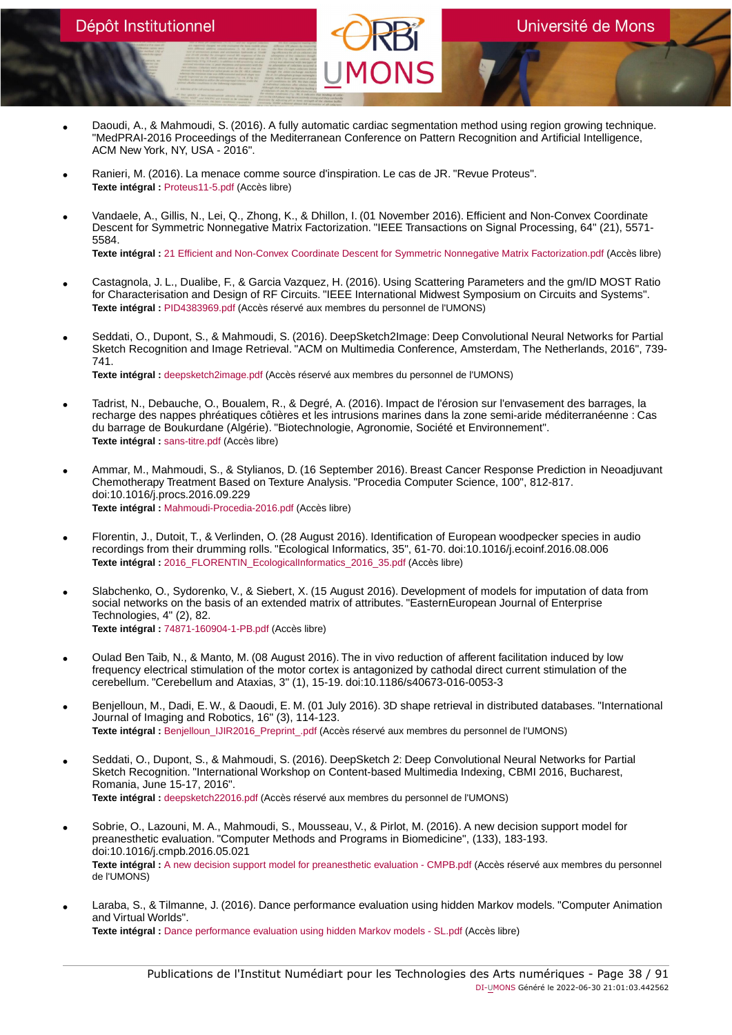- Daoudi, A., & Mahmoudi, S. (2016). A fully automatic cardiac segmentation method using region growing technique. "MedPRAI-2016 Proceedings of the Mediterranean Conference on Pattern Recognition and Artificial Intelligence, ACM New York, NY, USA - 2016".

- Ranieri, M. (2016). La menace comme source d'inspiration. Le cas de JR. "Revue Proteus".
  **Texte intégral :** Proteus11-5.pdf (Accès libre)

- Vandaele, A., Gillis, N., Lei, Q., Zhong, K., & Dhillon, I. (01 November 2016). Efficient and Non-Convex Coordinate Descent for Symmetric Nonnegative Matrix Factorization. "IEEE Transactions on Signal Processing, 64" (21), 5571-5584.
  **Texte intégral :** 21 Efficient and Non-Convex Coordinate Descent for Symmetric Nonnegative Matrix Factorization.pdf (Accès libre)

- Castagnola, J. L., Dualibe, F., & Garcia Vazquez, H. (2016). Using Scattering Parameters and the gm/ID MOST Ratio for Characterisation and Design of RF Circuits. "IEEE International Midwest Symposium on Circuits and Systems".
  **Texte intégral :** PID4383969.pdf (Accès réservé aux membres du personnel de l'UMONS)

- Seddati, O., Dupont, S., & Mahmoudi, S. (2016). DeepSketch2Image: Deep Convolutional Neural Networks for Partial Sketch Recognition and Image Retrieval. "ACM on Multimedia Conference, Amsterdam, The Netherlands, 2016", 739-741.
  **Texte intégral :** deepsketch2image.pdf (Accès réservé aux membres du personnel de l'UMONS)

- Tadrist, N., Debauche, O., Boualem, R., & Degré, A. (2016). Impact de l'érosion sur l'envasement des barrages, la recharge des nappes phréatiques côtières et les intrusions marines dans la zone semi-aride méditerranéenne : Cas du barrage de Boukurdane (Algérie). "Biotechnologie, Agronomie, Société et Environnement".
  **Texte intégral :** sans-titre.pdf (Accès libre)

- Ammar, M., Mahmoudi, S., & Stylianos, D. (16 September 2016). Breast Cancer Response Prediction in Neoadjuvant Chemotherapy Treatment Based on Texture Analysis. "Procedia Computer Science, 100", 812-817. doi:10.1016/j.procs.2016.09.229
  **Texte intégral :** Mahmoudi-Procedia-2016.pdf (Accès libre)

- Florentin, J., Dutoit, T., & Verlinden, O. (28 August 2016). Identification of European woodpecker species in audio recordings from their drumming rolls. "Ecological Informatics, 35", 61-70. doi:10.1016/j.ecoinf.2016.08.006
  **Texte intégral :** 2016_FLORENTIN_EcologicalInformatics_2016_35.pdf (Accès libre)

- Slabchenko, O., Sydorenko, V., & Siebert, X. (15 August 2016). Development of models for imputation of data from social networks on the basis of an extended matrix of attributes. "EasternEuropean Journal of Enterprise Technologies, 4" (2), 82.
  **Texte intégral :** 74871-160904-1-PB.pdf (Accès libre)

- Oulad Ben Taib, N., & Manto, M. (08 August 2016). The in vivo reduction of afferent facilitation induced by low frequency electrical stimulation of the motor cortex is antagonized by cathodal direct current stimulation of the cerebellum. "Cerebellum and Ataxias, 3" (1), 15-19. doi:10.1186/s40673-016-0053-3

- Benjelloun, M., Dadi, E. W., & Daoudi, E. M. (01 July 2016). 3D shape retrieval in distributed databases. "International Journal of Imaging and Robotics, 16" (3), 114-123.
  **Texte intégral :** Benjelloun_IJIR2016_Preprint_.pdf (Accès réservé aux membres du personnel de l'UMONS)

- Seddati, O., Dupont, S., & Mahmoudi, S. (2016). DeepSketch 2: Deep Convolutional Neural Networks for Partial Sketch Recognition. "International Workshop on Content-based Multimedia Indexing, CBMI 2016, Bucharest, Romania, June 15-17, 2016".
  **Texte intégral :** deepsketch22016.pdf (Accès réservé aux membres du personnel de l'UMONS)

- Sobrie, O., Lazouni, M. A., Mahmoudi, S., Mousseau, V., & Pirlot, M. (2016). A new decision support model for preanesthetic evaluation. "Computer Methods and Programs in Biomedicine", (133), 183-193. doi:10.1016/j.cmpb.2016.05.021
  **Texte intégral :** A new decision support model for preanesthetic evaluation - CMPB.pdf (Accès réservé aux membres du personnel de l'UMONS)

- Laraba, S., & Tilmanne, J. (2016). Dance performance evaluation using hidden Markov models. "Computer Animation and Virtual Worlds".
  **Texte intégral :** Dance performance evaluation using hidden Markov models - SL.pdf (Accès libre)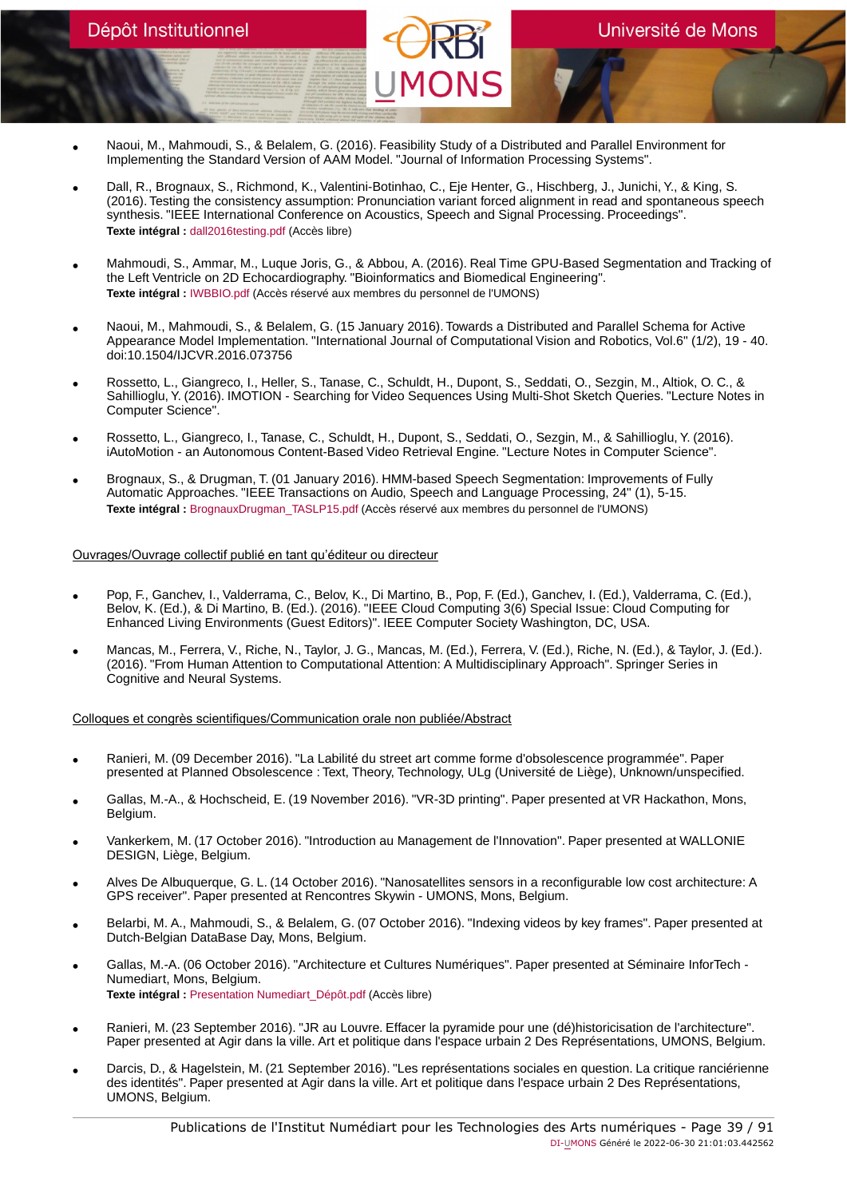- Naoui, M., Mahmoudi, S., & Belalem, G. (2016). Feasibility Study of a Distributed and Parallel Environment for Implementing the Standard Version of AAM Model. "Journal of Information Processing Systems".

- Dall, R., Brognaux, S., Richmond, K., Valentini-Botinhao, C., Eje Henter, G., Hischberg, J., Junichi, Y., & King, S. (2016). Testing the consistency assumption: Pronunciation variant forced alignment in read and spontaneous speech synthesis. "IEEE International Conference on Acoustics, Speech and Signal Processing. Proceedings".
  **Texte intégral :** dall2016testing.pdf (Accès libre)

- Mahmoudi, S., Ammar, M., Luque Joris, G., & Abbou, A. (2016). Real Time GPU-Based Segmentation and Tracking of the Left Ventricle on 2D Echocardiography. "Bioinformatics and Biomedical Engineering".
  **Texte intégral :** IWBBIO.pdf (Accès réservé aux membres du personnel de l'UMONS)

- Naoui, M., Mahmoudi, S., & Belalem, G. (15 January 2016). Towards a Distributed and Parallel Schema for Active Appearance Model Implementation. "International Journal of Computational Vision and Robotics, Vol.6" (1/2), 19 - 40. doi:10.1504/IJCVR.2016.073756

- Rossetto, L., Giangreco, I., Heller, S., Tanase, C., Schuldt, H., Dupont, S., Seddati, O., Sezgin, M., Altiok, O. C., & Sahillioglu, Y. (2016). IMOTION - Searching for Video Sequences Using Multi-Shot Sketch Queries. "Lecture Notes in Computer Science".

- Rossetto, L., Giangreco, I., Tanase, C., Schuldt, H., Dupont, S., Seddati, O., Sezgin, M., & Sahillioglu, Y. (2016). iAutoMotion - an Autonomous Content-Based Video Retrieval Engine. "Lecture Notes in Computer Science".

- Brognaux, S., & Drugman, T. (01 January 2016). HMM-based Speech Segmentation: Improvements of Fully Automatic Approaches. "IEEE Transactions on Audio, Speech and Language Processing, 24" (1), 5-15.
  **Texte intégral :** BrognauxDrugman_TASLP15.pdf (Accès réservé aux membres du personnel de l'UMONS)

Ouvrages/Ouvrage collectif publié en tant qu'éditeur ou directeur

- Pop, F., Ganchev, I., Valderrama, C., Belov, K., Di Martino, B., Pop, F. (Ed.), Ganchev, I. (Ed.), Valderrama, C. (Ed.), Belov, K. (Ed.), & Di Martino, B. (Ed.). (2016). "IEEE Cloud Computing 3(6) Special Issue: Cloud Computing for Enhanced Living Environments (Guest Editors)". IEEE Computer Society Washington, DC, USA.

- Mancas, M., Ferrera, V., Riche, N., Taylor, J. G., Mancas, M. (Ed.), Ferrera, V. (Ed.), Riche, N. (Ed.), & Taylor, J. (Ed.). (2016). "From Human Attention to Computational Attention: A Multidisciplinary Approach". Springer Series in Cognitive and Neural Systems.

Colloques et congrès scientifiques/Communication orale non publiée/Abstract

- Ranieri, M. (09 December 2016). "La Labilité du street art comme forme d'obsolescence programmée". Paper presented at Planned Obsolescence : Text, Theory, Technology, ULg (Université de Liège), Unknown/unspecified.

- Gallas, M.-A., & Hochscheid, E. (19 November 2016). "VR-3D printing". Paper presented at VR Hackathon, Mons, Belgium.

- Vankerkem, M. (17 October 2016). "Introduction au Management de l'Innovation". Paper presented at WALLONIE DESIGN, Liège, Belgium.

- Alves De Albuquerque, G. L. (14 October 2016). "Nanosatellites sensors in a reconfigurable low cost architecture: A GPS receiver". Paper presented at Rencontres Skywin - UMONS, Mons, Belgium.

- Belarbi, M. A., Mahmoudi, S., & Belalem, G. (07 October 2016). "Indexing videos by key frames". Paper presented at Dutch-Belgian DataBase Day, Mons, Belgium.

- Gallas, M.-A. (06 October 2016). "Architecture et Cultures Numériques". Paper presented at Séminaire InforTech - Numediart, Mons, Belgium.
  **Texte intégral :** Presentation Numediart_Dépôt.pdf (Accès libre)

- Ranieri, M. (23 September 2016). "JR au Louvre. Effacer la pyramide pour une (dé)historicisation de l'architecture". Paper presented at Agir dans la ville. Art et politique dans l'espace urbain 2 Des Représentations, UMONS, Belgium.

- Darcis, D., & Hagelstein, M. (21 September 2016). "Les représentations sociales en question. La critique ranciérienne des identités". Paper presented at Agir dans la ville. Art et politique dans l'espace urbain 2 Des Représentations, UMONS, Belgium.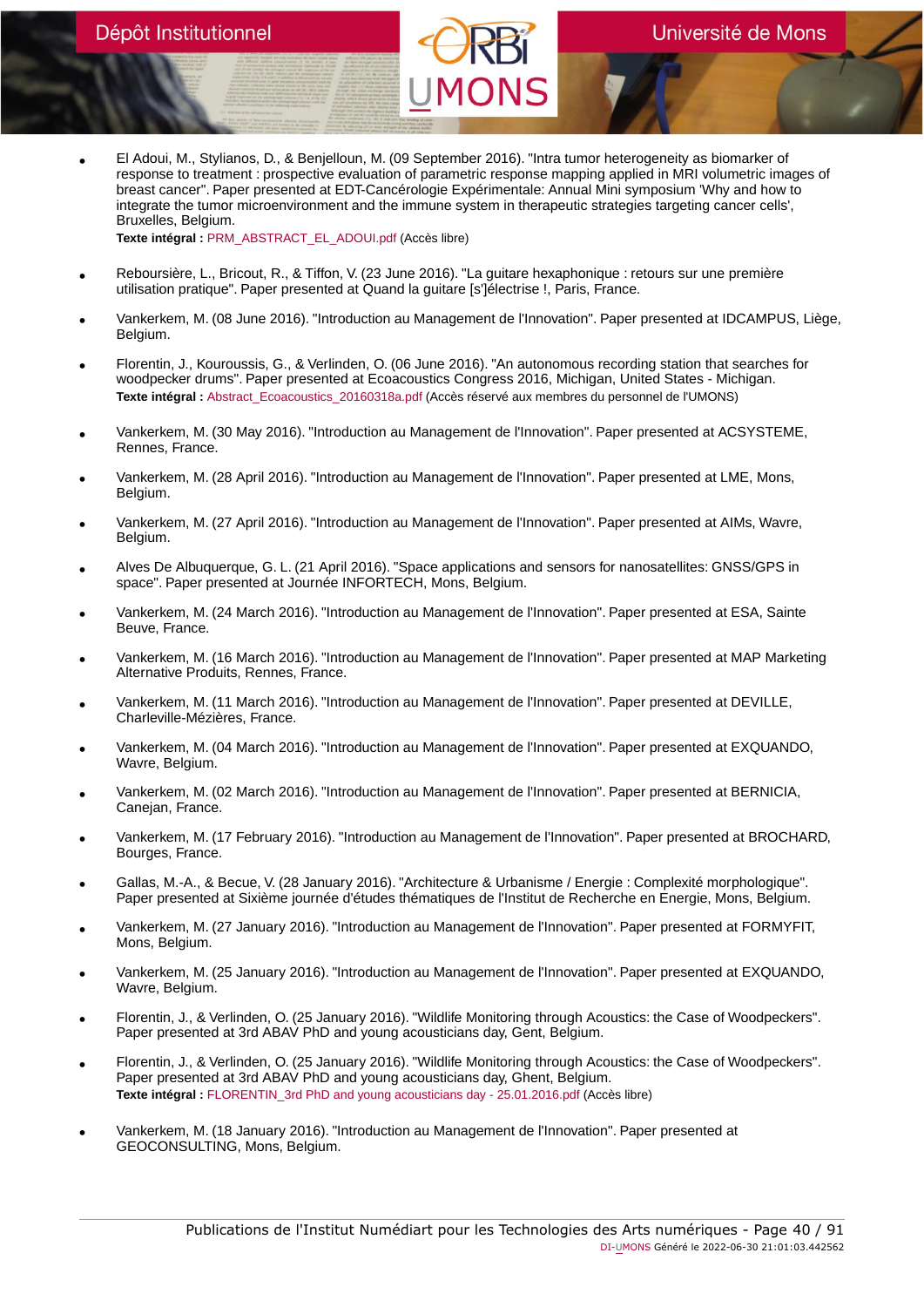- El Adoui, M., Stylianos, D., & Benjelloun, M. (09 September 2016). "Intra tumor heterogeneity as biomarker of response to treatment : prospective evaluation of parametric response mapping applied in MRI volumetric images of breast cancer". Paper presented at EDT-Cancérologie Expérimentale: Annual Mini symposium 'Why and how to integrate the tumor microenvironment and the immune system in therapeutic strategies targeting cancer cells', Bruxelles, Belgium.
  **Texte intégral :** PRM_ABSTRACT_EL_ADOUI.pdf (Accès libre)

- Reboursière, L., Bricout, R., & Tiffon, V. (23 June 2016). "La guitare hexaphonique : retours sur une première utilisation pratique". Paper presented at Quand la guitare [s']électrise !, Paris, France.

- Vankerkem, M. (08 June 2016). "Introduction au Management de l'Innovation". Paper presented at IDCAMPUS, Liège, Belgium.

- Florentin, J., Kouroussis, G., & Verlinden, O. (06 June 2016). "An autonomous recording station that searches for woodpecker drums". Paper presented at Ecoacoustics Congress 2016, Michigan, United States - Michigan.
  **Texte intégral :** Abstract_Ecoacoustics_20160318a.pdf (Accès réservé aux membres du personnel de l'UMONS)

- Vankerkem, M. (30 May 2016). "Introduction au Management de l'Innovation". Paper presented at ACSYSTEME, Rennes, France.

- Vankerkem, M. (28 April 2016). "Introduction au Management de l'Innovation". Paper presented at LME, Mons, Belgium.

- Vankerkem, M. (27 April 2016). "Introduction au Management de l'Innovation". Paper presented at AIMs, Wavre, Belgium.

- Alves De Albuquerque, G. L. (21 April 2016). "Space applications and sensors for nanosatellites: GNSS/GPS in space". Paper presented at Journée INFORTECH, Mons, Belgium.

- Vankerkem, M. (24 March 2016). "Introduction au Management de l'Innovation". Paper presented at ESA, Sainte Beuve, France.

- Vankerkem, M. (16 March 2016). "Introduction au Management de l'Innovation". Paper presented at MAP Marketing Alternative Produits, Rennes, France.

- Vankerkem, M. (11 March 2016). "Introduction au Management de l'Innovation". Paper presented at DEVILLE, Charleville-Mézières, France.

- Vankerkem, M. (04 March 2016). "Introduction au Management de l'Innovation". Paper presented at EXQUANDO, Wavre, Belgium.

- Vankerkem, M. (02 March 2016). "Introduction au Management de l'Innovation". Paper presented at BERNICIA, Canejan, France.

- Vankerkem, M. (17 February 2016). "Introduction au Management de l'Innovation". Paper presented at BROCHARD, Bourges, France.

- Gallas, M.-A., & Becue, V. (28 January 2016). "Architecture & Urbanisme / Energie : Complexité morphologique". Paper presented at Sixième journée d'études thématiques de l'Institut de Recherche en Energie, Mons, Belgium.

- Vankerkem, M. (27 January 2016). "Introduction au Management de l'Innovation". Paper presented at FORMYFIT, Mons, Belgium.

- Vankerkem, M. (25 January 2016). "Introduction au Management de l'Innovation". Paper presented at EXQUANDO, Wavre, Belgium.

- Florentin, J., & Verlinden, O. (25 January 2016). "Wildlife Monitoring through Acoustics: the Case of Woodpeckers". Paper presented at 3rd ABAV PhD and young acousticians day, Gent, Belgium.

- Florentin, J., & Verlinden, O. (25 January 2016). "Wildlife Monitoring through Acoustics: the Case of Woodpeckers". Paper presented at 3rd ABAV PhD and young acousticians day, Ghent, Belgium.
  **Texte intégral :** FLORENTIN_3rd PhD and young acousticians day - 25.01.2016.pdf (Accès libre)

- Vankerkem, M. (18 January 2016). "Introduction au Management de l'Innovation". Paper presented at GEOCONSULTING, Mons, Belgium.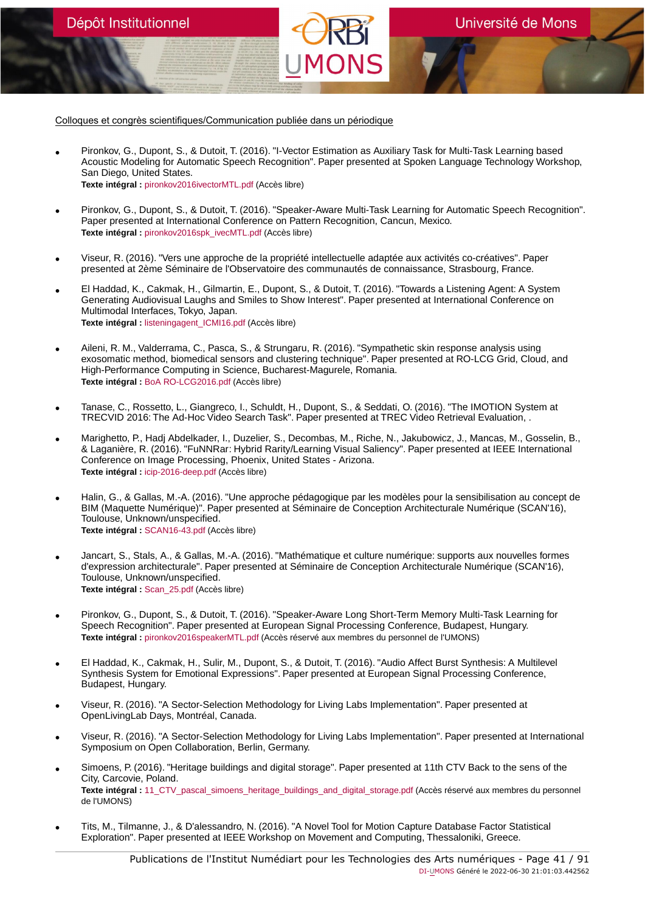Colloques et congrès scientifiques/Communication publiée dans un périodique

- Pironkov, G., Dupont, S., & Dutoit, T. (2016). "I-Vector Estimation as Auxiliary Task for Multi-Task Learning based Acoustic Modeling for Automatic Speech Recognition". Paper presented at Spoken Language Technology Workshop, San Diego, United States.
  **Texte intégral :** pironkov2016ivectorMTL.pdf (Accès libre)

- Pironkov, G., Dupont, S., & Dutoit, T. (2016). "Speaker-Aware Multi-Task Learning for Automatic Speech Recognition". Paper presented at International Conference on Pattern Recognition, Cancun, Mexico.
  **Texte intégral :** pironkov2016spk_ivecMTL.pdf (Accès libre)

- Viseur, R. (2016). "Vers une approche de la propriété intellectuelle adaptée aux activités co-créatives". Paper presented at 2ème Séminaire de l'Observatoire des communautés de connaissance, Strasbourg, France.

- El Haddad, K., Cakmak, H., Gilmartin, E., Dupont, S., & Dutoit, T. (2016). "Towards a Listening Agent: A System Generating Audiovisual Laughs and Smiles to Show Interest". Paper presented at International Conference on Multimodal Interfaces, Tokyo, Japan.
  **Texte intégral :** listeningagent_ICMI16.pdf (Accès libre)

- Aileni, R. M., Valderrama, C., Pasca, S., & Strungaru, R. (2016). "Sympathetic skin response analysis using exosomatic method, biomedical sensors and clustering technique". Paper presented at RO-LCG Grid, Cloud, and High-Performance Computing in Science, Bucharest-Magurele, Romania.
  **Texte intégral :** BoA RO-LCG2016.pdf (Accès libre)

- Tanase, C., Rossetto, L., Giangreco, I., Schuldt, H., Dupont, S., & Seddati, O. (2016). "The IMOTION System at TRECVID 2016: The Ad-Hoc Video Search Task". Paper presented at TREC Video Retrieval Evaluation, .

- Marighetto, P., Hadj Abdelkader, I., Duzelier, S., Decombas, M., Riche, N., Jakubowicz, J., Mancas, M., Gosselin, B., & Laganière, R. (2016). "FuNNRar: Hybrid Rarity/Learning Visual Saliency". Paper presented at IEEE International Conference on Image Processing, Phoenix, United States - Arizona.
  **Texte intégral :** icip-2016-deep.pdf (Accès libre)

- Halin, G., & Gallas, M.-A. (2016). "Une approche pédagogique par les modèles pour la sensibilisation au concept de BIM (Maquette Numérique)". Paper presented at Séminaire de Conception Architecturale Numérique (SCAN'16), Toulouse, Unknown/unspecified.
  **Texte intégral :** SCAN16-43.pdf (Accès libre)

- Jancart, S., Stals, A., & Gallas, M.-A. (2016). "Mathématique et culture numérique: supports aux nouvelles formes d'expression architecturale". Paper presented at Séminaire de Conception Architecturale Numérique (SCAN'16), Toulouse, Unknown/unspecified.
  **Texte intégral :** Scan_25.pdf (Accès libre)

- Pironkov, G., Dupont, S., & Dutoit, T. (2016). "Speaker-Aware Long Short-Term Memory Multi-Task Learning for Speech Recognition". Paper presented at European Signal Processing Conference, Budapest, Hungary.
  **Texte intégral :** pironkov2016speakerMTL.pdf (Accès réservé aux membres du personnel de l'UMONS)

- El Haddad, K., Cakmak, H., Sulir, M., Dupont, S., & Dutoit, T. (2016). "Audio Affect Burst Synthesis: A Multilevel Synthesis System for Emotional Expressions". Paper presented at European Signal Processing Conference, Budapest, Hungary.

- Viseur, R. (2016). "A Sector-Selection Methodology for Living Labs Implementation". Paper presented at OpenLivingLab Days, Montréal, Canada.

- Viseur, R. (2016). "A Sector-Selection Methodology for Living Labs Implementation". Paper presented at International Symposium on Open Collaboration, Berlin, Germany.

- Simoens, P. (2016). "Heritage buildings and digital storage". Paper presented at 11th CTV Back to the sens of the City, Carcovie, Poland.
  **Texte intégral :** 11_CTV_pascal_simoens_heritage_buildings_and_digital_storage.pdf (Accès réservé aux membres du personnel de l'UMONS)

- Tits, M., Tilmanne, J., & D'alessandro, N. (2016). "A Novel Tool for Motion Capture Database Factor Statistical Exploration". Paper presented at IEEE Workshop on Movement and Computing, Thessaloniki, Greece.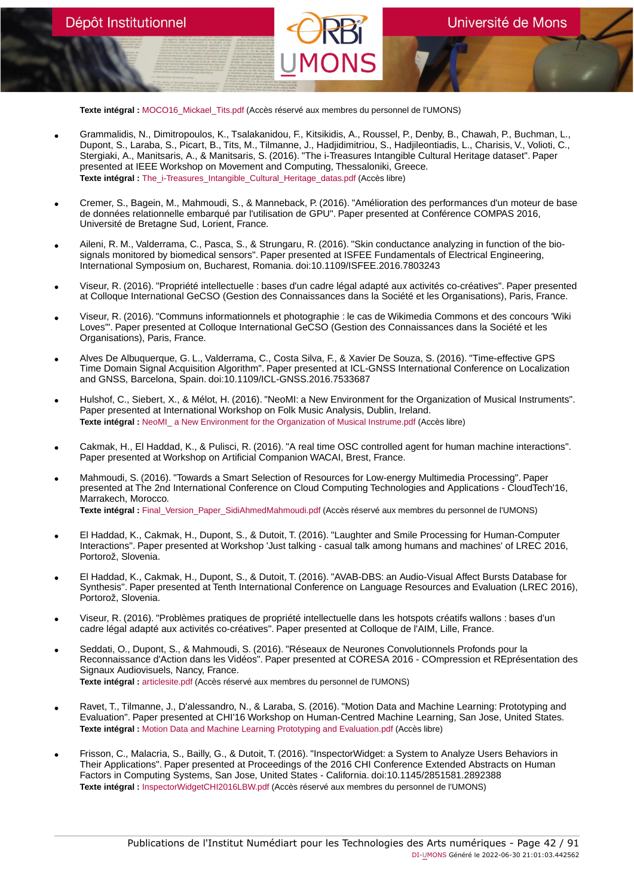**Texte intégral :** MOCO16_Mickael_Tits.pdf (Accès réservé aux membres du personnel de l'UMONS)

- Grammalidis, N., Dimitropoulos, K., Tsalakanidou, F., Kitsikidis, A., Roussel, P., Denby, B., Chawah, P., Buchman, L., Dupont, S., Laraba, S., Picart, B., Tits, M., Tilmanne, J., Hadjidimitriou, S., Hadjileontiadis, L., Charisis, V., Volioti, C., Stergiaki, A., Manitsaris, A., & Manitsaris, S. (2016). "The i-Treasures Intangible Cultural Heritage dataset". Paper presented at IEEE Workshop on Movement and Computing, Thessaloniki, Greece.
  **Texte intégral :** The_i-Treasures_Intangible_Cultural_Heritage_datas.pdf (Accès libre)

- Cremer, S., Bagein, M., Mahmoudi, S., & Manneback, P. (2016). "Amélioration des performances d'un moteur de base de données relationnelle embarqué par l'utilisation de GPU". Paper presented at Conférence COMPAS 2016, Université de Bretagne Sud, Lorient, France.

- Aileni, R. M., Valderrama, C., Pasca, S., & Strungaru, R. (2016). "Skin conductance analyzing in function of the bio-signals monitored by biomedical sensors". Paper presented at ISFEE Fundamentals of Electrical Engineering, International Symposium on, Bucharest, Romania. doi:10.1109/ISFEE.2016.7803243

- Viseur, R. (2016). "Propriété intellectuelle : bases d'un cadre légal adapté aux activités co-créatives". Paper presented at Colloque International GeCSO (Gestion des Connaissances dans la Société et les Organisations), Paris, France.

- Viseur, R. (2016). "Communs informationnels et photographie : le cas de Wikimedia Commons et des concours 'Wiki Loves'". Paper presented at Colloque International GeCSO (Gestion des Connaissances dans la Société et les Organisations), Paris, France.

- Alves De Albuquerque, G. L., Valderrama, C., Costa Silva, F., & Xavier De Souza, S. (2016). "Time-effective GPS Time Domain Signal Acquisition Algorithm". Paper presented at ICL-GNSS International Conference on Localization and GNSS, Barcelona, Spain. doi:10.1109/ICL-GNSS.2016.7533687

- Hulshof, C., Siebert, X., & Mélot, H. (2016). "NeoMI: a New Environment for the Organization of Musical Instruments". Paper presented at International Workshop on Folk Music Analysis, Dublin, Ireland.
  **Texte intégral :** NeoMI_ a New Environment for the Organization of Musical Instrume.pdf (Accès libre)

- Cakmak, H., El Haddad, K., & Pulisci, R. (2016). "A real time OSC controlled agent for human machine interactions". Paper presented at Workshop on Artificial Companion WACAI, Brest, France.

- Mahmoudi, S. (2016). "Towards a Smart Selection of Resources for Low-energy Multimedia Processing". Paper presented at The 2nd International Conference on Cloud Computing Technologies and Applications - CloudTech'16, Marrakech, Morocco.
  **Texte intégral :** Final_Version_Paper_SidiAhmedMahmoudi.pdf (Accès réservé aux membres du personnel de l'UMONS)

- El Haddad, K., Cakmak, H., Dupont, S., & Dutoit, T. (2016). "Laughter and Smile Processing for Human-Computer Interactions". Paper presented at Workshop 'Just talking - casual talk among humans and machines' of LREC 2016, Portorož, Slovenia.

- El Haddad, K., Cakmak, H., Dupont, S., & Dutoit, T. (2016). "AVAB-DBS: an Audio-Visual Affect Bursts Database for Synthesis". Paper presented at Tenth International Conference on Language Resources and Evaluation (LREC 2016), Portorož, Slovenia.

- Viseur, R. (2016). "Problèmes pratiques de propriété intellectuelle dans les hotspots créatifs wallons : bases d'un cadre légal adapté aux activités co-créatives". Paper presented at Colloque de l'AIM, Lille, France.

- Seddati, O., Dupont, S., & Mahmoudi, S. (2016). "Réseaux de Neurones Convolutionnels Profonds pour la Reconnaissance d'Action dans les Vidéos". Paper presented at CORESA 2016 - COmpression et REprésentation des Signaux Audiovisuels, Nancy, France.
  **Texte intégral :** articlesite.pdf (Accès réservé aux membres du personnel de l'UMONS)

- Ravet, T., Tilmanne, J., D'alessandro, N., & Laraba, S. (2016). "Motion Data and Machine Learning: Prototyping and Evaluation". Paper presented at CHI'16 Workshop on Human-Centred Machine Learning, San Jose, United States.
  **Texte intégral :** Motion Data and Machine Learning Prototyping and Evaluation.pdf (Accès libre)

- Frisson, C., Malacria, S., Bailly, G., & Dutoit, T. (2016). "InspectorWidget: a System to Analyze Users Behaviors in Their Applications". Paper presented at Proceedings of the 2016 CHI Conference Extended Abstracts on Human Factors in Computing Systems, San Jose, United States - California. doi:10.1145/2851581.2892388
  **Texte intégral :** InspectorWidgetCHI2016LBW.pdf (Accès réservé aux membres du personnel de l'UMONS)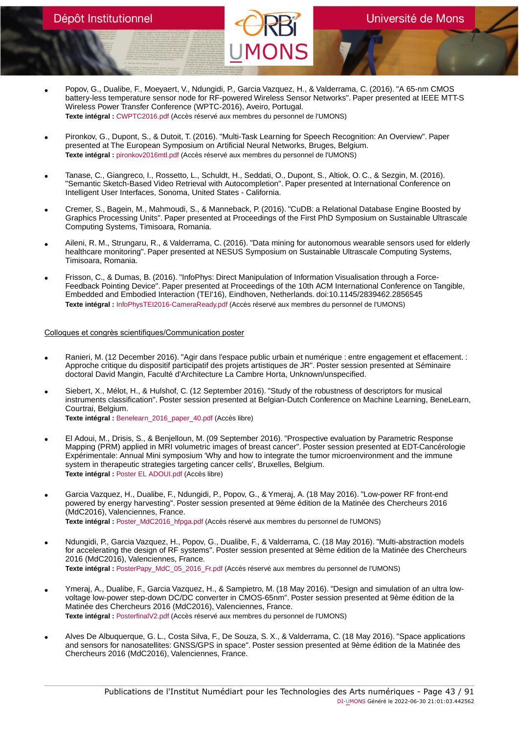- Popov, G., Dualibe, F., Moeyaert, V., Ndungidi, P., Garcia Vazquez, H., & Valderrama, C. (2016). "A 65-nm CMOS battery-less temperature sensor node for RF-powered Wireless Sensor Networks". Paper presented at IEEE MTT-S Wireless Power Transfer Conference (WPTC-2016), Aveiro, Portugal.
  **Texte intégral :** CWPTC2016.pdf (Accès réservé aux membres du personnel de l'UMONS)

- Pironkov, G., Dupont, S., & Dutoit, T. (2016). "Multi-Task Learning for Speech Recognition: An Overview". Paper presented at The European Symposium on Artificial Neural Networks, Bruges, Belgium.
  **Texte intégral :** pironkov2016mtl.pdf (Accès réservé aux membres du personnel de l'UMONS)

- Tanase, C., Giangreco, I., Rossetto, L., Schuldt, H., Seddati, O., Dupont, S., Altiok, O. C., & Sezgin, M. (2016). "Semantic Sketch-Based Video Retrieval with Autocompletion". Paper presented at International Conference on Intelligent User Interfaces, Sonoma, United States - California.

- Cremer, S., Bagein, M., Mahmoudi, S., & Manneback, P. (2016). "CuDB: a Relational Database Engine Boosted by Graphics Processing Units". Paper presented at Proceedings of the First PhD Symposium on Sustainable Ultrascale Computing Systems, Timisoara, Romania.

- Aileni, R. M., Strungaru, R., & Valderrama, C. (2016). "Data mining for autonomous wearable sensors used for elderly healthcare monitoring". Paper presented at NESUS Symposium on Sustainable Ultrascale Computing Systems, Timisoara, Romania.

- Frisson, C., & Dumas, B. (2016). "InfoPhys: Direct Manipulation of Information Visualisation through a Force-Feedback Pointing Device". Paper presented at Proceedings of the 10th ACM International Conference on Tangible, Embedded and Embodied Interaction (TEI'16), Eindhoven, Netherlands. doi:10.1145/2839462.2856545
  **Texte intégral :** InfoPhysTEI2016-CameraReady.pdf (Accès réservé aux membres du personnel de l'UMONS)

Colloques et congrès scientifiques/Communication poster

- Ranieri, M. (12 December 2016). "Agir dans l'espace public urbain et numérique : entre engagement et effacement. : Approche critique du dispositif participatif des projets artistiques de JR". Poster session presented at Séminaire doctoral David Mangin, Faculté d'Architecture La Cambre Horta, Unknown/unspecified.

- Siebert, X., Mélot, H., & Hulshof, C. (12 September 2016). "Study of the robustness of descriptors for musical instruments classification". Poster session presented at Belgian-Dutch Conference on Machine Learning, BeneLearn, Courtrai, Belgium.
  **Texte intégral :** Benelearn_2016_paper_40.pdf (Accès libre)

- El Adoui, M., Drisis, S., & Benjelloun, M. (09 September 2016). "Prospective evaluation by Parametric Response Mapping (PRM) applied in MRI volumetric images of breast cancer". Poster session presented at EDT-Cancérologie Expérimentale: Annual Mini symposium 'Why and how to integrate the tumor microenvironment and the immune system in therapeutic strategies targeting cancer cells', Bruxelles, Belgium.
  **Texte intégral :** Poster EL ADOUI.pdf (Accès libre)

- Garcia Vazquez, H., Dualibe, F., Ndungidi, P., Popov, G., & Ymeraj, A. (18 May 2016). "Low-power RF front-end powered by energy harvesting". Poster session presented at 9ème édition de la Matinée des Chercheurs 2016 (MdC2016), Valenciennes, France.
  **Texte intégral :** Poster_MdC2016_hfpga.pdf (Accès réservé aux membres du personnel de l'UMONS)

- Ndungidi, P., Garcia Vazquez, H., Popov, G., Dualibe, F., & Valderrama, C. (18 May 2016). "Multi-abstraction models for accelerating the design of RF systems". Poster session presented at 9ème édition de la Matinée des Chercheurs 2016 (MdC2016), Valenciennes, France.
  **Texte intégral :** PosterPapy_MdC_05_2016_Fr.pdf (Accès réservé aux membres du personnel de l'UMONS)

- Ymeraj, A., Dualibe, F., Garcia Vazquez, H., & Sampietro, M. (18 May 2016). "Design and simulation of an ultra low-voltage low-power step-down DC/DC converter in CMOS-65nm". Poster session presented at 9ème édition de la Matinée des Chercheurs 2016 (MdC2016), Valenciennes, France.
  **Texte intégral :** PosterfinalV2.pdf (Accès réservé aux membres du personnel de l'UMONS)

- Alves De Albuquerque, G. L., Costa Silva, F., De Souza, S. X., & Valderrama, C. (18 May 2016). "Space applications and sensors for nanosatellites: GNSS/GPS in space". Poster session presented at 9ème édition de la Matinée des Chercheurs 2016 (MdC2016), Valenciennes, France.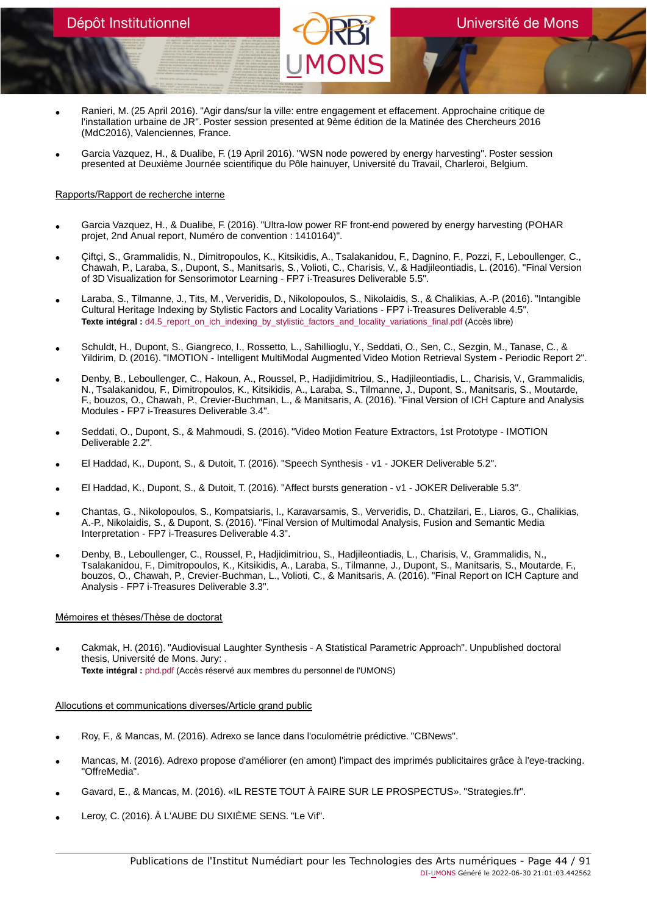- Ranieri, M. (25 April 2016). "Agir dans/sur la ville: entre engagement et effacement. Approchaine critique de l'installation urbaine de JR". Poster session presented at 9ème édition de la Matinée des Chercheurs 2016 (MdC2016), Valenciennes, France.

- Garcia Vazquez, H., & Dualibe, F. (19 April 2016). "WSN node powered by energy harvesting". Poster session presented at Deuxième Journée scientifique du Pôle hainuyer, Université du Travail, Charleroi, Belgium.

Rapports/Rapport de recherche interne

- Garcia Vazquez, H., & Dualibe, F. (2016). "Ultra-low power RF front-end powered by energy harvesting (POHAR projet, 2nd Anual report, Numéro de convention : 1410164)".

- Çiftçi, S., Grammalidis, N., Dimitropoulos, K., Kitsikidis, A., Tsalakanidou, F., Dagnino, F., Pozzi, F., Leboullenger, C., Chawah, P., Laraba, S., Dupont, S., Manitsaris, S., Volioti, C., Charisis, V., & Hadjileontiadis, L. (2016). "Final Version of 3D Visualization for Sensorimotor Learning - FP7 i-Treasures Deliverable 5.5".

- Laraba, S., Tilmanne, J., Tits, M., Ververidis, D., Nikolopoulos, S., Nikolaidis, S., & Chalikias, A.-P. (2016). "Intangible Cultural Heritage Indexing by Stylistic Factors and Locality Variations - FP7 i-Treasures Deliverable 4.5".
**Texte intégral :** d4.5_report_on_ich_indexing_by_stylistic_factors_and_locality_variations_final.pdf (Accès libre)

- Schuldt, H., Dupont, S., Giangreco, I., Rossetto, L., Sahillioglu, Y., Seddati, O., Sen, C., Sezgin, M., Tanase, C., & Yildirim, D. (2016). "IMOTION - Intelligent MultiModal Augmented Video Motion Retrieval System - Periodic Report 2".

- Denby, B., Leboullenger, C., Hakoun, A., Roussel, P., Hadjidimitriou, S., Hadjileontiadis, L., Charisis, V., Grammalidis, N., Tsalakanidou, F., Dimitropoulos, K., Kitsikidis, A., Laraba, S., Tilmanne, J., Dupont, S., Manitsaris, S., Moutarde, F., bouzos, O., Chawah, P., Crevier-Buchman, L., & Manitsaris, A. (2016). "Final Version of ICH Capture and Analysis Modules - FP7 i-Treasures Deliverable 3.4".

- Seddati, O., Dupont, S., & Mahmoudi, S. (2016). "Video Motion Feature Extractors, 1st Prototype - IMOTION Deliverable 2.2".

- El Haddad, K., Dupont, S., & Dutoit, T. (2016). "Speech Synthesis - v1 - JOKER Deliverable 5.2".

- El Haddad, K., Dupont, S., & Dutoit, T. (2016). "Affect bursts generation - v1 - JOKER Deliverable 5.3".

- Chantas, G., Nikolopoulos, S., Kompatsiaris, I., Karavarsamis, S., Ververidis, D., Chatzilari, E., Liaros, G., Chalikias, A.-P., Nikolaidis, S., & Dupont, S. (2016). "Final Version of Multimodal Analysis, Fusion and Semantic Media Interpretation - FP7 i-Treasures Deliverable 4.3".

- Denby, B., Leboullenger, C., Roussel, P., Hadjidimitriou, S., Hadjileontiadis, L., Charisis, V., Grammalidis, N., Tsalakanidou, F., Dimitropoulos, K., Kitsikidis, A., Laraba, S., Tilmanne, J., Dupont, S., Manitsaris, S., Moutarde, F., bouzos, O., Chawah, P., Crevier-Buchman, L., Volioti, C., & Manitsaris, A. (2016). "Final Report on ICH Capture and Analysis - FP7 i-Treasures Deliverable 3.3".

Mémoires et thèses/Thèse de doctorat

- Cakmak, H. (2016). "Audiovisual Laughter Synthesis - A Statistical Parametric Approach". Unpublished doctoral thesis, Université de Mons. Jury: .
**Texte intégral :** phd.pdf (Accès réservé aux membres du personnel de l'UMONS)

Allocutions et communications diverses/Article grand public

- Roy, F., & Mancas, M. (2016). Adrexo se lance dans l'oculométrie prédictive. "CBNews".

- Mancas, M. (2016). Adrexo propose d'améliorer (en amont) l'impact des imprimés publicitaires grâce à l'eye-tracking. "OffreMedia".

- Gavard, E., & Mancas, M. (2016). «IL RESTE TOUT À FAIRE SUR LE PROSPECTUS». "Strategies.fr".

- Leroy, C. (2016). À L'AUBE DU SIXIÈME SENS. "Le Vif".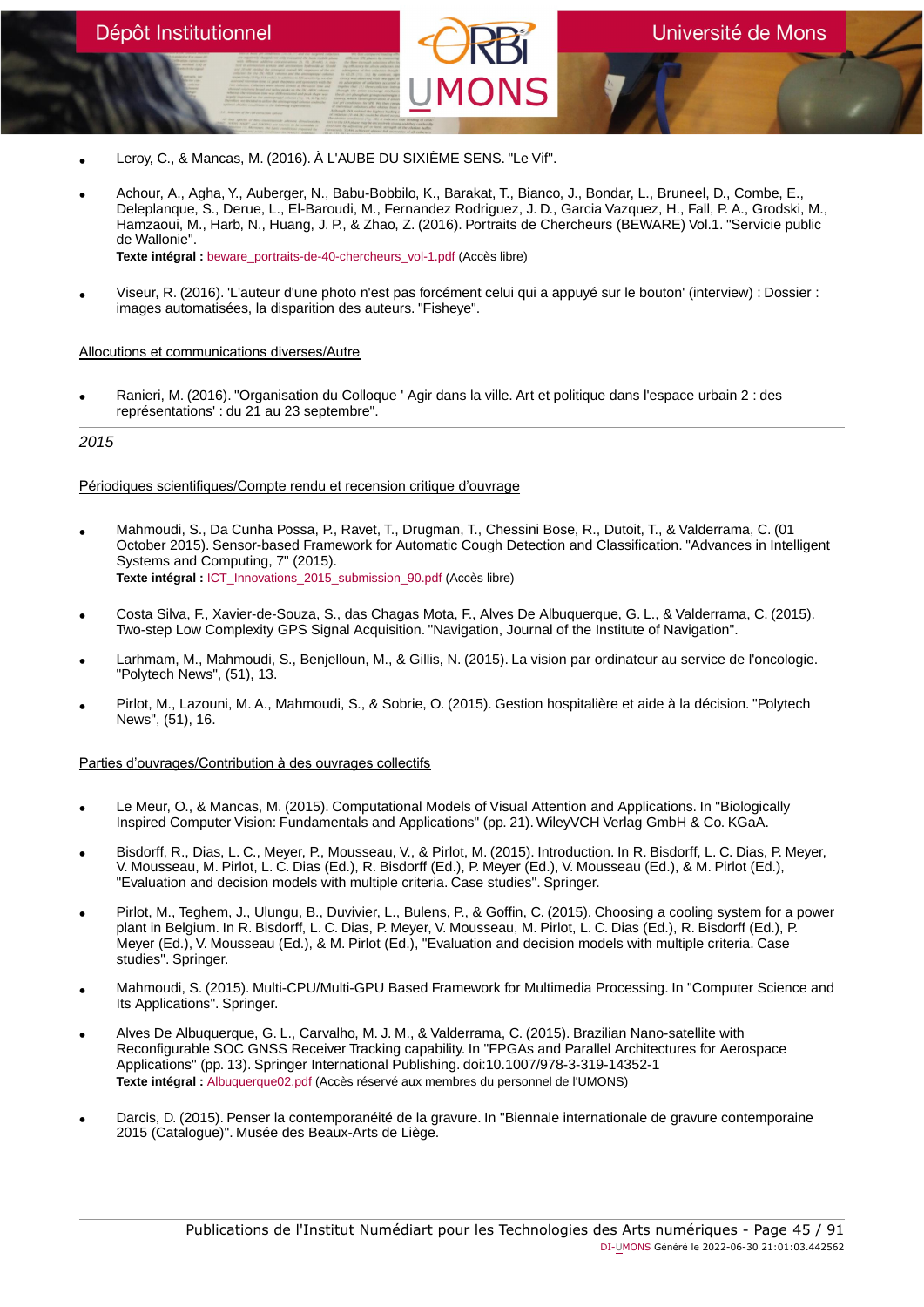- Leroy, C., & Mancas, M. (2016). À L'AUBE DU SIXIÈME SENS. "Le Vif".

- Achour, A., Agha, Y., Auberger, N., Babu-Bobbilo, K., Barakat, T., Bianco, J., Bondar, L., Bruneel, D., Combe, E., Deleplanque, S., Derue, L., El-Baroudi, M., Fernandez Rodriguez, J. D., Garcia Vazquez, H., Fall, P. A., Grodski, M., Hamzaoui, M., Harb, N., Huang, J. P., & Zhao, Z. (2016). Portraits de Chercheurs (BEWARE) Vol.1. "Servicie public de Wallonie".
  **Texte intégral :** beware_portraits-de-40-chercheurs_vol-1.pdf (Accès libre)

- Viseur, R. (2016). 'L'auteur d'une photo n'est pas forcément celui qui a appuyé sur le bouton' (interview) : Dossier : images automatisées, la disparition des auteurs. "Fisheye".

Allocutions et communications diverses/Autre

- Ranieri, M. (2016). "Organisation du Colloque ' Agir dans la ville. Art et politique dans l'espace urbain 2 : des représentations' : du 21 au 23 septembre".

*2015*

Périodiques scientifiques/Compte rendu et recension critique d'ouvrage

- Mahmoudi, S., Da Cunha Possa, P., Ravet, T., Drugman, T., Chessini Bose, R., Dutoit, T., & Valderrama, C. (01 October 2015). Sensor-based Framework for Automatic Cough Detection and Classification. "Advances in Intelligent Systems and Computing, 7" (2015).
  **Texte intégral :** ICT_Innovations_2015_submission_90.pdf (Accès libre)

- Costa Silva, F., Xavier-de-Souza, S., das Chagas Mota, F., Alves De Albuquerque, G. L., & Valderrama, C. (2015). Two-step Low Complexity GPS Signal Acquisition. "Navigation, Journal of the Institute of Navigation".

- Larhmam, M., Mahmoudi, S., Benjelloun, M., & Gillis, N. (2015). La vision par ordinateur au service de l'oncologie. "Polytech News", (51), 13.

- Pirlot, M., Lazouni, M. A., Mahmoudi, S., & Sobrie, O. (2015). Gestion hospitalière et aide à la décision. "Polytech News", (51), 16.

Parties d'ouvrages/Contribution à des ouvrages collectifs

- Le Meur, O., & Mancas, M. (2015). Computational Models of Visual Attention and Applications. In "Biologically Inspired Computer Vision: Fundamentals and Applications" (pp. 21). WileyVCH Verlag GmbH & Co. KGaA.

- Bisdorff, R., Dias, L. C., Meyer, P., Mousseau, V., & Pirlot, M. (2015). Introduction. In R. Bisdorff, L. C. Dias, P. Meyer, V. Mousseau, M. Pirlot, L. C. Dias (Ed.), R. Bisdorff (Ed.), P. Meyer (Ed.), V. Mousseau (Ed.), & M. Pirlot (Ed.), "Evaluation and decision models with multiple criteria. Case studies". Springer.

- Pirlot, M., Teghem, J., Ulungu, B., Duvivier, L., Bulens, P., & Goffin, C. (2015). Choosing a cooling system for a power plant in Belgium. In R. Bisdorff, L. C. Dias, P. Meyer, V. Mousseau, M. Pirlot, L. C. Dias (Ed.), R. Bisdorff (Ed.), P. Meyer (Ed.), V. Mousseau (Ed.), & M. Pirlot (Ed.), "Evaluation and decision models with multiple criteria. Case studies". Springer.

- Mahmoudi, S. (2015). Multi-CPU/Multi-GPU Based Framework for Multimedia Processing. In "Computer Science and Its Applications". Springer.

- Alves De Albuquerque, G. L., Carvalho, M. J. M., & Valderrama, C. (2015). Brazilian Nano-satellite with Reconfigurable SOC GNSS Receiver Tracking capability. In "FPGAs and Parallel Architectures for Aerospace Applications" (pp. 13). Springer International Publishing. doi:10.1007/978-3-319-14352-1
  **Texte intégral :** Albuquerque02.pdf (Accès réservé aux membres du personnel de l'UMONS)

- Darcis, D. (2015). Penser la contemporanéité de la gravure. In "Biennale internationale de gravure contemporaine 2015 (Catalogue)". Musée des Beaux-Arts de Liège.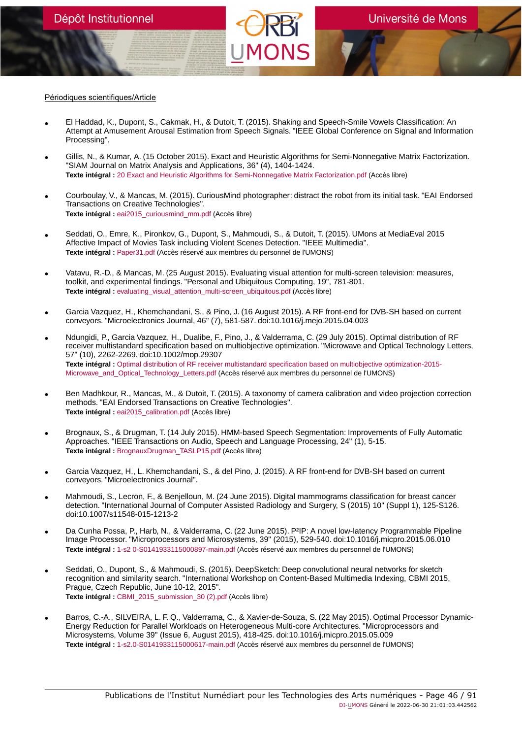Périodiques scientifiques/Article

- El Haddad, K., Dupont, S., Cakmak, H., & Dutoit, T. (2015). Shaking and Speech-Smile Vowels Classification: An Attempt at Amusement Arousal Estimation from Speech Signals. "IEEE Global Conference on Signal and Information Processing".

- Gillis, N., & Kumar, A. (15 October 2015). Exact and Heuristic Algorithms for Semi-Nonnegative Matrix Factorization. "SIAM Journal on Matrix Analysis and Applications, 36" (4), 1404-1424.
**Texte intégral :** 20 Exact and Heuristic Algorithms for Semi-Nonnegative Matrix Factorization.pdf (Accès libre)

- Courboulay, V., & Mancas, M. (2015). CuriousMind photographer: distract the robot from its initial task. "EAI Endorsed Transactions on Creative Technologies".
**Texte intégral :** eai2015_curiousmind_mm.pdf (Accès libre)

- Seddati, O., Emre, K., Pironkov, G., Dupont, S., Mahmoudi, S., & Dutoit, T. (2015). UMons at MediaEval 2015 Affective Impact of Movies Task including Violent Scenes Detection. "IEEE Multimedia".
**Texte intégral :** Paper31.pdf (Accès réservé aux membres du personnel de l'UMONS)

- Vatavu, R.-D., & Mancas, M. (25 August 2015). Evaluating visual attention for multi-screen television: measures, toolkit, and experimental findings. "Personal and Ubiquitous Computing, 19", 781-801.
**Texte intégral :** evaluating_visual_attention_multi-screen_ubiquitous.pdf (Accès libre)

- Garcia Vazquez, H., Khemchandani, S., & Pino, J. (16 August 2015). A RF front-end for DVB-SH based on current conveyors. "Microelectronics Journal, 46" (7), 581-587. doi:10.1016/j.mejo.2015.04.003

- Ndungidi, P., Garcia Vazquez, H., Dualibe, F., Pino, J., & Valderrama, C. (29 July 2015). Optimal distribution of RF receiver multistandard specification based on multiobjective optimization. "Microwave and Optical Technology Letters, 57" (10), 2262-2269. doi:10.1002/mop.29307
**Texte intégral :** Optimal distribution of RF receiver multistandard specification based on multiobjective optimization-2015-Microwave_and_Optical_Technology_Letters.pdf (Accès réservé aux membres du personnel de l'UMONS)

- Ben Madhkour, R., Mancas, M., & Dutoit, T. (2015). A taxonomy of camera calibration and video projection correction methods. "EAI Endorsed Transactions on Creative Technologies".
**Texte intégral :** eai2015_calibration.pdf (Accès libre)

- Brognaux, S., & Drugman, T. (14 July 2015). HMM-based Speech Segmentation: Improvements of Fully Automatic Approaches. "IEEE Transactions on Audio, Speech and Language Processing, 24" (1), 5-15.
**Texte intégral :** BrognauxDrugman_TASLP15.pdf (Accès libre)

- Garcia Vazquez, H., L. Khemchandani, S., & del Pino, J. (2015). A RF front-end for DVB-SH based on current conveyors. "Microelectronics Journal".

- Mahmoudi, S., Lecron, F., & Benjelloun, M. (24 June 2015). Digital mammograms classification for breast cancer detection. "International Journal of Computer Assisted Radiology and Surgery, S (2015) 10" (Suppl 1), 125-S126. doi:10.1007/s11548-015-1213-2

- Da Cunha Possa, P., Harb, N., & Valderrama, C. (22 June 2015). P²IP: A novel low-latency Programmable Pipeline Image Processor. "Microprocessors and Microsystems, 39" (2015), 529-540. doi:10.1016/j.micpro.2015.06.010
**Texte intégral :** 1-s2 0-S0141933115000897-main.pdf (Accès réservé aux membres du personnel de l'UMONS)

- Seddati, O., Dupont, S., & Mahmoudi, S. (2015). DeepSketch: Deep convolutional neural networks for sketch recognition and similarity search. "International Workshop on Content-Based Multimedia Indexing, CBMI 2015, Prague, Czech Republic, June 10-12, 2015".
**Texte intégral :** CBMI_2015_submission_30 (2).pdf (Accès libre)

- Barros, C.-A., SILVEIRA, L. F. Q., Valderrama, C., & Xavier-de-Souza, S. (22 May 2015). Optimal Processor Dynamic-Energy Reduction for Parallel Workloads on Heterogeneous Multi-core Architectures. "Microprocessors and Microsystems, Volume 39" (Issue 6, August 2015), 418-425. doi:10.1016/j.micpro.2015.05.009
**Texte intégral :** 1-s2.0-S0141933115000617-main.pdf (Accès réservé aux membres du personnel de l'UMONS)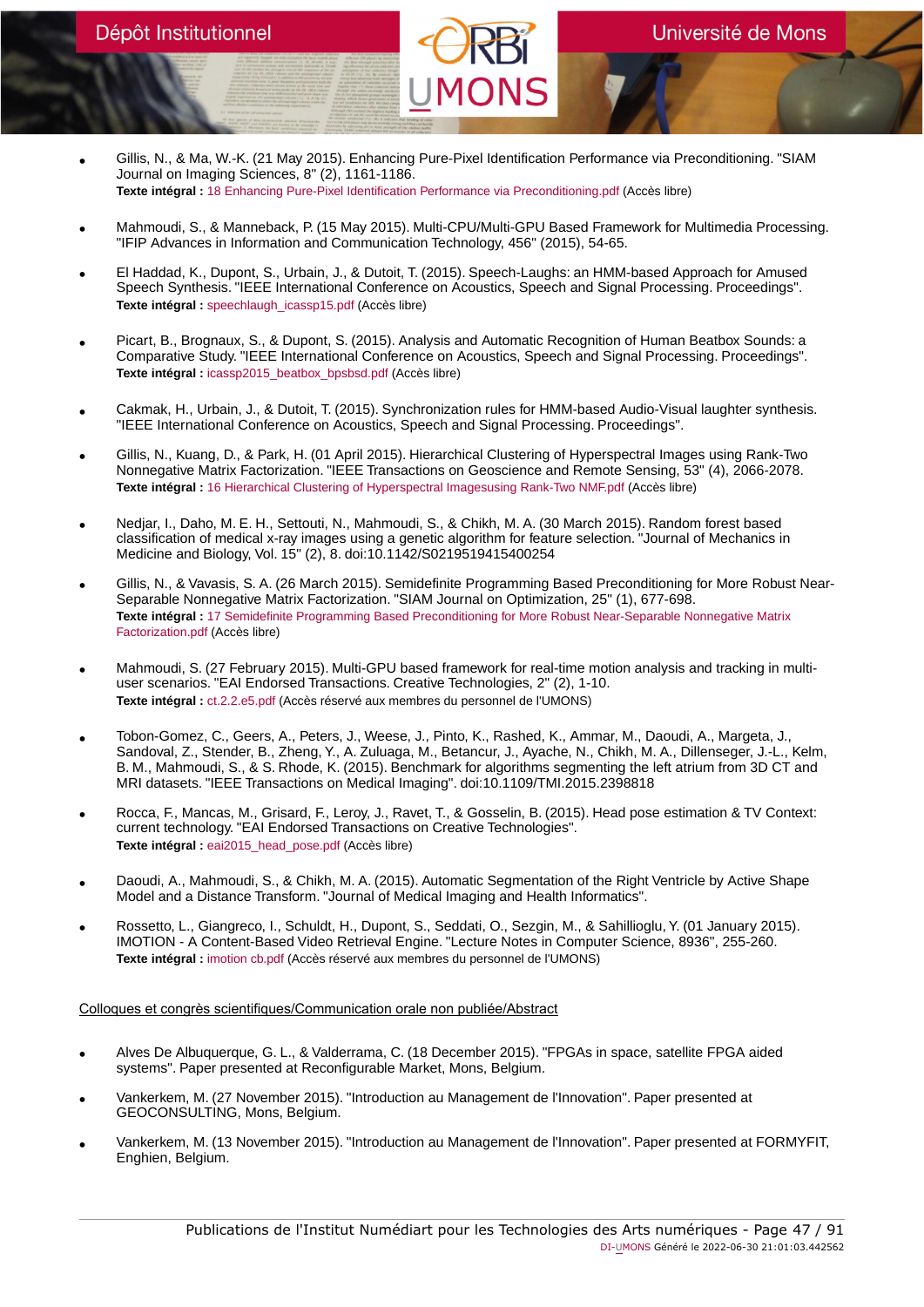- Gillis, N., & Ma, W.-K. (21 May 2015). Enhancing Pure-Pixel Identification Performance via Preconditioning. "SIAM Journal on Imaging Sciences, 8" (2), 1161-1186.
**Texte intégral :** 18 Enhancing Pure-Pixel Identification Performance via Preconditioning.pdf (Accès libre)

- Mahmoudi, S., & Manneback, P. (15 May 2015). Multi-CPU/Multi-GPU Based Framework for Multimedia Processing. "IFIP Advances in Information and Communication Technology, 456" (2015), 54-65.

- El Haddad, K., Dupont, S., Urbain, J., & Dutoit, T. (2015). Speech-Laughs: an HMM-based Approach for Amused Speech Synthesis. "IEEE International Conference on Acoustics, Speech and Signal Processing. Proceedings".
**Texte intégral :** speechlaugh_icassp15.pdf (Accès libre)

- Picart, B., Brognaux, S., & Dupont, S. (2015). Analysis and Automatic Recognition of Human Beatbox Sounds: a Comparative Study. "IEEE International Conference on Acoustics, Speech and Signal Processing. Proceedings".
**Texte intégral :** icassp2015_beatbox_bpsbsd.pdf (Accès libre)

- Cakmak, H., Urbain, J., & Dutoit, T. (2015). Synchronization rules for HMM-based Audio-Visual laughter synthesis. "IEEE International Conference on Acoustics, Speech and Signal Processing. Proceedings".

- Gillis, N., Kuang, D., & Park, H. (01 April 2015). Hierarchical Clustering of Hyperspectral Images using Rank-Two Nonnegative Matrix Factorization. "IEEE Transactions on Geoscience and Remote Sensing, 53" (4), 2066-2078.
**Texte intégral :** 16 Hierarchical Clustering of Hyperspectral Imagesusing Rank-Two NMF.pdf (Accès libre)

- Nedjar, I., Daho, M. E. H., Settouti, N., Mahmoudi, S., & Chikh, M. A. (30 March 2015). Random forest based classification of medical x-ray images using a genetic algorithm for feature selection. "Journal of Mechanics in Medicine and Biology, Vol. 15" (2), 8. doi:10.1142/S0219519415400254

- Gillis, N., & Vavasis, S. A. (26 March 2015). Semidefinite Programming Based Preconditioning for More Robust Near-Separable Nonnegative Matrix Factorization. "SIAM Journal on Optimization, 25" (1), 677-698.
**Texte intégral :** 17 Semidefinite Programming Based Preconditioning for More Robust Near-Separable Nonnegative Matrix Factorization.pdf (Accès libre)

- Mahmoudi, S. (27 February 2015). Multi-GPU based framework for real-time motion analysis and tracking in multi-user scenarios. "EAI Endorsed Transactions. Creative Technologies, 2" (2), 1-10.
**Texte intégral :** ct.2.2.e5.pdf (Accès réservé aux membres du personnel de l'UMONS)

- Tobon-Gomez, C., Geers, A., Peters, J., Weese, J., Pinto, K., Rashed, K., Ammar, M., Daoudi, A., Margeta, J., Sandoval, Z., Stender, B., Zheng, Y., A. Zuluaga, M., Betancur, J., Ayache, N., Chikh, M. A., Dillenseger, J.-L., Kelm, B. M., Mahmoudi, S., & S. Rhode, K. (2015). Benchmark for algorithms segmenting the left atrium from 3D CT and MRI datasets. "IEEE Transactions on Medical Imaging". doi:10.1109/TMI.2015.2398818

- Rocca, F., Mancas, M., Grisard, F., Leroy, J., Ravet, T., & Gosselin, B. (2015). Head pose estimation & TV Context: current technology. "EAI Endorsed Transactions on Creative Technologies".
**Texte intégral :** eai2015_head_pose.pdf (Accès libre)

- Daoudi, A., Mahmoudi, S., & Chikh, M. A. (2015). Automatic Segmentation of the Right Ventricle by Active Shape Model and a Distance Transform. "Journal of Medical Imaging and Health Informatics".

- Rossetto, L., Giangreco, I., Schuldt, H., Dupont, S., Seddati, O., Sezgin, M., & Sahillioglu, Y. (01 January 2015). IMOTION - A Content-Based Video Retrieval Engine. "Lecture Notes in Computer Science, 8936", 255-260.
**Texte intégral :** imotion cb.pdf (Accès réservé aux membres du personnel de l'UMONS)

Colloques et congrès scientifiques/Communication orale non publiée/Abstract

- Alves De Albuquerque, G. L., & Valderrama, C. (18 December 2015). "FPGAs in space, satellite FPGA aided systems". Paper presented at Reconfigurable Market, Mons, Belgium.

- Vankerkem, M. (27 November 2015). "Introduction au Management de l'Innovation". Paper presented at GEOCONSULTING, Mons, Belgium.

- Vankerkem, M. (13 November 2015). "Introduction au Management de l'Innovation". Paper presented at FORMYFIT, Enghien, Belgium.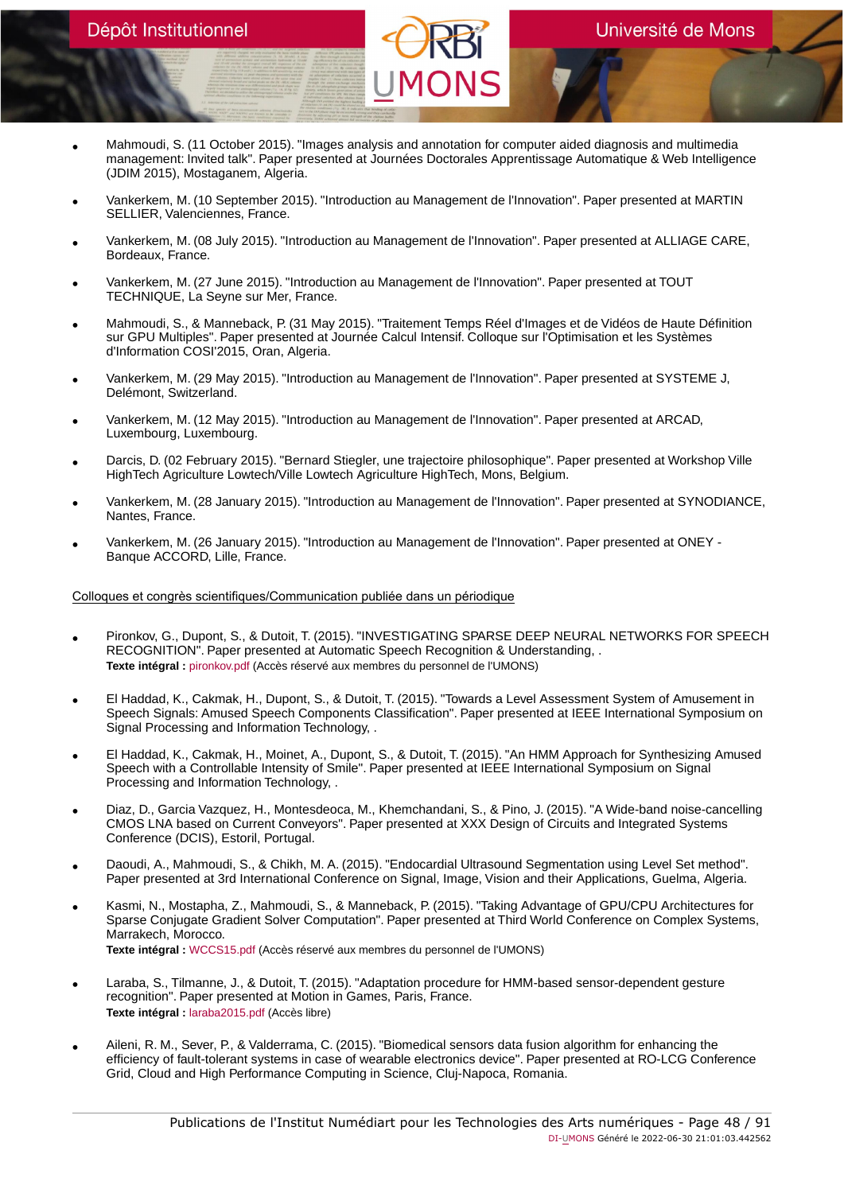- Mahmoudi, S. (11 October 2015). "Images analysis and annotation for computer aided diagnosis and multimedia management: Invited talk". Paper presented at Journées Doctorales Apprentissage Automatique & Web Intelligence (JDIM 2015), Mostaganem, Algeria.

- Vankerkem, M. (10 September 2015). "Introduction au Management de l'Innovation". Paper presented at MARTIN SELLIER, Valenciennes, France.

- Vankerkem, M. (08 July 2015). "Introduction au Management de l'Innovation". Paper presented at ALLIAGE CARE, Bordeaux, France.

- Vankerkem, M. (27 June 2015). "Introduction au Management de l'Innovation". Paper presented at TOUT TECHNIQUE, La Seyne sur Mer, France.

- Mahmoudi, S., & Manneback, P. (31 May 2015). "Traitement Temps Réel d'Images et de Vidéos de Haute Définition sur GPU Multiples". Paper presented at Journée Calcul Intensif. Colloque sur l'Optimisation et les Systèmes d'Information COSI'2015, Oran, Algeria.

- Vankerkem, M. (29 May 2015). "Introduction au Management de l'Innovation". Paper presented at SYSTEME J, Delémont, Switzerland.

- Vankerkem, M. (12 May 2015). "Introduction au Management de l'Innovation". Paper presented at ARCAD, Luxembourg, Luxembourg.

- Darcis, D. (02 February 2015). "Bernard Stiegler, une trajectoire philosophique". Paper presented at Workshop Ville HighTech Agriculture Lowtech/Ville Lowtech Agriculture HighTech, Mons, Belgium.

- Vankerkem, M. (28 January 2015). "Introduction au Management de l'Innovation". Paper presented at SYNODIANCE, Nantes, France.

- Vankerkem, M. (26 January 2015). "Introduction au Management de l'Innovation". Paper presented at ONEY - Banque ACCORD, Lille, France.

Colloques et congrès scientifiques/Communication publiée dans un périodique

- Pironkov, G., Dupont, S., & Dutoit, T. (2015). "INVESTIGATING SPARSE DEEP NEURAL NETWORKS FOR SPEECH RECOGNITION". Paper presented at Automatic Speech Recognition & Understanding, .
  **Texte intégral :** pironkov.pdf (Accès réservé aux membres du personnel de l'UMONS)

- El Haddad, K., Cakmak, H., Dupont, S., & Dutoit, T. (2015). "Towards a Level Assessment System of Amusement in Speech Signals: Amused Speech Components Classification". Paper presented at IEEE International Symposium on Signal Processing and Information Technology, .

- El Haddad, K., Cakmak, H., Moinet, A., Dupont, S., & Dutoit, T. (2015). "An HMM Approach for Synthesizing Amused Speech with a Controllable Intensity of Smile". Paper presented at IEEE International Symposium on Signal Processing and Information Technology, .

- Diaz, D., Garcia Vazquez, H., Montesdeoca, M., Khemchandani, S., & Pino, J. (2015). "A Wide-band noise-cancelling CMOS LNA based on Current Conveyors". Paper presented at XXX Design of Circuits and Integrated Systems Conference (DCIS), Estoril, Portugal.

- Daoudi, A., Mahmoudi, S., & Chikh, M. A. (2015). "Endocardial Ultrasound Segmentation using Level Set method". Paper presented at 3rd International Conference on Signal, Image, Vision and their Applications, Guelma, Algeria.

- Kasmi, N., Mostapha, Z., Mahmoudi, S., & Manneback, P. (2015). "Taking Advantage of GPU/CPU Architectures for Sparse Conjugate Gradient Solver Computation". Paper presented at Third World Conference on Complex Systems, Marrakech, Morocco.
  **Texte intégral :** WCCS15.pdf (Accès réservé aux membres du personnel de l'UMONS)

- Laraba, S., Tilmanne, J., & Dutoit, T. (2015). "Adaptation procedure for HMM-based sensor-dependent gesture recognition". Paper presented at Motion in Games, Paris, France.
  **Texte intégral :** laraba2015.pdf (Accès libre)

- Aileni, R. M., Sever, P., & Valderrama, C. (2015). "Biomedical sensors data fusion algorithm for enhancing the efficiency of fault-tolerant systems in case of wearable electronics device". Paper presented at RO-LCG Conference Grid, Cloud and High Performance Computing in Science, Cluj-Napoca, Romania.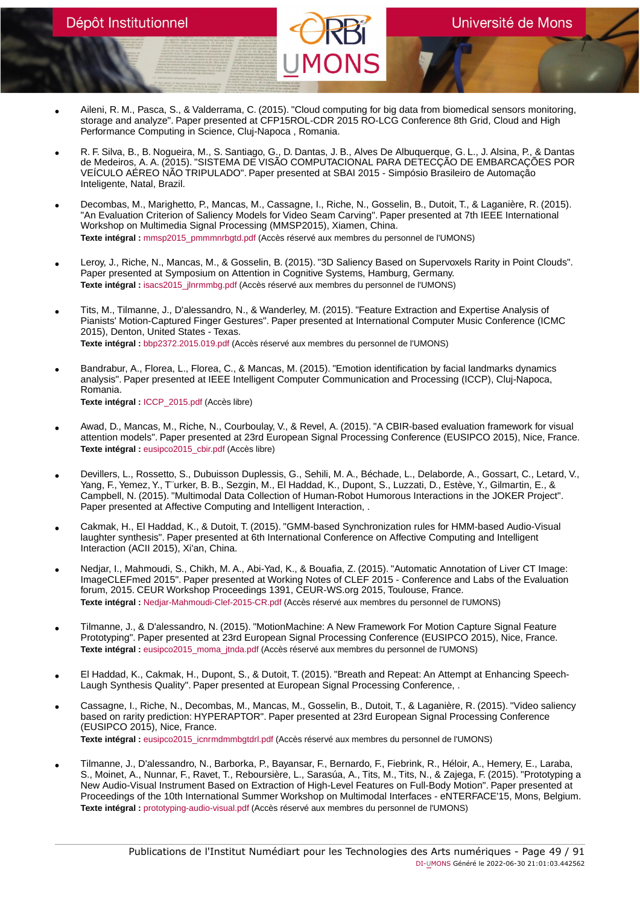- Aileni, R. M., Pasca, S., & Valderrama, C. (2015). "Cloud computing for big data from biomedical sensors monitoring, storage and analyze". Paper presented at CFP15ROL-CDR 2015 RO-LCG Conference 8th Grid, Cloud and High Performance Computing in Science, Cluj-Napoca , Romania.

- R. F. Silva, B., B. Nogueira, M., S. Santiago, G., D. Dantas, J. B., Alves De Albuquerque, G. L., J. Alsina, P., & Dantas de Medeiros, A. A. (2015). "SISTEMA DE VISÃO COMPUTACIONAL PARA DETECÇÃO DE EMBARCAÇÕES POR VEÍCULO AÉREO NÃO TRIPULADO". Paper presented at SBAI 2015 - Simpósio Brasileiro de Automação Inteligente, Natal, Brazil.

- Decombas, M., Marighetto, P., Mancas, M., Cassagne, I., Riche, N., Gosselin, B., Dutoit, T., & Laganière, R. (2015). "An Evaluation Criterion of Saliency Models for Video Seam Carving". Paper presented at 7th IEEE International Workshop on Multimedia Signal Processing (MMSP2015), Xiamen, China.
  **Texte intégral :** mmsp2015_pmmmnrbgtd.pdf (Accès réservé aux membres du personnel de l'UMONS)

- Leroy, J., Riche, N., Mancas, M., & Gosselin, B. (2015). "3D Saliency Based on Supervoxels Rarity in Point Clouds". Paper presented at Symposium on Attention in Cognitive Systems, Hamburg, Germany.
  **Texte intégral :** isacs2015_jlnrmmbg.pdf (Accès réservé aux membres du personnel de l'UMONS)

- Tits, M., Tilmanne, J., D'alessandro, N., & Wanderley, M. (2015). "Feature Extraction and Expertise Analysis of Pianists' Motion-Captured Finger Gestures". Paper presented at International Computer Music Conference (ICMC 2015), Denton, United States - Texas.
  **Texte intégral :** bbp2372.2015.019.pdf (Accès réservé aux membres du personnel de l'UMONS)

- Bandrabur, A., Florea, L., Florea, C., & Mancas, M. (2015). "Emotion identification by facial landmarks dynamics analysis". Paper presented at IEEE Intelligent Computer Communication and Processing (ICCP), Cluj-Napoca, Romania.
  **Texte intégral :** ICCP_2015.pdf (Accès libre)

- Awad, D., Mancas, M., Riche, N., Courboulay, V., & Revel, A. (2015). "A CBIR-based evaluation framework for visual attention models". Paper presented at 23rd European Signal Processing Conference (EUSIPCO 2015), Nice, France.
  **Texte intégral :** eusipco2015_cbir.pdf (Accès libre)

- Devillers, L., Rossetto, S., Dubuisson Duplessis, G., Sehili, M. A., Béchade, L., Delaborde, A., Gossart, C., Letard, V., Yang, F., Yemez, Y., T¨urker, B. B., Sezgin, M., El Haddad, K., Dupont, S., Luzzati, D., Estève, Y., Gilmartin, E., & Campbell, N. (2015). "Multimodal Data Collection of Human-Robot Humorous Interactions in the JOKER Project". Paper presented at Affective Computing and Intelligent Interaction, .

- Cakmak, H., El Haddad, K., & Dutoit, T. (2015). "GMM-based Synchronization rules for HMM-based Audio-Visual laughter synthesis". Paper presented at 6th International Conference on Affective Computing and Intelligent Interaction (ACII 2015), Xi'an, China.

- Nedjar, I., Mahmoudi, S., Chikh, M. A., Abi-Yad, K., & Bouafia, Z. (2015). "Automatic Annotation of Liver CT Image: ImageCLEFmed 2015". Paper presented at Working Notes of CLEF 2015 - Conference and Labs of the Evaluation forum, 2015. CEUR Workshop Proceedings 1391, CEUR-WS.org 2015, Toulouse, France.
  **Texte intégral :** Nedjar-Mahmoudi-Clef-2015-CR.pdf (Accès réservé aux membres du personnel de l'UMONS)

- Tilmanne, J., & D'alessandro, N. (2015). "MotionMachine: A New Framework For Motion Capture Signal Feature Prototyping". Paper presented at 23rd European Signal Processing Conference (EUSIPCO 2015), Nice, France.
  **Texte intégral :** eusipco2015_moma_jtnda.pdf (Accès réservé aux membres du personnel de l'UMONS)

- El Haddad, K., Cakmak, H., Dupont, S., & Dutoit, T. (2015). "Breath and Repeat: An Attempt at Enhancing Speech-Laugh Synthesis Quality". Paper presented at European Signal Processing Conference, .

- Cassagne, I., Riche, N., Decombas, M., Mancas, M., Gosselin, B., Dutoit, T., & Laganière, R. (2015). "Video saliency based on rarity prediction: HYPERAPTOR". Paper presented at 23rd European Signal Processing Conference (EUSIPCO 2015), Nice, France.
  **Texte intégral :** eusipco2015_icnrmdmmbgtdrl.pdf (Accès réservé aux membres du personnel de l'UMONS)

- Tilmanne, J., D'alessandro, N., Barborka, P., Bayansar, F., Bernardo, F., Fiebrink, R., Héloir, A., Hemery, E., Laraba, S., Moinet, A., Nunnar, F., Ravet, T., Reboursière, L., Sarasúa, A., Tits, M., Tits, N., & Zajega, F. (2015). "Prototyping a New Audio-Visual Instrument Based on Extraction of High-Level Features on Full-Body Motion". Paper presented at Proceedings of the 10th International Summer Workshop on Multimodal Interfaces - eNTERFACE'15, Mons, Belgium.
  **Texte intégral :** prototyping-audio-visual.pdf (Accès réservé aux membres du personnel de l'UMONS)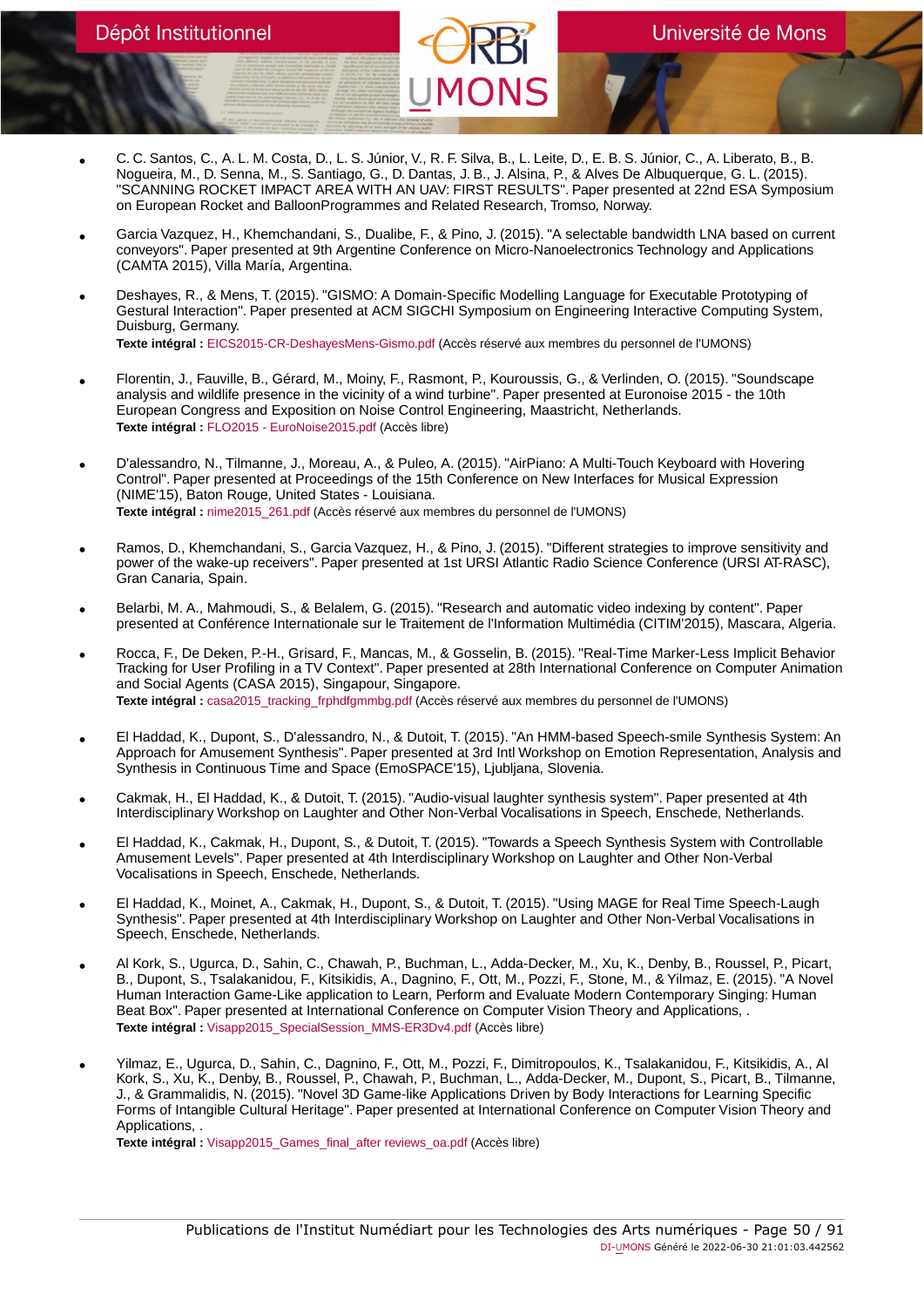- C. C. Santos, C., A. L. M. Costa, D., L. S. Júnior, V., R. F. Silva, B., L. Leite, D., E. B. S. Júnior, C., A. Liberato, B., B. Nogueira, M., D. Senna, M., S. Santiago, G., D. Dantas, J. B., J. Alsina, P., & Alves De Albuquerque, G. L. (2015). "SCANNING ROCKET IMPACT AREA WITH AN UAV: FIRST RESULTS". Paper presented at 22nd ESA Symposium on European Rocket and BalloonProgrammes and Related Research, Tromso, Norway.

- Garcia Vazquez, H., Khemchandani, S., Dualibe, F., & Pino, J. (2015). "A selectable bandwidth LNA based on current conveyors". Paper presented at 9th Argentine Conference on Micro-Nanoelectronics Technology and Applications (CAMTA 2015), Villa María, Argentina.

- Deshayes, R., & Mens, T. (2015). "GISMO: A Domain-Specific Modelling Language for Executable Prototyping of Gestural Interaction". Paper presented at ACM SIGCHI Symposium on Engineering Interactive Computing System, Duisburg, Germany.
  **Texte intégral :** EICS2015-CR-DeshayesMens-Gismo.pdf (Accès réservé aux membres du personnel de l'UMONS)

- Florentin, J., Fauville, B., Gérard, M., Moiny, F., Rasmont, P., Kouroussis, G., & Verlinden, O. (2015). "Soundscape analysis and wildlife presence in the vicinity of a wind turbine". Paper presented at Euronoise 2015 - the 10th European Congress and Exposition on Noise Control Engineering, Maastricht, Netherlands.
  **Texte intégral :** FLO2015 - EuroNoise2015.pdf (Accès libre)

- D'alessandro, N., Tilmanne, J., Moreau, A., & Puleo, A. (2015). "AirPiano: A Multi-Touch Keyboard with Hovering Control". Paper presented at Proceedings of the 15th Conference on New Interfaces for Musical Expression (NIME'15), Baton Rouge, United States - Louisiana.
  **Texte intégral :** nime2015_261.pdf (Accès réservé aux membres du personnel de l'UMONS)

- Ramos, D., Khemchandani, S., Garcia Vazquez, H., & Pino, J. (2015). "Different strategies to improve sensitivity and power of the wake-up receivers". Paper presented at 1st URSI Atlantic Radio Science Conference (URSI AT-RASC), Gran Canaria, Spain.

- Belarbi, M. A., Mahmoudi, S., & Belalem, G. (2015). "Research and automatic video indexing by content". Paper presented at Conférence Internationale sur le Traitement de l'Information Multimédia (CITIM'2015), Mascara, Algeria.

- Rocca, F., De Deken, P.-H., Grisard, F., Mancas, M., & Gosselin, B. (2015). "Real-Time Marker-Less Implicit Behavior Tracking for User Profiling in a TV Context". Paper presented at 28th International Conference on Computer Animation and Social Agents (CASA 2015), Singapour, Singapore.
  **Texte intégral :** casa2015_tracking_frphdfgmmbg.pdf (Accès réservé aux membres du personnel de l'UMONS)

- El Haddad, K., Dupont, S., D'alessandro, N., & Dutoit, T. (2015). "An HMM-based Speech-smile Synthesis System: An Approach for Amusement Synthesis". Paper presented at 3rd Intl Workshop on Emotion Representation, Analysis and Synthesis in Continuous Time and Space (EmoSPACE'15), Ljubljana, Slovenia.

- Cakmak, H., El Haddad, K., & Dutoit, T. (2015). "Audio-visual laughter synthesis system". Paper presented at 4th Interdisciplinary Workshop on Laughter and Other Non-Verbal Vocalisations in Speech, Enschede, Netherlands.

- El Haddad, K., Cakmak, H., Dupont, S., & Dutoit, T. (2015). "Towards a Speech Synthesis System with Controllable Amusement Levels". Paper presented at 4th Interdisciplinary Workshop on Laughter and Other Non-Verbal Vocalisations in Speech, Enschede, Netherlands.

- El Haddad, K., Moinet, A., Cakmak, H., Dupont, S., & Dutoit, T. (2015). "Using MAGE for Real Time Speech-Laugh Synthesis". Paper presented at 4th Interdisciplinary Workshop on Laughter and Other Non-Verbal Vocalisations in Speech, Enschede, Netherlands.

- Al Kork, S., Ugurca, D., Sahin, C., Chawah, P., Buchman, L., Adda-Decker, M., Xu, K., Denby, B., Roussel, P., Picart, B., Dupont, S., Tsalakanidou, F., Kitsikidis, A., Dagnino, F., Ott, M., Pozzi, F., Stone, M., & Yilmaz, E. (2015). "A Novel Human Interaction Game-Like application to Learn, Perform and Evaluate Modern Contemporary Singing: Human Beat Box". Paper presented at International Conference on Computer Vision Theory and Applications, .
  **Texte intégral :** Visapp2015_SpecialSession_MMS-ER3Dv4.pdf (Accès libre)

- Yilmaz, E., Ugurca, D., Sahin, C., Dagnino, F., Ott, M., Pozzi, F., Dimitropoulos, K., Tsalakanidou, F., Kitsikidis, A., Al Kork, S., Xu, K., Denby, B., Roussel, P., Chawah, P., Buchman, L., Adda-Decker, M., Dupont, S., Picart, B., Tilmanne, J., & Grammalidis, N. (2015). "Novel 3D Game-like Applications Driven by Body Interactions for Learning Specific Forms of Intangible Cultural Heritage". Paper presented at International Conference on Computer Vision Theory and Applications, .
  **Texte intégral :** Visapp2015_Games_final_after reviews_oa.pdf (Accès libre)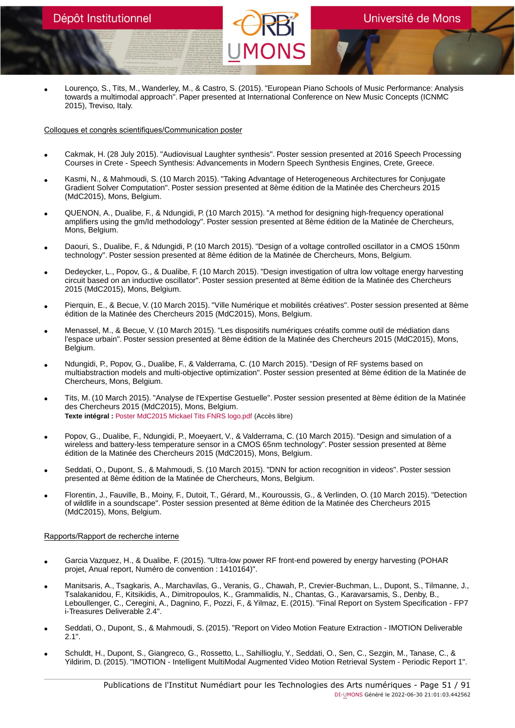- Lourenço, S., Tits, M., Wanderley, M., & Castro, S. (2015). "European Piano Schools of Music Performance: Analysis towards a multimodal approach". Paper presented at International Conference on New Music Concepts (ICNMC 2015), Treviso, Italy.

Colloques et congrès scientifiques/Communication poster

- Cakmak, H. (28 July 2015). "Audiovisual Laughter synthesis". Poster session presented at 2016 Speech Processing Courses in Crete - Speech Synthesis: Advancements in Modern Speech Synthesis Engines, Crete, Greece.

- Kasmi, N., & Mahmoudi, S. (10 March 2015). "Taking Advantage of Heterogeneous Architectures for Conjugate Gradient Solver Computation". Poster session presented at 8ème édition de la Matinée des Chercheurs 2015 (MdC2015), Mons, Belgium.

- QUENON, A., Dualibe, F., & Ndungidi, P. (10 March 2015). "A method for designing high-frequency operational amplifiers using the gm/Id methodology". Poster session presented at 8ème édition de la Matinée de Chercheurs, Mons, Belgium.

- Daouri, S., Dualibe, F., & Ndungidi, P. (10 March 2015). "Design of a voltage controlled oscillator in a CMOS 150nm technology". Poster session presented at 8ème édition de la Matinée de Chercheurs, Mons, Belgium.

- Dedeycker, L., Popov, G., & Dualibe, F. (10 March 2015). "Design investigation of ultra low voltage energy harvesting circuit based on an inductive oscillator". Poster session presented at 8ème édition de la Matinée des Chercheurs 2015 (MdC2015), Mons, Belgium.

- Pierquin, E., & Becue, V. (10 March 2015). "Ville Numérique et mobilités créatives". Poster session presented at 8ème édition de la Matinée des Chercheurs 2015 (MdC2015), Mons, Belgium.

- Menassel, M., & Becue, V. (10 March 2015). "Les dispositifs numériques créatifs comme outil de médiation dans l'espace urbain". Poster session presented at 8ème édition de la Matinée des Chercheurs 2015 (MdC2015), Mons, Belgium.

- Ndungidi, P., Popov, G., Dualibe, F., & Valderrama, C. (10 March 2015). "Design of RF systems based on multiabstraction models and multi-objective optimization". Poster session presented at 8ème édition de la Matinée de Chercheurs, Mons, Belgium.

- Tits, M. (10 March 2015). "Analyse de l'Expertise Gestuelle". Poster session presented at 8ème édition de la Matinée des Chercheurs 2015 (MdC2015), Mons, Belgium.
  **Texte intégral :** Poster MdC2015 Mickael Tits FNRS logo.pdf (Accès libre)

- Popov, G., Dualibe, F., Ndungidi, P., Moeyaert, V., & Valderrama, C. (10 March 2015). "Design and simulation of a wireless and battery-less temperature sensor in a CMOS 65nm technology". Poster session presented at 8ème édition de la Matinée des Chercheurs 2015 (MdC2015), Mons, Belgium.

- Seddati, O., Dupont, S., & Mahmoudi, S. (10 March 2015). "DNN for action recognition in videos". Poster session presented at 8ème édition de la Matinée de Chercheurs, Mons, Belgium.

- Florentin, J., Fauville, B., Moiny, F., Dutoit, T., Gérard, M., Kouroussis, G., & Verlinden, O. (10 March 2015). "Detection of wildlife in a soundscape". Poster session presented at 8ème édition de la Matinée des Chercheurs 2015 (MdC2015), Mons, Belgium.

Rapports/Rapport de recherche interne

- Garcia Vazquez, H., & Dualibe, F. (2015). "Ultra-low power RF front-end powered by energy harvesting (POHAR projet, Anual report, Numéro de convention : 1410164)".

- Manitsaris, A., Tsagkaris, A., Marchavilas, G., Veranis, G., Chawah, P., Crevier-Buchman, L., Dupont, S., Tilmanne, J., Tsalakanidou, F., Kitsikidis, A., Dimitropoulos, K., Grammalidis, N., Chantas, G., Karavarsamis, S., Denby, B., Leboullenger, C., Ceregini, A., Dagnino, F., Pozzi, F., & Yilmaz, E. (2015). "Final Report on System Specification - FP7 i-Treasures Deliverable 2.4".

- Seddati, O., Dupont, S., & Mahmoudi, S. (2015). "Report on Video Motion Feature Extraction - IMOTION Deliverable 2.1".

- Schuldt, H., Dupont, S., Giangreco, G., Rossetto, L., Sahillioglu, Y., Seddati, O., Sen, C., Sezgin, M., Tanase, C., & Yildirim, D. (2015). "IMOTION - Intelligent MultiModal Augmented Video Motion Retrieval System - Periodic Report 1".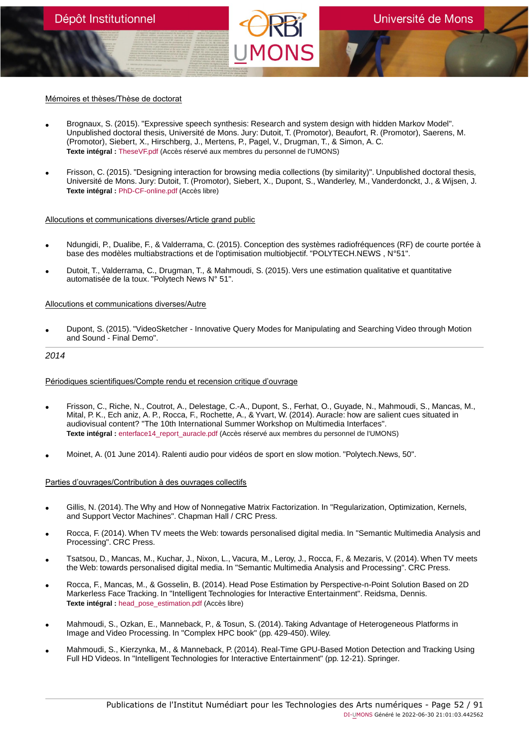Mémoires et thèses/Thèse de doctorat

- Brognaux, S. (2015). "Expressive speech synthesis: Research and system design with hidden Markov Model". Unpublished doctoral thesis, Université de Mons. Jury: Dutoit, T. (Promotor), Beaufort, R. (Promotor), Saerens, M. (Promotor), Siebert, X., Hirschberg, J., Mertens, P., Pagel, V., Drugman, T., & Simon, A. C.
  **Texte intégral :** TheseVF.pdf (Accès réservé aux membres du personnel de l'UMONS)

- Frisson, C. (2015). "Designing interaction for browsing media collections (by similarity)". Unpublished doctoral thesis, Université de Mons. Jury: Dutoit, T. (Promotor), Siebert, X., Dupont, S., Wanderley, M., Vanderdonckt, J., & Wijsen, J.
  **Texte intégral :** PhD-CF-online.pdf (Accès libre)

Allocutions et communications diverses/Article grand public

- Ndungidi, P., Dualibe, F., & Valderrama, C. (2015). Conception des systèmes radiofréquences (RF) de courte portée à base des modèles multiabstractions et de l'optimisation multiobjectif. "POLYTECH.NEWS , N°51".

- Dutoit, T., Valderrama, C., Drugman, T., & Mahmoudi, S. (2015). Vers une estimation qualitative et quantitative automatisée de la toux. "Polytech News N° 51".

Allocutions et communications diverses/Autre

- Dupont, S. (2015). "VideoSketcher - Innovative Query Modes for Manipulating and Searching Video through Motion and Sound - Final Demo".

---

*2014*

Périodiques scientifiques/Compte rendu et recension critique d'ouvrage

- Frisson, C., Riche, N., Coutrot, A., Delestage, C.-A., Dupont, S., Ferhat, O., Guyade, N., Mahmoudi, S., Mancas, M., Mital, P. K., Ech aniz, A. P., Rocca, F., Rochette, A., & Yvart, W. (2014). Auracle: how are salient cues situated in audiovisual content? "The 10th International Summer Workshop on Multimedia Interfaces".
  **Texte intégral :** enterface14_report_auracle.pdf (Accès réservé aux membres du personnel de l'UMONS)

- Moinet, A. (01 June 2014). Ralenti audio pour vidéos de sport en slow motion. "Polytech.News, 50".

Parties d'ouvrages/Contribution à des ouvrages collectifs

- Gillis, N. (2014). The Why and How of Nonnegative Matrix Factorization. In "Regularization, Optimization, Kernels, and Support Vector Machines". Chapman Hall / CRC Press.

- Rocca, F. (2014). When TV meets the Web: towards personalised digital media. In "Semantic Multimedia Analysis and Processing". CRC Press.

- Tsatsou, D., Mancas, M., Kuchar, J., Nixon, L., Vacura, M., Leroy, J., Rocca, F., & Mezaris, V. (2014). When TV meets the Web: towards personalised digital media. In "Semantic Multimedia Analysis and Processing". CRC Press.

- Rocca, F., Mancas, M., & Gosselin, B. (2014). Head Pose Estimation by Perspective-n-Point Solution Based on 2D Markerless Face Tracking. In "Intelligent Technologies for Interactive Entertainment". Reidsma, Dennis.
  **Texte intégral :** head_pose_estimation.pdf (Accès libre)

- Mahmoudi, S., Ozkan, E., Manneback, P., & Tosun, S. (2014). Taking Advantage of Heterogeneous Platforms in Image and Video Processing. In "Complex HPC book" (pp. 429-450). Wiley.

- Mahmoudi, S., Kierzynka, M., & Manneback, P. (2014). Real-Time GPU-Based Motion Detection and Tracking Using Full HD Videos. In "Intelligent Technologies for Interactive Entertainment" (pp. 12-21). Springer.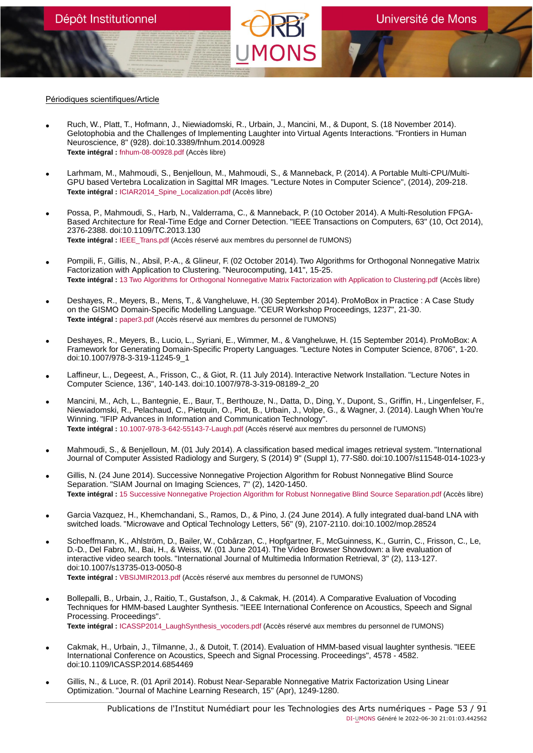Périodiques scientifiques/Article

- Ruch, W., Platt, T., Hofmann, J., Niewiadomski, R., Urbain, J., Mancini, M., & Dupont, S. (18 November 2014). Gelotophobia and the Challenges of Implementing Laughter into Virtual Agents Interactions. "Frontiers in Human Neuroscience, 8" (928). doi:10.3389/fnhum.2014.00928
  **Texte intégral :** fnhum-08-00928.pdf (Accès libre)

- Larhmam, M., Mahmoudi, S., Benjelloun, M., Mahmoudi, S., & Manneback, P. (2014). A Portable Multi-CPU/Multi-GPU based Vertebra Localization in Sagittal MR Images. "Lecture Notes in Computer Science", (2014), 209-218.
  **Texte intégral :** ICIAR2014_Spine_Localization.pdf (Accès libre)

- Possa, P., Mahmoudi, S., Harb, N., Valderrama, C., & Manneback, P. (10 October 2014). A Multi-Resolution FPGA-Based Architecture for Real-Time Edge and Corner Detection. "IEEE Transactions on Computers, 63" (10, Oct 2014), 2376-2388. doi:10.1109/TC.2013.130
  **Texte intégral :** IEEE_Trans.pdf (Accès réservé aux membres du personnel de l'UMONS)

- Pompili, F., Gillis, N., Absil, P.-A., & Glineur, F. (02 October 2014). Two Algorithms for Orthogonal Nonnegative Matrix Factorization with Application to Clustering. "Neurocomputing, 141", 15-25.
  **Texte intégral :** 13 Two Algorithms for Orthogonal Nonnegative Matrix Factorization with Application to Clustering.pdf (Accès libre)

- Deshayes, R., Meyers, B., Mens, T., & Vangheluwe, H. (30 September 2014). ProMoBox in Practice : A Case Study on the GISMO Domain-Specific Modelling Language. "CEUR Workshop Proceedings, 1237", 21-30.
  **Texte intégral :** paper3.pdf (Accès réservé aux membres du personnel de l'UMONS)

- Deshayes, R., Meyers, B., Lucio, L., Syriani, E., Wimmer, M., & Vangheluwe, H. (15 September 2014). ProMoBox: A Framework for Generating Domain-Specific Property Languages. "Lecture Notes in Computer Science, 8706", 1-20. doi:10.1007/978-3-319-11245-9_1

- Laffineur, L., Degeest, A., Frisson, C., & Giot, R. (11 July 2014). Interactive Network Installation. "Lecture Notes in Computer Science, 136", 140-143. doi:10.1007/978-3-319-08189-2_20

- Mancini, M., Ach, L., Bantegnie, E., Baur, T., Berthouze, N., Datta, D., Ding, Y., Dupont, S., Griffin, H., Lingenfelser, F., Niewiadomski, R., Pelachaud, C., Pietquin, O., Piot, B., Urbain, J., Volpe, G., & Wagner, J. (2014). Laugh When You're Winning. "IFIP Advances in Information and Communication Technology".
  **Texte intégral :** 10.1007-978-3-642-55143-7-Laugh.pdf (Accès réservé aux membres du personnel de l'UMONS)

- Mahmoudi, S., & Benjelloun, M. (01 July 2014). A classification based medical images retrieval system. "International Journal of Computer Assisted Radiology and Surgery, S (2014) 9" (Suppl 1), 77-S80. doi:10.1007/s11548-014-1023-y

- Gillis, N. (24 June 2014). Successive Nonnegative Projection Algorithm for Robust Nonnegative Blind Source Separation. "SIAM Journal on Imaging Sciences, 7" (2), 1420-1450.
  **Texte intégral :** 15 Successive Nonnegative Projection Algorithm for Robust Nonnegative Blind Source Separation.pdf (Accès libre)

- Garcia Vazquez, H., Khemchandani, S., Ramos, D., & Pino, J. (24 June 2014). A fully integrated dual-band LNA with switched loads. "Microwave and Optical Technology Letters, 56" (9), 2107-2110. doi:10.1002/mop.28524

- Schoeffmann, K., Ahlström, D., Bailer, W., Cobârzan, C., Hopfgartner, F., McGuinness, K., Gurrin, C., Frisson, C., Le, D.-D., Del Fabro, M., Bai, H., & Weiss, W. (01 June 2014). The Video Browser Showdown: a live evaluation of interactive video search tools. "International Journal of Multimedia Information Retrieval, 3" (2), 113-127. doi:10.1007/s13735-013-0050-8
  **Texte intégral :** VBSIJMIR2013.pdf (Accès réservé aux membres du personnel de l'UMONS)

- Bollepalli, B., Urbain, J., Raitio, T., Gustafson, J., & Cakmak, H. (2014). A Comparative Evaluation of Vocoding Techniques for HMM-based Laughter Synthesis. "IEEE International Conference on Acoustics, Speech and Signal Processing. Proceedings".
  **Texte intégral :** ICASSP2014_LaughSynthesis_vocoders.pdf (Accès réservé aux membres du personnel de l'UMONS)

- Cakmak, H., Urbain, J., Tilmanne, J., & Dutoit, T. (2014). Evaluation of HMM-based visual laughter synthesis. "IEEE International Conference on Acoustics, Speech and Signal Processing. Proceedings", 4578 - 4582. doi:10.1109/ICASSP.2014.6854469

- Gillis, N., & Luce, R. (01 April 2014). Robust Near-Separable Nonnegative Matrix Factorization Using Linear Optimization. "Journal of Machine Learning Research, 15" (Apr), 1249-1280.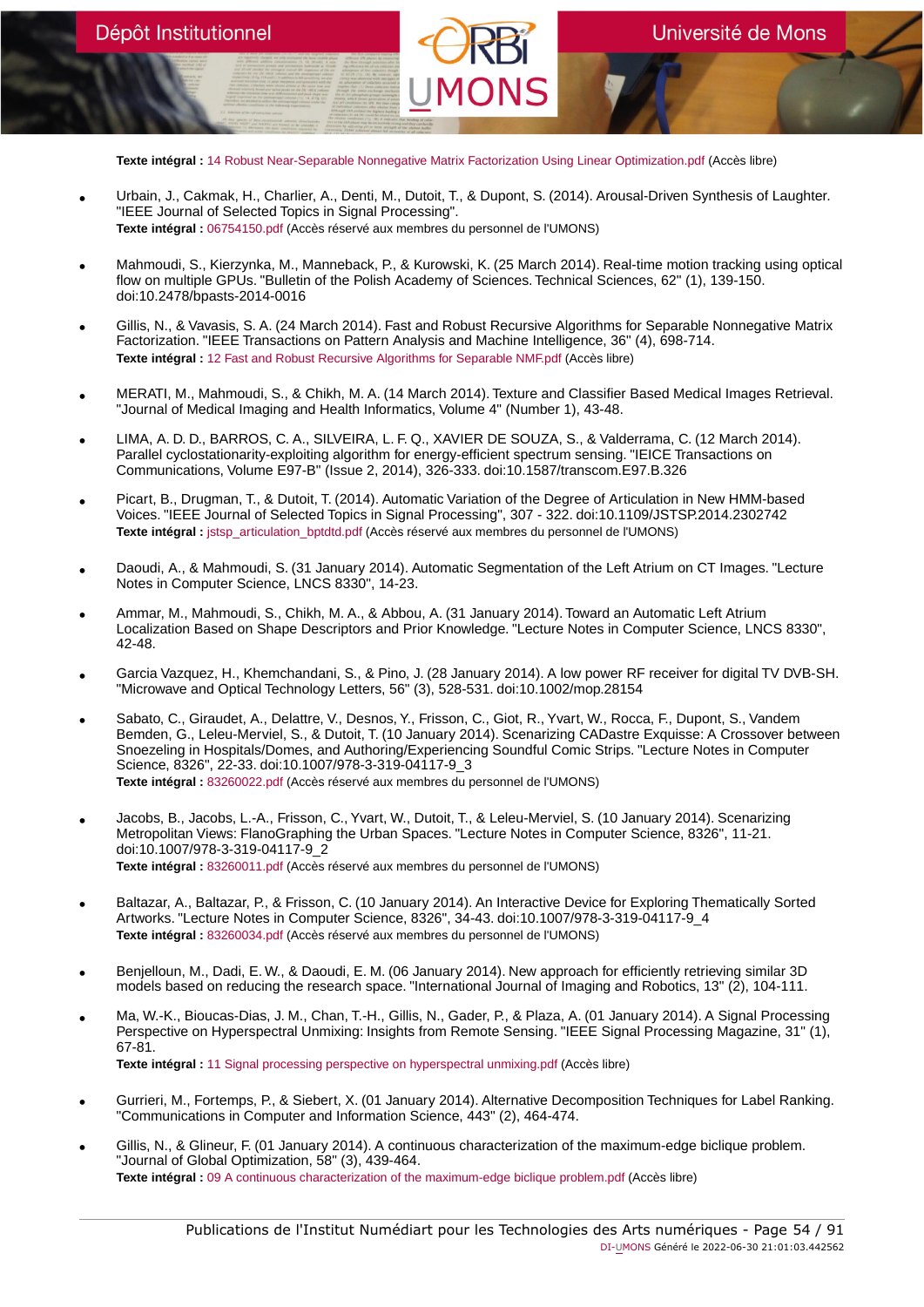**Texte intégral :** 14 Robust Near-Separable Nonnegative Matrix Factorization Using Linear Optimization.pdf (Accès libre)

- Urbain, J., Cakmak, H., Charlier, A., Denti, M., Dutoit, T., & Dupont, S. (2014). Arousal-Driven Synthesis of Laughter. "IEEE Journal of Selected Topics in Signal Processing".
  **Texte intégral :** 06754150.pdf (Accès réservé aux membres du personnel de l'UMONS)

- Mahmoudi, S., Kierzynka, M., Manneback, P., & Kurowski, K. (25 March 2014). Real-time motion tracking using optical flow on multiple GPUs. "Bulletin of the Polish Academy of Sciences. Technical Sciences, 62" (1), 139-150. doi:10.2478/bpasts-2014-0016

- Gillis, N., & Vavasis, S. A. (24 March 2014). Fast and Robust Recursive Algorithms for Separable Nonnegative Matrix Factorization. "IEEE Transactions on Pattern Analysis and Machine Intelligence, 36" (4), 698-714.
  **Texte intégral :** 12 Fast and Robust Recursive Algorithms for Separable NMF.pdf (Accès libre)

- MERATI, M., Mahmoudi, S., & Chikh, M. A. (14 March 2014). Texture and Classifier Based Medical Images Retrieval. "Journal of Medical Imaging and Health Informatics, Volume 4" (Number 1), 43-48.

- LIMA, A. D. D., BARROS, C. A., SILVEIRA, L. F. Q., XAVIER DE SOUZA, S., & Valderrama, C. (12 March 2014). Parallel cyclostationarity-exploiting algorithm for energy-efficient spectrum sensing. "IEICE Transactions on Communications, Volume E97-B" (Issue 2, 2014), 326-333. doi:10.1587/transcom.E97.B.326

- Picart, B., Drugman, T., & Dutoit, T. (2014). Automatic Variation of the Degree of Articulation in New HMM-based Voices. "IEEE Journal of Selected Topics in Signal Processing", 307 - 322. doi:10.1109/JSTSP.2014.2302742
  **Texte intégral :** jstsp_articulation_bptdtd.pdf (Accès réservé aux membres du personnel de l'UMONS)

- Daoudi, A., & Mahmoudi, S. (31 January 2014). Automatic Segmentation of the Left Atrium on CT Images. "Lecture Notes in Computer Science, LNCS 8330", 14-23.

- Ammar, M., Mahmoudi, S., Chikh, M. A., & Abbou, A. (31 January 2014). Toward an Automatic Left Atrium Localization Based on Shape Descriptors and Prior Knowledge. "Lecture Notes in Computer Science, LNCS 8330", 42-48.

- Garcia Vazquez, H., Khemchandani, S., & Pino, J. (28 January 2014). A low power RF receiver for digital TV DVB-SH. "Microwave and Optical Technology Letters, 56" (3), 528-531. doi:10.1002/mop.28154

- Sabato, C., Giraudet, A., Delattre, V., Desnos, Y., Frisson, C., Giot, R., Yvart, W., Rocca, F., Dupont, S., Vandem Bemden, G., Leleu-Merviel, S., & Dutoit, T. (10 January 2014). Scenarizing CADastre Exquisse: A Crossover between Snoezeling in Hospitals/Domes, and Authoring/Experiencing Soundful Comic Strips. "Lecture Notes in Computer Science, 8326", 22-33. doi:10.1007/978-3-319-04117-9_3
  **Texte intégral :** 83260022.pdf (Accès réservé aux membres du personnel de l'UMONS)

- Jacobs, B., Jacobs, L.-A., Frisson, C., Yvart, W., Dutoit, T., & Leleu-Merviel, S. (10 January 2014). Scenarizing Metropolitan Views: FlanoGraphing the Urban Spaces. "Lecture Notes in Computer Science, 8326", 11-21. doi:10.1007/978-3-319-04117-9_2
  **Texte intégral :** 83260011.pdf (Accès réservé aux membres du personnel de l'UMONS)

- Baltazar, A., Baltazar, P., & Frisson, C. (10 January 2014). An Interactive Device for Exploring Thematically Sorted Artworks. "Lecture Notes in Computer Science, 8326", 34-43. doi:10.1007/978-3-319-04117-9_4
  **Texte intégral :** 83260034.pdf (Accès réservé aux membres du personnel de l'UMONS)

- Benjelloun, M., Dadi, E. W., & Daoudi, E. M. (06 January 2014). New approach for efficiently retrieving similar 3D models based on reducing the research space. "International Journal of Imaging and Robotics, 13" (2), 104-111.

- Ma, W.-K., Bioucas-Dias, J. M., Chan, T.-H., Gillis, N., Gader, P., & Plaza, A. (01 January 2014). A Signal Processing Perspective on Hyperspectral Unmixing: Insights from Remote Sensing. "IEEE Signal Processing Magazine, 31" (1), 67-81.
  **Texte intégral :** 11 Signal processing perspective on hyperspectral unmixing.pdf (Accès libre)

- Gurrieri, M., Fortemps, P., & Siebert, X. (01 January 2014). Alternative Decomposition Techniques for Label Ranking. "Communications in Computer and Information Science, 443" (2), 464-474.

- Gillis, N., & Glineur, F. (01 January 2014). A continuous characterization of the maximum-edge biclique problem. "Journal of Global Optimization, 58" (3), 439-464.
  **Texte intégral :** 09 A continuous characterization of the maximum-edge biclique problem.pdf (Accès libre)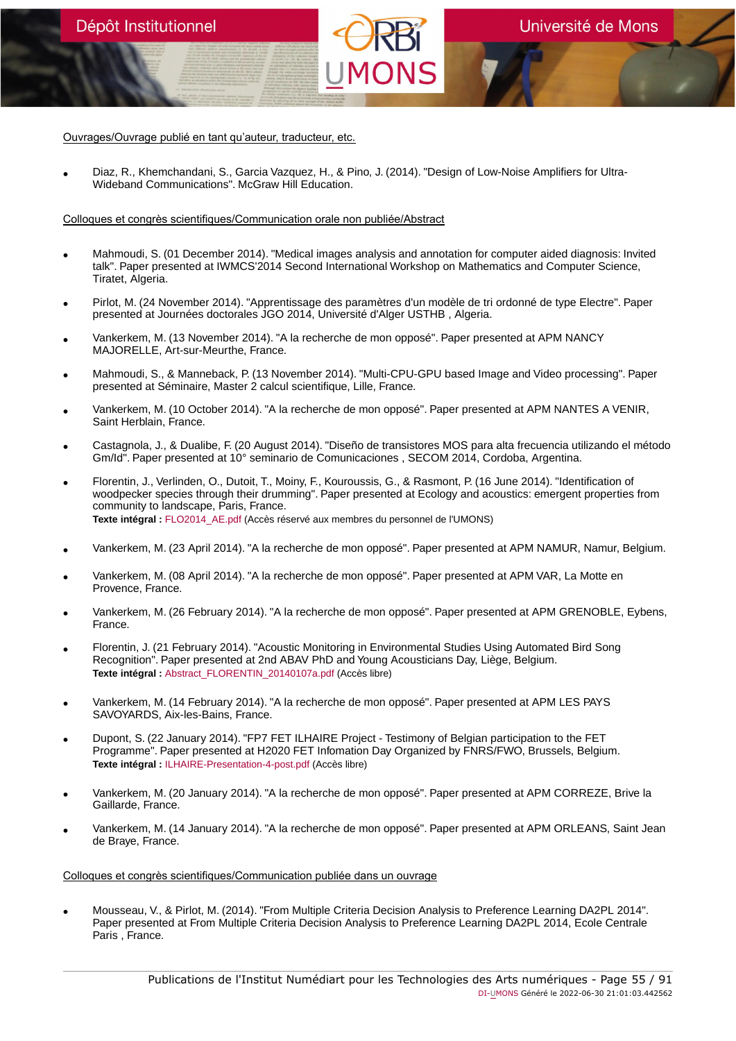Ouvrages/Ouvrage publié en tant qu'auteur, traducteur, etc.

- Diaz, R., Khemchandani, S., Garcia Vazquez, H., & Pino, J. (2014). "Design of Low-Noise Amplifiers for Ultra-Wideband Communications". McGraw Hill Education.

Colloques et congrès scientifiques/Communication orale non publiée/Abstract

- Mahmoudi, S. (01 December 2014). "Medical images analysis and annotation for computer aided diagnosis: Invited talk". Paper presented at IWMCS'2014 Second International Workshop on Mathematics and Computer Science, Tiratet, Algeria.

- Pirlot, M. (24 November 2014). "Apprentissage des paramètres d'un modèle de tri ordonné de type Electre". Paper presented at Journées doctorales JGO 2014, Université d'Alger USTHB , Algeria.

- Vankerkem, M. (13 November 2014). "A la recherche de mon opposé". Paper presented at APM NANCY MAJORELLE, Art-sur-Meurthe, France.

- Mahmoudi, S., & Manneback, P. (13 November 2014). "Multi-CPU-GPU based Image and Video processing". Paper presented at Séminaire, Master 2 calcul scientifique, Lille, France.

- Vankerkem, M. (10 October 2014). "A la recherche de mon opposé". Paper presented at APM NANTES A VENIR, Saint Herblain, France.

- Castagnola, J., & Dualibe, F. (20 August 2014). "Diseño de transistores MOS para alta frecuencia utilizando el método Gm/Id". Paper presented at 10° seminario de Comunicaciones , SECOM 2014, Cordoba, Argentina.

- Florentin, J., Verlinden, O., Dutoit, T., Moiny, F., Kouroussis, G., & Rasmont, P. (16 June 2014). "Identification of woodpecker species through their drumming". Paper presented at Ecology and acoustics: emergent properties from community to landscape, Paris, France.
  **Texte intégral :** FLO2014_AE.pdf (Accès réservé aux membres du personnel de l'UMONS)

- Vankerkem, M. (23 April 2014). "A la recherche de mon opposé". Paper presented at APM NAMUR, Namur, Belgium.

- Vankerkem, M. (08 April 2014). "A la recherche de mon opposé". Paper presented at APM VAR, La Motte en Provence, France.

- Vankerkem, M. (26 February 2014). "A la recherche de mon opposé". Paper presented at APM GRENOBLE, Eybens, France.

- Florentin, J. (21 February 2014). "Acoustic Monitoring in Environmental Studies Using Automated Bird Song Recognition". Paper presented at 2nd ABAV PhD and Young Acousticians Day, Liège, Belgium.
  **Texte intégral :** Abstract_FLORENTIN_20140107a.pdf (Accès libre)

- Vankerkem, M. (14 February 2014). "A la recherche de mon opposé". Paper presented at APM LES PAYS SAVOYARDS, Aix-les-Bains, France.

- Dupont, S. (22 January 2014). "FP7 FET ILHAIRE Project - Testimony of Belgian participation to the FET Programme". Paper presented at H2020 FET Infomation Day Organized by FNRS/FWO, Brussels, Belgium.
  **Texte intégral :** ILHAIRE-Presentation-4-post.pdf (Accès libre)

- Vankerkem, M. (20 January 2014). "A la recherche de mon opposé". Paper presented at APM CORREZE, Brive la Gaillarde, France.

- Vankerkem, M. (14 January 2014). "A la recherche de mon opposé". Paper presented at APM ORLEANS, Saint Jean de Braye, France.

Colloques et congrès scientifiques/Communication publiée dans un ouvrage

- Mousseau, V., & Pirlot, M. (2014). "From Multiple Criteria Decision Analysis to Preference Learning DA2PL 2014". Paper presented at From Multiple Criteria Decision Analysis to Preference Learning DA2PL 2014, Ecole Centrale Paris , France.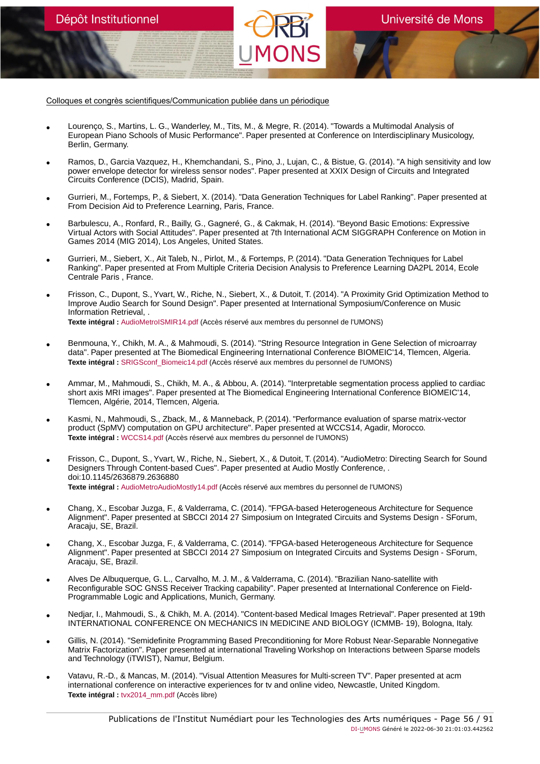Colloques et congrès scientifiques/Communication publiée dans un périodique

- Lourenço, S., Martins, L. G., Wanderley, M., Tits, M., & Megre, R. (2014). "Towards a Multimodal Analysis of European Piano Schools of Music Performance". Paper presented at Conference on Interdisciplinary Musicology, Berlin, Germany.

- Ramos, D., Garcia Vazquez, H., Khemchandani, S., Pino, J., Lujan, C., & Bistue, G. (2014). "A high sensitivity and low power envelope detector for wireless sensor nodes". Paper presented at XXIX Design of Circuits and Integrated Circuits Conference (DCIS), Madrid, Spain.

- Gurrieri, M., Fortemps, P., & Siebert, X. (2014). "Data Generation Techniques for Label Ranking". Paper presented at From Decision Aid to Preference Learning, Paris, France.

- Barbulescu, A., Ronfard, R., Bailly, G., Gagneré, G., & Cakmak, H. (2014). "Beyond Basic Emotions: Expressive Virtual Actors with Social Attitudes". Paper presented at 7th International ACM SIGGRAPH Conference on Motion in Games 2014 (MIG 2014), Los Angeles, United States.

- Gurrieri, M., Siebert, X., Ait Taleb, N., Pirlot, M., & Fortemps, P. (2014). "Data Generation Techniques for Label Ranking". Paper presented at From Multiple Criteria Decision Analysis to Preference Learning DA2PL 2014, Ecole Centrale Paris , France.

- Frisson, C., Dupont, S., Yvart, W., Riche, N., Siebert, X., & Dutoit, T. (2014). "A Proximity Grid Optimization Method to Improve Audio Search for Sound Design". Paper presented at International Symposium/Conference on Music Information Retrieval, .
  **Texte intégral :** AudioMetroISMIR14.pdf (Accès réservé aux membres du personnel de l'UMONS)

- Benmouna, Y., Chikh, M. A., & Mahmoudi, S. (2014). "String Resource Integration in Gene Selection of microarray data". Paper presented at The Biomedical Engineering International Conference BIOMEIC'14, Tlemcen, Algeria.
  **Texte intégral :** SRIGSconf_Biomeic14.pdf (Accès réservé aux membres du personnel de l'UMONS)

- Ammar, M., Mahmoudi, S., Chikh, M. A., & Abbou, A. (2014). "Interpretable segmentation process applied to cardiac short axis MRI images". Paper presented at The Biomedical Engineering International Conference BIOMEIC'14, Tlemcen, Algérie, 2014, Tlemcen, Algeria.

- Kasmi, N., Mahmoudi, S., Zback, M., & Manneback, P. (2014). "Performance evaluation of sparse matrix-vector product (SpMV) computation on GPU architecture". Paper presented at WCCS14, Agadir, Morocco.
  **Texte intégral :** WCCS14.pdf (Accès réservé aux membres du personnel de l'UMONS)

- Frisson, C., Dupont, S., Yvart, W., Riche, N., Siebert, X., & Dutoit, T. (2014). "AudioMetro: Directing Search for Sound Designers Through Content-based Cues". Paper presented at Audio Mostly Conference, . doi:10.1145/2636879.2636880
  **Texte intégral :** AudioMetroAudioMostly14.pdf (Accès réservé aux membres du personnel de l'UMONS)

- Chang, X., Escobar Juzga, F., & Valderrama, C. (2014). "FPGA-based Heterogeneous Architecture for Sequence Alignment". Paper presented at SBCCI 2014 27 Simposium on Integrated Circuits and Systems Design - SForum, Aracaju, SE, Brazil.

- Chang, X., Escobar Juzga, F., & Valderrama, C. (2014). "FPGA-based Heterogeneous Architecture for Sequence Alignment". Paper presented at SBCCI 2014 27 Simposium on Integrated Circuits and Systems Design - SForum, Aracaju, SE, Brazil.

- Alves De Albuquerque, G. L., Carvalho, M. J. M., & Valderrama, C. (2014). "Brazilian Nano-satellite with Reconfigurable SOC GNSS Receiver Tracking capability". Paper presented at International Conference on Field-Programmable Logic and Applications, Munich, Germany.

- Nedjar, I., Mahmoudi, S., & Chikh, M. A. (2014). "Content-based Medical Images Retrieval". Paper presented at 19th INTERNATIONAL CONFERENCE ON MECHANICS IN MEDICINE AND BIOLOGY (ICMMB- 19), Bologna, Italy.

- Gillis, N. (2014). "Semidefinite Programming Based Preconditioning for More Robust Near-Separable Nonnegative Matrix Factorization". Paper presented at international Traveling Workshop on Interactions between Sparse models and Technology (iTWIST), Namur, Belgium.

- Vatavu, R.-D., & Mancas, M. (2014). "Visual Attention Measures for Multi-screen TV". Paper presented at acm international conference on interactive experiences for tv and online video, Newcastle, United Kingdom.
  **Texte intégral :** tvx2014_mm.pdf (Accès libre)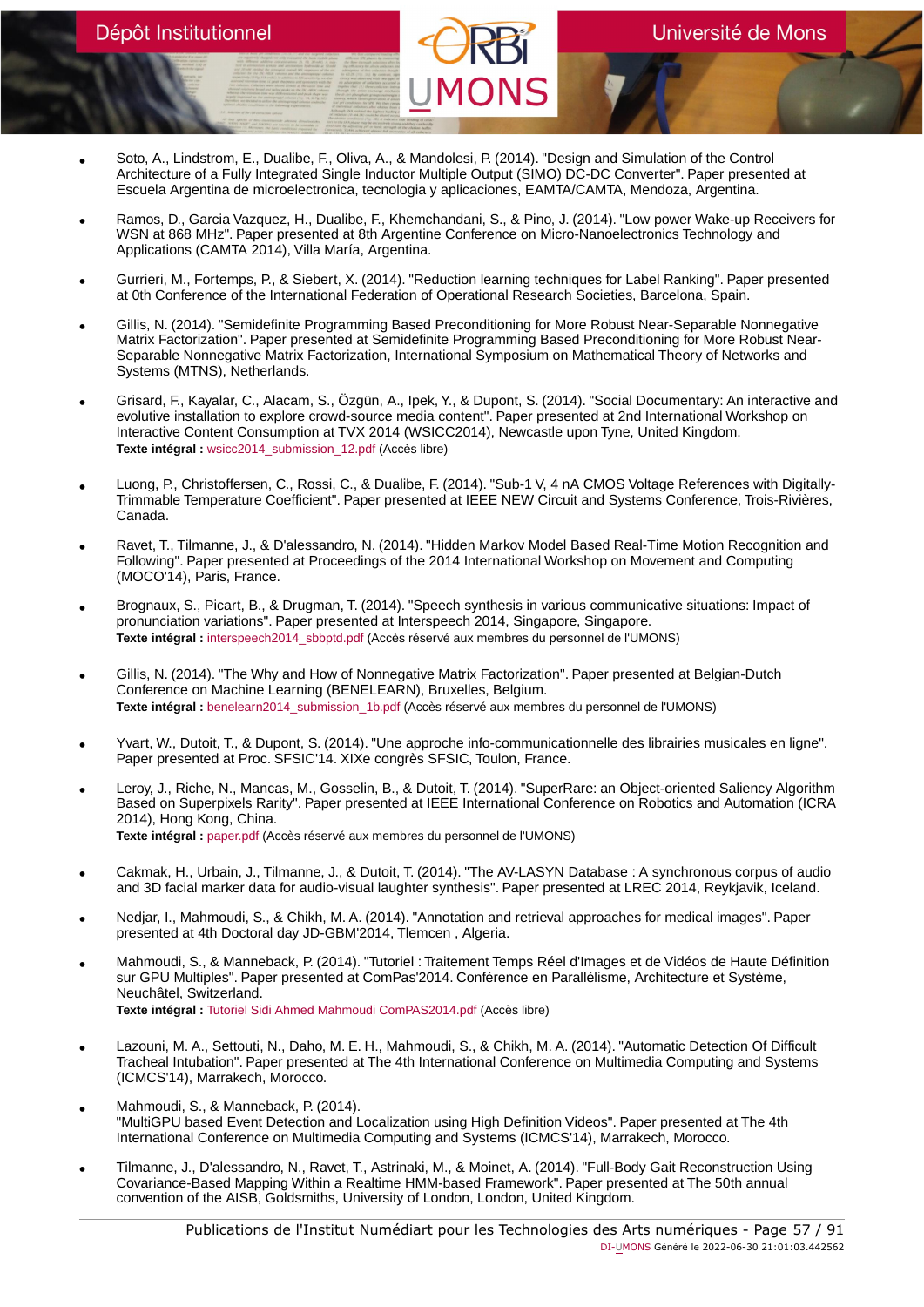- Soto, A., Lindstrom, E., Dualibe, F., Oliva, A., & Mandolesi, P. (2014). "Design and Simulation of the Control Architecture of a Fully Integrated Single Inductor Multiple Output (SIMO) DC-DC Converter". Paper presented at Escuela Argentina de microelectronica, tecnologia y aplicaciones, EAMTA/CAMTA, Mendoza, Argentina.

- Ramos, D., Garcia Vazquez, H., Dualibe, F., Khemchandani, S., & Pino, J. (2014). "Low power Wake-up Receivers for WSN at 868 MHz". Paper presented at 8th Argentine Conference on Micro-Nanoelectronics Technology and Applications (CAMTA 2014), Villa María, Argentina.

- Gurrieri, M., Fortemps, P., & Siebert, X. (2014). "Reduction learning techniques for Label Ranking". Paper presented at 0th Conference of the International Federation of Operational Research Societies, Barcelona, Spain.

- Gillis, N. (2014). "Semidefinite Programming Based Preconditioning for More Robust Near-Separable Nonnegative Matrix Factorization". Paper presented at Semidefinite Programming Based Preconditioning for More Robust Near-Separable Nonnegative Matrix Factorization, International Symposium on Mathematical Theory of Networks and Systems (MTNS), Netherlands.

- Grisard, F., Kayalar, C., Alacam, S., Özgün, A., Ipek, Y., & Dupont, S. (2014). "Social Documentary: An interactive and evolutive installation to explore crowd-source media content". Paper presented at 2nd International Workshop on Interactive Content Consumption at TVX 2014 (WSICC2014), Newcastle upon Tyne, United Kingdom.
  **Texte intégral :** wsicc2014_submission_12.pdf (Accès libre)

- Luong, P., Christoffersen, C., Rossi, C., & Dualibe, F. (2014). "Sub-1 V, 4 nA CMOS Voltage References with Digitally-Trimmable Temperature Coefficient". Paper presented at IEEE NEW Circuit and Systems Conference, Trois-Rivières, Canada.

- Ravet, T., Tilmanne, J., & D'alessandro, N. (2014). "Hidden Markov Model Based Real-Time Motion Recognition and Following". Paper presented at Proceedings of the 2014 International Workshop on Movement and Computing (MOCO'14), Paris, France.

- Brognaux, S., Picart, B., & Drugman, T. (2014). "Speech synthesis in various communicative situations: Impact of pronunciation variations". Paper presented at Interspeech 2014, Singapore, Singapore.
  **Texte intégral :** interspeech2014_sbbptd.pdf (Accès réservé aux membres du personnel de l'UMONS)

- Gillis, N. (2014). "The Why and How of Nonnegative Matrix Factorization". Paper presented at Belgian-Dutch Conference on Machine Learning (BENELEARN), Bruxelles, Belgium.
  **Texte intégral :** benelearn2014_submission_1b.pdf (Accès réservé aux membres du personnel de l'UMONS)

- Yvart, W., Dutoit, T., & Dupont, S. (2014). "Une approche info-communicationnelle des librairies musicales en ligne". Paper presented at Proc. SFSIC'14. XIXe congrès SFSIC, Toulon, France.

- Leroy, J., Riche, N., Mancas, M., Gosselin, B., & Dutoit, T. (2014). "SuperRare: an Object-oriented Saliency Algorithm Based on Superpixels Rarity". Paper presented at IEEE International Conference on Robotics and Automation (ICRA 2014), Hong Kong, China.
  **Texte intégral :** paper.pdf (Accès réservé aux membres du personnel de l'UMONS)

- Cakmak, H., Urbain, J., Tilmanne, J., & Dutoit, T. (2014). "The AV-LASYN Database : A synchronous corpus of audio and 3D facial marker data for audio-visual laughter synthesis". Paper presented at LREC 2014, Reykjavik, Iceland.

- Nedjar, I., Mahmoudi, S., & Chikh, M. A. (2014). "Annotation and retrieval approaches for medical images". Paper presented at 4th Doctoral day JD-GBM'2014, Tlemcen , Algeria.

- Mahmoudi, S., & Manneback, P. (2014). "Tutoriel : Traitement Temps Réel d'Images et de Vidéos de Haute Définition sur GPU Multiples". Paper presented at ComPas'2014. Conférence en Parallélisme, Architecture et Système, Neuchâtel, Switzerland.
  **Texte intégral :** Tutoriel Sidi Ahmed Mahmoudi ComPAS2014.pdf (Accès libre)

- Lazouni, M. A., Settouti, N., Daho, M. E. H., Mahmoudi, S., & Chikh, M. A. (2014). "Automatic Detection Of Difficult Tracheal Intubation". Paper presented at The 4th International Conference on Multimedia Computing and Systems (ICMCS'14), Marrakech, Morocco.

- Mahmoudi, S., & Manneback, P. (2014).
  "MultiGPU based Event Detection and Localization using High Definition Videos". Paper presented at The 4th International Conference on Multimedia Computing and Systems (ICMCS'14), Marrakech, Morocco.

- Tilmanne, J., D'alessandro, N., Ravet, T., Astrinaki, M., & Moinet, A. (2014). "Full-Body Gait Reconstruction Using Covariance-Based Mapping Within a Realtime HMM-based Framework". Paper presented at The 50th annual convention of the AISB, Goldsmiths, University of London, London, United Kingdom.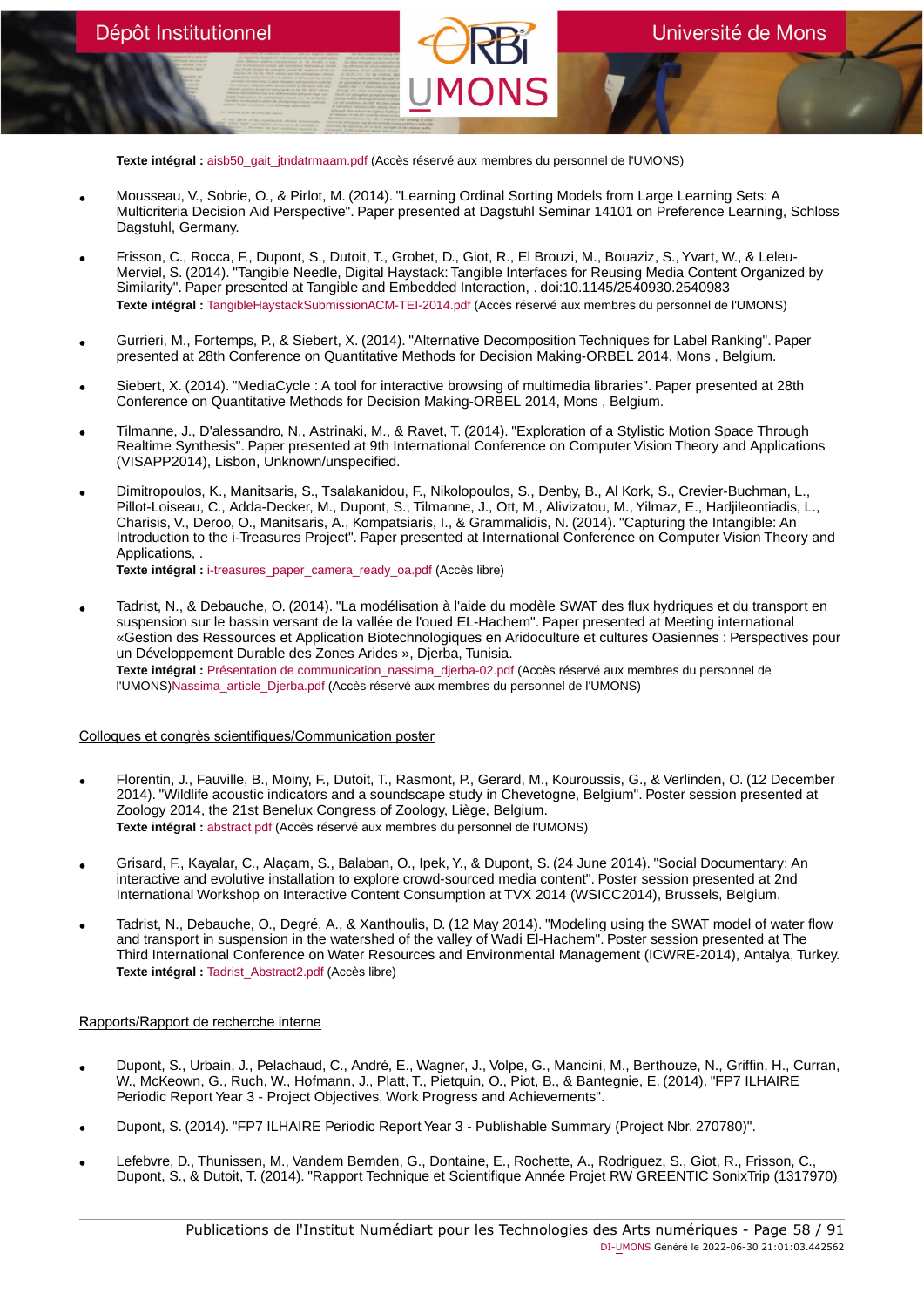**Texte intégral :** aisb50_gait_jtndatrmaam.pdf (Accès réservé aux membres du personnel de l'UMONS)

- Mousseau, V., Sobrie, O., & Pirlot, M. (2014). "Learning Ordinal Sorting Models from Large Learning Sets: A Multicriteria Decision Aid Perspective". Paper presented at Dagstuhl Seminar 14101 on Preference Learning, Schloss Dagstuhl, Germany.

- Frisson, C., Rocca, F., Dupont, S., Dutoit, T., Grobet, D., Giot, R., El Brouzi, M., Bouaziz, S., Yvart, W., & Leleu-Merviel, S. (2014). "Tangible Needle, Digital Haystack: Tangible Interfaces for Reusing Media Content Organized by Similarity". Paper presented at Tangible and Embedded Interaction, . doi:10.1145/2540930.2540983
  **Texte intégral :** TangibleHaystackSubmissionACM-TEI-2014.pdf (Accès réservé aux membres du personnel de l'UMONS)

- Gurrieri, M., Fortemps, P., & Siebert, X. (2014). "Alternative Decomposition Techniques for Label Ranking". Paper presented at 28th Conference on Quantitative Methods for Decision Making-ORBEL 2014, Mons , Belgium.

- Siebert, X. (2014). "MediaCycle : A tool for interactive browsing of multimedia libraries". Paper presented at 28th Conference on Quantitative Methods for Decision Making-ORBEL 2014, Mons , Belgium.

- Tilmanne, J., D'alessandro, N., Astrinaki, M., & Ravet, T. (2014). "Exploration of a Stylistic Motion Space Through Realtime Synthesis". Paper presented at 9th International Conference on Computer Vision Theory and Applications (VISAPP2014), Lisbon, Unknown/unspecified.

- Dimitropoulos, K., Manitsaris, S., Tsalakanidou, F., Nikolopoulos, S., Denby, B., Al Kork, S., Crevier-Buchman, L., Pillot-Loiseau, C., Adda-Decker, M., Dupont, S., Tilmanne, J., Ott, M., Alivizatou, M., Yilmaz, E., Hadjileontiadis, L., Charisis, V., Deroo, O., Manitsaris, A., Kompatsiaris, I., & Grammalidis, N. (2014). "Capturing the Intangible: An Introduction to the i-Treasures Project". Paper presented at International Conference on Computer Vision Theory and Applications, .
  **Texte intégral :** i-treasures_paper_camera_ready_oa.pdf (Accès libre)

- Tadrist, N., & Debauche, O. (2014). "La modélisation à l'aide du modèle SWAT des flux hydriques et du transport en suspension sur le bassin versant de la vallée de l'oued EL-Hachem". Paper presented at Meeting international «Gestion des Ressources et Application Biotechnologiques en Aridoculture et cultures Oasiennes : Perspectives pour un Développement Durable des Zones Arides », Djerba, Tunisia.
  **Texte intégral :** Présentation de communication_nassima_djerba-02.pdf (Accès réservé aux membres du personnel de l'UMONS)Nassima_article_Djerba.pdf (Accès réservé aux membres du personnel de l'UMONS)

Colloques et congrès scientifiques/Communication poster

- Florentin, J., Fauville, B., Moiny, F., Dutoit, T., Rasmont, P., Gerard, M., Kouroussis, G., & Verlinden, O. (12 December 2014). "Wildlife acoustic indicators and a soundscape study in Chevetogne, Belgium". Poster session presented at Zoology 2014, the 21st Benelux Congress of Zoology, Liège, Belgium.
  **Texte intégral :** abstract.pdf (Accès réservé aux membres du personnel de l'UMONS)

- Grisard, F., Kayalar, C., Alaçam, S., Balaban, O., Ipek, Y., & Dupont, S. (24 June 2014). "Social Documentary: An interactive and evolutive installation to explore crowd-sourced media content". Poster session presented at 2nd International Workshop on Interactive Content Consumption at TVX 2014 (WSICC2014), Brussels, Belgium.

- Tadrist, N., Debauche, O., Degré, A., & Xanthoulis, D. (12 May 2014). "Modeling using the SWAT model of water flow and transport in suspension in the watershed of the valley of Wadi El-Hachem". Poster session presented at The Third International Conference on Water Resources and Environmental Management (ICWRE-2014), Antalya, Turkey.
  **Texte intégral :** Tadrist_Abstract2.pdf (Accès libre)

Rapports/Rapport de recherche interne

- Dupont, S., Urbain, J., Pelachaud, C., André, E., Wagner, J., Volpe, G., Mancini, M., Berthouze, N., Griffin, H., Curran, W., McKeown, G., Ruch, W., Hofmann, J., Platt, T., Pietquin, O., Piot, B., & Bantegnie, E. (2014). "FP7 ILHAIRE Periodic Report Year 3 - Project Objectives, Work Progress and Achievements".

- Dupont, S. (2014). "FP7 ILHAIRE Periodic Report Year 3 - Publishable Summary (Project Nbr. 270780)".

- Lefebvre, D., Thunissen, M., Vandem Bemden, G., Dontaine, E., Rochette, A., Rodriguez, S., Giot, R., Frisson, C., Dupont, S., & Dutoit, T. (2014). "Rapport Technique et Scientifique Année Projet RW GREENTIC SonixTrip (1317970)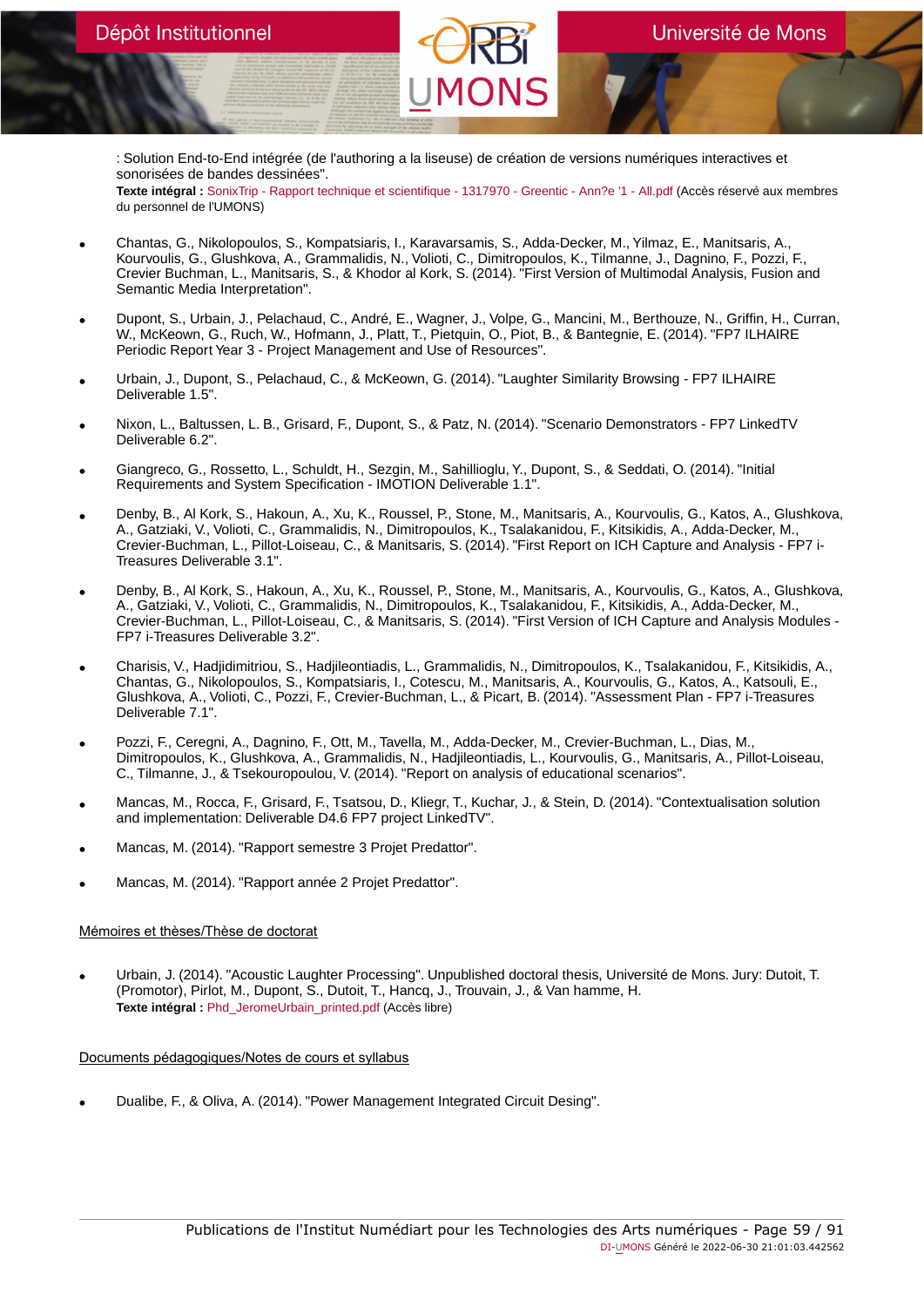: Solution End-to-End intégrée (de l'authoring a la liseuse) de création de versions numériques interactives et sonorisées de bandes dessinées".
**Texte intégral :** SonixTrip - Rapport technique et scientifique - 1317970 - Greentic - Ann?e '1 - All.pdf (Accès réservé aux membres du personnel de l'UMONS)

- Chantas, G., Nikolopoulos, S., Kompatsiaris, I., Karavarsamis, S., Adda-Decker, M., Yilmaz, E., Manitsaris, A., Kourvoulis, G., Glushkova, A., Grammalidis, N., Volioti, C., Dimitropoulos, K., Tilmanne, J., Dagnino, F., Pozzi, F., Crevier Buchman, L., Manitsaris, S., & Khodor al Kork, S. (2014). "First Version of Multimodal Analysis, Fusion and Semantic Media Interpretation".
- Dupont, S., Urbain, J., Pelachaud, C., André, E., Wagner, J., Volpe, G., Mancini, M., Berthouze, N., Griffin, H., Curran, W., McKeown, G., Ruch, W., Hofmann, J., Platt, T., Pietquin, O., Piot, B., & Bantegnie, E. (2014). "FP7 ILHAIRE Periodic Report Year 3 - Project Management and Use of Resources".
- Urbain, J., Dupont, S., Pelachaud, C., & McKeown, G. (2014). "Laughter Similarity Browsing - FP7 ILHAIRE Deliverable 1.5".
- Nixon, L., Baltussen, L. B., Grisard, F., Dupont, S., & Patz, N. (2014). "Scenario Demonstrators - FP7 LinkedTV Deliverable 6.2".
- Giangreco, G., Rossetto, L., Schuldt, H., Sezgin, M., Sahillioglu, Y., Dupont, S., & Seddati, O. (2014). "Initial Requirements and System Specification - IMOTION Deliverable 1.1".
- Denby, B., Al Kork, S., Hakoun, A., Xu, K., Roussel, P., Stone, M., Manitsaris, A., Kourvoulis, G., Katos, A., Glushkova, A., Gatziaki, V., Volioti, C., Grammalidis, N., Dimitropoulos, K., Tsalakanidou, F., Kitsikidis, A., Adda-Decker, M., Crevier-Buchman, L., Pillot-Loiseau, C., & Manitsaris, S. (2014). "First Report on ICH Capture and Analysis - FP7 i-Treasures Deliverable 3.1".
- Denby, B., Al Kork, S., Hakoun, A., Xu, K., Roussel, P., Stone, M., Manitsaris, A., Kourvoulis, G., Katos, A., Glushkova, A., Gatziaki, V., Volioti, C., Grammalidis, N., Dimitropoulos, K., Tsalakanidou, F., Kitsikidis, A., Adda-Decker, M., Crevier-Buchman, L., Pillot-Loiseau, C., & Manitsaris, S. (2014). "First Version of ICH Capture and Analysis Modules - FP7 i-Treasures Deliverable 3.2".
- Charisis, V., Hadjidimitriou, S., Hadjileontiadis, L., Grammalidis, N., Dimitropoulos, K., Tsalakanidou, F., Kitsikidis, A., Chantas, G., Nikolopoulos, S., Kompatsiaris, I., Cotescu, M., Manitsaris, A., Kourvoulis, G., Katos, A., Katsouli, E., Glushkova, A., Volioti, C., Pozzi, F., Crevier-Buchman, L., & Picart, B. (2014). "Assessment Plan - FP7 i-Treasures Deliverable 7.1".
- Pozzi, F., Ceregni, A., Dagnino, F., Ott, M., Tavella, M., Adda-Decker, M., Crevier-Buchman, L., Dias, M., Dimitropoulos, K., Glushkova, A., Grammalidis, N., Hadjileontiadis, L., Kourvoulis, G., Manitsaris, A., Pillot-Loiseau, C., Tilmanne, J., & Tsekouropoulou, V. (2014). "Report on analysis of educational scenarios".
- Mancas, M., Rocca, F., Grisard, F., Tsatsou, D., Kliegr, T., Kuchar, J., & Stein, D. (2014). "Contextualisation solution and implementation: Deliverable D4.6 FP7 project LinkedTV".
- Mancas, M. (2014). "Rapport semestre 3 Projet Predattor".
- Mancas, M. (2014). "Rapport année 2 Projet Predattor".

## Mémoires et thèses/Thèse de doctorat

- Urbain, J. (2014). "Acoustic Laughter Processing". Unpublished doctoral thesis, Université de Mons. Jury: Dutoit, T. (Promotor), Pirlot, M., Dupont, S., Dutoit, T., Hancq, J., Trouvain, J., & Van hamme, H.
**Texte intégral :** Phd_JeromeUrbain_printed.pdf (Accès libre)

## Documents pédagogiques/Notes de cours et syllabus

- Dualibe, F., & Oliva, A. (2014). "Power Management Integrated Circuit Desing".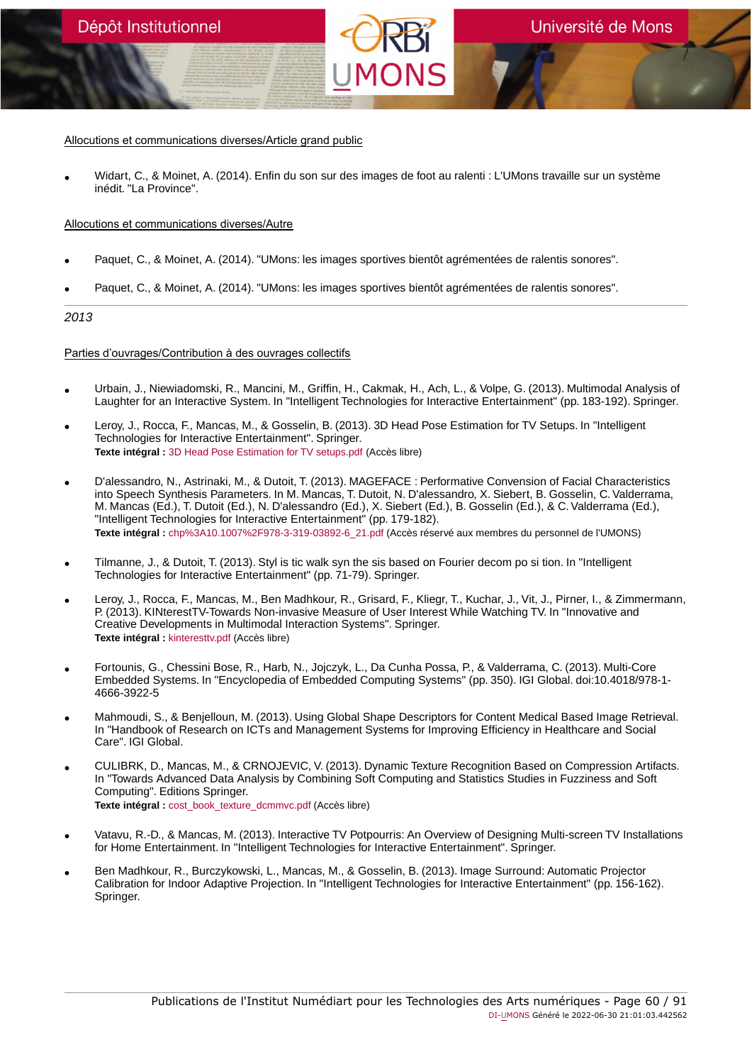Allocutions et communications diverses/Article grand public

- Widart, C., & Moinet, A. (2014). Enfin du son sur des images de foot au ralenti : L'UMons travaille sur un système inédit. "La Province".

Allocutions et communications diverses/Autre

- Paquet, C., & Moinet, A. (2014). "UMons: les images sportives bientôt agrémentées de ralentis sonores".
- Paquet, C., & Moinet, A. (2014). "UMons: les images sportives bientôt agrémentées de ralentis sonores".

---

*2013*

Parties d'ouvrages/Contribution à des ouvrages collectifs

- Urbain, J., Niewiadomski, R., Mancini, M., Griffin, H., Cakmak, H., Ach, L., & Volpe, G. (2013). Multimodal Analysis of Laughter for an Interactive System. In "Intelligent Technologies for Interactive Entertainment" (pp. 183-192). Springer.
- Leroy, J., Rocca, F., Mancas, M., & Gosselin, B. (2013). 3D Head Pose Estimation for TV Setups. In "Intelligent Technologies for Interactive Entertainment". Springer.
  **Texte intégral :** 3D Head Pose Estimation for TV setups.pdf (Accès libre)
- D'alessandro, N., Astrinaki, M., & Dutoit, T. (2013). MAGEFACE : Performative Convension of Facial Characteristics into Speech Synthesis Parameters. In M. Mancas, T. Dutoit, N. D'alessandro, X. Siebert, B. Gosselin, C. Valderrama, M. Mancas (Ed.), T. Dutoit (Ed.), N. D'alessandro (Ed.), X. Siebert (Ed.), B. Gosselin (Ed.), & C. Valderrama (Ed.), "Intelligent Technologies for Interactive Entertainment" (pp. 179-182).
  **Texte intégral :** chp%3A10.1007%2F978-3-319-03892-6_21.pdf (Accès réservé aux membres du personnel de l'UMONS)
- Tilmanne, J., & Dutoit, T. (2013). Styl is tic walk syn the sis based on Fourier decom po si tion. In "Intelligent Technologies for Interactive Entertainment" (pp. 71-79). Springer.
- Leroy, J., Rocca, F., Mancas, M., Ben Madhkour, R., Grisard, F., Kliegr, T., Kuchar, J., Vit, J., Pirner, I., & Zimmermann, P. (2013). KINterestTV-Towards Non-invasive Measure of User Interest While Watching TV. In "Innovative and Creative Developments in Multimodal Interaction Systems". Springer.
  **Texte intégral :** kinteresttv.pdf (Accès libre)
- Fortounis, G., Chessini Bose, R., Harb, N., Jojczyk, L., Da Cunha Possa, P., & Valderrama, C. (2013). Multi-Core Embedded Systems. In "Encyclopedia of Embedded Computing Systems" (pp. 350). IGI Global. doi:10.4018/978-1-4666-3922-5
- Mahmoudi, S., & Benjelloun, M. (2013). Using Global Shape Descriptors for Content Medical Based Image Retrieval. In "Handbook of Research on ICTs and Management Systems for Improving Efficiency in Healthcare and Social Care". IGI Global.
- CULIBRK, D., Mancas, M., & CRNOJEVIC, V. (2013). Dynamic Texture Recognition Based on Compression Artifacts. In "Towards Advanced Data Analysis by Combining Soft Computing and Statistics Studies in Fuzziness and Soft Computing". Editions Springer.
  **Texte intégral :** cost_book_texture_dcmmvc.pdf (Accès libre)
- Vatavu, R.-D., & Mancas, M. (2013). Interactive TV Potpourris: An Overview of Designing Multi-screen TV Installations for Home Entertainment. In "Intelligent Technologies for Interactive Entertainment". Springer.
- Ben Madhkour, R., Burczykowski, L., Mancas, M., & Gosselin, B. (2013). Image Surround: Automatic Projector Calibration for Indoor Adaptive Projection. In "Intelligent Technologies for Interactive Entertainment" (pp. 156-162). Springer.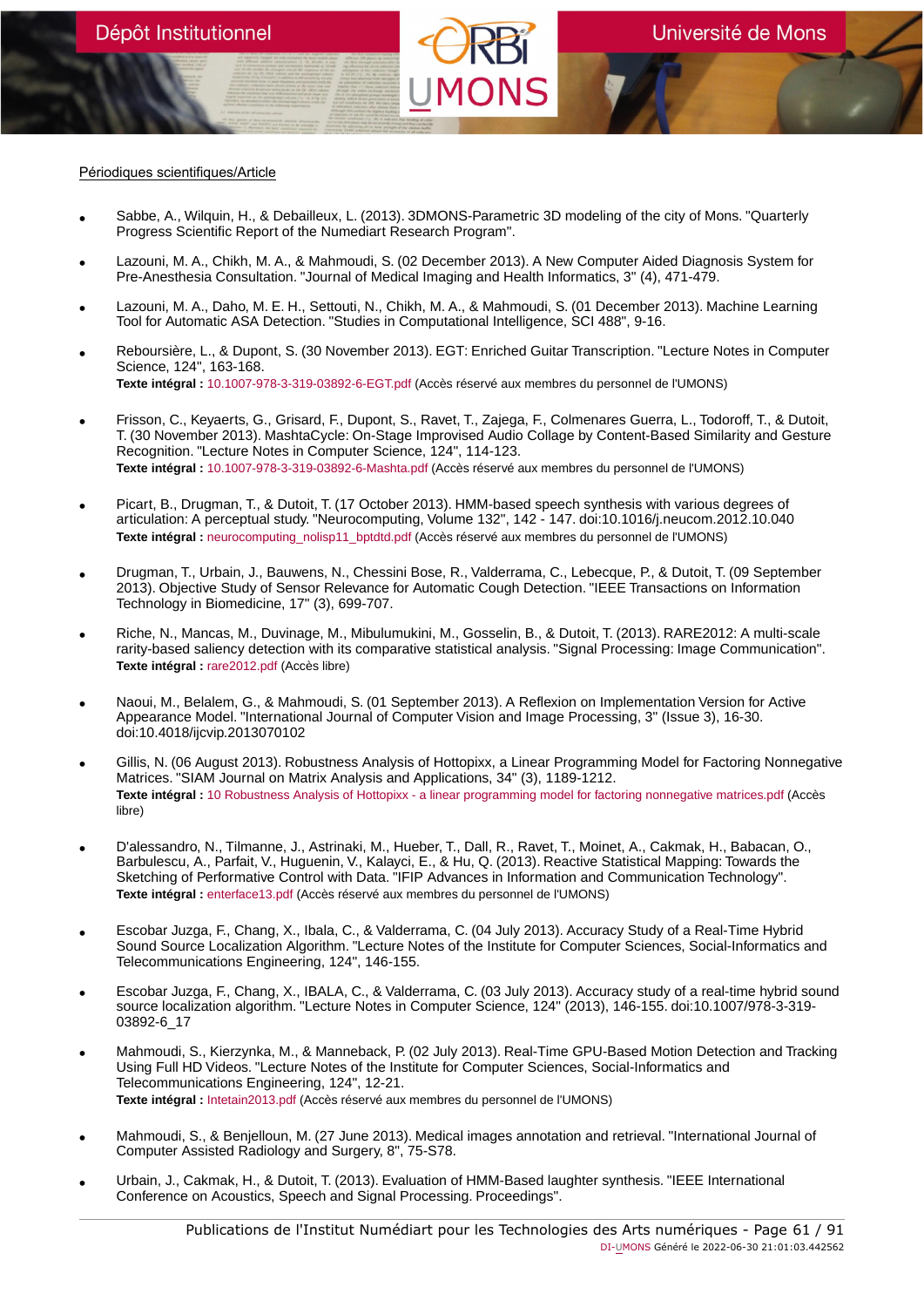Périodiques scientifiques/Article

- Sabbe, A., Wilquin, H., & Debailleux, L. (2013). 3DMONS-Parametric 3D modeling of the city of Mons. "Quarterly Progress Scientific Report of the Numediart Research Program".

- Lazouni, M. A., Chikh, M. A., & Mahmoudi, S. (02 December 2013). A New Computer Aided Diagnosis System for Pre-Anesthesia Consultation. "Journal of Medical Imaging and Health Informatics, 3" (4), 471-479.

- Lazouni, M. A., Daho, M. E. H., Settouti, N., Chikh, M. A., & Mahmoudi, S. (01 December 2013). Machine Learning Tool for Automatic ASA Detection. "Studies in Computational Intelligence, SCI 488", 9-16.

- Reboursière, L., & Dupont, S. (30 November 2013). EGT: Enriched Guitar Transcription. "Lecture Notes in Computer Science, 124", 163-168.
  **Texte intégral :** 10.1007-978-3-319-03892-6-EGT.pdf (Accès réservé aux membres du personnel de l'UMONS)

- Frisson, C., Keyaerts, G., Grisard, F., Dupont, S., Ravet, T., Zajega, F., Colmenares Guerra, L., Todoroff, T., & Dutoit, T. (30 November 2013). MashtaCycle: On-Stage Improvised Audio Collage by Content-Based Similarity and Gesture Recognition. "Lecture Notes in Computer Science, 124", 114-123.
  **Texte intégral :** 10.1007-978-3-319-03892-6-Mashta.pdf (Accès réservé aux membres du personnel de l'UMONS)

- Picart, B., Drugman, T., & Dutoit, T. (17 October 2013). HMM-based speech synthesis with various degrees of articulation: A perceptual study. "Neurocomputing, Volume 132", 142 - 147. doi:10.1016/j.neucom.2012.10.040
  **Texte intégral :** neurocomputing_nolisp11_bptdtd.pdf (Accès réservé aux membres du personnel de l'UMONS)

- Drugman, T., Urbain, J., Bauwens, N., Chessini Bose, R., Valderrama, C., Lebecque, P., & Dutoit, T. (09 September 2013). Objective Study of Sensor Relevance for Automatic Cough Detection. "IEEE Transactions on Information Technology in Biomedicine, 17" (3), 699-707.

- Riche, N., Mancas, M., Duvinage, M., Mibulumukini, M., Gosselin, B., & Dutoit, T. (2013). RARE2012: A multi-scale rarity-based saliency detection with its comparative statistical analysis. "Signal Processing: Image Communication".
  **Texte intégral :** rare2012.pdf (Accès libre)

- Naoui, M., Belalem, G., & Mahmoudi, S. (01 September 2013). A Reflexion on Implementation Version for Active Appearance Model. "International Journal of Computer Vision and Image Processing, 3" (Issue 3), 16-30. doi:10.4018/ijcvip.2013070102

- Gillis, N. (06 August 2013). Robustness Analysis of Hottopixx, a Linear Programming Model for Factoring Nonnegative Matrices. "SIAM Journal on Matrix Analysis and Applications, 34" (3), 1189-1212.
  **Texte intégral :** 10 Robustness Analysis of Hottopixx - a linear programming model for factoring nonnegative matrices.pdf (Accès libre)

- D'alessandro, N., Tilmanne, J., Astrinaki, M., Hueber, T., Dall, R., Ravet, T., Moinet, A., Cakmak, H., Babacan, O., Barbulescu, A., Parfait, V., Huguenin, V., Kalayci, E., & Hu, Q. (2013). Reactive Statistical Mapping: Towards the Sketching of Performative Control with Data. "IFIP Advances in Information and Communication Technology".
  **Texte intégral :** enterface13.pdf (Accès réservé aux membres du personnel de l'UMONS)

- Escobar Juzga, F., Chang, X., Ibala, C., & Valderrama, C. (04 July 2013). Accuracy Study of a Real-Time Hybrid Sound Source Localization Algorithm. "Lecture Notes of the Institute for Computer Sciences, Social-Informatics and Telecommunications Engineering, 124", 146-155.

- Escobar Juzga, F., Chang, X., IBALA, C., & Valderrama, C. (03 July 2013). Accuracy study of a real-time hybrid sound source localization algorithm. "Lecture Notes in Computer Science, 124" (2013), 146-155. doi:10.1007/978-3-319-03892-6_17

- Mahmoudi, S., Kierzynka, M., & Manneback, P. (02 July 2013). Real-Time GPU-Based Motion Detection and Tracking Using Full HD Videos. "Lecture Notes of the Institute for Computer Sciences, Social-Informatics and Telecommunications Engineering, 124", 12-21.
  **Texte intégral :** Intetain2013.pdf (Accès réservé aux membres du personnel de l'UMONS)

- Mahmoudi, S., & Benjelloun, M. (27 June 2013). Medical images annotation and retrieval. "International Journal of Computer Assisted Radiology and Surgery, 8", 75-S78.

- Urbain, J., Cakmak, H., & Dutoit, T. (2013). Evaluation of HMM-Based laughter synthesis. "IEEE International Conference on Acoustics, Speech and Signal Processing. Proceedings".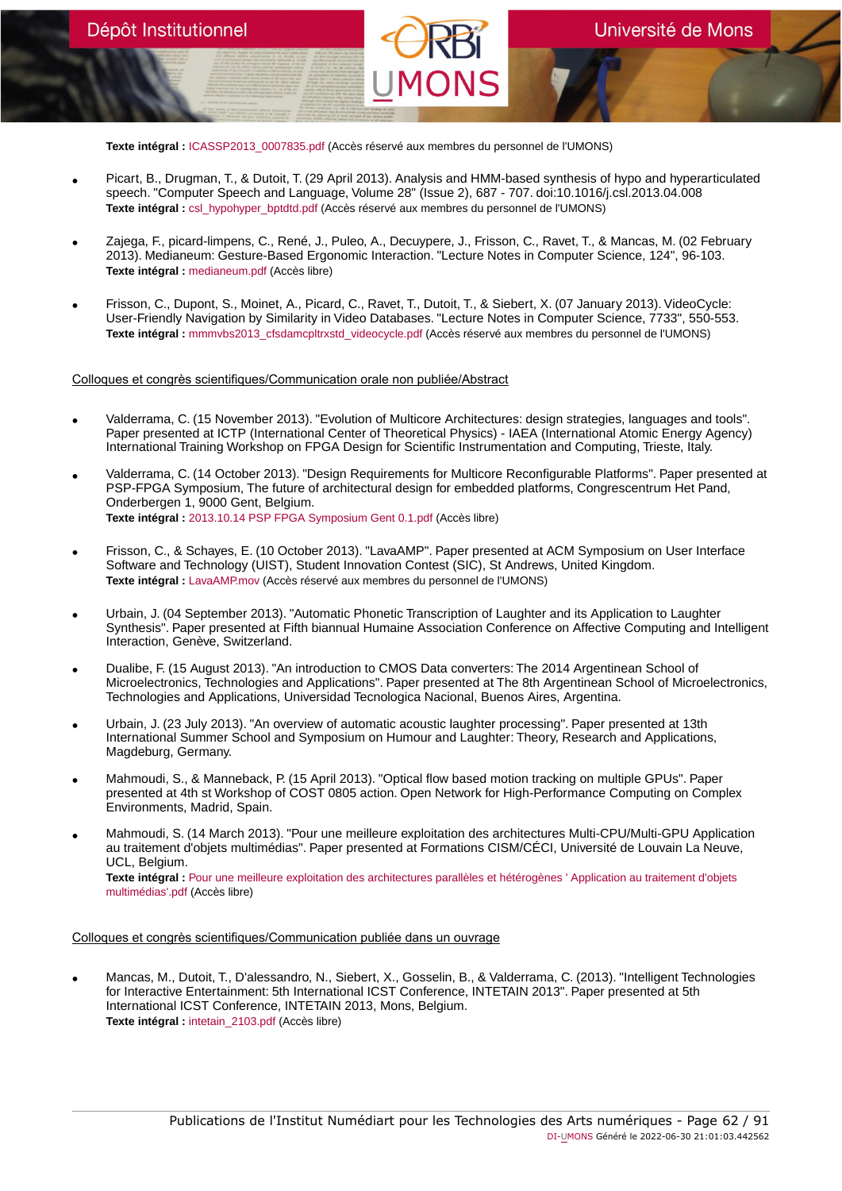**Texte intégral :** ICASSP2013_0007835.pdf (Accès réservé aux membres du personnel de l'UMONS)

- Picart, B., Drugman, T., & Dutoit, T. (29 April 2013). Analysis and HMM-based synthesis of hypo and hyperarticulated speech. "Computer Speech and Language, Volume 28" (Issue 2), 687 - 707. doi:10.1016/j.csl.2013.04.008
  **Texte intégral :** csl_hypohyper_bptdtd.pdf (Accès réservé aux membres du personnel de l'UMONS)

- Zajega, F., picard-limpens, C., René, J., Puleo, A., Decuypere, J., Frisson, C., Ravet, T., & Mancas, M. (02 February 2013). Medianeum: Gesture-Based Ergonomic Interaction. "Lecture Notes in Computer Science, 124", 96-103.
  **Texte intégral :** medianeum.pdf (Accès libre)

- Frisson, C., Dupont, S., Moinet, A., Picard, C., Ravet, T., Dutoit, T., & Siebert, X. (07 January 2013). VideoCycle: User-Friendly Navigation by Similarity in Video Databases. "Lecture Notes in Computer Science, 7733", 550-553.
  **Texte intégral :** mmmvbs2013_cfsdamcpltrxstd_videocycle.pdf (Accès réservé aux membres du personnel de l'UMONS)

## Colloques et congrès scientifiques/Communication orale non publiée/Abstract

- Valderrama, C. (15 November 2013). "Evolution of Multicore Architectures: design strategies, languages and tools". Paper presented at ICTP (International Center of Theoretical Physics) - IAEA (International Atomic Energy Agency) International Training Workshop on FPGA Design for Scientific Instrumentation and Computing, Trieste, Italy.

- Valderrama, C. (14 October 2013). "Design Requirements for Multicore Reconfigurable Platforms". Paper presented at PSP-FPGA Symposium, The future of architectural design for embedded platforms, Congrescentrum Het Pand, Onderbergen 1, 9000 Gent, Belgium.
  **Texte intégral :** 2013.10.14 PSP FPGA Symposium Gent 0.1.pdf (Accès libre)

- Frisson, C., & Schayes, E. (10 October 2013). "LavaAMP". Paper presented at ACM Symposium on User Interface Software and Technology (UIST), Student Innovation Contest (SIC), St Andrews, United Kingdom.
  **Texte intégral :** LavaAMP.mov (Accès réservé aux membres du personnel de l'UMONS)

- Urbain, J. (04 September 2013). "Automatic Phonetic Transcription of Laughter and its Application to Laughter Synthesis". Paper presented at Fifth biannual Humaine Association Conference on Affective Computing and Intelligent Interaction, Genève, Switzerland.

- Dualibe, F. (15 August 2013). "An introduction to CMOS Data converters: The 2014 Argentinean School of Microelectronics, Technologies and Applications". Paper presented at The 8th Argentinean School of Microelectronics, Technologies and Applications, Universidad Tecnologica Nacional, Buenos Aires, Argentina.

- Urbain, J. (23 July 2013). "An overview of automatic acoustic laughter processing". Paper presented at 13th International Summer School and Symposium on Humour and Laughter: Theory, Research and Applications, Magdeburg, Germany.

- Mahmoudi, S., & Manneback, P. (15 April 2013). "Optical flow based motion tracking on multiple GPUs". Paper presented at 4th st Workshop of COST 0805 action. Open Network for High-Performance Computing on Complex Environments, Madrid, Spain.

- Mahmoudi, S. (14 March 2013). "Pour une meilleure exploitation des architectures Multi-CPU/Multi-GPU Application au traitement d'objets multimédias". Paper presented at Formations CISM/CÉCI, Université de Louvain La Neuve, UCL, Belgium.
  **Texte intégral :** Pour une meilleure exploitation des architectures parallèles et hétérogènes ' Application au traitement d'objets multimédias'.pdf (Accès libre)

## Colloques et congrès scientifiques/Communication publiée dans un ouvrage

- Mancas, M., Dutoit, T., D'alessandro, N., Siebert, X., Gosselin, B., & Valderrama, C. (2013). "Intelligent Technologies for Interactive Entertainment: 5th International ICST Conference, INTETAIN 2013". Paper presented at 5th International ICST Conference, INTETAIN 2013, Mons, Belgium.
  **Texte intégral :** intetain_2103.pdf (Accès libre)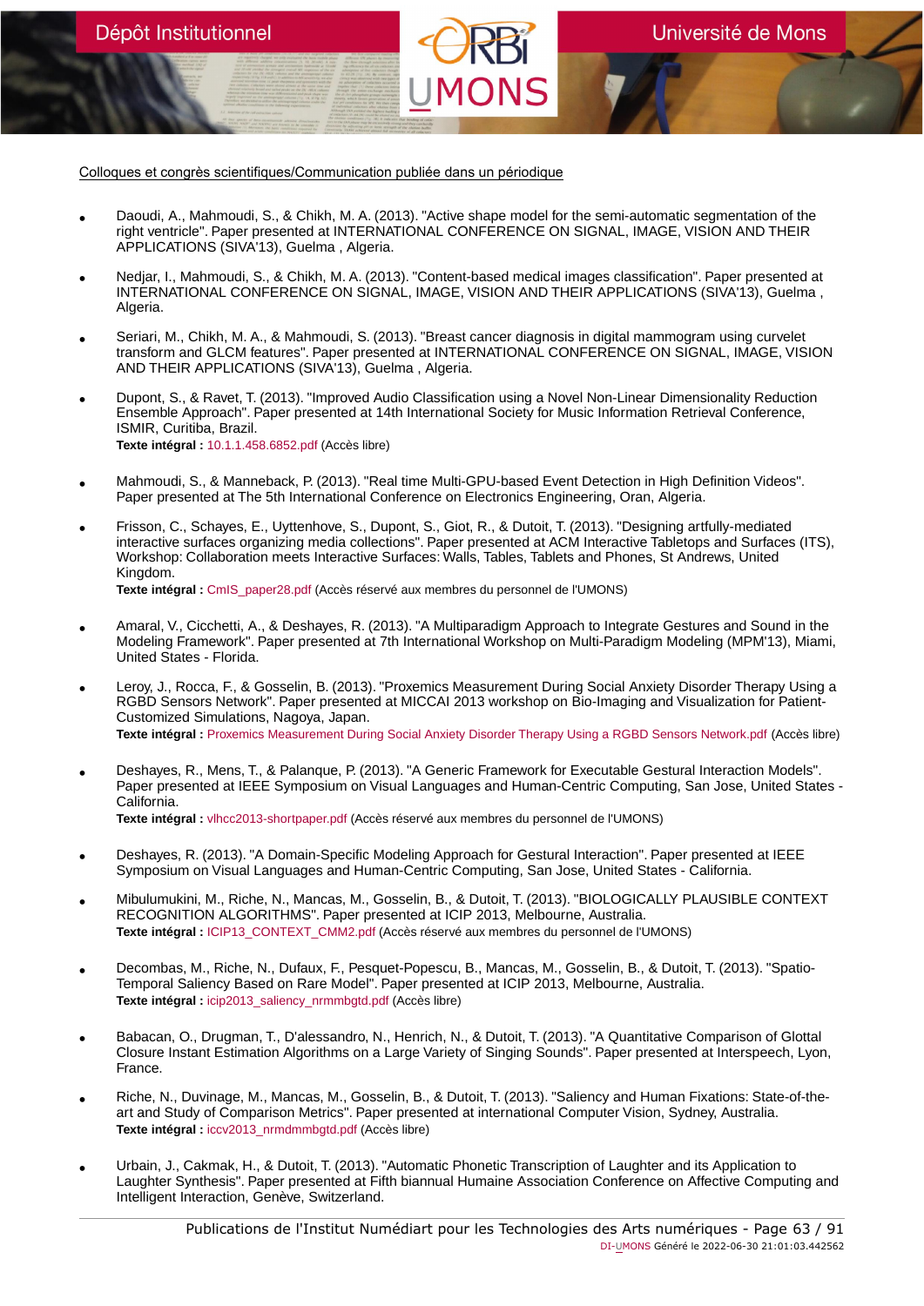Colloques et congrès scientifiques/Communication publiée dans un périodique

- Daoudi, A., Mahmoudi, S., & Chikh, M. A. (2013). "Active shape model for the semi-automatic segmentation of the right ventricle". Paper presented at INTERNATIONAL CONFERENCE ON SIGNAL, IMAGE, VISION AND THEIR APPLICATIONS (SIVA'13), Guelma , Algeria.

- Nedjar, I., Mahmoudi, S., & Chikh, M. A. (2013). "Content-based medical images classification". Paper presented at INTERNATIONAL CONFERENCE ON SIGNAL, IMAGE, VISION AND THEIR APPLICATIONS (SIVA'13), Guelma , Algeria.

- Seriari, M., Chikh, M. A., & Mahmoudi, S. (2013). "Breast cancer diagnosis in digital mammogram using curvelet transform and GLCM features". Paper presented at INTERNATIONAL CONFERENCE ON SIGNAL, IMAGE, VISION AND THEIR APPLICATIONS (SIVA'13), Guelma , Algeria.

- Dupont, S., & Ravet, T. (2013). "Improved Audio Classification using a Novel Non-Linear Dimensionality Reduction Ensemble Approach". Paper presented at 14th International Society for Music Information Retrieval Conference, ISMIR, Curitiba, Brazil.
  **Texte intégral :** 10.1.1.458.6852.pdf (Accès libre)

- Mahmoudi, S., & Manneback, P. (2013). "Real time Multi-GPU-based Event Detection in High Definition Videos". Paper presented at The 5th International Conference on Electronics Engineering, Oran, Algeria.

- Frisson, C., Schayes, E., Uyttenhove, S., Dupont, S., Giot, R., & Dutoit, T. (2013). "Designing artfully-mediated interactive surfaces organizing media collections". Paper presented at ACM Interactive Tabletops and Surfaces (ITS), Workshop: Collaboration meets Interactive Surfaces: Walls, Tables, Tablets and Phones, St Andrews, United Kingdom.
  **Texte intégral :** CmIS_paper28.pdf (Accès réservé aux membres du personnel de l'UMONS)

- Amaral, V., Cicchetti, A., & Deshayes, R. (2013). "A Multiparadigm Approach to Integrate Gestures and Sound in the Modeling Framework". Paper presented at 7th International Workshop on Multi-Paradigm Modeling (MPM'13), Miami, United States - Florida.

- Leroy, J., Rocca, F., & Gosselin, B. (2013). "Proxemics Measurement During Social Anxiety Disorder Therapy Using a RGBD Sensors Network". Paper presented at MICCAI 2013 workshop on Bio-Imaging and Visualization for Patient-Customized Simulations, Nagoya, Japan.
  **Texte intégral :** Proxemics Measurement During Social Anxiety Disorder Therapy Using a RGBD Sensors Network.pdf (Accès libre)

- Deshayes, R., Mens, T., & Palanque, P. (2013). "A Generic Framework for Executable Gestural Interaction Models". Paper presented at IEEE Symposium on Visual Languages and Human-Centric Computing, San Jose, United States - California.
  **Texte intégral :** vlhcc2013-shortpaper.pdf (Accès réservé aux membres du personnel de l'UMONS)

- Deshayes, R. (2013). "A Domain-Specific Modeling Approach for Gestural Interaction". Paper presented at IEEE Symposium on Visual Languages and Human-Centric Computing, San Jose, United States - California.

- Mibulumukini, M., Riche, N., Mancas, M., Gosselin, B., & Dutoit, T. (2013). "BIOLOGICALLY PLAUSIBLE CONTEXT RECOGNITION ALGORITHMS". Paper presented at ICIP 2013, Melbourne, Australia.
  **Texte intégral :** ICIP13_CONTEXT_CMM2.pdf (Accès réservé aux membres du personnel de l'UMONS)

- Decombas, M., Riche, N., Dufaux, F., Pesquet-Popescu, B., Mancas, M., Gosselin, B., & Dutoit, T. (2013). "Spatio-Temporal Saliency Based on Rare Model". Paper presented at ICIP 2013, Melbourne, Australia.
  **Texte intégral :** icip2013_saliency_nrmmbgtd.pdf (Accès libre)

- Babacan, O., Drugman, T., D'alessandro, N., Henrich, N., & Dutoit, T. (2013). "A Quantitative Comparison of Glottal Closure Instant Estimation Algorithms on a Large Variety of Singing Sounds". Paper presented at Interspeech, Lyon, France.

- Riche, N., Duvinage, M., Mancas, M., Gosselin, B., & Dutoit, T. (2013). "Saliency and Human Fixations: State-of-the-art and Study of Comparison Metrics". Paper presented at international Computer Vision, Sydney, Australia.
  **Texte intégral :** iccv2013_nrmdmmbgtd.pdf (Accès libre)

- Urbain, J., Cakmak, H., & Dutoit, T. (2013). "Automatic Phonetic Transcription of Laughter and its Application to Laughter Synthesis". Paper presented at Fifth biannual Humaine Association Conference on Affective Computing and Intelligent Interaction, Genève, Switzerland.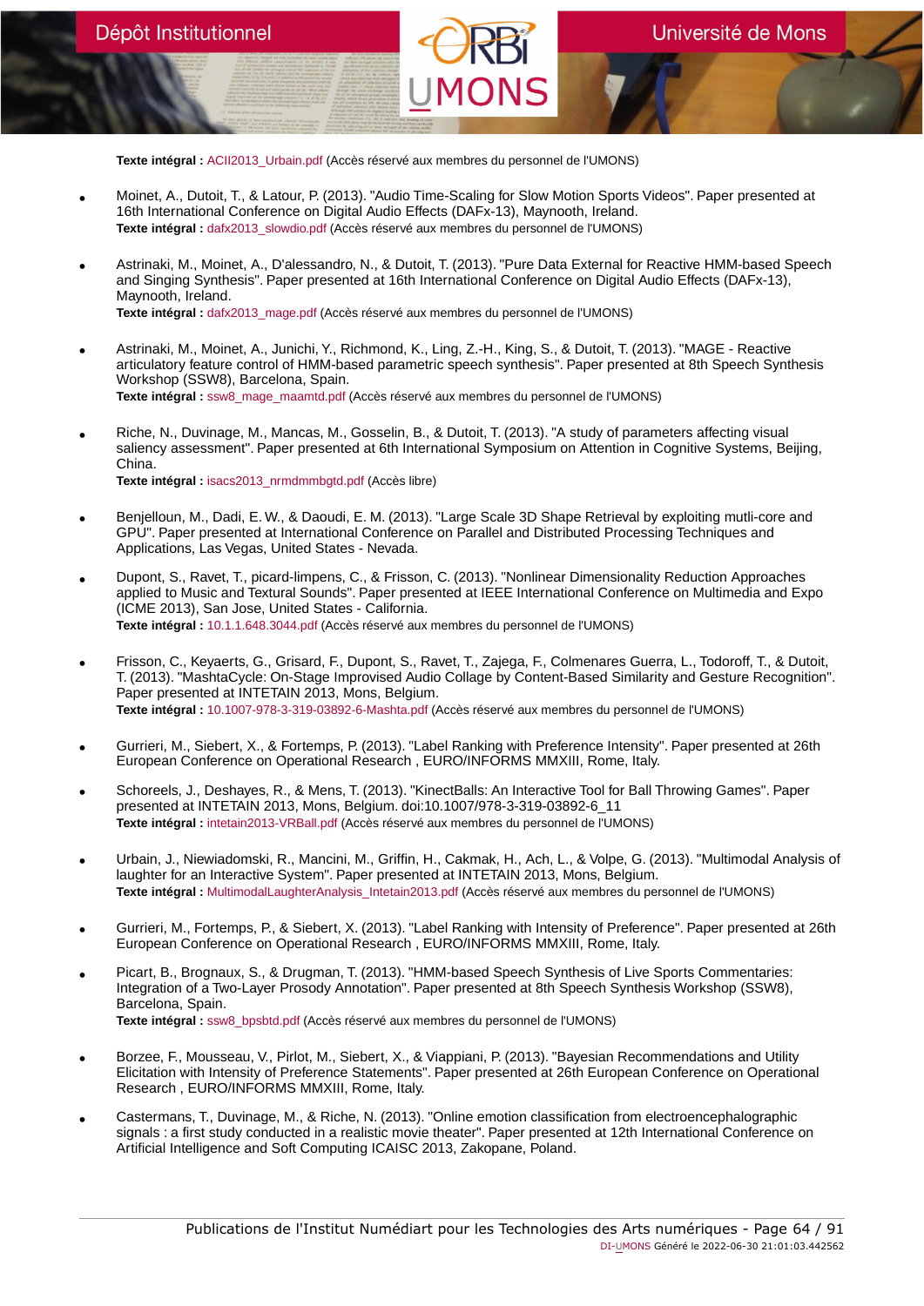**Texte intégral :** ACII2013_Urbain.pdf (Accès réservé aux membres du personnel de l'UMONS)

- Moinet, A., Dutoit, T., & Latour, P. (2013). "Audio Time-Scaling for Slow Motion Sports Videos". Paper presented at 16th International Conference on Digital Audio Effects (DAFx-13), Maynooth, Ireland.
  **Texte intégral :** dafx2013_slowdio.pdf (Accès réservé aux membres du personnel de l'UMONS)

- Astrinaki, M., Moinet, A., D'alessandro, N., & Dutoit, T. (2013). "Pure Data External for Reactive HMM-based Speech and Singing Synthesis". Paper presented at 16th International Conference on Digital Audio Effects (DAFx-13), Maynooth, Ireland.
  **Texte intégral :** dafx2013_mage.pdf (Accès réservé aux membres du personnel de l'UMONS)

- Astrinaki, M., Moinet, A., Junichi, Y., Richmond, K., Ling, Z.-H., King, S., & Dutoit, T. (2013). "MAGE - Reactive articulatory feature control of HMM-based parametric speech synthesis". Paper presented at 8th Speech Synthesis Workshop (SSW8), Barcelona, Spain.
  **Texte intégral :** ssw8_mage_maamtd.pdf (Accès réservé aux membres du personnel de l'UMONS)

- Riche, N., Duvinage, M., Mancas, M., Gosselin, B., & Dutoit, T. (2013). "A study of parameters affecting visual saliency assessment". Paper presented at 6th International Symposium on Attention in Cognitive Systems, Beijing, China.
  **Texte intégral :** isacs2013_nrmdmmbgtd.pdf (Accès libre)

- Benjelloun, M., Dadi, E. W., & Daoudi, E. M. (2013). "Large Scale 3D Shape Retrieval by exploiting mutli-core and GPU". Paper presented at International Conference on Parallel and Distributed Processing Techniques and Applications, Las Vegas, United States - Nevada.

- Dupont, S., Ravet, T., picard-limpens, C., & Frisson, C. (2013). "Nonlinear Dimensionality Reduction Approaches applied to Music and Textural Sounds". Paper presented at IEEE International Conference on Multimedia and Expo (ICME 2013), San Jose, United States - California.
  **Texte intégral :** 10.1.1.648.3044.pdf (Accès réservé aux membres du personnel de l'UMONS)

- Frisson, C., Keyaerts, G., Grisard, F., Dupont, S., Ravet, T., Zajega, F., Colmenares Guerra, L., Todoroff, T., & Dutoit, T. (2013). "MashtaCycle: On-Stage Improvised Audio Collage by Content-Based Similarity and Gesture Recognition". Paper presented at INTETAIN 2013, Mons, Belgium.
  **Texte intégral :** 10.1007-978-3-319-03892-6-Mashta.pdf (Accès réservé aux membres du personnel de l'UMONS)

- Gurrieri, M., Siebert, X., & Fortemps, P. (2013). "Label Ranking with Preference Intensity". Paper presented at 26th European Conference on Operational Research , EURO/INFORMS MMXIII, Rome, Italy.

- Schoreels, J., Deshayes, R., & Mens, T. (2013). "KinectBalls: An Interactive Tool for Ball Throwing Games". Paper presented at INTETAIN 2013, Mons, Belgium. doi:10.1007/978-3-319-03892-6_11
  **Texte intégral :** intetain2013-VRBall.pdf (Accès réservé aux membres du personnel de l'UMONS)

- Urbain, J., Niewiadomski, R., Mancini, M., Griffin, H., Cakmak, H., Ach, L., & Volpe, G. (2013). "Multimodal Analysis of laughter for an Interactive System". Paper presented at INTETAIN 2013, Mons, Belgium.
  **Texte intégral :** MultimodalLaughterAnalysis_Intetain2013.pdf (Accès réservé aux membres du personnel de l'UMONS)

- Gurrieri, M., Fortemps, P., & Siebert, X. (2013). "Label Ranking with Intensity of Preference". Paper presented at 26th European Conference on Operational Research , EURO/INFORMS MMXIII, Rome, Italy.

- Picart, B., Brognaux, S., & Drugman, T. (2013). "HMM-based Speech Synthesis of Live Sports Commentaries: Integration of a Two-Layer Prosody Annotation". Paper presented at 8th Speech Synthesis Workshop (SSW8), Barcelona, Spain.
  **Texte intégral :** ssw8_bpsbtd.pdf (Accès réservé aux membres du personnel de l'UMONS)

- Borzee, F., Mousseau, V., Pirlot, M., Siebert, X., & Viappiani, P. (2013). "Bayesian Recommendations and Utility Elicitation with Intensity of Preference Statements". Paper presented at 26th European Conference on Operational Research , EURO/INFORMS MMXIII, Rome, Italy.

- Castermans, T., Duvinage, M., & Riche, N. (2013). "Online emotion classification from electroencephalographic signals : a first study conducted in a realistic movie theater". Paper presented at 12th International Conference on Artificial Intelligence and Soft Computing ICAISC 2013, Zakopane, Poland.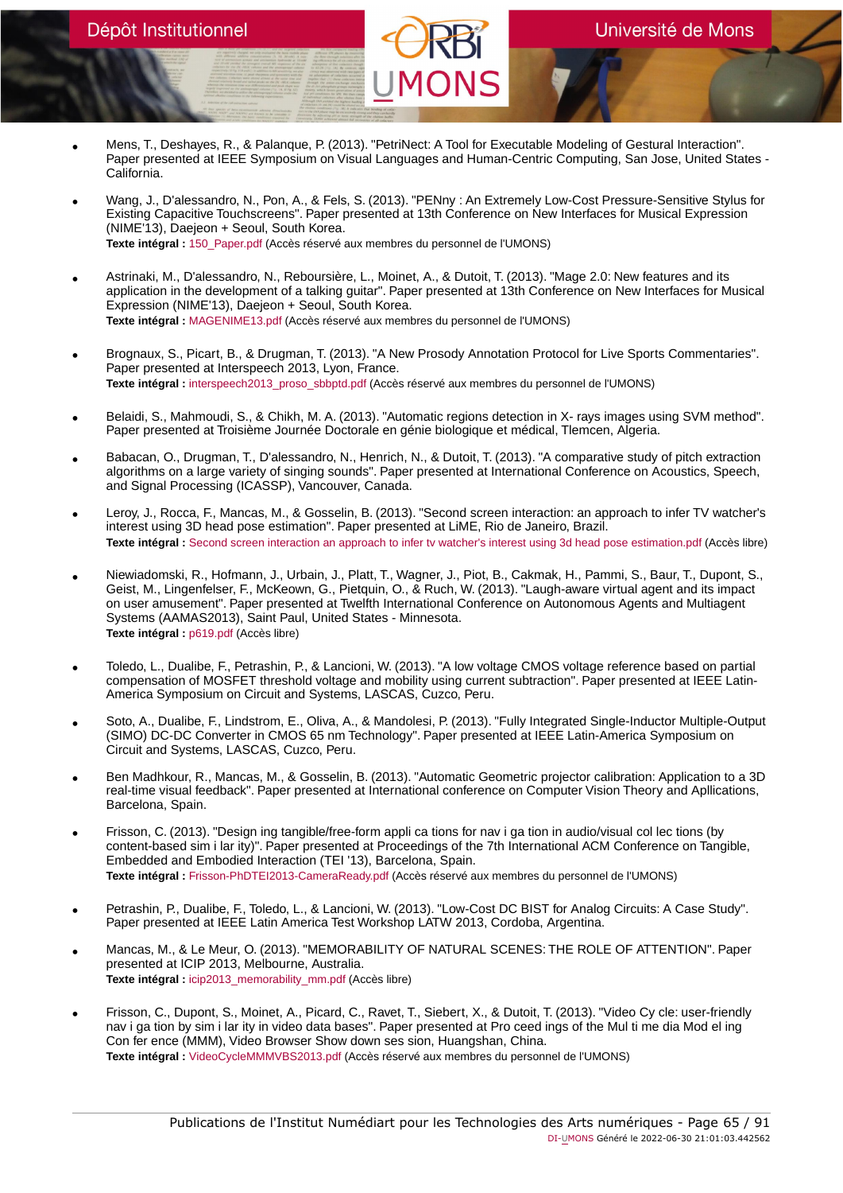- Mens, T., Deshayes, R., & Palanque, P. (2013). "PetriNect: A Tool for Executable Modeling of Gestural Interaction". Paper presented at IEEE Symposium on Visual Languages and Human-Centric Computing, San Jose, United States - California.

- Wang, J., D'alessandro, N., Pon, A., & Fels, S. (2013). "PENny : An Extremely Low-Cost Pressure-Sensitive Stylus for Existing Capacitive Touchscreens". Paper presented at 13th Conference on New Interfaces for Musical Expression (NIME'13), Daejeon + Seoul, South Korea.
  **Texte intégral :** 150_Paper.pdf (Accès réservé aux membres du personnel de l'UMONS)

- Astrinaki, M., D'alessandro, N., Reboursière, L., Moinet, A., & Dutoit, T. (2013). "Mage 2.0: New features and its application in the development of a talking guitar". Paper presented at 13th Conference on New Interfaces for Musical Expression (NIME'13), Daejeon + Seoul, South Korea.
  **Texte intégral :** MAGENIME13.pdf (Accès réservé aux membres du personnel de l'UMONS)

- Brognaux, S., Picart, B., & Drugman, T. (2013). "A New Prosody Annotation Protocol for Live Sports Commentaries". Paper presented at Interspeech 2013, Lyon, France.
  **Texte intégral :** interspeech2013_proso_sbbptd.pdf (Accès réservé aux membres du personnel de l'UMONS)

- Belaidi, S., Mahmoudi, S., & Chikh, M. A. (2013). "Automatic regions detection in X- rays images using SVM method". Paper presented at Troisième Journée Doctorale en génie biologique et médical, Tlemcen, Algeria.

- Babacan, O., Drugman, T., D'alessandro, N., Henrich, N., & Dutoit, T. (2013). "A comparative study of pitch extraction algorithms on a large variety of singing sounds". Paper presented at International Conference on Acoustics, Speech, and Signal Processing (ICASSP), Vancouver, Canada.

- Leroy, J., Rocca, F., Mancas, M., & Gosselin, B. (2013). "Second screen interaction: an approach to infer TV watcher's interest using 3D head pose estimation". Paper presented at LiME, Rio de Janeiro, Brazil.
  **Texte intégral :** Second screen interaction an approach to infer tv watcher's interest using 3d head pose estimation.pdf (Accès libre)

- Niewiadomski, R., Hofmann, J., Urbain, J., Platt, T., Wagner, J., Piot, B., Cakmak, H., Pammi, S., Baur, T., Dupont, S., Geist, M., Lingenfelser, F., McKeown, G., Pietquin, O., & Ruch, W. (2013). "Laugh-aware virtual agent and its impact on user amusement". Paper presented at Twelfth International Conference on Autonomous Agents and Multiagent Systems (AAMAS2013), Saint Paul, United States - Minnesota.
  **Texte intégral :** p619.pdf (Accès libre)

- Toledo, L., Dualibe, F., Petrashin, P., & Lancioni, W. (2013). "A low voltage CMOS voltage reference based on partial compensation of MOSFET threshold voltage and mobility using current subtraction". Paper presented at IEEE Latin-America Symposium on Circuit and Systems, LASCAS, Cuzco, Peru.

- Soto, A., Dualibe, F., Lindstrom, E., Oliva, A., & Mandolesi, P. (2013). "Fully Integrated Single-Inductor Multiple-Output (SIMO) DC-DC Converter in CMOS 65 nm Technology". Paper presented at IEEE Latin-America Symposium on Circuit and Systems, LASCAS, Cuzco, Peru.

- Ben Madhkour, R., Mancas, M., & Gosselin, B. (2013). "Automatic Geometric projector calibration: Application to a 3D real-time visual feedback". Paper presented at International conference on Computer Vision Theory and Apllications, Barcelona, Spain.

- Frisson, C. (2013). "Design ing tangible/free-form appli ca tions for nav i ga tion in audio/visual col lec tions (by content-based sim i lar ity)". Paper presented at Proceedings of the 7th International ACM Conference on Tangible, Embedded and Embodied Interaction (TEI '13), Barcelona, Spain.
  **Texte intégral :** Frisson-PhDTEI2013-CameraReady.pdf (Accès réservé aux membres du personnel de l'UMONS)

- Petrashin, P., Dualibe, F., Toledo, L., & Lancioni, W. (2013). "Low-Cost DC BIST for Analog Circuits: A Case Study". Paper presented at IEEE Latin America Test Workshop LATW 2013, Cordoba, Argentina.

- Mancas, M., & Le Meur, O. (2013). "MEMORABILITY OF NATURAL SCENES: THE ROLE OF ATTENTION". Paper presented at ICIP 2013, Melbourne, Australia.
  **Texte intégral :** icip2013_memorability_mm.pdf (Accès libre)

- Frisson, C., Dupont, S., Moinet, A., Picard, C., Ravet, T., Siebert, X., & Dutoit, T. (2013). "Video Cy cle: user-friendly nav i ga tion by sim i lar ity in video data bases". Paper presented at Pro ceed ings of the Mul ti me dia Mod el ing Con fer ence (MMM), Video Browser Show down ses sion, Huangshan, China.
  **Texte intégral :** VideoCycleMMMVBS2013.pdf (Accès réservé aux membres du personnel de l'UMONS)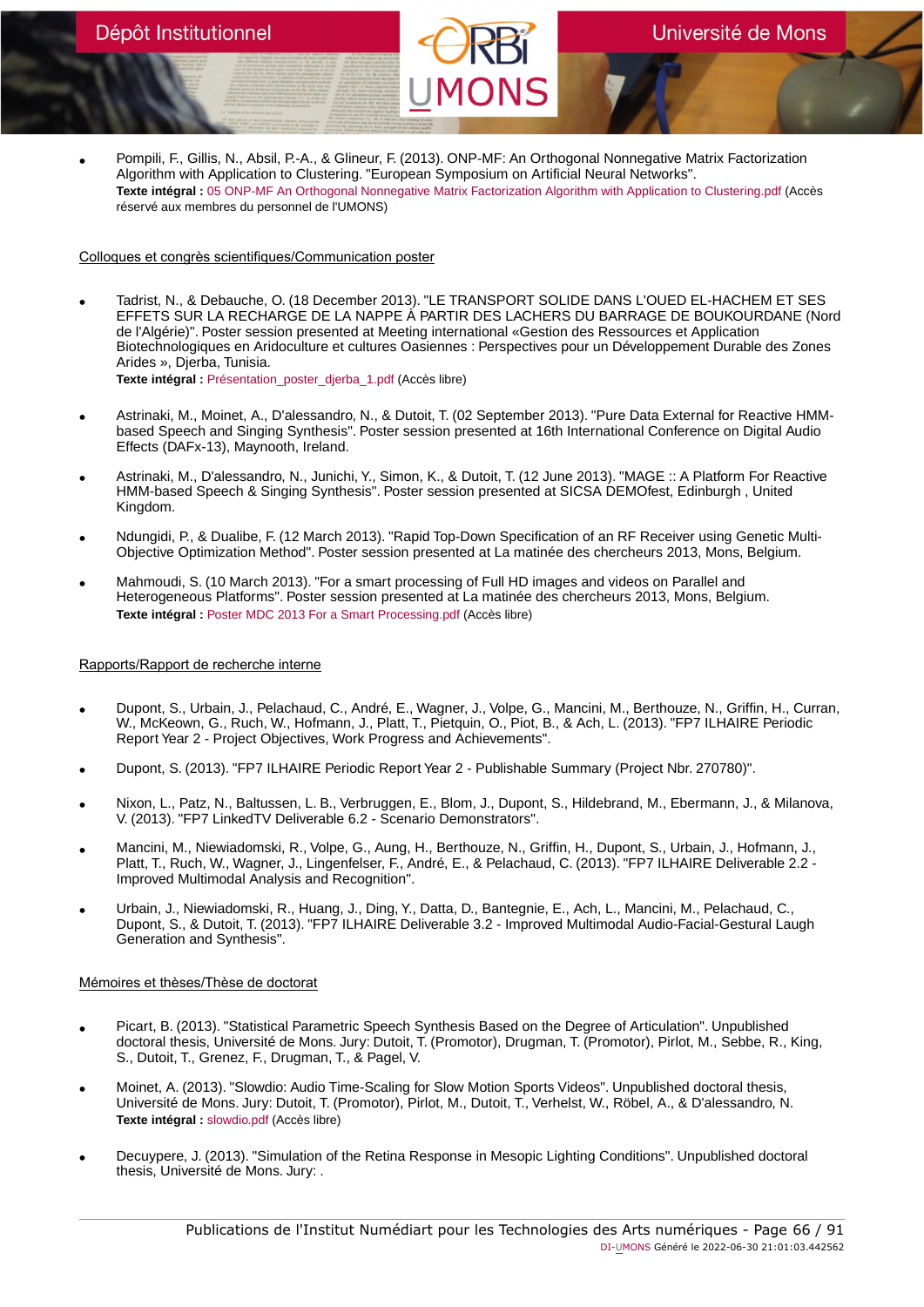- Pompili, F., Gillis, N., Absil, P.-A., & Glineur, F. (2013). ONP-MF: An Orthogonal Nonnegative Matrix Factorization Algorithm with Application to Clustering. "European Symposium on Artificial Neural Networks".
  **Texte intégral :** 05 ONP-MF An Orthogonal Nonnegative Matrix Factorization Algorithm with Application to Clustering.pdf (Accès réservé aux membres du personnel de l'UMONS)

Colloques et congrès scientifiques/Communication poster

- Tadrist, N., & Debauche, O. (18 December 2013). "LE TRANSPORT SOLIDE DANS L'OUED EL-HACHEM ET SES EFFETS SUR LA RECHARGE DE LA NAPPE À PARTIR DES LACHERS DU BARRAGE DE BOUKOURDANE (Nord de l'Algérie)". Poster session presented at Meeting international «Gestion des Ressources et Application Biotechnologiques en Aridoculture et cultures Oasiennes : Perspectives pour un Développement Durable des Zones Arides », Djerba, Tunisia.
  **Texte intégral :** Présentation_poster_djerba_1.pdf (Accès libre)

- Astrinaki, M., Moinet, A., D'alessandro, N., & Dutoit, T. (02 September 2013). "Pure Data External for Reactive HMM-based Speech and Singing Synthesis". Poster session presented at 16th International Conference on Digital Audio Effects (DAFx-13), Maynooth, Ireland.

- Astrinaki, M., D'alessandro, N., Junichi, Y., Simon, K., & Dutoit, T. (12 June 2013). "MAGE :: A Platform For Reactive HMM-based Speech & Singing Synthesis". Poster session presented at SICSA DEMOfest, Edinburgh , United Kingdom.

- Ndungidi, P., & Dualibe, F. (12 March 2013). "Rapid Top-Down Specification of an RF Receiver using Genetic Multi-Objective Optimization Method". Poster session presented at La matinée des chercheurs 2013, Mons, Belgium.

- Mahmoudi, S. (10 March 2013). "For a smart processing of Full HD images and videos on Parallel and Heterogeneous Platforms". Poster session presented at La matinée des chercheurs 2013, Mons, Belgium.
  **Texte intégral :** Poster MDC 2013 For a Smart Processing.pdf (Accès libre)

Rapports/Rapport de recherche interne

- Dupont, S., Urbain, J., Pelachaud, C., André, E., Wagner, J., Volpe, G., Mancini, M., Berthouze, N., Griffin, H., Curran, W., McKeown, G., Ruch, W., Hofmann, J., Platt, T., Pietquin, O., Piot, B., & Ach, L. (2013). "FP7 ILHAIRE Periodic Report Year 2 - Project Objectives, Work Progress and Achievements".

- Dupont, S. (2013). "FP7 ILHAIRE Periodic Report Year 2 - Publishable Summary (Project Nbr. 270780)".

- Nixon, L., Patz, N., Baltussen, L. B., Verbruggen, E., Blom, J., Dupont, S., Hildebrand, M., Ebermann, J., & Milanova, V. (2013). "FP7 LinkedTV Deliverable 6.2 - Scenario Demonstrators".

- Mancini, M., Niewiadomski, R., Volpe, G., Aung, H., Berthouze, N., Griffin, H., Dupont, S., Urbain, J., Hofmann, J., Platt, T., Ruch, W., Wagner, J., Lingenfelser, F., André, E., & Pelachaud, C. (2013). "FP7 ILHAIRE Deliverable 2.2 - Improved Multimodal Analysis and Recognition".

- Urbain, J., Niewiadomski, R., Huang, J., Ding, Y., Datta, D., Bantegnie, E., Ach, L., Mancini, M., Pelachaud, C., Dupont, S., & Dutoit, T. (2013). "FP7 ILHAIRE Deliverable 3.2 - Improved Multimodal Audio-Facial-Gestural Laugh Generation and Synthesis".

Mémoires et thèses/Thèse de doctorat

- Picart, B. (2013). "Statistical Parametric Speech Synthesis Based on the Degree of Articulation". Unpublished doctoral thesis, Université de Mons. Jury: Dutoit, T. (Promotor), Drugman, T. (Promotor), Pirlot, M., Sebbe, R., King, S., Dutoit, T., Grenez, F., Drugman, T., & Pagel, V.

- Moinet, A. (2013). "Slowdio: Audio Time-Scaling for Slow Motion Sports Videos". Unpublished doctoral thesis, Université de Mons. Jury: Dutoit, T. (Promotor), Pirlot, M., Dutoit, T., Verhelst, W., Röbel, A., & D'alessandro, N.
  **Texte intégral :** slowdio.pdf (Accès libre)

- Decuypere, J. (2013). "Simulation of the Retina Response in Mesopic Lighting Conditions". Unpublished doctoral thesis, Université de Mons. Jury: .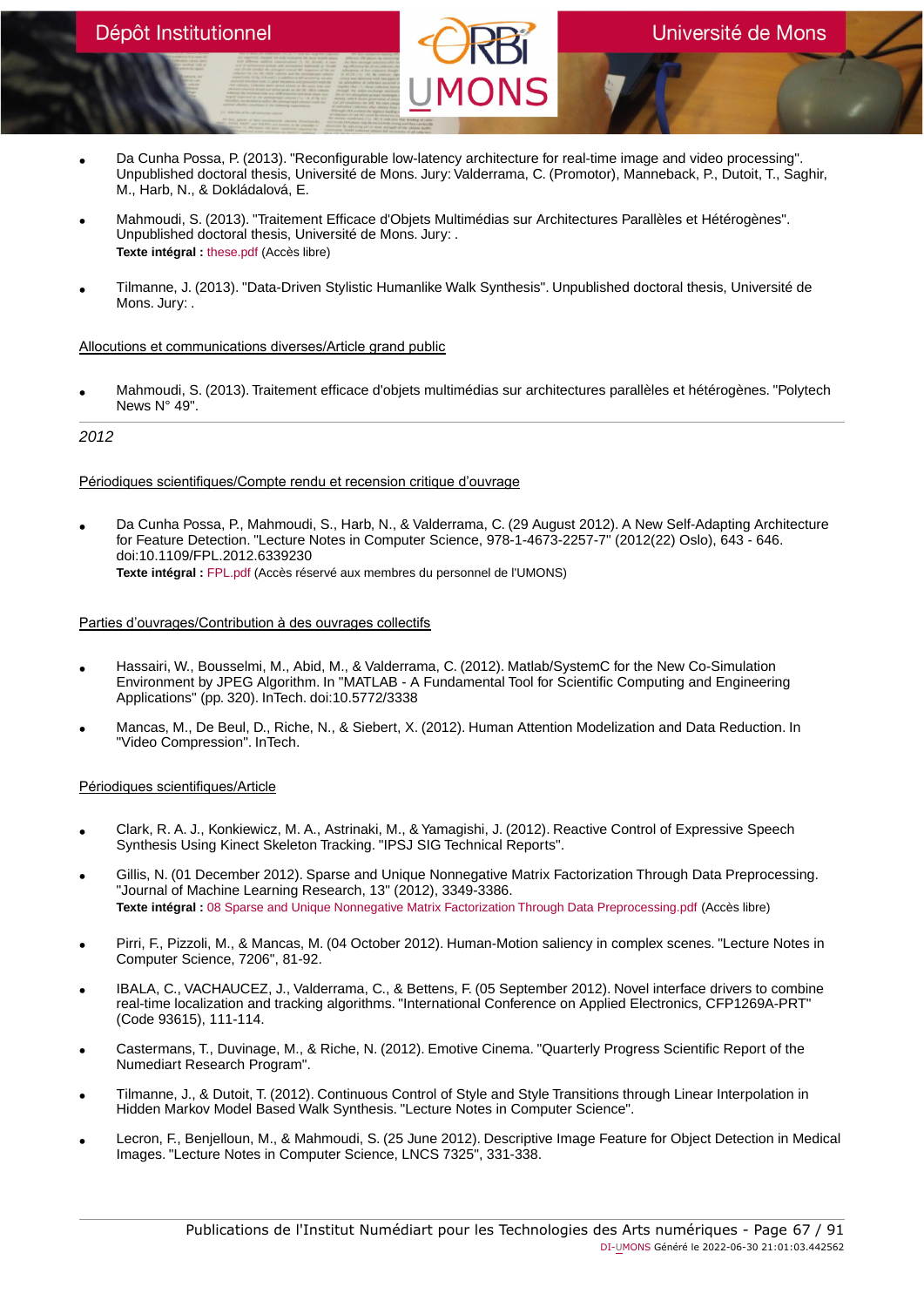- Da Cunha Possa, P. (2013). "Reconfigurable low-latency architecture for real-time image and video processing". Unpublished doctoral thesis, Université de Mons. Jury: Valderrama, C. (Promotor), Manneback, P., Dutoit, T., Saghir, M., Harb, N., & Dokládalová, E.

- Mahmoudi, S. (2013). "Traitement Efficace d'Objets Multimédias sur Architectures Parallèles et Hétérogènes". Unpublished doctoral thesis, Université de Mons. Jury: .
  **Texte intégral :** these.pdf (Accès libre)

- Tilmanne, J. (2013). "Data-Driven Stylistic Humanlike Walk Synthesis". Unpublished doctoral thesis, Université de Mons. Jury: .

Allocutions et communications diverses/Article grand public

- Mahmoudi, S. (2013). Traitement efficace d'objets multimédias sur architectures parallèles et hétérogènes. "Polytech News N° 49".

*2012*

Périodiques scientifiques/Compte rendu et recension critique d'ouvrage

- Da Cunha Possa, P., Mahmoudi, S., Harb, N., & Valderrama, C. (29 August 2012). A New Self-Adapting Architecture for Feature Detection. "Lecture Notes in Computer Science, 978-1-4673-2257-7" (2012(22) Oslo), 643 - 646. doi:10.1109/FPL.2012.6339230
  **Texte intégral :** FPL.pdf (Accès réservé aux membres du personnel de l'UMONS)

Parties d'ouvrages/Contribution à des ouvrages collectifs

- Hassairi, W., Bousselmi, M., Abid, M., & Valderrama, C. (2012). Matlab/SystemC for the New Co-Simulation Environment by JPEG Algorithm. In "MATLAB - A Fundamental Tool for Scientific Computing and Engineering Applications" (pp. 320). InTech. doi:10.5772/3338

- Mancas, M., De Beul, D., Riche, N., & Siebert, X. (2012). Human Attention Modelization and Data Reduction. In "Video Compression". InTech.

Périodiques scientifiques/Article

- Clark, R. A. J., Konkiewicz, M. A., Astrinaki, M., & Yamagishi, J. (2012). Reactive Control of Expressive Speech Synthesis Using Kinect Skeleton Tracking. "IPSJ SIG Technical Reports".

- Gillis, N. (01 December 2012). Sparse and Unique Nonnegative Matrix Factorization Through Data Preprocessing. "Journal of Machine Learning Research, 13" (2012), 3349-3386.
  **Texte intégral :** 08 Sparse and Unique Nonnegative Matrix Factorization Through Data Preprocessing.pdf (Accès libre)

- Pirri, F., Pizzoli, M., & Mancas, M. (04 October 2012). Human-Motion saliency in complex scenes. "Lecture Notes in Computer Science, 7206", 81-92.

- IBALA, C., VACHAUCEZ, J., Valderrama, C., & Bettens, F. (05 September 2012). Novel interface drivers to combine real-time localization and tracking algorithms. "International Conference on Applied Electronics, CFP1269A-PRT" (Code 93615), 111-114.

- Castermans, T., Duvinage, M., & Riche, N. (2012). Emotive Cinema. "Quarterly Progress Scientific Report of the Numediart Research Program".

- Tilmanne, J., & Dutoit, T. (2012). Continuous Control of Style and Style Transitions through Linear Interpolation in Hidden Markov Model Based Walk Synthesis. "Lecture Notes in Computer Science".

- Lecron, F., Benjelloun, M., & Mahmoudi, S. (25 June 2012). Descriptive Image Feature for Object Detection in Medical Images. "Lecture Notes in Computer Science, LNCS 7325", 331-338.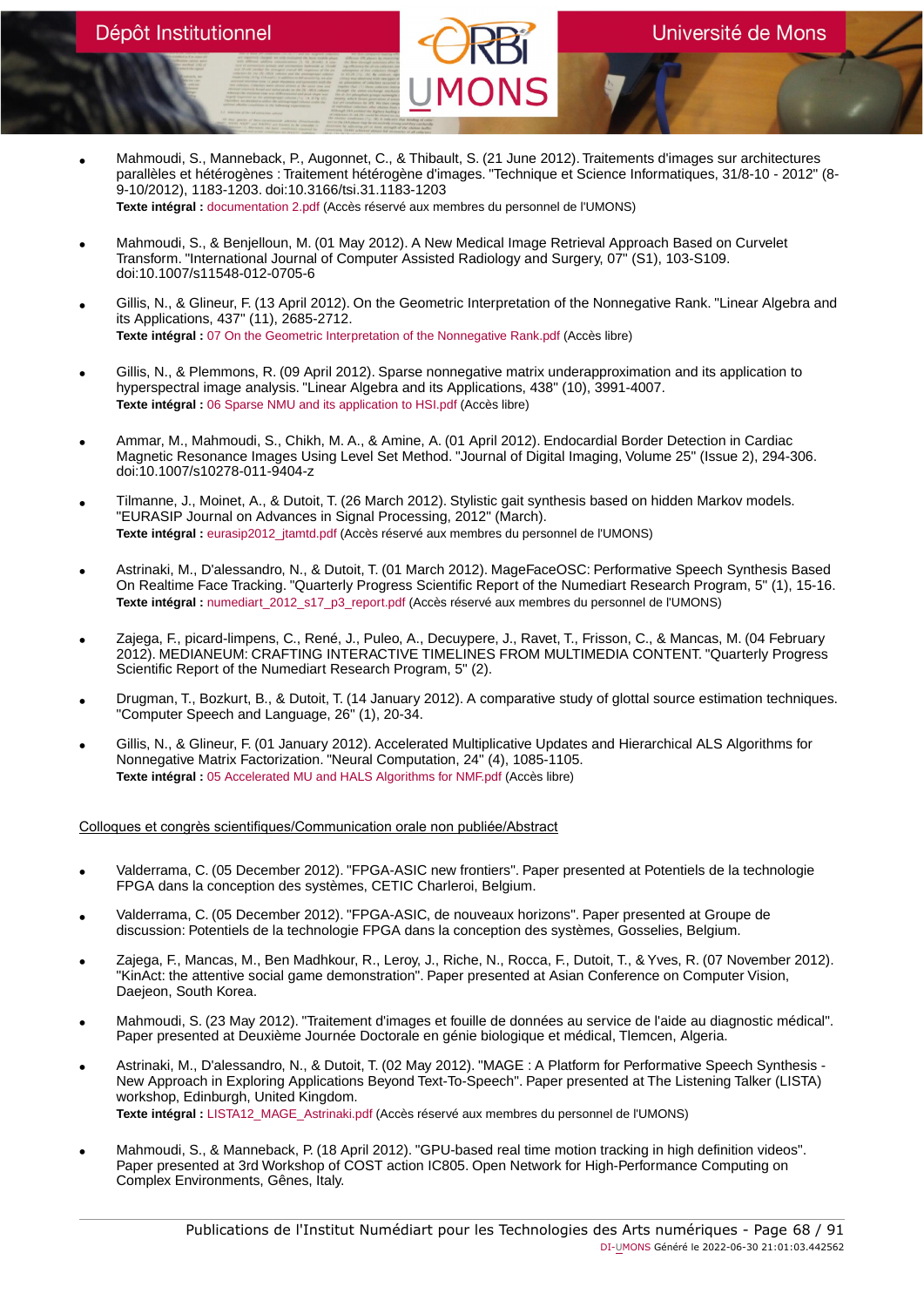- Mahmoudi, S., Manneback, P., Augonnet, C., & Thibault, S. (21 June 2012). Traitements d'images sur architectures parallèles et hétérogènes : Traitement hétérogène d'images. "Technique et Science Informatiques, 31/8-10 - 2012" (8-9-10/2012), 1183-1203. doi:10.3166/tsi.31.1183-1203
  **Texte intégral :** documentation 2.pdf (Accès réservé aux membres du personnel de l'UMONS)

- Mahmoudi, S., & Benjelloun, M. (01 May 2012). A New Medical Image Retrieval Approach Based on Curvelet Transform. "International Journal of Computer Assisted Radiology and Surgery, 07" (S1), 103-S109. doi:10.1007/s11548-012-0705-6

- Gillis, N., & Glineur, F. (13 April 2012). On the Geometric Interpretation of the Nonnegative Rank. "Linear Algebra and its Applications, 437" (11), 2685-2712.
  **Texte intégral :** 07 On the Geometric Interpretation of the Nonnegative Rank.pdf (Accès libre)

- Gillis, N., & Plemmons, R. (09 April 2012). Sparse nonnegative matrix underapproximation and its application to hyperspectral image analysis. "Linear Algebra and its Applications, 438" (10), 3991-4007.
  **Texte intégral :** 06 Sparse NMU and its application to HSI.pdf (Accès libre)

- Ammar, M., Mahmoudi, S., Chikh, M. A., & Amine, A. (01 April 2012). Endocardial Border Detection in Cardiac Magnetic Resonance Images Using Level Set Method. "Journal of Digital Imaging, Volume 25" (Issue 2), 294-306. doi:10.1007/s10278-011-9404-z

- Tilmanne, J., Moinet, A., & Dutoit, T. (26 March 2012). Stylistic gait synthesis based on hidden Markov models. "EURASIP Journal on Advances in Signal Processing, 2012" (March).
  **Texte intégral :** eurasip2012_jtamtd.pdf (Accès réservé aux membres du personnel de l'UMONS)

- Astrinaki, M., D'alessandro, N., & Dutoit, T. (01 March 2012). MageFaceOSC: Performative Speech Synthesis Based On Realtime Face Tracking. "Quarterly Progress Scientific Report of the Numediart Research Program, 5" (1), 15-16.
  **Texte intégral :** numediart_2012_s17_p3_report.pdf (Accès réservé aux membres du personnel de l'UMONS)

- Zajega, F., picard-limpens, C., René, J., Puleo, A., Decuypere, J., Ravet, T., Frisson, C., & Mancas, M. (04 February 2012). MEDIANEUM: CRAFTING INTERACTIVE TIMELINES FROM MULTIMEDIA CONTENT. "Quarterly Progress Scientific Report of the Numediart Research Program, 5" (2).

- Drugman, T., Bozkurt, B., & Dutoit, T. (14 January 2012). A comparative study of glottal source estimation techniques. "Computer Speech and Language, 26" (1), 20-34.

- Gillis, N., & Glineur, F. (01 January 2012). Accelerated Multiplicative Updates and Hierarchical ALS Algorithms for Nonnegative Matrix Factorization. "Neural Computation, 24" (4), 1085-1105.
  **Texte intégral :** 05 Accelerated MU and HALS Algorithms for NMF.pdf (Accès libre)

Colloques et congrès scientifiques/Communication orale non publiée/Abstract

- Valderrama, C. (05 December 2012). "FPGA-ASIC new frontiers". Paper presented at Potentiels de la technologie FPGA dans la conception des systèmes, CETIC Charleroi, Belgium.

- Valderrama, C. (05 December 2012). "FPGA-ASIC, de nouveaux horizons". Paper presented at Groupe de discussion: Potentiels de la technologie FPGA dans la conception des systèmes, Gosselies, Belgium.

- Zajega, F., Mancas, M., Ben Madhkour, R., Leroy, J., Riche, N., Rocca, F., Dutoit, T., & Yves, R. (07 November 2012). "KinAct: the attentive social game demonstration". Paper presented at Asian Conference on Computer Vision, Daejeon, South Korea.

- Mahmoudi, S. (23 May 2012). "Traitement d'images et fouille de données au service de l'aide au diagnostic médical". Paper presented at Deuxième Journée Doctorale en génie biologique et médical, Tlemcen, Algeria.

- Astrinaki, M., D'alessandro, N., & Dutoit, T. (02 May 2012). "MAGE : A Platform for Performative Speech Synthesis - New Approach in Exploring Applications Beyond Text-To-Speech". Paper presented at The Listening Talker (LISTA) workshop, Edinburgh, United Kingdom.
  **Texte intégral :** LISTA12_MAGE_Astrinaki.pdf (Accès réservé aux membres du personnel de l'UMONS)

- Mahmoudi, S., & Manneback, P. (18 April 2012). "GPU-based real time motion tracking in high definition videos". Paper presented at 3rd Workshop of COST action IC805. Open Network for High-Performance Computing on Complex Environments, Gênes, Italy.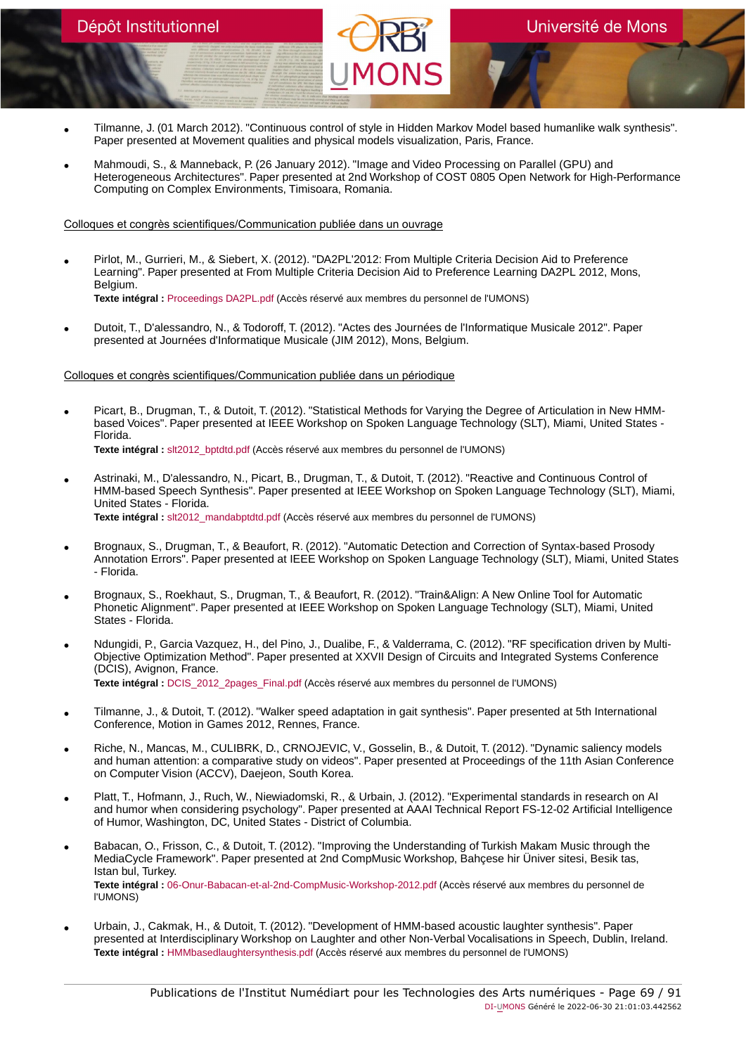- Tilmanne, J. (01 March 2012). "Continuous control of style in Hidden Markov Model based humanlike walk synthesis". Paper presented at Movement qualities and physical models visualization, Paris, France.

- Mahmoudi, S., & Manneback, P. (26 January 2012). "Image and Video Processing on Parallel (GPU) and Heterogeneous Architectures". Paper presented at 2nd Workshop of COST 0805 Open Network for High-Performance Computing on Complex Environments, Timisoara, Romania.

Colloques et congrès scientifiques/Communication publiée dans un ouvrage

- Pirlot, M., Gurrieri, M., & Siebert, X. (2012). "DA2PL'2012: From Multiple Criteria Decision Aid to Preference Learning". Paper presented at From Multiple Criteria Decision Aid to Preference Learning DA2PL 2012, Mons, Belgium.
  **Texte intégral :** Proceedings DA2PL.pdf (Accès réservé aux membres du personnel de l'UMONS)

- Dutoit, T., D'alessandro, N., & Todoroff, T. (2012). "Actes des Journées de l'Informatique Musicale 2012". Paper presented at Journées d'Informatique Musicale (JIM 2012), Mons, Belgium.

Colloques et congrès scientifiques/Communication publiée dans un périodique

- Picart, B., Drugman, T., & Dutoit, T. (2012). "Statistical Methods for Varying the Degree of Articulation in New HMM-based Voices". Paper presented at IEEE Workshop on Spoken Language Technology (SLT), Miami, United States - Florida.
  **Texte intégral :** slt2012_bptdtd.pdf (Accès réservé aux membres du personnel de l'UMONS)

- Astrinaki, M., D'alessandro, N., Picart, B., Drugman, T., & Dutoit, T. (2012). "Reactive and Continuous Control of HMM-based Speech Synthesis". Paper presented at IEEE Workshop on Spoken Language Technology (SLT), Miami, United States - Florida.
  **Texte intégral :** slt2012_mandabptdtd.pdf (Accès réservé aux membres du personnel de l'UMONS)

- Brognaux, S., Drugman, T., & Beaufort, R. (2012). "Automatic Detection and Correction of Syntax-based Prosody Annotation Errors". Paper presented at IEEE Workshop on Spoken Language Technology (SLT), Miami, United States - Florida.

- Brognaux, S., Roekhaut, S., Drugman, T., & Beaufort, R. (2012). "Train&Align: A New Online Tool for Automatic Phonetic Alignment". Paper presented at IEEE Workshop on Spoken Language Technology (SLT), Miami, United States - Florida.

- Ndungidi, P., Garcia Vazquez, H., del Pino, J., Dualibe, F., & Valderrama, C. (2012). "RF specification driven by Multi-Objective Optimization Method". Paper presented at XXVII Design of Circuits and Integrated Systems Conference (DCIS), Avignon, France.
  **Texte intégral :** DCIS_2012_2pages_Final.pdf (Accès réservé aux membres du personnel de l'UMONS)

- Tilmanne, J., & Dutoit, T. (2012). "Walker speed adaptation in gait synthesis". Paper presented at 5th International Conference, Motion in Games 2012, Rennes, France.

- Riche, N., Mancas, M., CULIBRK, D., CRNOJEVIC, V., Gosselin, B., & Dutoit, T. (2012). "Dynamic saliency models and human attention: a comparative study on videos". Paper presented at Proceedings of the 11th Asian Conference on Computer Vision (ACCV), Daejeon, South Korea.

- Platt, T., Hofmann, J., Ruch, W., Niewiadomski, R., & Urbain, J. (2012). "Experimental standards in research on AI and humor when considering psychology". Paper presented at AAAI Technical Report FS-12-02 Artificial Intelligence of Humor, Washington, DC, United States - District of Columbia.

- Babacan, O., Frisson, C., & Dutoit, T. (2012). "Improving the Understanding of Turkish Makam Music through the MediaCycle Framework". Paper presented at 2nd CompMusic Workshop, Bahçese hir Üniver sitesi, Besik tas, Istan bul, Turkey.
  **Texte intégral :** 06-Onur-Babacan-et-al-2nd-CompMusic-Workshop-2012.pdf (Accès réservé aux membres du personnel de l'UMONS)

- Urbain, J., Cakmak, H., & Dutoit, T. (2012). "Development of HMM-based acoustic laughter synthesis". Paper presented at Interdisciplinary Workshop on Laughter and other Non-Verbal Vocalisations in Speech, Dublin, Ireland.
  **Texte intégral :** HMMbasedlaughtersynthesis.pdf (Accès réservé aux membres du personnel de l'UMONS)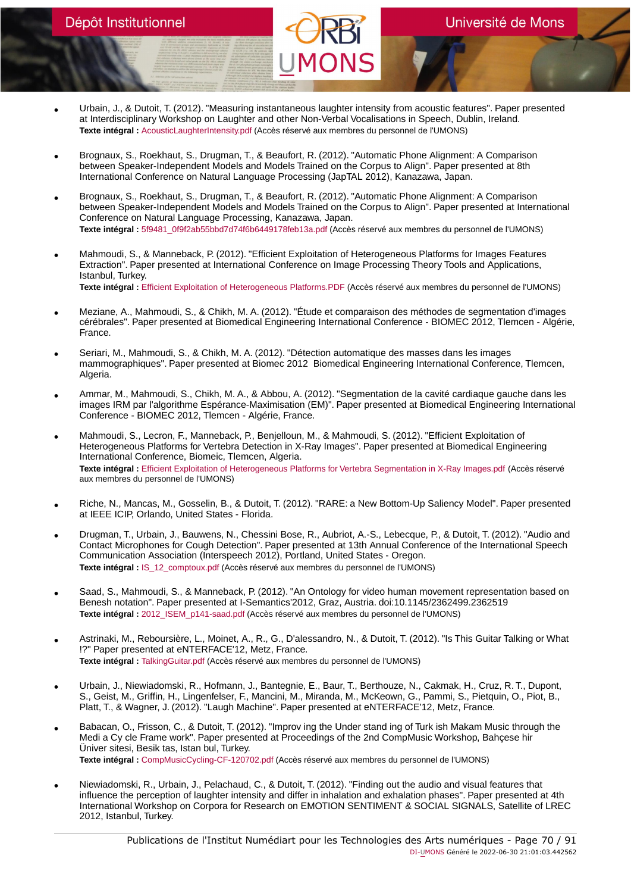- Urbain, J., & Dutoit, T. (2012). "Measuring instantaneous laughter intensity from acoustic features". Paper presented at Interdisciplinary Workshop on Laughter and other Non-Verbal Vocalisations in Speech, Dublin, Ireland.
  **Texte intégral :** AcousticLaughterIntensity.pdf (Accès réservé aux membres du personnel de l'UMONS)

- Brognaux, S., Roekhaut, S., Drugman, T., & Beaufort, R. (2012). "Automatic Phone Alignment: A Comparison between Speaker-Independent Models and Models Trained on the Corpus to Align". Paper presented at 8th International Conference on Natural Language Processing (JapTAL 2012), Kanazawa, Japan.

- Brognaux, S., Roekhaut, S., Drugman, T., & Beaufort, R. (2012). "Automatic Phone Alignment: A Comparison between Speaker-Independent Models and Models Trained on the Corpus to Align". Paper presented at International Conference on Natural Language Processing, Kanazawa, Japan.
  **Texte intégral :** 5f9481_0f9f2ab55bbd7d74f6b6449178feb13a.pdf (Accès réservé aux membres du personnel de l'UMONS)

- Mahmoudi, S., & Manneback, P. (2012). "Efficient Exploitation of Heterogeneous Platforms for Images Features Extraction". Paper presented at International Conference on Image Processing Theory Tools and Applications, Istanbul, Turkey.
  **Texte intégral :** Efficient Exploitation of Heterogeneous Platforms.PDF (Accès réservé aux membres du personnel de l'UMONS)

- Meziane, A., Mahmoudi, S., & Chikh, M. A. (2012). "Étude et comparaison des méthodes de segmentation d'images cérébrales". Paper presented at Biomedical Engineering International Conference - BIOMEC 2012, Tlemcen - Algérie, France.

- Seriari, M., Mahmoudi, S., & Chikh, M. A. (2012). "Détection automatique des masses dans les images mammographiques". Paper presented at Biomec 2012 Biomedical Engineering International Conference, Tlemcen, Algeria.

- Ammar, M., Mahmoudi, S., Chikh, M. A., & Abbou, A. (2012). "Segmentation de la cavité cardiaque gauche dans les images IRM par l'algorithme Espérance-Maximisation (EM)". Paper presented at Biomedical Engineering International Conference - BIOMEC 2012, Tlemcen - Algérie, France.

- Mahmoudi, S., Lecron, F., Manneback, P., Benjelloun, M., & Mahmoudi, S. (2012). "Efficient Exploitation of Heterogeneous Platforms for Vertebra Detection in X-Ray Images". Paper presented at Biomedical Engineering International Conference, Biomeic, Tlemcen, Algeria.
  **Texte intégral :** Efficient Exploitation of Heterogeneous Platforms for Vertebra Segmentation in X-Ray Images.pdf (Accès réservé aux membres du personnel de l'UMONS)

- Riche, N., Mancas, M., Gosselin, B., & Dutoit, T. (2012). "RARE: a New Bottom-Up Saliency Model". Paper presented at IEEE ICIP, Orlando, United States - Florida.

- Drugman, T., Urbain, J., Bauwens, N., Chessini Bose, R., Aubriot, A.-S., Lebecque, P., & Dutoit, T. (2012). "Audio and Contact Microphones for Cough Detection". Paper presented at 13th Annual Conference of the International Speech Communication Association (Interspeech 2012), Portland, United States - Oregon.
  **Texte intégral :** IS_12_comptoux.pdf (Accès réservé aux membres du personnel de l'UMONS)

- Saad, S., Mahmoudi, S., & Manneback, P. (2012). "An Ontology for video human movement representation based on Benesh notation". Paper presented at I-Semantics'2012, Graz, Austria. doi:10.1145/2362499.2362519
  **Texte intégral :** 2012_ISEM_p141-saad.pdf (Accès réservé aux membres du personnel de l'UMONS)

- Astrinaki, M., Reboursière, L., Moinet, A., R., G., D'alessandro, N., & Dutoit, T. (2012). "Is This Guitar Talking or What !?" Paper presented at eNTERFACE'12, Metz, France.
  **Texte intégral :** TalkingGuitar.pdf (Accès réservé aux membres du personnel de l'UMONS)

- Urbain, J., Niewiadomski, R., Hofmann, J., Bantegnie, E., Baur, T., Berthouze, N., Cakmak, H., Cruz, R. T., Dupont, S., Geist, M., Griffin, H., Lingenfelser, F., Mancini, M., Miranda, M., McKeown, G., Pammi, S., Pietquin, O., Piot, B., Platt, T., & Wagner, J. (2012). "Laugh Machine". Paper presented at eNTERFACE'12, Metz, France.

- Babacan, O., Frisson, C., & Dutoit, T. (2012). "Improv ing the Under stand ing of Turk ish Makam Music through the Medi a Cy cle Frame work". Paper presented at Proceedings of the 2nd CompMusic Workshop, Bahçese hir Üniver sitesi, Besik tas, Istan bul, Turkey.
  **Texte intégral :** CompMusicCycling-CF-120702.pdf (Accès réservé aux membres du personnel de l'UMONS)

- Niewiadomski, R., Urbain, J., Pelachaud, C., & Dutoit, T. (2012). "Finding out the audio and visual features that influence the perception of laughter intensity and differ in inhalation and exhalation phases". Paper presented at 4th International Workshop on Corpora for Research on EMOTION SENTIMENT & SOCIAL SIGNALS, Satellite of LREC 2012, Istanbul, Turkey.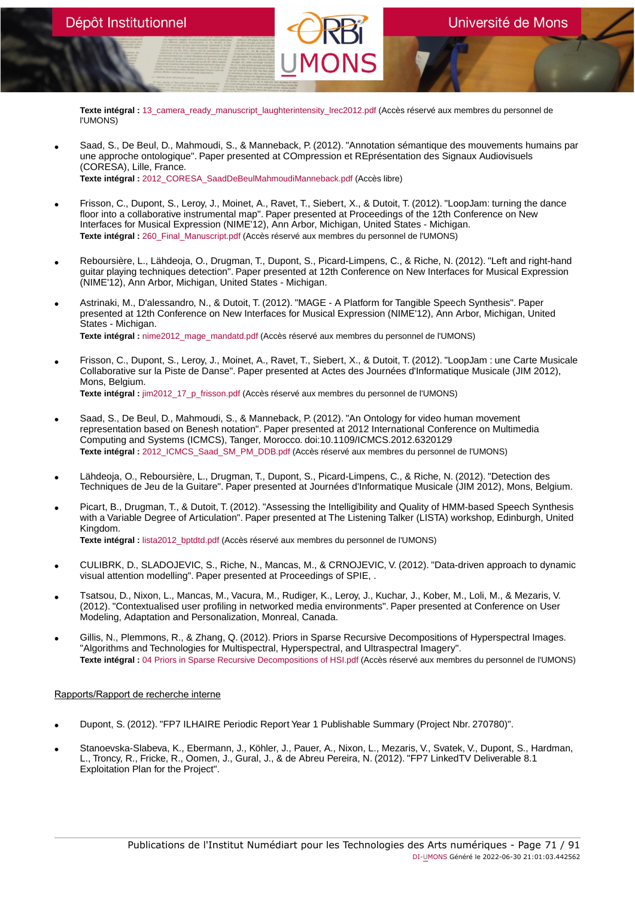**Texte intégral :** 13_camera_ready_manuscript_laughterintensity_lrec2012.pdf (Accès réservé aux membres du personnel de l'UMONS)

- Saad, S., De Beul, D., Mahmoudi, S., & Manneback, P. (2012). "Annotation sémantique des mouvements humains par une approche ontologique". Paper presented at COmpression et REprésentation des Signaux Audiovisuels (CORESA), Lille, France.
  **Texte intégral :** 2012_CORESA_SaadDeBeulMahmoudiManneback.pdf (Accès libre)

- Frisson, C., Dupont, S., Leroy, J., Moinet, A., Ravet, T., Siebert, X., & Dutoit, T. (2012). "LoopJam: turning the dance floor into a collaborative instrumental map". Paper presented at Proceedings of the 12th Conference on New Interfaces for Musical Expression (NIME'12), Ann Arbor, Michigan, United States - Michigan.
  **Texte intégral :** 260_Final_Manuscript.pdf (Accès réservé aux membres du personnel de l'UMONS)

- Reboursière, L., Lähdeoja, O., Drugman, T., Dupont, S., Picard-Limpens, C., & Riche, N. (2012). "Left and right-hand guitar playing techniques detection". Paper presented at 12th Conference on New Interfaces for Musical Expression (NIME'12), Ann Arbor, Michigan, United States - Michigan.

- Astrinaki, M., D'alessandro, N., & Dutoit, T. (2012). "MAGE - A Platform for Tangible Speech Synthesis". Paper presented at 12th Conference on New Interfaces for Musical Expression (NIME'12), Ann Arbor, Michigan, United States - Michigan.
  **Texte intégral :** nime2012_mage_mandatd.pdf (Accès réservé aux membres du personnel de l'UMONS)

- Frisson, C., Dupont, S., Leroy, J., Moinet, A., Ravet, T., Siebert, X., & Dutoit, T. (2012). "LoopJam : une Carte Musicale Collaborative sur la Piste de Danse". Paper presented at Actes des Journées d'Informatique Musicale (JIM 2012), Mons, Belgium.
  **Texte intégral :** jim2012_17_p_frisson.pdf (Accès réservé aux membres du personnel de l'UMONS)

- Saad, S., De Beul, D., Mahmoudi, S., & Manneback, P. (2012). "An Ontology for video human movement representation based on Benesh notation". Paper presented at 2012 International Conference on Multimedia Computing and Systems (ICMCS), Tanger, Morocco. doi:10.1109/ICMCS.2012.6320129
  **Texte intégral :** 2012_ICMCS_Saad_SM_PM_DDB.pdf (Accès réservé aux membres du personnel de l'UMONS)

- Lähdeoja, O., Reboursière, L., Drugman, T., Dupont, S., Picard-Limpens, C., & Riche, N. (2012). "Detection des Techniques de Jeu de la Guitare". Paper presented at Journées d'Informatique Musicale (JIM 2012), Mons, Belgium.

- Picart, B., Drugman, T., & Dutoit, T. (2012). "Assessing the Intelligibility and Quality of HMM-based Speech Synthesis with a Variable Degree of Articulation". Paper presented at The Listening Talker (LISTA) workshop, Edinburgh, United Kingdom.
  **Texte intégral :** lista2012_bptdtd.pdf (Accès réservé aux membres du personnel de l'UMONS)

- CULIBRK, D., SLADOJEVIC, S., Riche, N., Mancas, M., & CRNOJEVIC, V. (2012). "Data-driven approach to dynamic visual attention modelling". Paper presented at Proceedings of SPIE, .

- Tsatsou, D., Nixon, L., Mancas, M., Vacura, M., Rudiger, K., Leroy, J., Kuchar, J., Kober, M., Loli, M., & Mezaris, V. (2012). "Contextualised user profiling in networked media environments". Paper presented at Conference on User Modeling, Adaptation and Personalization, Monreal, Canada.

- Gillis, N., Plemmons, R., & Zhang, Q. (2012). Priors in Sparse Recursive Decompositions of Hyperspectral Images. "Algorithms and Technologies for Multispectral, Hyperspectral, and Ultraspectral Imagery".
  **Texte intégral :** 04 Priors in Sparse Recursive Decompositions of HSI.pdf (Accès réservé aux membres du personnel de l'UMONS)

Rapports/Rapport de recherche interne

- Dupont, S. (2012). "FP7 ILHAIRE Periodic Report Year 1 Publishable Summary (Project Nbr. 270780)".

- Stanoevska-Slabeva, K., Ebermann, J., Köhler, J., Pauer, A., Nixon, L., Mezaris, V., Svatek, V., Dupont, S., Hardman, L., Troncy, R., Fricke, R., Oomen, J., Gural, J., & de Abreu Pereira, N. (2012). "FP7 LinkedTV Deliverable 8.1 Exploitation Plan for the Project".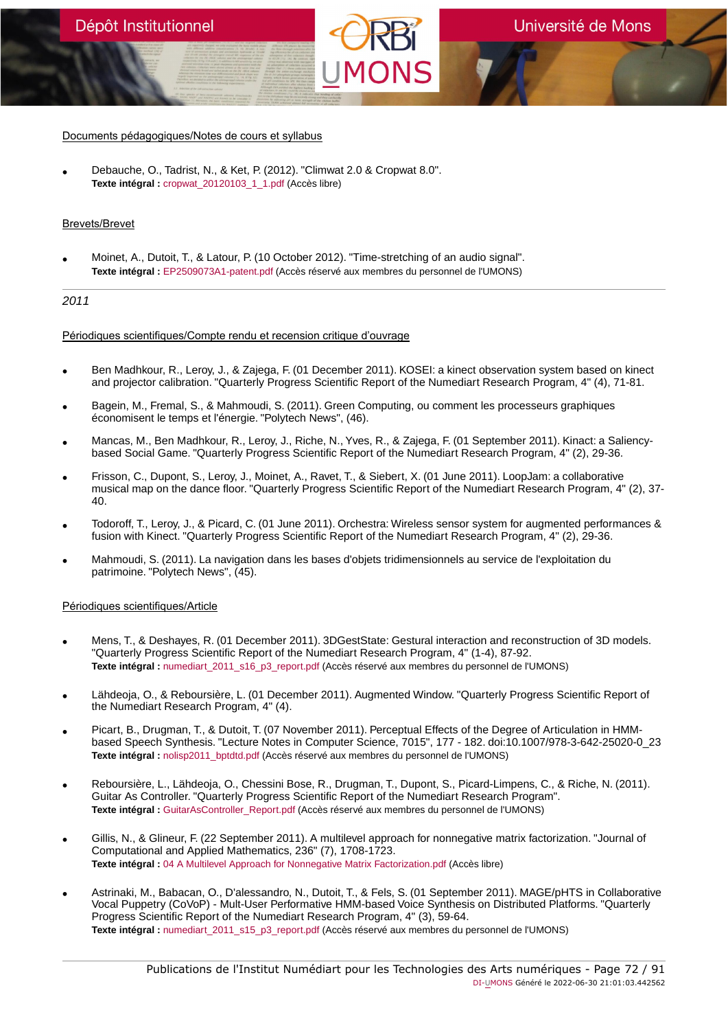[Documents pédagogiques/Notes de cours et syllabus]

- Debauche, O., Tadrist, N., & Ket, P. (2012). "Climwat 2.0 & Cropwat 8.0".
  **Texte intégral :** cropwat_20120103_1_1.pdf (Accès libre)

[Brevets/Brevet]

- Moinet, A., Dutoit, T., & Latour, P. (10 October 2012). "Time-stretching of an audio signal".
  **Texte intégral :** EP2509073A1-patent.pdf (Accès réservé aux membres du personnel de l'UMONS)

---

*2011*

[Périodiques scientifiques/Compte rendu et recension critique d'ouvrage]

- Ben Madhkour, R., Leroy, J., & Zajega, F. (01 December 2011). KOSEI: a kinect observation system based on kinect and projector calibration. "Quarterly Progress Scientific Report of the Numediart Research Program, 4" (4), 71-81.
- Bagein, M., Fremal, S., & Mahmoudi, S. (2011). Green Computing, ou comment les processeurs graphiques économisent le temps et l'énergie. "Polytech News", (46).
- Mancas, M., Ben Madhkour, R., Leroy, J., Riche, N., Yves, R., & Zajega, F. (01 September 2011). Kinact: a Saliency-based Social Game. "Quarterly Progress Scientific Report of the Numediart Research Program, 4" (2), 29-36.
- Frisson, C., Dupont, S., Leroy, J., Moinet, A., Ravet, T., & Siebert, X. (01 June 2011). LoopJam: a collaborative musical map on the dance floor. "Quarterly Progress Scientific Report of the Numediart Research Program, 4" (2), 37-40.
- Todoroff, T., Leroy, J., & Picard, C. (01 June 2011). Orchestra: Wireless sensor system for augmented performances & fusion with Kinect. "Quarterly Progress Scientific Report of the Numediart Research Program, 4" (2), 29-36.
- Mahmoudi, S. (2011). La navigation dans les bases d'objets tridimensionnels au service de l'exploitation du patrimoine. "Polytech News", (45).

[Périodiques scientifiques/Article]

- Mens, T., & Deshayes, R. (01 December 2011). 3DGestState: Gestural interaction and reconstruction of 3D models. "Quarterly Progress Scientific Report of the Numediart Research Program, 4" (1-4), 87-92.
  **Texte intégral :** numediart_2011_s16_p3_report.pdf (Accès réservé aux membres du personnel de l'UMONS)
- Lähdeoja, O., & Reboursière, L. (01 December 2011). Augmented Window. "Quarterly Progress Scientific Report of the Numediart Research Program, 4" (4).
- Picart, B., Drugman, T., & Dutoit, T. (07 November 2011). Perceptual Effects of the Degree of Articulation in HMM-based Speech Synthesis. "Lecture Notes in Computer Science, 7015", 177 - 182. doi:10.1007/978-3-642-25020-0_23
  **Texte intégral :** nolisp2011_bptdtd.pdf (Accès réservé aux membres du personnel de l'UMONS)
- Reboursière, L., Lähdeoja, O., Chessini Bose, R., Drugman, T., Dupont, S., Picard-Limpens, C., & Riche, N. (2011). Guitar As Controller. "Quarterly Progress Scientific Report of the Numediart Research Program".
  **Texte intégral :** GuitarAsController_Report.pdf (Accès réservé aux membres du personnel de l'UMONS)
- Gillis, N., & Glineur, F. (22 September 2011). A multilevel approach for nonnegative matrix factorization. "Journal of Computational and Applied Mathematics, 236" (7), 1708-1723.
  **Texte intégral :** 04 A Multilevel Approach for Nonnegative Matrix Factorization.pdf (Accès libre)
- Astrinaki, M., Babacan, O., D'alessandro, N., Dutoit, T., & Fels, S. (01 September 2011). MAGE/pHTS in Collaborative Vocal Puppetry (CoVoP) - Mult-User Performative HMM-based Voice Synthesis on Distributed Platforms. "Quarterly Progress Scientific Report of the Numediart Research Program, 4" (3), 59-64.
  **Texte intégral :** numediart_2011_s15_p3_report.pdf (Accès réservé aux membres du personnel de l'UMONS)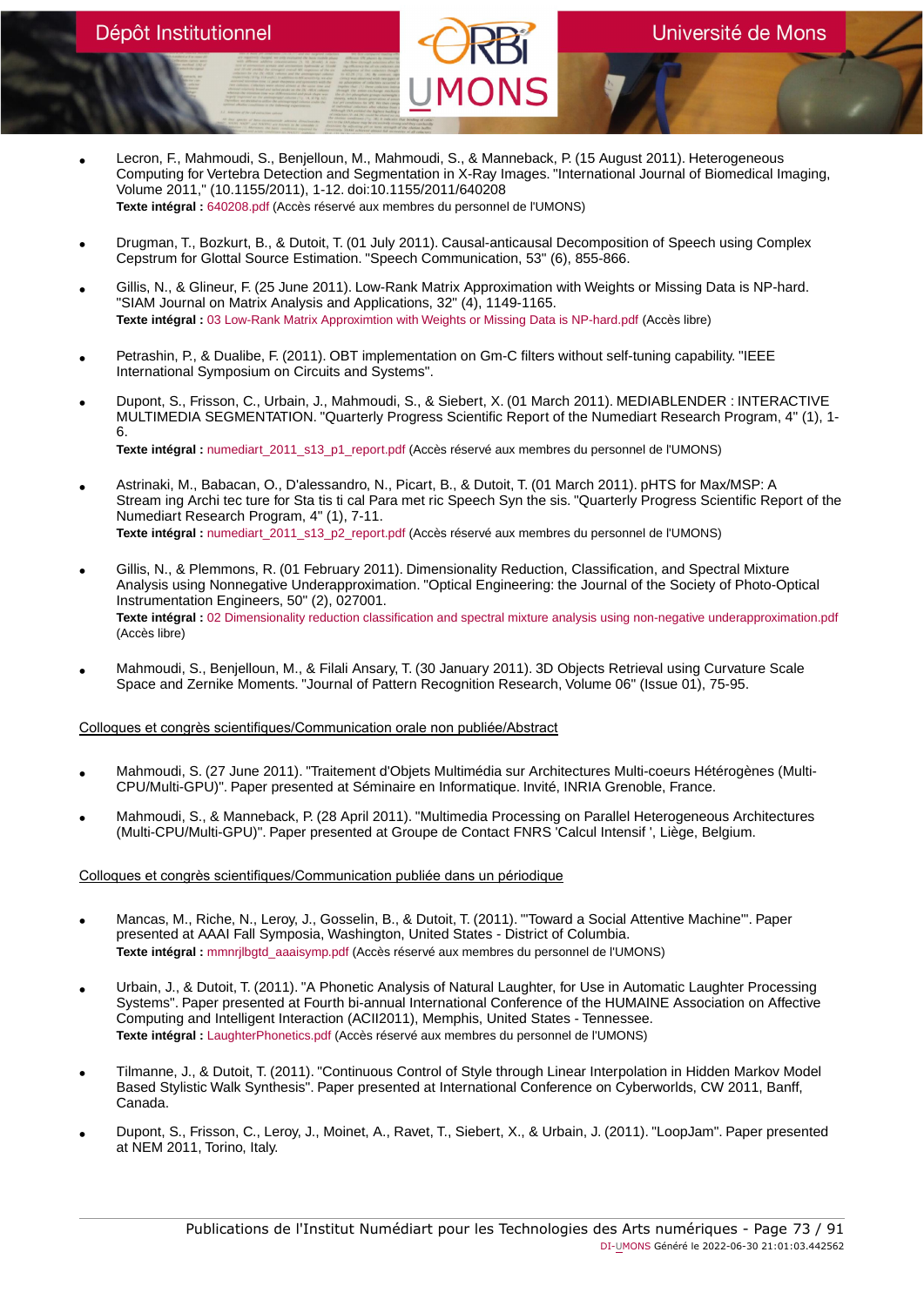- Lecron, F., Mahmoudi, S., Benjelloun, M., Mahmoudi, S., & Manneback, P. (15 August 2011). Heterogeneous Computing for Vertebra Detection and Segmentation in X-Ray Images. "International Journal of Biomedical Imaging, Volume 2011," (10.1155/2011), 1-12. doi:10.1155/2011/640208
  **Texte intégral :** 640208.pdf (Accès réservé aux membres du personnel de l'UMONS)

- Drugman, T., Bozkurt, B., & Dutoit, T. (01 July 2011). Causal-anticausal Decomposition of Speech using Complex Cepstrum for Glottal Source Estimation. "Speech Communication, 53" (6), 855-866.

- Gillis, N., & Glineur, F. (25 June 2011). Low-Rank Matrix Approximation with Weights or Missing Data is NP-hard. "SIAM Journal on Matrix Analysis and Applications, 32" (4), 1149-1165.
  **Texte intégral :** 03 Low-Rank Matrix Approximtion with Weights or Missing Data is NP-hard.pdf (Accès libre)

- Petrashin, P., & Dualibe, F. (2011). OBT implementation on Gm-C filters without self-tuning capability. "IEEE International Symposium on Circuits and Systems".

- Dupont, S., Frisson, C., Urbain, J., Mahmoudi, S., & Siebert, X. (01 March 2011). MEDIABLENDER : INTERACTIVE MULTIMEDIA SEGMENTATION. "Quarterly Progress Scientific Report of the Numediart Research Program, 4" (1), 1-6.
  **Texte intégral :** numediart_2011_s13_p1_report.pdf (Accès réservé aux membres du personnel de l'UMONS)

- Astrinaki, M., Babacan, O., D'alessandro, N., Picart, B., & Dutoit, T. (01 March 2011). pHTS for Max/MSP: A Stream ing Archi tec ture for Sta tis ti cal Para met ric Speech Syn the sis. "Quarterly Progress Scientific Report of the Numediart Research Program, 4" (1), 7-11.
  **Texte intégral :** numediart_2011_s13_p2_report.pdf (Accès réservé aux membres du personnel de l'UMONS)

- Gillis, N., & Plemmons, R. (01 February 2011). Dimensionality Reduction, Classification, and Spectral Mixture Analysis using Nonnegative Underapproximation. "Optical Engineering: the Journal of the Society of Photo-Optical Instrumentation Engineers, 50" (2), 027001.
  **Texte intégral :** 02 Dimensionality reduction classification and spectral mixture analysis using non-negative underapproximation.pdf (Accès libre)

- Mahmoudi, S., Benjelloun, M., & Filali Ansary, T. (30 January 2011). 3D Objects Retrieval using Curvature Scale Space and Zernike Moments. "Journal of Pattern Recognition Research, Volume 06" (Issue 01), 75-95.

Colloques et congrès scientifiques/Communication orale non publiée/Abstract

- Mahmoudi, S. (27 June 2011). "Traitement d'Objets Multimédia sur Architectures Multi-coeurs Hétérogènes (Multi-CPU/Multi-GPU)". Paper presented at Séminaire en Informatique. Invité, INRIA Grenoble, France.

- Mahmoudi, S., & Manneback, P. (28 April 2011). "Multimedia Processing on Parallel Heterogeneous Architectures (Multi-CPU/Multi-GPU)". Paper presented at Groupe de Contact FNRS 'Calcul Intensif ', Liège, Belgium.

Colloques et congrès scientifiques/Communication publiée dans un périodique

- Mancas, M., Riche, N., Leroy, J., Gosselin, B., & Dutoit, T. (2011). "'Toward a Social Attentive Machine'". Paper presented at AAAI Fall Symposia, Washington, United States - District of Columbia.
  **Texte intégral :** mmnrjlbgtd_aaaisymp.pdf (Accès réservé aux membres du personnel de l'UMONS)

- Urbain, J., & Dutoit, T. (2011). "A Phonetic Analysis of Natural Laughter, for Use in Automatic Laughter Processing Systems". Paper presented at Fourth bi-annual International Conference of the HUMAINE Association on Affective Computing and Intelligent Interaction (ACII2011), Memphis, United States - Tennessee.
  **Texte intégral :** LaughterPhonetics.pdf (Accès réservé aux membres du personnel de l'UMONS)

- Tilmanne, J., & Dutoit, T. (2011). "Continuous Control of Style through Linear Interpolation in Hidden Markov Model Based Stylistic Walk Synthesis". Paper presented at International Conference on Cyberworlds, CW 2011, Banff, Canada.

- Dupont, S., Frisson, C., Leroy, J., Moinet, A., Ravet, T., Siebert, X., & Urbain, J. (2011). "LoopJam". Paper presented at NEM 2011, Torino, Italy.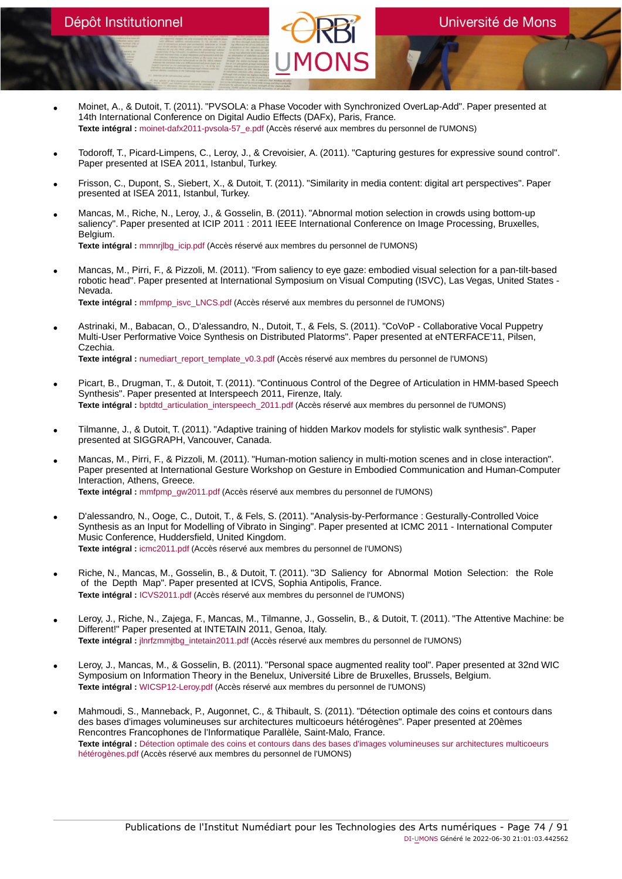- Moinet, A., & Dutoit, T. (2011). "PVSOLA: a Phase Vocoder with Synchronized OverLap-Add". Paper presented at 14th International Conference on Digital Audio Effects (DAFx), Paris, France.
  **Texte intégral :** moinet-dafx2011-pvsola-57_e.pdf (Accès réservé aux membres du personnel de l'UMONS)

- Todoroff, T., Picard-Limpens, C., Leroy, J., & Crevoisier, A. (2011). "Capturing gestures for expressive sound control". Paper presented at ISEA 2011, Istanbul, Turkey.

- Frisson, C., Dupont, S., Siebert, X., & Dutoit, T. (2011). "Similarity in media content: digital art perspectives". Paper presented at ISEA 2011, Istanbul, Turkey.

- Mancas, M., Riche, N., Leroy, J., & Gosselin, B. (2011). "Abnormal motion selection in crowds using bottom-up saliency". Paper presented at ICIP 2011 : 2011 IEEE International Conference on Image Processing, Bruxelles, Belgium.
  **Texte intégral :** mmnrjlbg_icip.pdf (Accès réservé aux membres du personnel de l'UMONS)

- Mancas, M., Pirri, F., & Pizzoli, M. (2011). "From saliency to eye gaze: embodied visual selection for a pan-tilt-based robotic head". Paper presented at International Symposium on Visual Computing (ISVC), Las Vegas, United States - Nevada.
  **Texte intégral :** mmfpmp_isvc_LNCS.pdf (Accès réservé aux membres du personnel de l'UMONS)

- Astrinaki, M., Babacan, O., D'alessandro, N., Dutoit, T., & Fels, S. (2011). "CoVoP - Collaborative Vocal Puppetry Multi-User Performative Voice Synthesis on Distributed Platorms". Paper presented at eNTERFACE'11, Pilsen, Czechia.
  **Texte intégral :** numediart_report_template_v0.3.pdf (Accès réservé aux membres du personnel de l'UMONS)

- Picart, B., Drugman, T., & Dutoit, T. (2011). "Continuous Control of the Degree of Articulation in HMM-based Speech Synthesis". Paper presented at Interspeech 2011, Firenze, Italy.
  **Texte intégral :** bptdtd_articulation_interspeech_2011.pdf (Accès réservé aux membres du personnel de l'UMONS)

- Tilmanne, J., & Dutoit, T. (2011). "Adaptive training of hidden Markov models for stylistic walk synthesis". Paper presented at SIGGRAPH, Vancouver, Canada.

- Mancas, M., Pirri, F., & Pizzoli, M. (2011). "Human-motion saliency in multi-motion scenes and in close interaction". Paper presented at International Gesture Workshop on Gesture in Embodied Communication and Human-Computer Interaction, Athens, Greece.
  **Texte intégral :** mmfpmp_gw2011.pdf (Accès réservé aux membres du personnel de l'UMONS)

- D'alessandro, N., Ooge, C., Dutoit, T., & Fels, S. (2011). "Analysis-by-Performance : Gesturally-Controlled Voice Synthesis as an Input for Modelling of Vibrato in Singing". Paper presented at ICMC 2011 - International Computer Music Conference, Huddersfield, United Kingdom.
  **Texte intégral :** icmc2011.pdf (Accès réservé aux membres du personnel de l'UMONS)

- Riche, N., Mancas, M., Gosselin, B., & Dutoit, T. (2011). "3D Saliency for Abnormal Motion Selection: the Role of the Depth Map". Paper presented at ICVS, Sophia Antipolis, France.
  **Texte intégral :** ICVS2011.pdf (Accès réservé aux membres du personnel de l'UMONS)

- Leroy, J., Riche, N., Zajega, F., Mancas, M., Tilmanne, J., Gosselin, B., & Dutoit, T. (2011). "The Attentive Machine: be Different!" Paper presented at INTETAIN 2011, Genoa, Italy.
  **Texte intégral :** jlnrfzmmjtbg_intetain2011.pdf (Accès réservé aux membres du personnel de l'UMONS)

- Leroy, J., Mancas, M., & Gosselin, B. (2011). "Personal space augmented reality tool". Paper presented at 32nd WIC Symposium on Information Theory in the Benelux, Université Libre de Bruxelles, Brussels, Belgium.
  **Texte intégral :** WICSP12-Leroy.pdf (Accès réservé aux membres du personnel de l'UMONS)

- Mahmoudi, S., Manneback, P., Augonnet, C., & Thibault, S. (2011). "Détection optimale des coins et contours dans des bases d'images volumineuses sur architectures multicoeurs hétérogènes". Paper presented at 20èmes Rencontres Francophones de l'Informatique Parallèle, Saint-Malo, France.
  **Texte intégral :** Détection optimale des coins et contours dans des bases d'images volumineuses sur architectures multicoeurs hétérogènes.pdf (Accès réservé aux membres du personnel de l'UMONS)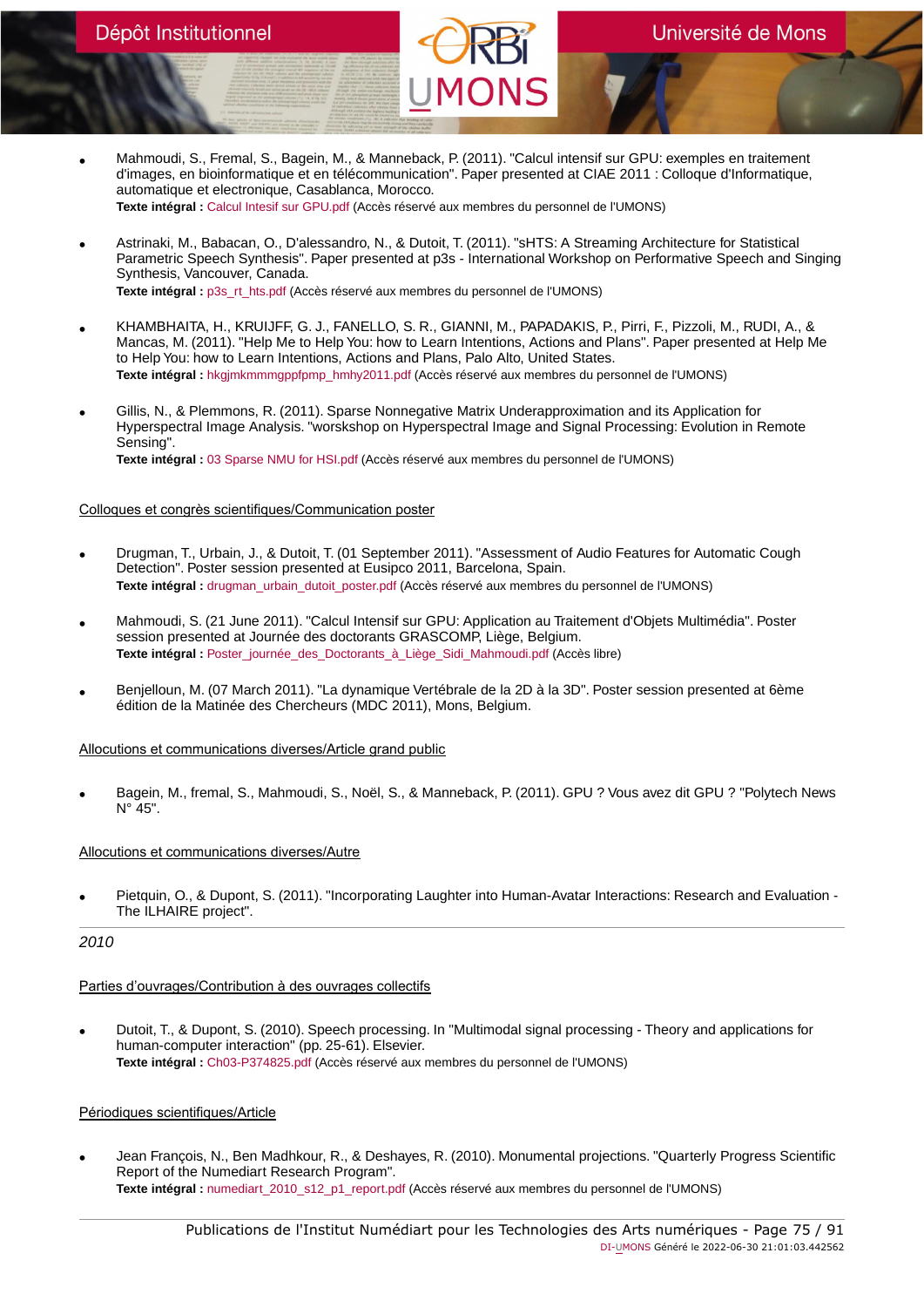- Mahmoudi, S., Fremal, S., Bagein, M., & Manneback, P. (2011). "Calcul intensif sur GPU: exemples en traitement d'images, en bioinformatique et en télécommunication". Paper presented at CIAE 2011 : Colloque d'Informatique, automatique et electronique, Casablanca, Morocco.
  **Texte intégral :** Calcul Intesif sur GPU.pdf (Accès réservé aux membres du personnel de l'UMONS)

- Astrinaki, M., Babacan, O., D'alessandro, N., & Dutoit, T. (2011). "sHTS: A Streaming Architecture for Statistical Parametric Speech Synthesis". Paper presented at p3s - International Workshop on Performative Speech and Singing Synthesis, Vancouver, Canada.
  **Texte intégral :** p3s_rt_hts.pdf (Accès réservé aux membres du personnel de l'UMONS)

- KHAMBHAITA, H., KRUIJFF, G. J., FANELLO, S. R., GIANNI, M., PAPADAKIS, P., Pirri, F., Pizzoli, M., RUDI, A., & Mancas, M. (2011). "Help Me to Help You: how to Learn Intentions, Actions and Plans". Paper presented at Help Me to Help You: how to Learn Intentions, Actions and Plans, Palo Alto, United States.
  **Texte intégral :** hkgjmkmmmgppfpmp_hmhy2011.pdf (Accès réservé aux membres du personnel de l'UMONS)

- Gillis, N., & Plemmons, R. (2011). Sparse Nonnegative Matrix Underapproximation and its Application for Hyperspectral Image Analysis. "worskshop on Hyperspectral Image and Signal Processing: Evolution in Remote Sensing".
  **Texte intégral :** 03 Sparse NMU for HSI.pdf (Accès réservé aux membres du personnel de l'UMONS)

Colloques et congrès scientifiques/Communication poster

- Drugman, T., Urbain, J., & Dutoit, T. (01 September 2011). "Assessment of Audio Features for Automatic Cough Detection". Poster session presented at Eusipco 2011, Barcelona, Spain.
  **Texte intégral :** drugman_urbain_dutoit_poster.pdf (Accès réservé aux membres du personnel de l'UMONS)

- Mahmoudi, S. (21 June 2011). "Calcul Intensif sur GPU: Application au Traitement d'Objets Multimédia". Poster session presented at Journée des doctorants GRASCOMP, Liège, Belgium.
  **Texte intégral :** Poster_journée_des_Doctorants_à_Liège_Sidi_Mahmoudi.pdf (Accès libre)

- Benjelloun, M. (07 March 2011). "La dynamique Vertébrale de la 2D à la 3D". Poster session presented at 6ème édition de la Matinée des Chercheurs (MDC 2011), Mons, Belgium.

Allocutions et communications diverses/Article grand public

- Bagein, M., fremal, S., Mahmoudi, S., Noël, S., & Manneback, P. (2011). GPU ? Vous avez dit GPU ? "Polytech News N° 45".

Allocutions et communications diverses/Autre

- Pietquin, O., & Dupont, S. (2011). "Incorporating Laughter into Human-Avatar Interactions: Research and Evaluation - The ILHAIRE project".

*2010*

Parties d'ouvrages/Contribution à des ouvrages collectifs

- Dutoit, T., & Dupont, S. (2010). Speech processing. In "Multimodal signal processing - Theory and applications for human-computer interaction" (pp. 25-61). Elsevier.
  **Texte intégral :** Ch03-P374825.pdf (Accès réservé aux membres du personnel de l'UMONS)

Périodiques scientifiques/Article

- Jean François, N., Ben Madhkour, R., & Deshayes, R. (2010). Monumental projections. "Quarterly Progress Scientific Report of the Numediart Research Program".
  **Texte intégral :** numediart_2010_s12_p1_report.pdf (Accès réservé aux membres du personnel de l'UMONS)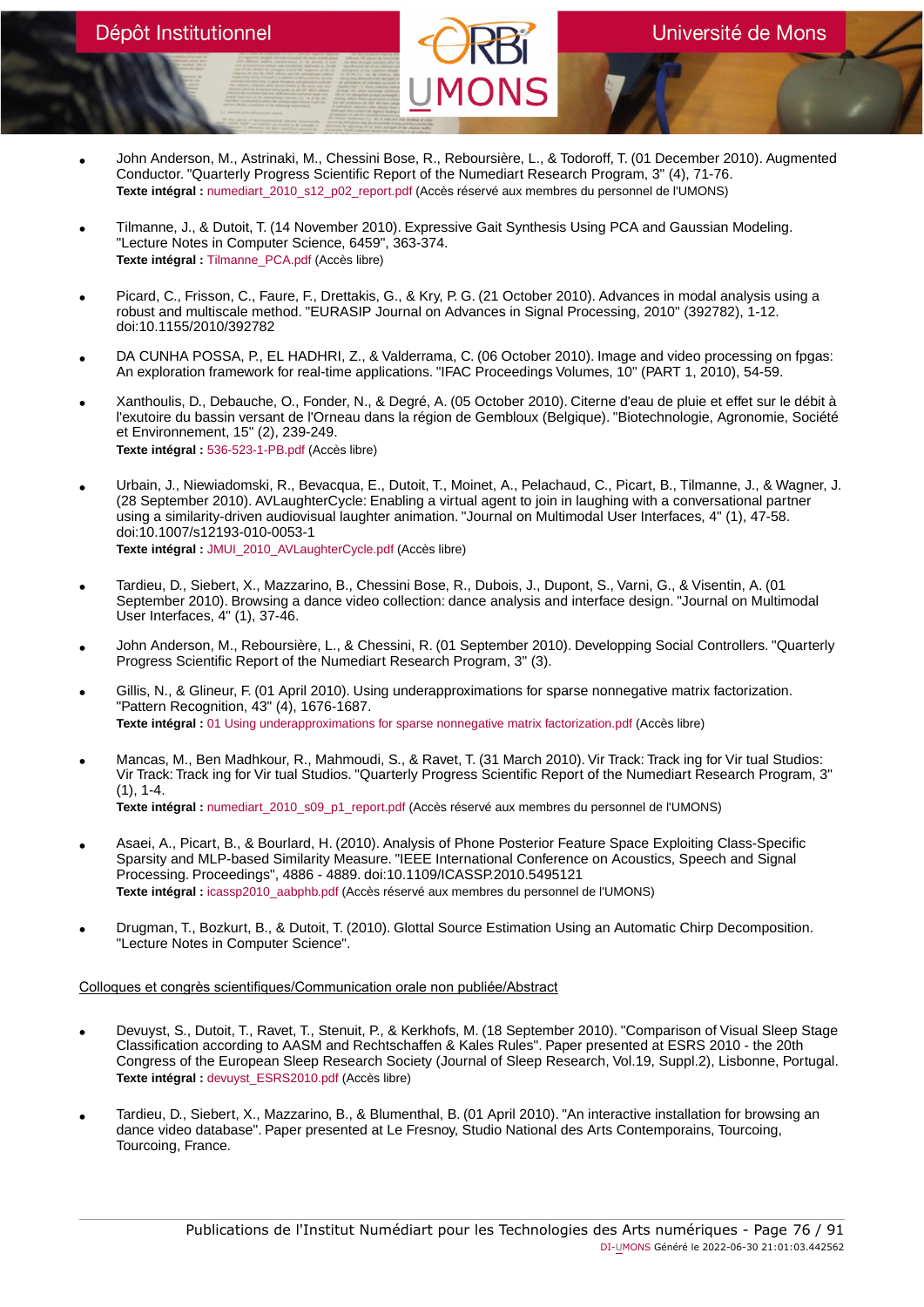- John Anderson, M., Astrinaki, M., Chessini Bose, R., Reboursière, L., & Todoroff, T. (01 December 2010). Augmented Conductor. "Quarterly Progress Scientific Report of the Numediart Research Program, 3" (4), 71-76.
  **Texte intégral :** numediart_2010_s12_p02_report.pdf (Accès réservé aux membres du personnel de l'UMONS)

- Tilmanne, J., & Dutoit, T. (14 November 2010). Expressive Gait Synthesis Using PCA and Gaussian Modeling. "Lecture Notes in Computer Science, 6459", 363-374.
  **Texte intégral :** Tilmanne_PCA.pdf (Accès libre)

- Picard, C., Frisson, C., Faure, F., Drettakis, G., & Kry, P. G. (21 October 2010). Advances in modal analysis using a robust and multiscale method. "EURASIP Journal on Advances in Signal Processing, 2010" (392782), 1-12. doi:10.1155/2010/392782

- DA CUNHA POSSA, P., EL HADHRI, Z., & Valderrama, C. (06 October 2010). Image and video processing on fpgas: An exploration framework for real-time applications. "IFAC Proceedings Volumes, 10" (PART 1, 2010), 54-59.

- Xanthoulis, D., Debauche, O., Fonder, N., & Degré, A. (05 October 2010). Citerne d'eau de pluie et effet sur le débit à l'exutoire du bassin versant de l'Orneau dans la région de Gembloux (Belgique). "Biotechnologie, Agronomie, Société et Environnement, 15" (2), 239-249.
  **Texte intégral :** 536-523-1-PB.pdf (Accès libre)

- Urbain, J., Niewiadomski, R., Bevacqua, E., Dutoit, T., Moinet, A., Pelachaud, C., Picart, B., Tilmanne, J., & Wagner, J. (28 September 2010). AVLaughterCycle: Enabling a virtual agent to join in laughing with a conversational partner using a similarity-driven audiovisual laughter animation. "Journal on Multimodal User Interfaces, 4" (1), 47-58. doi:10.1007/s12193-010-0053-1
  **Texte intégral :** JMUI_2010_AVLaughterCycle.pdf (Accès libre)

- Tardieu, D., Siebert, X., Mazzarino, B., Chessini Bose, R., Dubois, J., Dupont, S., Varni, G., & Visentin, A. (01 September 2010). Browsing a dance video collection: dance analysis and interface design. "Journal on Multimodal User Interfaces, 4" (1), 37-46.

- John Anderson, M., Reboursière, L., & Chessini, R. (01 September 2010). Developping Social Controllers. "Quarterly Progress Scientific Report of the Numediart Research Program, 3" (3).

- Gillis, N., & Glineur, F. (01 April 2010). Using underapproximations for sparse nonnegative matrix factorization. "Pattern Recognition, 43" (4), 1676-1687.
  **Texte intégral :** 01 Using underapproximations for sparse nonnegative matrix factorization.pdf (Accès libre)

- Mancas, M., Ben Madhkour, R., Mahmoudi, S., & Ravet, T. (31 March 2010). Vir Track: Track ing for Vir tual Studios: Vir Track: Track ing for Vir tual Studios. "Quarterly Progress Scientific Report of the Numediart Research Program, 3" (1), 1-4.
  **Texte intégral :** numediart_2010_s09_p1_report.pdf (Accès réservé aux membres du personnel de l'UMONS)

- Asaei, A., Picart, B., & Bourlard, H. (2010). Analysis of Phone Posterior Feature Space Exploiting Class-Specific Sparsity and MLP-based Similarity Measure. "IEEE International Conference on Acoustics, Speech and Signal Processing. Proceedings", 4886 - 4889. doi:10.1109/ICASSP.2010.5495121
  **Texte intégral :** icassp2010_aabphb.pdf (Accès réservé aux membres du personnel de l'UMONS)

- Drugman, T., Bozkurt, B., & Dutoit, T. (2010). Glottal Source Estimation Using an Automatic Chirp Decomposition. "Lecture Notes in Computer Science".

Colloques et congrès scientifiques/Communication orale non publiée/Abstract

- Devuyst, S., Dutoit, T., Ravet, T., Stenuit, P., & Kerkhofs, M. (18 September 2010). "Comparison of Visual Sleep Stage Classification according to AASM and Rechtschaffen & Kales Rules". Paper presented at ESRS 2010 - the 20th Congress of the European Sleep Research Society (Journal of Sleep Research, Vol.19, Suppl.2), Lisbonne, Portugal.
  **Texte intégral :** devuyst_ESRS2010.pdf (Accès libre)

- Tardieu, D., Siebert, X., Mazzarino, B., & Blumenthal, B. (01 April 2010). "An interactive installation for browsing an dance video database". Paper presented at Le Fresnoy, Studio National des Arts Contemporains, Tourcoing, Tourcoing, France.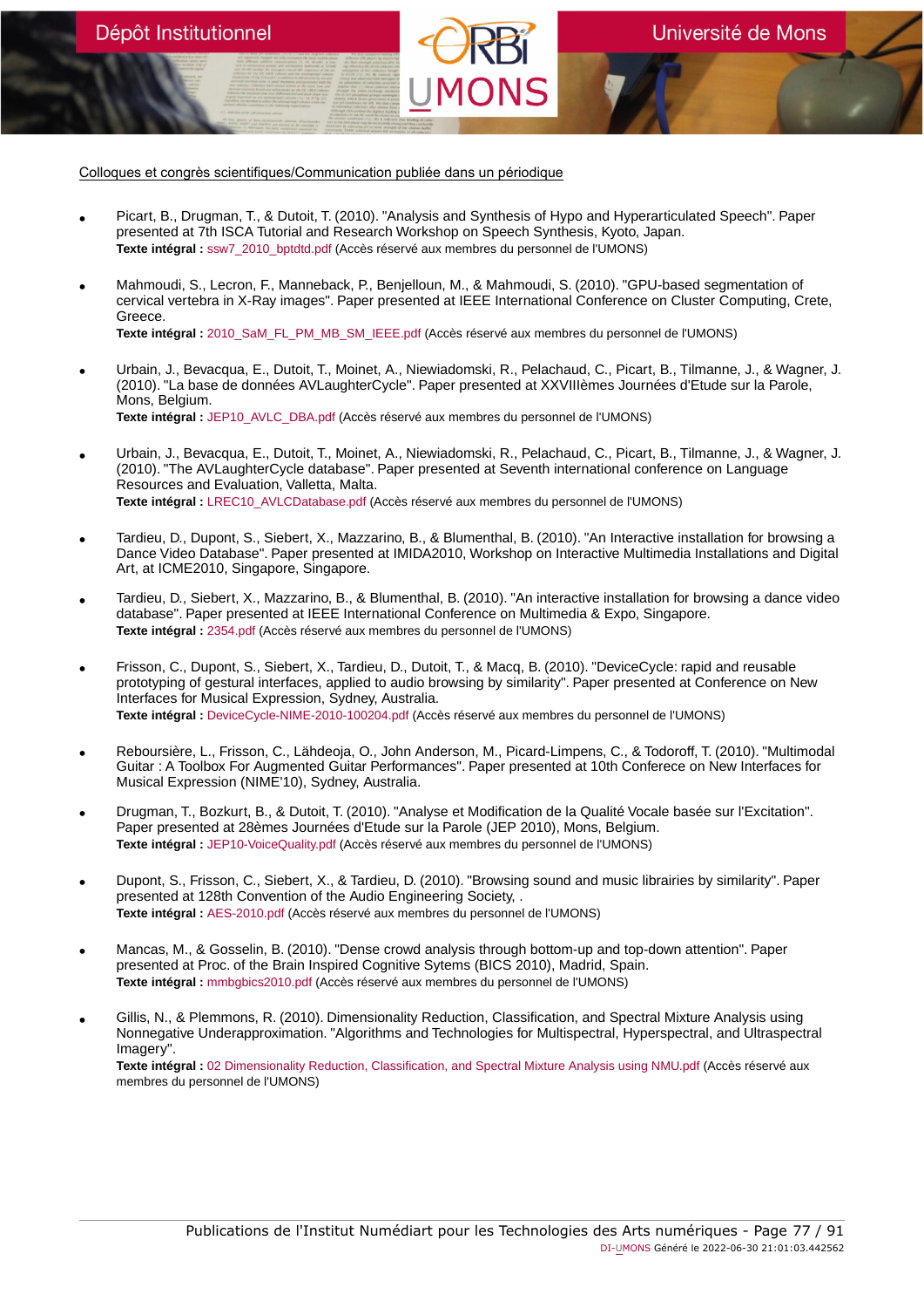Colloques et congrès scientifiques/Communication publiée dans un périodique

- Picart, B., Drugman, T., & Dutoit, T. (2010). "Analysis and Synthesis of Hypo and Hyperarticulated Speech". Paper presented at 7th ISCA Tutorial and Research Workshop on Speech Synthesis, Kyoto, Japan.
  **Texte intégral :** ssw7_2010_bptdtd.pdf (Accès réservé aux membres du personnel de l'UMONS)

- Mahmoudi, S., Lecron, F., Manneback, P., Benjelloun, M., & Mahmoudi, S. (2010). "GPU-based segmentation of cervical vertebra in X-Ray images". Paper presented at IEEE International Conference on Cluster Computing, Crete, Greece.
  **Texte intégral :** 2010_SaM_FL_PM_MB_SM_IEEE.pdf (Accès réservé aux membres du personnel de l'UMONS)

- Urbain, J., Bevacqua, E., Dutoit, T., Moinet, A., Niewiadomski, R., Pelachaud, C., Picart, B., Tilmanne, J., & Wagner, J. (2010). "La base de données AVLaughterCycle". Paper presented at XXVIIIèmes Journées d'Etude sur la Parole, Mons, Belgium.
  **Texte intégral :** JEP10_AVLC_DBA.pdf (Accès réservé aux membres du personnel de l'UMONS)

- Urbain, J., Bevacqua, E., Dutoit, T., Moinet, A., Niewiadomski, R., Pelachaud, C., Picart, B., Tilmanne, J., & Wagner, J. (2010). "The AVLaughterCycle database". Paper presented at Seventh international conference on Language Resources and Evaluation, Valletta, Malta.
  **Texte intégral :** LREC10_AVLCDatabase.pdf (Accès réservé aux membres du personnel de l'UMONS)

- Tardieu, D., Dupont, S., Siebert, X., Mazzarino, B., & Blumenthal, B. (2010). "An Interactive installation for browsing a Dance Video Database". Paper presented at IMIDA2010, Workshop on Interactive Multimedia Installations and Digital Art, at ICME2010, Singapore, Singapore.

- Tardieu, D., Siebert, X., Mazzarino, B., & Blumenthal, B. (2010). "An interactive installation for browsing a dance video database". Paper presented at IEEE International Conference on Multimedia & Expo, Singapore.
  **Texte intégral :** 2354.pdf (Accès réservé aux membres du personnel de l'UMONS)

- Frisson, C., Dupont, S., Siebert, X., Tardieu, D., Dutoit, T., & Macq, B. (2010). "DeviceCycle: rapid and reusable prototyping of gestural interfaces, applied to audio browsing by similarity". Paper presented at Conference on New Interfaces for Musical Expression, Sydney, Australia.
  **Texte intégral :** DeviceCycle-NIME-2010-100204.pdf (Accès réservé aux membres du personnel de l'UMONS)

- Reboursière, L., Frisson, C., Lähdeoja, O., John Anderson, M., Picard-Limpens, C., & Todoroff, T. (2010). "Multimodal Guitar : A Toolbox For Augmented Guitar Performances". Paper presented at 10th Conferece on New Interfaces for Musical Expression (NIME'10), Sydney, Australia.

- Drugman, T., Bozkurt, B., & Dutoit, T. (2010). "Analyse et Modification de la Qualité Vocale basée sur l'Excitation". Paper presented at 28èmes Journées d'Etude sur la Parole (JEP 2010), Mons, Belgium.
  **Texte intégral :** JEP10-VoiceQuality.pdf (Accès réservé aux membres du personnel de l'UMONS)

- Dupont, S., Frisson, C., Siebert, X., & Tardieu, D. (2010). "Browsing sound and music librairies by similarity". Paper presented at 128th Convention of the Audio Engineering Society, .
  **Texte intégral :** AES-2010.pdf (Accès réservé aux membres du personnel de l'UMONS)

- Mancas, M., & Gosselin, B. (2010). "Dense crowd analysis through bottom-up and top-down attention". Paper presented at Proc. of the Brain Inspired Cognitive Sytems (BICS 2010), Madrid, Spain.
  **Texte intégral :** mmbgbics2010.pdf (Accès réservé aux membres du personnel de l'UMONS)

- Gillis, N., & Plemmons, R. (2010). Dimensionality Reduction, Classification, and Spectral Mixture Analysis using Nonnegative Underapproximation. "Algorithms and Technologies for Multispectral, Hyperspectral, and Ultraspectral Imagery".
  **Texte intégral :** 02 Dimensionality Reduction, Classification, and Spectral Mixture Analysis using NMU.pdf (Accès réservé aux membres du personnel de l'UMONS)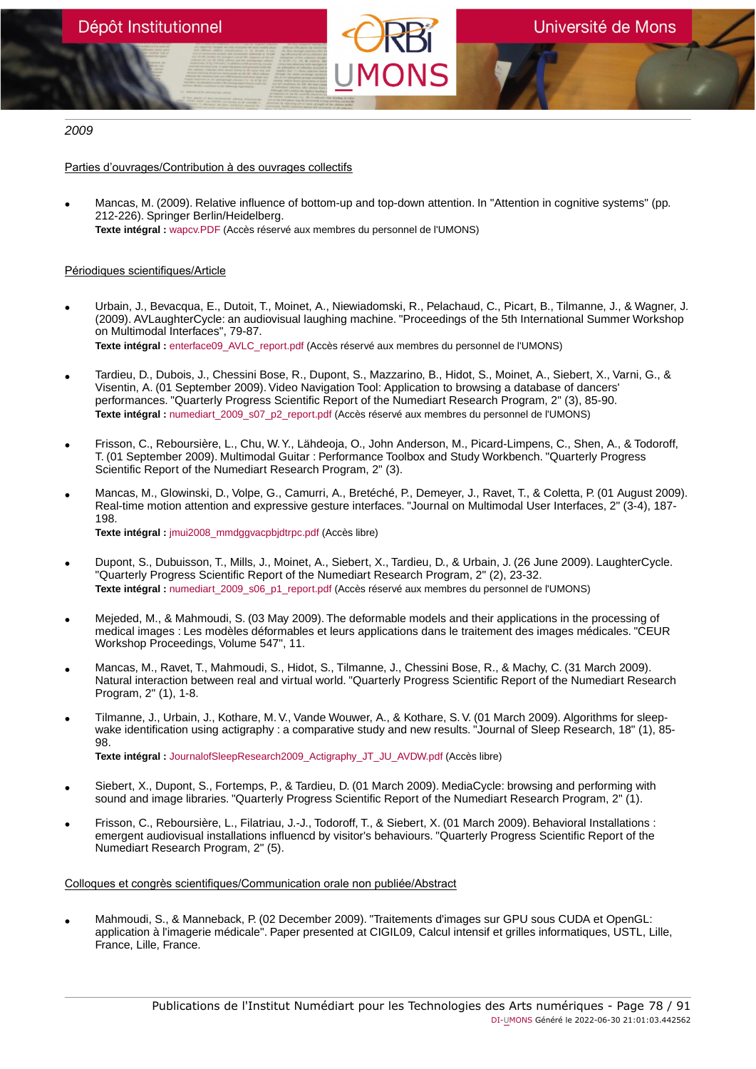*2009*

Parties d'ouvrages/Contribution à des ouvrages collectifs

- Mancas, M. (2009). Relative influence of bottom-up and top-down attention. In "Attention in cognitive systems" (pp. 212-226). Springer Berlin/Heidelberg.
  **Texte intégral :** wapcv.PDF (Accès réservé aux membres du personnel de l'UMONS)

Périodiques scientifiques/Article

- Urbain, J., Bevacqua, E., Dutoit, T., Moinet, A., Niewiadomski, R., Pelachaud, C., Picart, B., Tilmanne, J., & Wagner, J. (2009). AVLaughterCycle: an audiovisual laughing machine. "Proceedings of the 5th International Summer Workshop on Multimodal Interfaces", 79-87.
  **Texte intégral :** enterface09_AVLC_report.pdf (Accès réservé aux membres du personnel de l'UMONS)

- Tardieu, D., Dubois, J., Chessini Bose, R., Dupont, S., Mazzarino, B., Hidot, S., Moinet, A., Siebert, X., Varni, G., & Visentin, A. (01 September 2009). Video Navigation Tool: Application to browsing a database of dancers' performances. "Quarterly Progress Scientific Report of the Numediart Research Program, 2" (3), 85-90.
  **Texte intégral :** numediart_2009_s07_p2_report.pdf (Accès réservé aux membres du personnel de l'UMONS)

- Frisson, C., Reboursière, L., Chu, W. Y., Lähdeoja, O., John Anderson, M., Picard-Limpens, C., Shen, A., & Todoroff, T. (01 September 2009). Multimodal Guitar : Performance Toolbox and Study Workbench. "Quarterly Progress Scientific Report of the Numediart Research Program, 2" (3).

- Mancas, M., Glowinski, D., Volpe, G., Camurri, A., Bretéché, P., Demeyer, J., Ravet, T., & Coletta, P. (01 August 2009). Real-time motion attention and expressive gesture interfaces. "Journal on Multimodal User Interfaces, 2" (3-4), 187-198.
  **Texte intégral :** jmui2008_mmdggvacpbjdtrpc.pdf (Accès libre)

- Dupont, S., Dubuisson, T., Mills, J., Moinet, A., Siebert, X., Tardieu, D., & Urbain, J. (26 June 2009). LaughterCycle. "Quarterly Progress Scientific Report of the Numediart Research Program, 2" (2), 23-32.
  **Texte intégral :** numediart_2009_s06_p1_report.pdf (Accès réservé aux membres du personnel de l'UMONS)

- Mejeded, M., & Mahmoudi, S. (03 May 2009). The deformable models and their applications in the processing of medical images : Les modèles déformables et leurs applications dans le traitement des images médicales. "CEUR Workshop Proceedings, Volume 547", 11.

- Mancas, M., Ravet, T., Mahmoudi, S., Hidot, S., Tilmanne, J., Chessini Bose, R., & Machy, C. (31 March 2009). Natural interaction between real and virtual world. "Quarterly Progress Scientific Report of the Numediart Research Program, 2" (1), 1-8.

- Tilmanne, J., Urbain, J., Kothare, M. V., Vande Wouwer, A., & Kothare, S. V. (01 March 2009). Algorithms for sleep-wake identification using actigraphy : a comparative study and new results. "Journal of Sleep Research, 18" (1), 85-98.
  **Texte intégral :** JournalofSleepResearch2009_Actigraphy_JT_JU_AVDW.pdf (Accès libre)

- Siebert, X., Dupont, S., Fortemps, P., & Tardieu, D. (01 March 2009). MediaCycle: browsing and performing with sound and image libraries. "Quarterly Progress Scientific Report of the Numediart Research Program, 2" (1).

- Frisson, C., Reboursière, L., Filatriau, J.-J., Todoroff, T., & Siebert, X. (01 March 2009). Behavioral Installations : emergent audiovisual installations influencd by visitor's behaviours. "Quarterly Progress Scientific Report of the Numediart Research Program, 2" (5).

Colloques et congrès scientifiques/Communication orale non publiée/Abstract

- Mahmoudi, S., & Manneback, P. (02 December 2009). "Traitements d'images sur GPU sous CUDA et OpenGL: application à l'imagerie médicale". Paper presented at CIGIL09, Calcul intensif et grilles informatiques, USTL, Lille, France, Lille, France.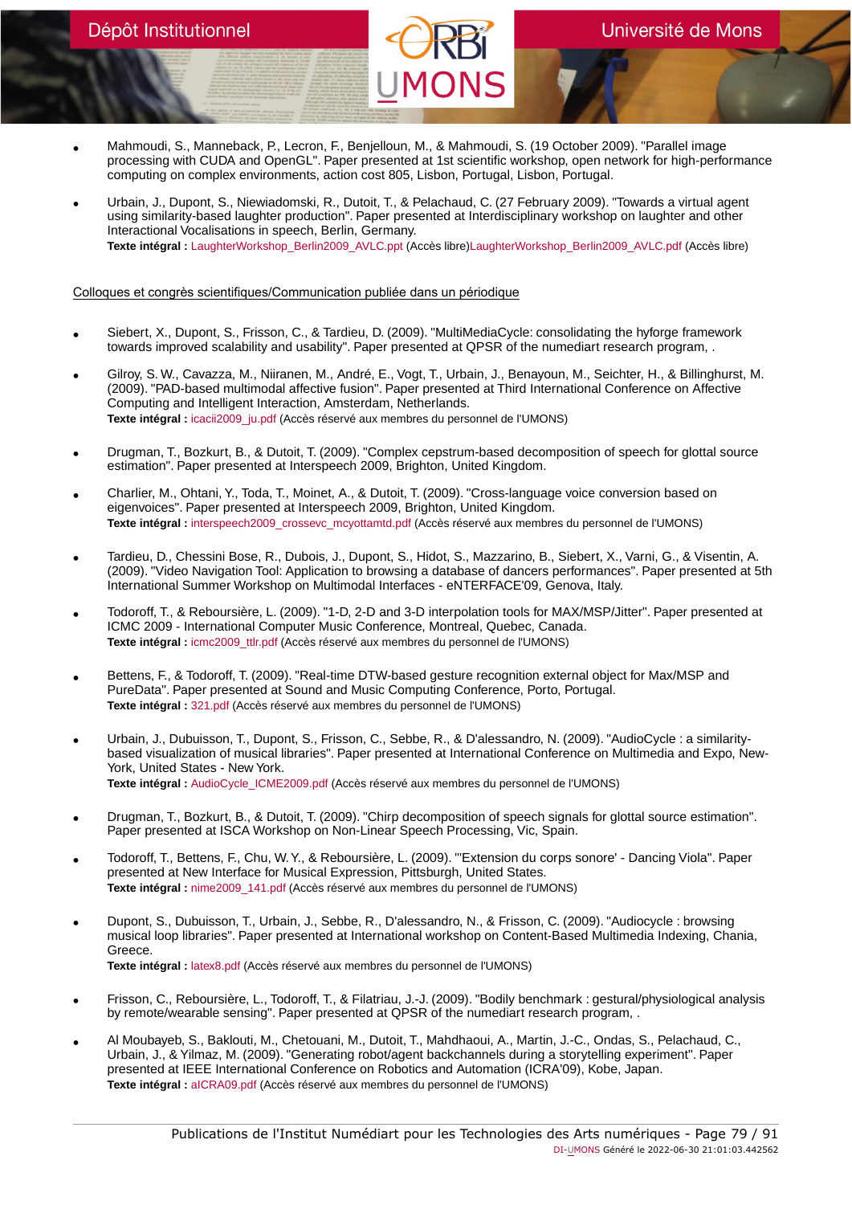- Mahmoudi, S., Manneback, P., Lecron, F., Benjelloun, M., & Mahmoudi, S. (19 October 2009). "Parallel image processing with CUDA and OpenGL". Paper presented at 1st scientific workshop, open network for high-performance computing on complex environments, action cost 805, Lisbon, Portugal, Lisbon, Portugal.

- Urbain, J., Dupont, S., Niewiadomski, R., Dutoit, T., & Pelachaud, C. (27 February 2009). "Towards a virtual agent using similarity-based laughter production". Paper presented at Interdisciplinary workshop on laughter and other Interactional Vocalisations in speech, Berlin, Germany.
  **Texte intégral :** LaughterWorkshop_Berlin2009_AVLC.ppt (Accès libre)LaughterWorkshop_Berlin2009_AVLC.pdf (Accès libre)

Colloques et congrès scientifiques/Communication publiée dans un périodique

- Siebert, X., Dupont, S., Frisson, C., & Tardieu, D. (2009). "MultiMediaCycle: consolidating the hyforge framework towards improved scalability and usability". Paper presented at QPSR of the numediart research program, .

- Gilroy, S. W., Cavazza, M., Niiranen, M., André, E., Vogt, T., Urbain, J., Benayoun, M., Seichter, H., & Billinghurst, M. (2009). "PAD-based multimodal affective fusion". Paper presented at Third International Conference on Affective Computing and Intelligent Interaction, Amsterdam, Netherlands.
  **Texte intégral :** icacii2009_ju.pdf (Accès réservé aux membres du personnel de l'UMONS)

- Drugman, T., Bozkurt, B., & Dutoit, T. (2009). "Complex cepstrum-based decomposition of speech for glottal source estimation". Paper presented at Interspeech 2009, Brighton, United Kingdom.

- Charlier, M., Ohtani, Y., Toda, T., Moinet, A., & Dutoit, T. (2009). "Cross-language voice conversion based on eigenvoices". Paper presented at Interspeech 2009, Brighton, United Kingdom.
  **Texte intégral :** interspeech2009_crossevc_mcyottamtd.pdf (Accès réservé aux membres du personnel de l'UMONS)

- Tardieu, D., Chessini Bose, R., Dubois, J., Dupont, S., Hidot, S., Mazzarino, B., Siebert, X., Varni, G., & Visentin, A. (2009). "Video Navigation Tool: Application to browsing a database of dancers performances". Paper presented at 5th International Summer Workshop on Multimodal Interfaces - eNTERFACE'09, Genova, Italy.

- Todoroff, T., & Reboursière, L. (2009). "1-D, 2-D and 3-D interpolation tools for MAX/MSP/Jitter". Paper presented at ICMC 2009 - International Computer Music Conference, Montreal, Quebec, Canada.
  **Texte intégral :** icmc2009_ttlr.pdf (Accès réservé aux membres du personnel de l'UMONS)

- Bettens, F., & Todoroff, T. (2009). "Real-time DTW-based gesture recognition external object for Max/MSP and PureData". Paper presented at Sound and Music Computing Conference, Porto, Portugal.
  **Texte intégral :** 321.pdf (Accès réservé aux membres du personnel de l'UMONS)

- Urbain, J., Dubuisson, T., Dupont, S., Frisson, C., Sebbe, R., & D'alessandro, N. (2009). "AudioCycle : a similarity-based visualization of musical libraries". Paper presented at International Conference on Multimedia and Expo, New-York, United States - New York.
  **Texte intégral :** AudioCycle_ICME2009.pdf (Accès réservé aux membres du personnel de l'UMONS)

- Drugman, T., Bozkurt, B., & Dutoit, T. (2009). "Chirp decomposition of speech signals for glottal source estimation". Paper presented at ISCA Workshop on Non-Linear Speech Processing, Vic, Spain.

- Todoroff, T., Bettens, F., Chu, W. Y., & Reboursière, L. (2009). "'Extension du corps sonore' - Dancing Viola". Paper presented at New Interface for Musical Expression, Pittsburgh, United States.
  **Texte intégral :** nime2009_141.pdf (Accès réservé aux membres du personnel de l'UMONS)

- Dupont, S., Dubuisson, T., Urbain, J., Sebbe, R., D'alessandro, N., & Frisson, C. (2009). "Audiocycle : browsing musical loop libraries". Paper presented at International workshop on Content-Based Multimedia Indexing, Chania, Greece.
  **Texte intégral :** latex8.pdf (Accès réservé aux membres du personnel de l'UMONS)

- Frisson, C., Reboursière, L., Todoroff, T., & Filatriau, J.-J. (2009). "Bodily benchmark : gestural/physiological analysis by remote/wearable sensing". Paper presented at QPSR of the numediart research program, .

- Al Moubayeb, S., Baklouti, M., Chetouani, M., Dutoit, T., Mahdhaoui, A., Martin, J.-C., Ondas, S., Pelachaud, C., Urbain, J., & Yilmaz, M. (2009). "Generating robot/agent backchannels during a storytelling experiment". Paper presented at IEEE International Conference on Robotics and Automation (ICRA'09), Kobe, Japan.
  **Texte intégral :** aICRA09.pdf (Accès réservé aux membres du personnel de l'UMONS)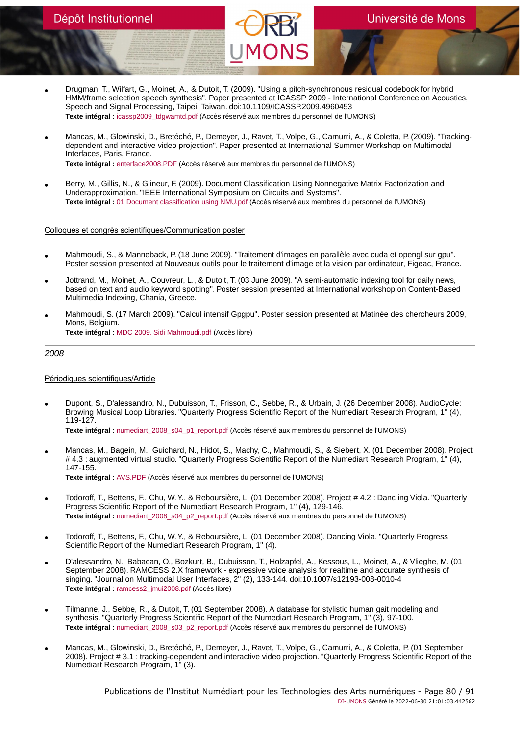- Drugman, T., Wilfart, G., Moinet, A., & Dutoit, T. (2009). "Using a pitch-synchronous residual codebook for hybrid HMM/frame selection speech synthesis". Paper presented at ICASSP 2009 - International Conference on Acoustics, Speech and Signal Processing, Taipei, Taiwan. doi:10.1109/ICASSP.2009.4960453
  **Texte intégral :** icassp2009_tdgwamtd.pdf (Accès réservé aux membres du personnel de l'UMONS)

- Mancas, M., Glowinski, D., Bretéché, P., Demeyer, J., Ravet, T., Volpe, G., Camurri, A., & Coletta, P. (2009). "Tracking-dependent and interactive video projection". Paper presented at International Summer Workshop on Multimodal Interfaces, Paris, France.
  **Texte intégral :** enterface2008.PDF (Accès réservé aux membres du personnel de l'UMONS)

- Berry, M., Gillis, N., & Glineur, F. (2009). Document Classification Using Nonnegative Matrix Factorization and Underapproximation. "IEEE International Symposium on Circuits and Systems".
  **Texte intégral :** 01 Document classification using NMU.pdf (Accès réservé aux membres du personnel de l'UMONS)

Colloques et congrès scientifiques/Communication poster

- Mahmoudi, S., & Manneback, P. (18 June 2009). "Traitement d'images en parallèle avec cuda et opengl sur gpu". Poster session presented at Nouveaux outils pour le traitement d'image et la vision par ordinateur, Figeac, France.

- Jottrand, M., Moinet, A., Couvreur, L., & Dutoit, T. (03 June 2009). "A semi-automatic indexing tool for daily news, based on text and audio keyword spotting". Poster session presented at International workshop on Content-Based Multimedia Indexing, Chania, Greece.

- Mahmoudi, S. (17 March 2009). "Calcul intensif Gpgpu". Poster session presented at Matinée des chercheurs 2009, Mons, Belgium.
  **Texte intégral :** MDC 2009. Sidi Mahmoudi.pdf (Accès libre)

*2008*

Périodiques scientifiques/Article

- Dupont, S., D'alessandro, N., Dubuisson, T., Frisson, C., Sebbe, R., & Urbain, J. (26 December 2008). AudioCycle: Browing Musical Loop Libraries. "Quarterly Progress Scientific Report of the Numediart Research Program, 1" (4), 119-127.
  **Texte intégral :** numediart_2008_s04_p1_report.pdf (Accès réservé aux membres du personnel de l'UMONS)

- Mancas, M., Bagein, M., Guichard, N., Hidot, S., Machy, C., Mahmoudi, S., & Siebert, X. (01 December 2008). Project # 4.3 : augmented virtual studio. "Quarterly Progress Scientific Report of the Numediart Research Program, 1" (4), 147-155.
  **Texte intégral :** AVS.PDF (Accès réservé aux membres du personnel de l'UMONS)

- Todoroff, T., Bettens, F., Chu, W. Y., & Reboursière, L. (01 December 2008). Project # 4.2 : Danc ing Viola. "Quarterly Progress Scientific Report of the Numediart Research Program, 1" (4), 129-146.
  **Texte intégral :** numediart_2008_s04_p2_report.pdf (Accès réservé aux membres du personnel de l'UMONS)

- Todoroff, T., Bettens, F., Chu, W. Y., & Reboursière, L. (01 December 2008). Dancing Viola. "Quarterly Progress Scientific Report of the Numediart Research Program, 1" (4).

- D'alessandro, N., Babacan, O., Bozkurt, B., Dubuisson, T., Holzapfel, A., Kessous, L., Moinet, A., & Vlieghe, M. (01 September 2008). RAMCESS 2.X framework - expressive voice analysis for realtime and accurate synthesis of singing. "Journal on Multimodal User Interfaces, 2" (2), 133-144. doi:10.1007/s12193-008-0010-4
  **Texte intégral :** ramcess2_jmui2008.pdf (Accès libre)

- Tilmanne, J., Sebbe, R., & Dutoit, T. (01 September 2008). A database for stylistic human gait modeling and synthesis. "Quarterly Progress Scientific Report of the Numediart Research Program, 1" (3), 97-100.
  **Texte intégral :** numediart_2008_s03_p2_report.pdf (Accès réservé aux membres du personnel de l'UMONS)

- Mancas, M., Glowinski, D., Bretéché, P., Demeyer, J., Ravet, T., Volpe, G., Camurri, A., & Coletta, P. (01 September 2008). Project # 3.1 : tracking-dependent and interactive video projection. "Quarterly Progress Scientific Report of the Numediart Research Program, 1" (3).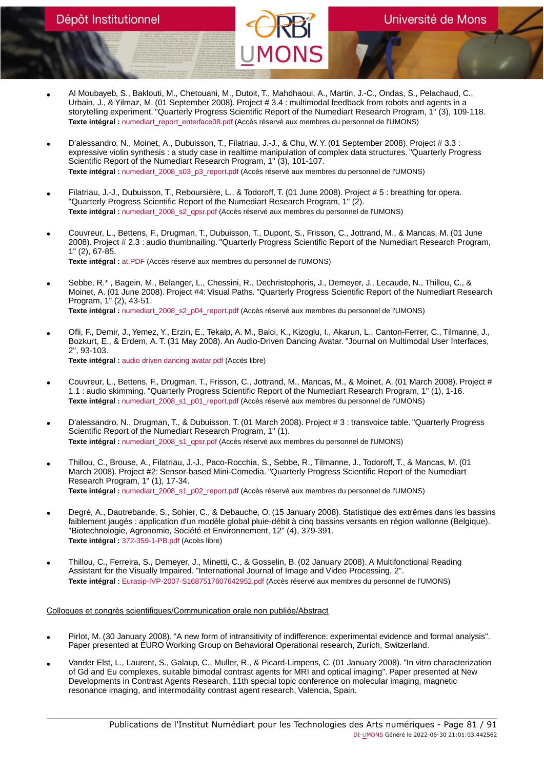- Al Moubayeb, S., Baklouti, M., Chetouani, M., Dutoit, T., Mahdhaoui, A., Martin, J.-C., Ondas, S., Pelachaud, C., Urbain, J., & Yilmaz, M. (01 September 2008). Project # 3.4 : multimodal feedback from robots and agents in a storytelling experiment. "Quarterly Progress Scientific Report of the Numediart Research Program, 1" (3), 109-118.
  **Texte intégral :** numediart_report_enterface08.pdf (Accès réservé aux membres du personnel de l'UMONS)

- D'alessandro, N., Moinet, A., Dubuisson, T., Filatriau, J.-J., & Chu, W. Y. (01 September 2008). Project # 3.3 : expressive violin synthesis : a study case in realtime manipulation of complex data structures. "Quarterly Progress Scientific Report of the Numediart Research Program, 1" (3), 101-107.
  **Texte intégral :** numediart_2008_s03_p3_report.pdf (Accès réservé aux membres du personnel de l'UMONS)

- Filatriau, J.-J., Dubuisson, T., Reboursière, L., & Todoroff, T. (01 June 2008). Project # 5 : breathing for opera. "Quarterly Progress Scientific Report of the Numediart Research Program, 1" (2).
  **Texte intégral :** numediart_2008_s2_qpsr.pdf (Accès réservé aux membres du personnel de l'UMONS)

- Couvreur, L., Bettens, F., Drugman, T., Dubuisson, T., Dupont, S., Frisson, C., Jottrand, M., & Mancas, M. (01 June 2008). Project # 2.3 : audio thumbnailing. "Quarterly Progress Scientific Report of the Numediart Research Program, 1" (2), 67-85.
  **Texte intégral :** at.PDF (Accès réservé aux membres du personnel de l'UMONS)

- Sebbe, R.* , Bagein, M., Belanger, L., Chessini, R., Dechristophoris, J., Demeyer, J., Lecaude, N., Thillou, C., & Moinet, A. (01 June 2008). Project #4: Visual Paths. "Quarterly Progress Scientific Report of the Numediart Research Program, 1" (2), 43-51.
  **Texte intégral :** numediart_2008_s2_p04_report.pdf (Accès réservé aux membres du personnel de l'UMONS)

- Ofli, F., Demir, J., Yemez, Y., Erzin, E., Tekalp, A. M., Balci, K., Kizoglu, I., Akarun, L., Canton-Ferrer, C., Tilmanne, J., Bozkurt, E., & Erdem, A. T. (31 May 2008). An Audio-Driven Dancing Avatar. "Journal on Multimodal User Interfaces, 2", 93-103.
  **Texte intégral :** audio driven dancing avatar.pdf (Accès libre)

- Couvreur, L., Bettens, F., Drugman, T., Frisson, C., Jottrand, M., Mancas, M., & Moinet, A. (01 March 2008). Project # 1.1 : audio skimming. "Quarterly Progress Scientific Report of the Numediart Research Program, 1" (1), 1-16.
  **Texte intégral :** numediart_2008_s1_p01_report.pdf (Accès réservé aux membres du personnel de l'UMONS)

- D'alessandro, N., Drugman, T., & Dubuisson, T. (01 March 2008). Project # 3 : transvoice table. "Quarterly Progress Scientific Report of the Numediart Research Program, 1" (1).
  **Texte intégral :** numediart_2008_s1_qpsr.pdf (Accès réservé aux membres du personnel de l'UMONS)

- Thillou, C., Brouse, A., Filatriau, J.-J., Paco-Rocchia, S., Sebbe, R., Tilmanne, J., Todoroff, T., & Mancas, M. (01 March 2008). Project #2: Sensor-based Mini-Comedia. "Quarterly Progress Scientific Report of the Numediart Research Program, 1" (1), 17-34.
  **Texte intégral :** numediart_2008_s1_p02_report.pdf (Accès réservé aux membres du personnel de l'UMONS)

- Degré, A., Dautrebande, S., Sohier, C., & Debauche, O. (15 January 2008). Statistique des extrêmes dans les bassins faiblement jaugés : application d'un modèle global pluie-débit à cinq bassins versants en région wallonne (Belgique). "Biotechnologie, Agronomie, Société et Environnement, 12" (4), 379-391.
  **Texte intégral :** 372-359-1-PB.pdf (Accès libre)

- Thillou, C., Ferreira, S., Demeyer, J., Minetti, C., & Gosselin, B. (02 January 2008). A Multifonctional Reading Assistant for the Visually Impaired. "International Journal of Image and Video Processing, 2".
  **Texte intégral :** Eurasip-IVP-2007-S1687517607642952.pdf (Accès réservé aux membres du personnel de l'UMONS)

Colloques et congrès scientifiques/Communication orale non publiée/Abstract

- Pirlot, M. (30 January 2008). "A new form of intransitivity of indifference: experimental evidence and formal analysis". Paper presented at EURO Working Group on Behavioral Operational research, Zurich, Switzerland.

- Vander Elst, L., Laurent, S., Galaup, C., Muller, R., & Picard-Limpens, C. (01 January 2008). "In vitro characterization of Gd and Eu complexes, suitable bimodal contrast agents for MRI and optical imaging". Paper presented at New Developments in Contrast Agents Research, 11th special topic conference on molecular imaging, magnetic resonance imaging, and intermodality contrast agent research, Valencia, Spain.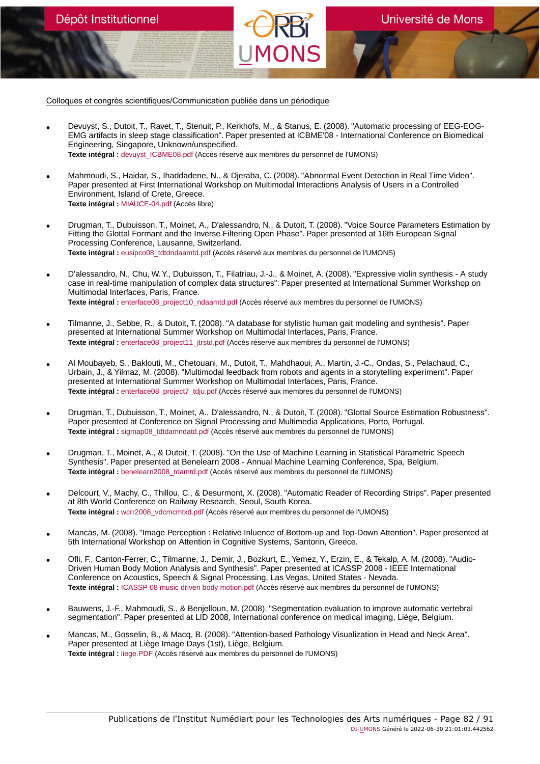Colloques et congrès scientifiques/Communication publiée dans un périodique

- Devuyst, S., Dutoit, T., Ravet, T., Stenuit, P., Kerkhofs, M., & Stanus, E. (2008). "Automatic processing of EEG-EOG-EMG artifacts in sleep stage classification". Paper presented at ICBME'08 - International Conference on Biomedical Engineering, Singapore, Unknown/unspecified.
  **Texte intégral :** devuyst_ICBME08.pdf (Accès réservé aux membres du personnel de l'UMONS)

- Mahmoudi, S., Haidar, S., Ihaddadene, N., & Djeraba, C. (2008). "Abnormal Event Detection in Real Time Video". Paper presented at First International Workshop on Multimodal Interactions Analysis of Users in a Controlled Environment, Island of Crete, Greece.
  **Texte intégral :** MIAUCE-04.pdf (Accès libre)

- Drugman, T., Dubuisson, T., Moinet, A., D'alessandro, N., & Dutoit, T. (2008). "Voice Source Parameters Estimation by Fitting the Glottal Formant and the Inverse Filtering Open Phase". Paper presented at 16th European Signal Processing Conference, Lausanne, Switzerland.
  **Texte intégral :** eusipco08_tdtdndaamtd.pdf (Accès réservé aux membres du personnel de l'UMONS)

- D'alessandro, N., Chu, W. Y., Dubuisson, T., Filatriau, J.-J., & Moinet, A. (2008). "Expressive violin synthesis - A study case in real-time manipulation of complex data structures". Paper presented at International Summer Workshop on Multimodal Interfaces, Paris, France.
  **Texte intégral :** enterface08_project10_ndaamtd.pdf (Accès réservé aux membres du personnel de l'UMONS)

- Tilmanne, J., Sebbe, R., & Dutoit, T. (2008). "A database for stylistic human gait modeling and synthesis". Paper presented at International Summer Workshop on Multimodal Interfaces, Paris, France.
  **Texte intégral :** enterface08_project11_jtrstd.pdf (Accès réservé aux membres du personnel de l'UMONS)

- Al Moubayeb, S., Baklouti, M., Chetouani, M., Dutoit, T., Mahdhaoui, A., Martin, J.-C., Ondas, S., Pelachaud, C., Urbain, J., & Yilmaz, M. (2008). "Multimodal feedback from robots and agents in a storytelling experiment". Paper presented at International Summer Workshop on Multimodal Interfaces, Paris, France.
  **Texte intégral :** enterface08_project7_tdju.pdf (Accès réservé aux membres du personnel de l'UMONS)

- Drugman, T., Dubuisson, T., Moinet, A., D'alessandro, N., & Dutoit, T. (2008). "Glottal Source Estimation Robustness". Paper presented at Conference on Signal Processing and Multimedia Applications, Porto, Portugal.
  **Texte intégral :** sigmap08_tdtdamndatd.pdf (Accès réservé aux membres du personnel de l'UMONS)

- Drugman, T., Moinet, A., & Dutoit, T. (2008). "On the Use of Machine Learning in Statistical Parametric Speech Synthesis". Paper presented at Benelearn 2008 - Annual Machine Learning Conference, Spa, Belgium.
  **Texte intégral :** benelearn2008_tdamtd.pdf (Accès réservé aux membres du personnel de l'UMONS)

- Delcourt, V., Machy, C., Thillou, C., & Desurmont, X. (2008). "Automatic Reader of Recording Strips". Paper presented at 8th World Conference on Railway Research, Seoul, South Korea.
  **Texte intégral :** wcrr2008_vdcmcmtxd.pdf (Accès réservé aux membres du personnel de l'UMONS)

- Mancas, M. (2008). "Image Perception : Relative Inluence of Bottom-up and Top-Down Attention". Paper presented at 5th International Workshop on Attention in Cognitive Systems, Santorin, Greece.

- Ofli, F., Canton-Ferrer, C., Tilmanne, J., Demir, J., Bozkurt, E., Yemez, Y., Erzin, E., & Tekalp, A. M. (2008). "Audio-Driven Human Body Motion Analysis and Synthesis". Paper presented at ICASSP 2008 - IEEE International Conference on Acoustics, Speech & Signal Processing, Las Vegas, United States - Nevada.
  **Texte intégral :** ICASSP 08 music driven body motion.pdf (Accès réservé aux membres du personnel de l'UMONS)

- Bauwens, J.-F., Mahmoudi, S., & Benjelloun, M. (2008). "Segmentation evaluation to improve automatic vertebral segmentation". Paper presented at LID 2008, International conference on medical imaging, Liège, Belgium.

- Mancas, M., Gosselin, B., & Macq, B. (2008). "Attention-based Pathology Visualization in Head and Neck Area". Paper presented at Liège Image Days (1st), Liège, Belgium.
  **Texte intégral :** liege.PDF (Accès réservé aux membres du personnel de l'UMONS)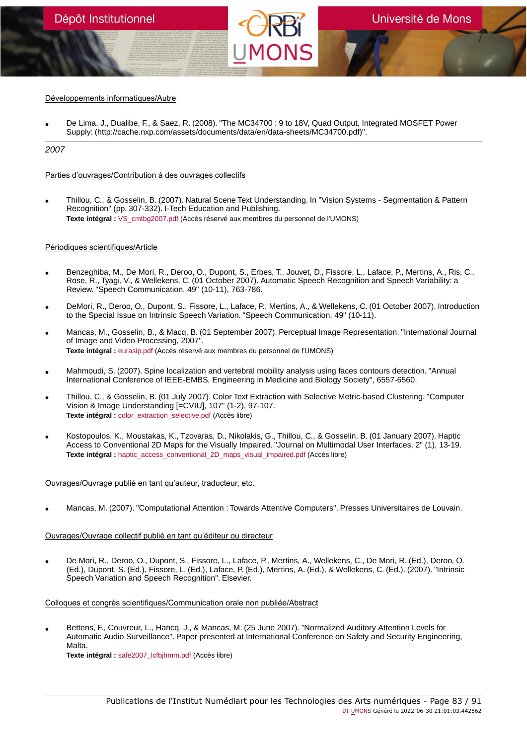Développements informatiques/Autre

- De Lima, J., Dualibe, F., & Saez, R. (2008). "The MC34700 : 9 to 18V, Quad Output, Integrated MOSFET Power Supply: (http://cache.nxp.com/assets/documents/data/en/data-sheets/MC34700.pdf)".

## 2007

Parties d'ouvrages/Contribution à des ouvrages collectifs

- Thillou, C., & Gosselin, B. (2007). Natural Scene Text Understanding. In "Vision Systems - Segmentation & Pattern Recognition" (pp. 307-332). I-Tech Education and Publishing.
  **Texte intégral :** VS_cmtbg2007.pdf (Accès réservé aux membres du personnel de l'UMONS)

Périodiques scientifiques/Article

- Benzeghiba, M., De Mori, R., Deroo, O., Dupont, S., Erbes, T., Jouvet, D., Fissore, L., Laface, P., Mertins, A., Ris, C., Rose, R., Tyagi, V., & Wellekens, C. (01 October 2007). Automatic Speech Recognition and Speech Variability: a Review. "Speech Communication, 49" (10-11), 763-786.
- DeMori, R., Deroo, O., Dupont, S., Fissore, L., Laface, P., Mertins, A., & Wellekens, C. (01 October 2007). Introduction to the Special Issue on Intrinsic Speech Variation. "Speech Communication, 49" (10-11).
- Mancas, M., Gosselin, B., & Macq, B. (01 September 2007). Perceptual Image Representation. "International Journal of Image and Video Processing, 2007".
  **Texte intégral :** eurasip.pdf (Accès réservé aux membres du personnel de l'UMONS)
- Mahmoudi, S. (2007). Spine localization and vertebral mobility analysis using faces contours detection. "Annual International Conference of IEEE-EMBS, Engineering in Medicine and Biology Society", 6557-6560.
- Thillou, C., & Gosselin, B. (01 July 2007). Color Text Extraction with Selective Metric-based Clustering. "Computer Vision & Image Understanding [=CVIU], 107" (1-2), 97-107.
  **Texte intégral :** color_extraction_selective.pdf (Accès libre)
- Kostopoulos, K., Moustakas, K., Tzovaras, D., Nikolakis, G., Thillou, C., & Gosselin, B. (01 January 2007). Haptic Access to Conventional 2D Maps for the Visually Impaired. "Journal on Multimodal User Interfaces, 2" (1), 13-19.
  **Texte intégral :** haptic_access_conventional_2D_maps_visual_impaired.pdf (Accès libre)

Ouvrages/Ouvrage publié en tant qu'auteur, traducteur, etc.

- Mancas, M. (2007). "Computational Attention : Towards Attentive Computers". Presses Universitaires de Louvain.

Ouvrages/Ouvrage collectif publié en tant qu'éditeur ou directeur

- De Mori, R., Deroo, O., Dupont, S., Fissore, L., Laface, P., Mertins, A., Wellekens, C., De Mori, R. (Ed.), Deroo, O. (Ed.), Dupont, S. (Ed.), Fissore, L. (Ed.), Laface, P. (Ed.), Mertins, A. (Ed.), & Wellekens, C. (Ed.). (2007). "Intrinsic Speech Variation and Speech Recognition". Elsevier.

Colloques et congrès scientifiques/Communication orale non publiée/Abstract

- Bettens, F., Couvreur, L., Hancq, J., & Mancas, M. (25 June 2007). "Normalized Auditory Attention Levels for Automatic Audio Surveillance". Paper presented at International Conference on Safety and Security Engineering, Malta.
  **Texte intégral :** safe2007_lcfbjhmm.pdf (Accès libre)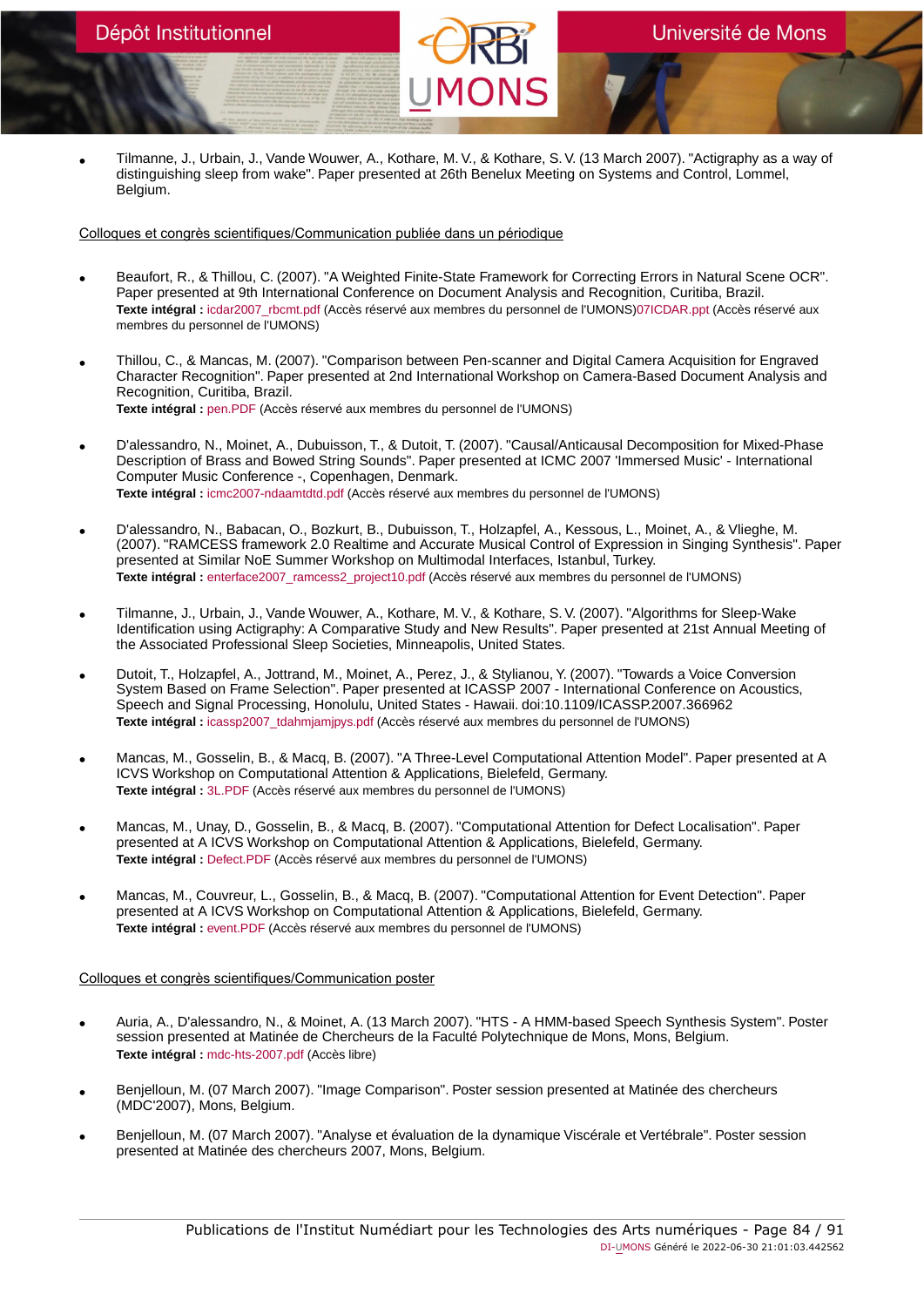- Tilmanne, J., Urbain, J., Vande Wouwer, A., Kothare, M. V., & Kothare, S. V. (13 March 2007). "Actigraphy as a way of distinguishing sleep from wake". Paper presented at 26th Benelux Meeting on Systems and Control, Lommel, Belgium.

Colloques et congrès scientifiques/Communication publiée dans un périodique

- Beaufort, R., & Thillou, C. (2007). "A Weighted Finite-State Framework for Correcting Errors in Natural Scene OCR". Paper presented at 9th International Conference on Document Analysis and Recognition, Curitiba, Brazil.
  **Texte intégral :** icdar2007_rbcmt.pdf (Accès réservé aux membres du personnel de l'UMONS)07ICDAR.ppt (Accès réservé aux membres du personnel de l'UMONS)

- Thillou, C., & Mancas, M. (2007). "Comparison between Pen-scanner and Digital Camera Acquisition for Engraved Character Recognition". Paper presented at 2nd International Workshop on Camera-Based Document Analysis and Recognition, Curitiba, Brazil.
  **Texte intégral :** pen.PDF (Accès réservé aux membres du personnel de l'UMONS)

- D'alessandro, N., Moinet, A., Dubuisson, T., & Dutoit, T. (2007). "Causal/Anticausal Decomposition for Mixed-Phase Description of Brass and Bowed String Sounds". Paper presented at ICMC 2007 'Immersed Music' - International Computer Music Conference -, Copenhagen, Denmark.
  **Texte intégral :** icmc2007-ndaamtdtd.pdf (Accès réservé aux membres du personnel de l'UMONS)

- D'alessandro, N., Babacan, O., Bozkurt, B., Dubuisson, T., Holzapfel, A., Kessous, L., Moinet, A., & Vlieghe, M. (2007). "RAMCESS framework 2.0 Realtime and Accurate Musical Control of Expression in Singing Synthesis". Paper presented at Similar NoE Summer Workshop on Multimodal Interfaces, Istanbul, Turkey.
  **Texte intégral :** enterface2007_ramcess2_project10.pdf (Accès réservé aux membres du personnel de l'UMONS)

- Tilmanne, J., Urbain, J., Vande Wouwer, A., Kothare, M. V., & Kothare, S. V. (2007). "Algorithms for Sleep-Wake Identification using Actigraphy: A Comparative Study and New Results". Paper presented at 21st Annual Meeting of the Associated Professional Sleep Societies, Minneapolis, United States.

- Dutoit, T., Holzapfel, A., Jottrand, M., Moinet, A., Perez, J., & Stylianou, Y. (2007). "Towards a Voice Conversion System Based on Frame Selection". Paper presented at ICASSP 2007 - International Conference on Acoustics, Speech and Signal Processing, Honolulu, United States - Hawaii. doi:10.1109/ICASSP.2007.366962
  **Texte intégral :** icassp2007_tdahmjamjpys.pdf (Accès réservé aux membres du personnel de l'UMONS)

- Mancas, M., Gosselin, B., & Macq, B. (2007). "A Three-Level Computational Attention Model". Paper presented at A ICVS Workshop on Computational Attention & Applications, Bielefeld, Germany.
  **Texte intégral :** 3L.PDF (Accès réservé aux membres du personnel de l'UMONS)

- Mancas, M., Unay, D., Gosselin, B., & Macq, B. (2007). "Computational Attention for Defect Localisation". Paper presented at A ICVS Workshop on Computational Attention & Applications, Bielefeld, Germany.
  **Texte intégral :** Defect.PDF (Accès réservé aux membres du personnel de l'UMONS)

- Mancas, M., Couvreur, L., Gosselin, B., & Macq, B. (2007). "Computational Attention for Event Detection". Paper presented at A ICVS Workshop on Computational Attention & Applications, Bielefeld, Germany.
  **Texte intégral :** event.PDF (Accès réservé aux membres du personnel de l'UMONS)

Colloques et congrès scientifiques/Communication poster

- Auria, A., D'alessandro, N., & Moinet, A. (13 March 2007). "HTS - A HMM-based Speech Synthesis System". Poster session presented at Matinée de Chercheurs de la Faculté Polytechnique de Mons, Mons, Belgium.
  **Texte intégral :** mdc-hts-2007.pdf (Accès libre)

- Benjelloun, M. (07 March 2007). "Image Comparison". Poster session presented at Matinée des chercheurs (MDC'2007), Mons, Belgium.

- Benjelloun, M. (07 March 2007). "Analyse et évaluation de la dynamique Viscérale et Vertébrale". Poster session presented at Matinée des chercheurs 2007, Mons, Belgium.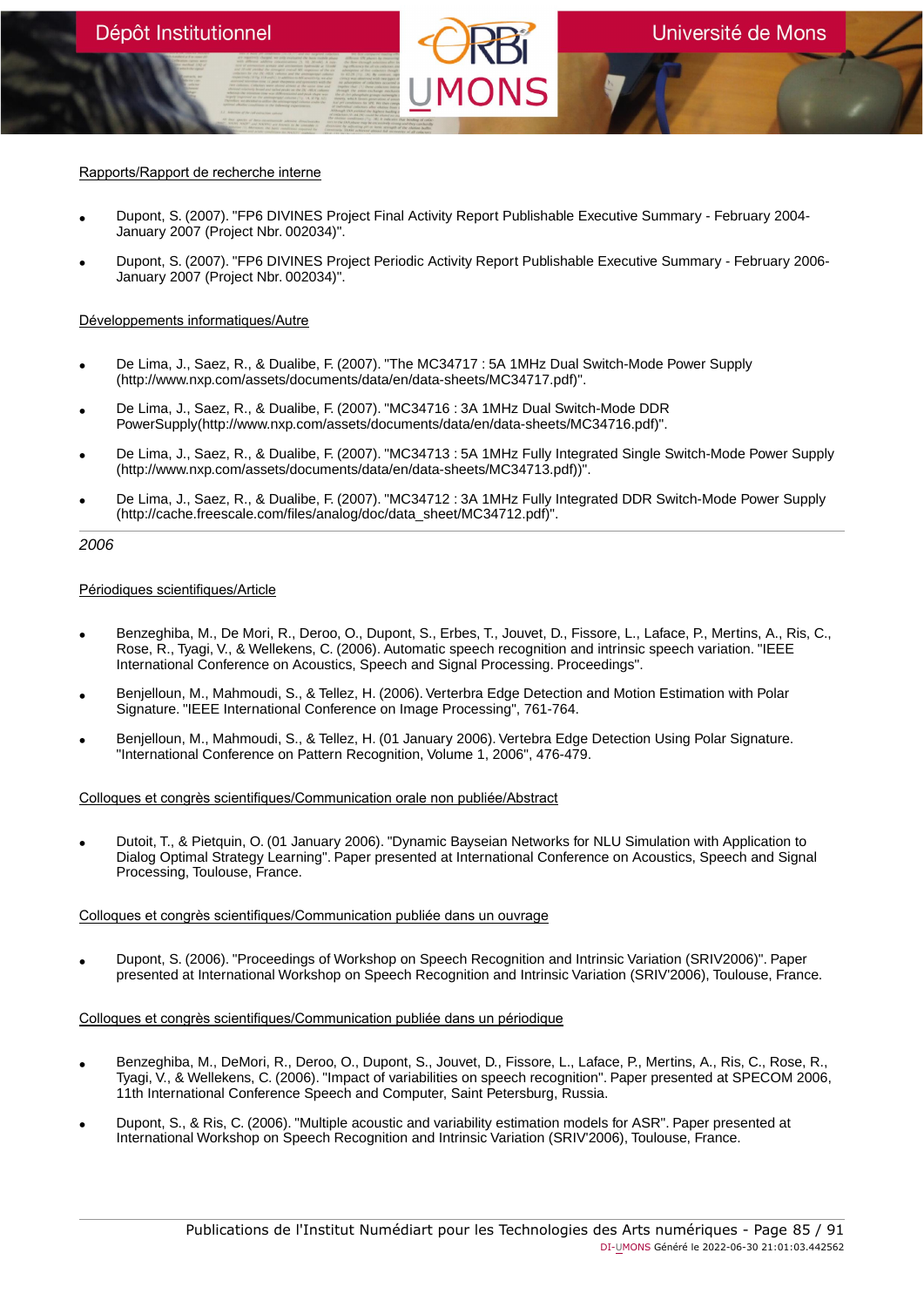Rapports/Rapport de recherche interne

- Dupont, S. (2007). "FP6 DIVINES Project Final Activity Report Publishable Executive Summary - February 2004-January 2007 (Project Nbr. 002034)".
- Dupont, S. (2007). "FP6 DIVINES Project Periodic Activity Report Publishable Executive Summary - February 2006-January 2007 (Project Nbr. 002034)".

Développements informatiques/Autre

- De Lima, J., Saez, R., & Dualibe, F. (2007). "The MC34717 : 5A 1MHz Dual Switch-Mode Power Supply (http://www.nxp.com/assets/documents/data/en/data-sheets/MC34717.pdf)".
- De Lima, J., Saez, R., & Dualibe, F. (2007). "MC34716 : 3A 1MHz Dual Switch-Mode DDR PowerSupply(http://www.nxp.com/assets/documents/data/en/data-sheets/MC34716.pdf)".
- De Lima, J., Saez, R., & Dualibe, F. (2007). "MC34713 : 5A 1MHz Fully Integrated Single Switch-Mode Power Supply (http://www.nxp.com/assets/documents/data/en/data-sheets/MC34713.pdf))".
- De Lima, J., Saez, R., & Dualibe, F. (2007). "MC34712 : 3A 1MHz Fully Integrated DDR Switch-Mode Power Supply (http://cache.freescale.com/files/analog/doc/data_sheet/MC34712.pdf)".

---

*2006*

Périodiques scientifiques/Article

- Benzeghiba, M., De Mori, R., Deroo, O., Dupont, S., Erbes, T., Jouvet, D., Fissore, L., Laface, P., Mertins, A., Ris, C., Rose, R., Tyagi, V., & Wellekens, C. (2006). Automatic speech recognition and intrinsic speech variation. "IEEE International Conference on Acoustics, Speech and Signal Processing. Proceedings".
- Benjelloun, M., Mahmoudi, S., & Tellez, H. (2006). Verterbra Edge Detection and Motion Estimation with Polar Signature. "IEEE International Conference on Image Processing", 761-764.
- Benjelloun, M., Mahmoudi, S., & Tellez, H. (01 January 2006). Vertebra Edge Detection Using Polar Signature. "International Conference on Pattern Recognition, Volume 1, 2006", 476-479.

Colloques et congrès scientifiques/Communication orale non publiée/Abstract

- Dutoit, T., & Pietquin, O. (01 January 2006). "Dynamic Bayseian Networks for NLU Simulation with Application to Dialog Optimal Strategy Learning". Paper presented at International Conference on Acoustics, Speech and Signal Processing, Toulouse, France.

Colloques et congrès scientifiques/Communication publiée dans un ouvrage

- Dupont, S. (2006). "Proceedings of Workshop on Speech Recognition and Intrinsic Variation (SRIV2006)". Paper presented at International Workshop on Speech Recognition and Intrinsic Variation (SRIV'2006), Toulouse, France.

Colloques et congrès scientifiques/Communication publiée dans un périodique

- Benzeghiba, M., DeMori, R., Deroo, O., Dupont, S., Jouvet, D., Fissore, L., Laface, P., Mertins, A., Ris, C., Rose, R., Tyagi, V., & Wellekens, C. (2006). "Impact of variabilities on speech recognition". Paper presented at SPECOM 2006, 11th International Conference Speech and Computer, Saint Petersburg, Russia.
- Dupont, S., & Ris, C. (2006). "Multiple acoustic and variability estimation models for ASR". Paper presented at International Workshop on Speech Recognition and Intrinsic Variation (SRIV'2006), Toulouse, France.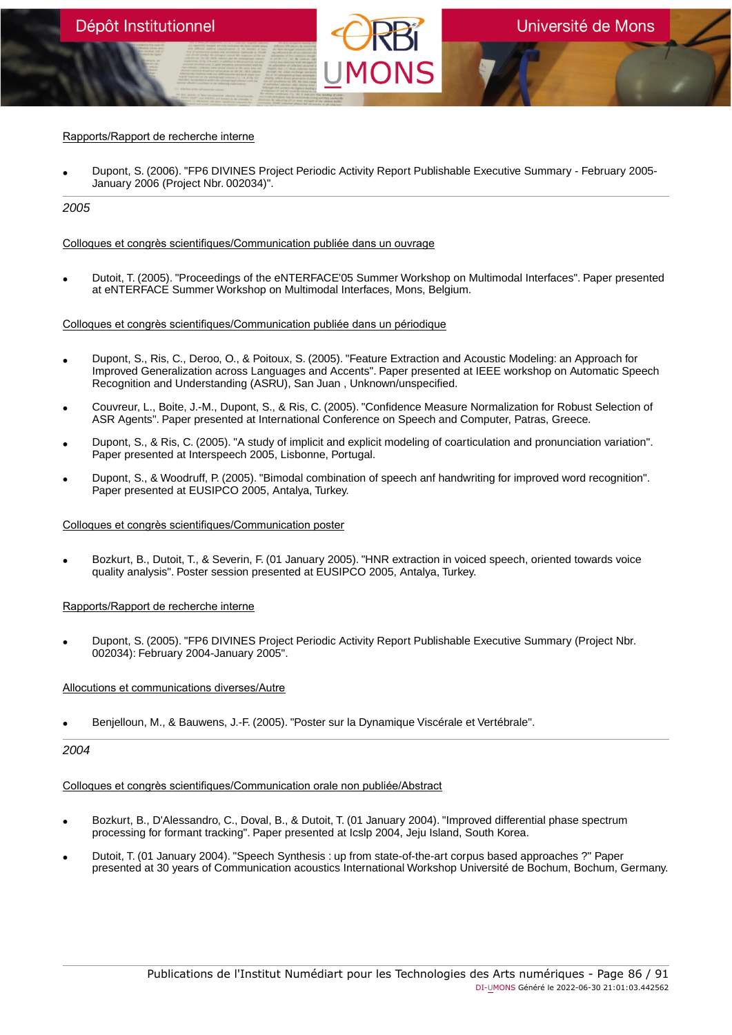Rapports/Rapport de recherche interne

- Dupont, S. (2006). "FP6 DIVINES Project Periodic Activity Report Publishable Executive Summary - February 2005-January 2006 (Project Nbr. 002034)".

*2005*

Colloques et congrès scientifiques/Communication publiée dans un ouvrage

- Dutoit, T. (2005). "Proceedings of the eNTERFACE'05 Summer Workshop on Multimodal Interfaces". Paper presented at eNTERFACE Summer Workshop on Multimodal Interfaces, Mons, Belgium.

Colloques et congrès scientifiques/Communication publiée dans un périodique

- Dupont, S., Ris, C., Deroo, O., & Poitoux, S. (2005). "Feature Extraction and Acoustic Modeling: an Approach for Improved Generalization across Languages and Accents". Paper presented at IEEE workshop on Automatic Speech Recognition and Understanding (ASRU), San Juan , Unknown/unspecified.
- Couvreur, L., Boite, J.-M., Dupont, S., & Ris, C. (2005). "Confidence Measure Normalization for Robust Selection of ASR Agents". Paper presented at International Conference on Speech and Computer, Patras, Greece.
- Dupont, S., & Ris, C. (2005). "A study of implicit and explicit modeling of coarticulation and pronunciation variation". Paper presented at Interspeech 2005, Lisbonne, Portugal.
- Dupont, S., & Woodruff, P. (2005). "Bimodal combination of speech anf handwriting for improved word recognition". Paper presented at EUSIPCO 2005, Antalya, Turkey.

Colloques et congrès scientifiques/Communication poster

- Bozkurt, B., Dutoit, T., & Severin, F. (01 January 2005). "HNR extraction in voiced speech, oriented towards voice quality analysis". Poster session presented at EUSIPCO 2005, Antalya, Turkey.

Rapports/Rapport de recherche interne

- Dupont, S. (2005). "FP6 DIVINES Project Periodic Activity Report Publishable Executive Summary (Project Nbr. 002034): February 2004-January 2005".

Allocutions et communications diverses/Autre

- Benjelloun, M., & Bauwens, J.-F. (2005). "Poster sur la Dynamique Viscérale et Vertébrale".

*2004*

Colloques et congrès scientifiques/Communication orale non publiée/Abstract

- Bozkurt, B., D'Alessandro, C., Doval, B., & Dutoit, T. (01 January 2004). "Improved differential phase spectrum processing for formant tracking". Paper presented at Icslp 2004, Jeju Island, South Korea.
- Dutoit, T. (01 January 2004). "Speech Synthesis : up from state-of-the-art corpus based approaches ?" Paper presented at 30 years of Communication acoustics International Workshop Université de Bochum, Bochum, Germany.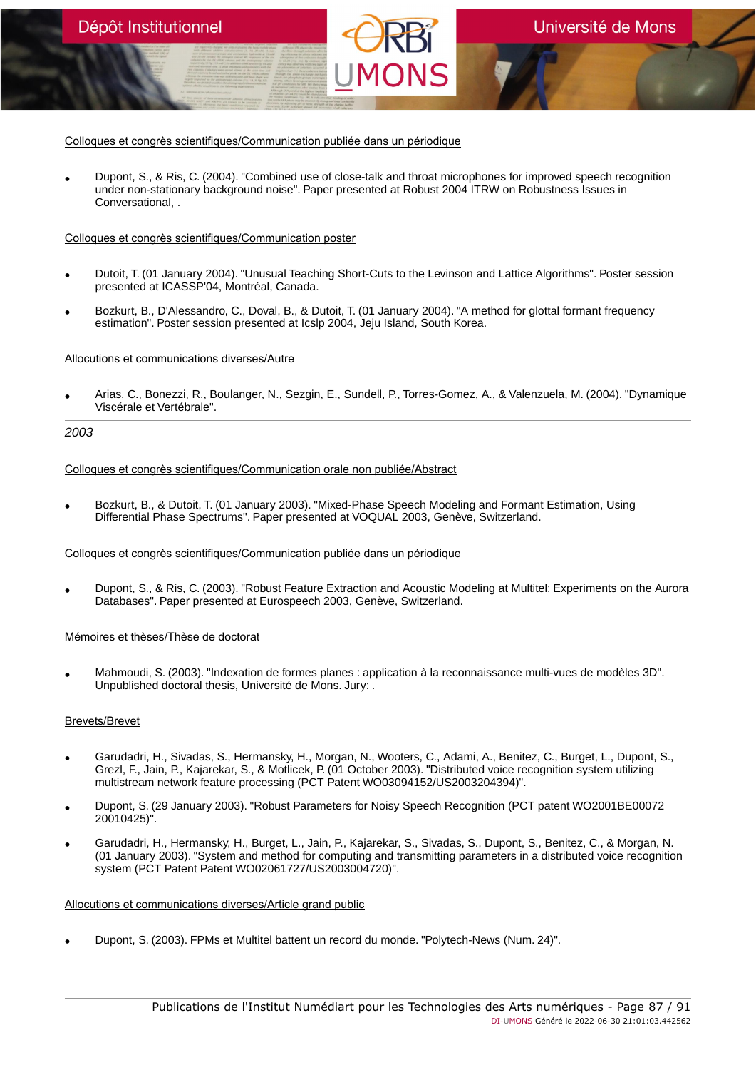Colloques et congrès scientifiques/Communication publiée dans un périodique

- Dupont, S., & Ris, C. (2004). "Combined use of close-talk and throat microphones for improved speech recognition under non-stationary background noise". Paper presented at Robust 2004 ITRW on Robustness Issues in Conversational, .

Colloques et congrès scientifiques/Communication poster

- Dutoit, T. (01 January 2004). "Unusual Teaching Short-Cuts to the Levinson and Lattice Algorithms". Poster session presented at ICASSP'04, Montréal, Canada.
- Bozkurt, B., D'Alessandro, C., Doval, B., & Dutoit, T. (01 January 2004). "A method for glottal formant frequency estimation". Poster session presented at Icslp 2004, Jeju Island, South Korea.

Allocutions et communications diverses/Autre

- Arias, C., Bonezzi, R., Boulanger, N., Sezgin, E., Sundell, P., Torres-Gomez, A., & Valenzuela, M. (2004). "Dynamique Viscérale et Vertébrale".

*2003*

Colloques et congrès scientifiques/Communication orale non publiée/Abstract

- Bozkurt, B., & Dutoit, T. (01 January 2003). "Mixed-Phase Speech Modeling and Formant Estimation, Using Differential Phase Spectrums". Paper presented at VOQUAL 2003, Genève, Switzerland.

Colloques et congrès scientifiques/Communication publiée dans un périodique

- Dupont, S., & Ris, C. (2003). "Robust Feature Extraction and Acoustic Modeling at Multitel: Experiments on the Aurora Databases". Paper presented at Eurospeech 2003, Genève, Switzerland.

Mémoires et thèses/Thèse de doctorat

- Mahmoudi, S. (2003). "Indexation de formes planes : application à la reconnaissance multi-vues de modèles 3D". Unpublished doctoral thesis, Université de Mons. Jury: .

Brevets/Brevet

- Garudadri, H., Sivadas, S., Hermansky, H., Morgan, N., Wooters, C., Adami, A., Benitez, C., Burget, L., Dupont, S., Grezl, F., Jain, P., Kajarekar, S., & Motlicek, P. (01 October 2003). "Distributed voice recognition system utilizing multistream network feature processing (PCT Patent WO03094152/US2003204394)".
- Dupont, S. (29 January 2003). "Robust Parameters for Noisy Speech Recognition (PCT patent WO2001BE00072 20010425)".
- Garudadri, H., Hermansky, H., Burget, L., Jain, P., Kajarekar, S., Sivadas, S., Dupont, S., Benitez, C., & Morgan, N. (01 January 2003). "System and method for computing and transmitting parameters in a distributed voice recognition system (PCT Patent Patent WO02061727/US2003004720)".

Allocutions et communications diverses/Article grand public

- Dupont, S. (2003). FPMs et Multitel battent un record du monde. "Polytech-News (Num. 24)".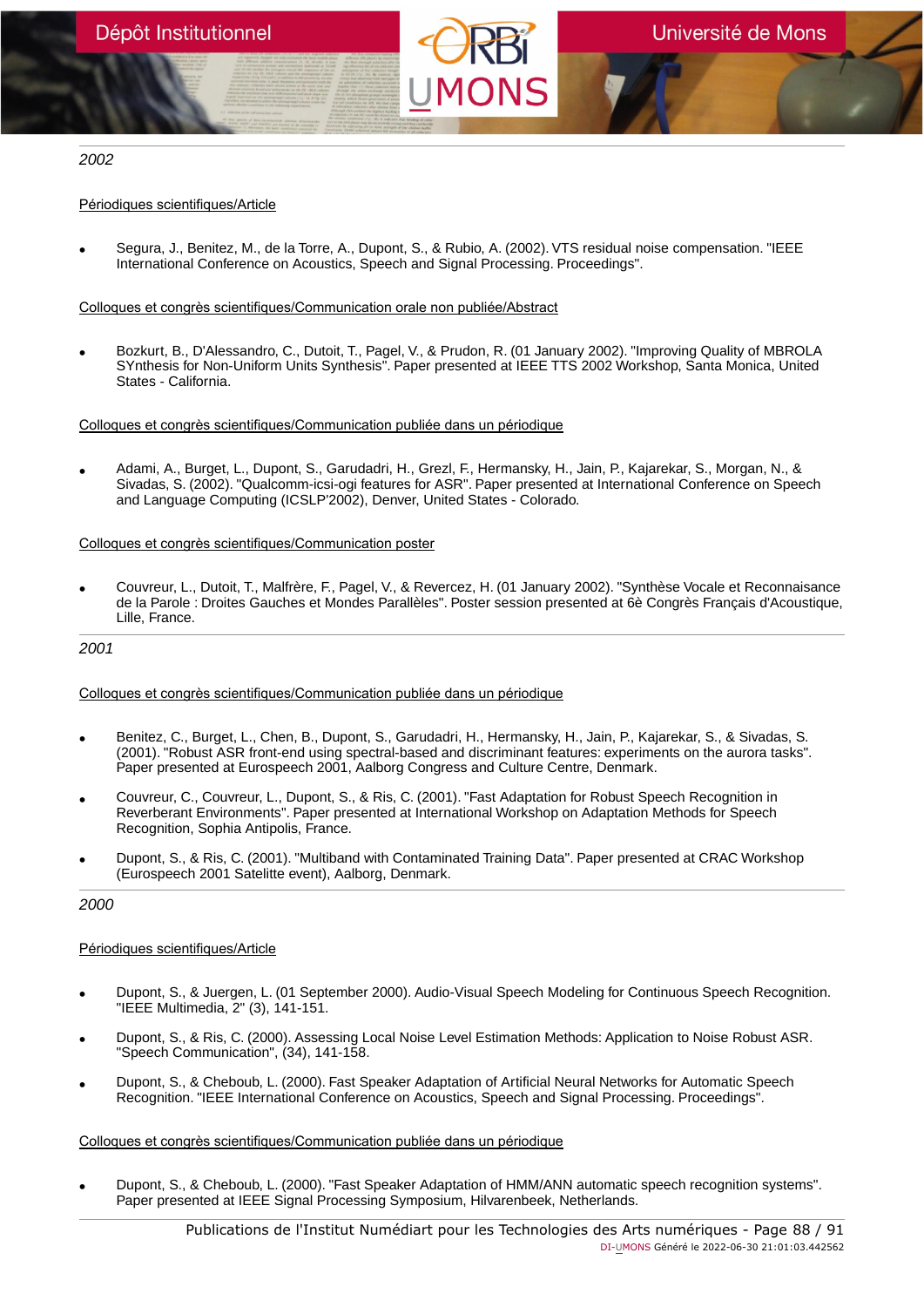*2002*

Périodiques scientifiques/Article

- Segura, J., Benitez, M., de la Torre, A., Dupont, S., & Rubio, A. (2002). VTS residual noise compensation. "IEEE International Conference on Acoustics, Speech and Signal Processing. Proceedings".

Colloques et congrès scientifiques/Communication orale non publiée/Abstract

- Bozkurt, B., D'Alessandro, C., Dutoit, T., Pagel, V., & Prudon, R. (01 January 2002). "Improving Quality of MBROLA SYnthesis for Non-Uniform Units Synthesis". Paper presented at IEEE TTS 2002 Workshop, Santa Monica, United States - California.

Colloques et congrès scientifiques/Communication publiée dans un périodique

- Adami, A., Burget, L., Dupont, S., Garudadri, H., Grezl, F., Hermansky, H., Jain, P., Kajarekar, S., Morgan, N., & Sivadas, S. (2002). "Qualcomm-icsi-ogi features for ASR". Paper presented at International Conference on Speech and Language Computing (ICSLP'2002), Denver, United States - Colorado.

Colloques et congrès scientifiques/Communication poster

- Couvreur, L., Dutoit, T., Malfrère, F., Pagel, V., & Revercez, H. (01 January 2002). "Synthèse Vocale et Reconnaisance de la Parole : Droites Gauches et Mondes Parallèles". Poster session presented at 6è Congrès Français d'Acoustique, Lille, France.

*2001*

Colloques et congrès scientifiques/Communication publiée dans un périodique

- Benitez, C., Burget, L., Chen, B., Dupont, S., Garudadri, H., Hermansky, H., Jain, P., Kajarekar, S., & Sivadas, S. (2001). "Robust ASR front-end using spectral-based and discriminant features: experiments on the aurora tasks". Paper presented at Eurospeech 2001, Aalborg Congress and Culture Centre, Denmark.
- Couvreur, C., Couvreur, L., Dupont, S., & Ris, C. (2001). "Fast Adaptation for Robust Speech Recognition in Reverberant Environments". Paper presented at International Workshop on Adaptation Methods for Speech Recognition, Sophia Antipolis, France.
- Dupont, S., & Ris, C. (2001). "Multiband with Contaminated Training Data". Paper presented at CRAC Workshop (Eurospeech 2001 Satelitte event), Aalborg, Denmark.

*2000*

Périodiques scientifiques/Article

- Dupont, S., & Juergen, L. (01 September 2000). Audio-Visual Speech Modeling for Continuous Speech Recognition. "IEEE Multimedia, 2" (3), 141-151.
- Dupont, S., & Ris, C. (2000). Assessing Local Noise Level Estimation Methods: Application to Noise Robust ASR. "Speech Communication", (34), 141-158.
- Dupont, S., & Cheboub, L. (2000). Fast Speaker Adaptation of Artificial Neural Networks for Automatic Speech Recognition. "IEEE International Conference on Acoustics, Speech and Signal Processing. Proceedings".

Colloques et congrès scientifiques/Communication publiée dans un périodique

- Dupont, S., & Cheboub, L. (2000). "Fast Speaker Adaptation of HMM/ANN automatic speech recognition systems". Paper presented at IEEE Signal Processing Symposium, Hilvarenbeek, Netherlands.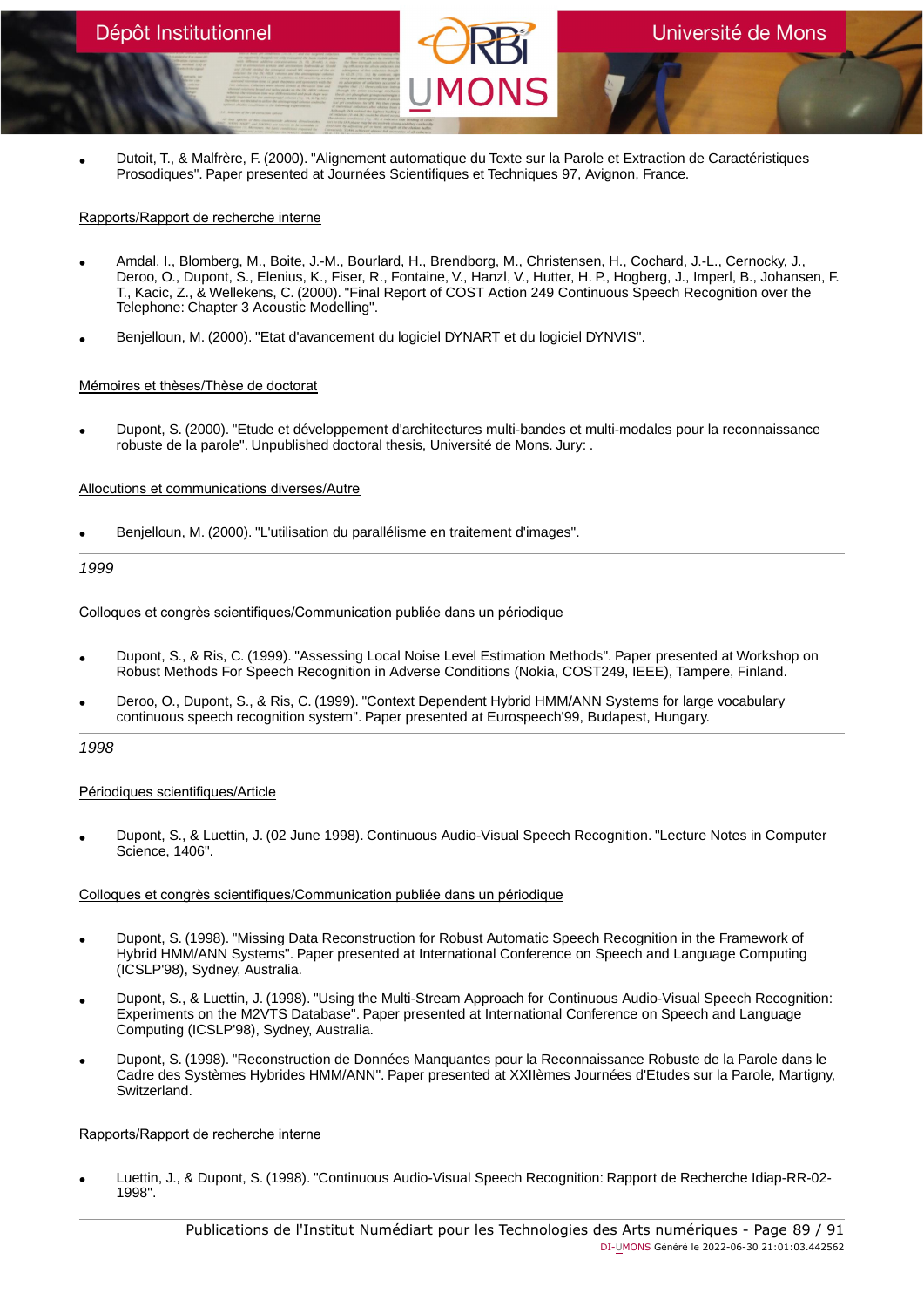- Dutoit, T., & Malfrère, F. (2000). "Alignement automatique du Texte sur la Parole et Extraction de Caractéristiques Prosodiques". Paper presented at Journées Scientifiques et Techniques 97, Avignon, France.

Rapports/Rapport de recherche interne

- Amdal, I., Blomberg, M., Boite, J.-M., Bourlard, H., Brendborg, M., Christensen, H., Cochard, J.-L., Cernocky, J., Deroo, O., Dupont, S., Elenius, K., Fiser, R., Fontaine, V., Hanzl, V., Hutter, H. P., Hogberg, J., Imperl, B., Johansen, F. T., Kacic, Z., & Wellekens, C. (2000). "Final Report of COST Action 249 Continuous Speech Recognition over the Telephone: Chapter 3 Acoustic Modelling".
- Benjelloun, M. (2000). "Etat d'avancement du logiciel DYNART et du logiciel DYNVIS".

Mémoires et thèses/Thèse de doctorat

- Dupont, S. (2000). "Etude et développement d'architectures multi-bandes et multi-modales pour la reconnaissance robuste de la parole". Unpublished doctoral thesis, Université de Mons. Jury: .

Allocutions et communications diverses/Autre

- Benjelloun, M. (2000). "L'utilisation du parallélisme en traitement d'images".

---

*1999*

Colloques et congrès scientifiques/Communication publiée dans un périodique

- Dupont, S., & Ris, C. (1999). "Assessing Local Noise Level Estimation Methods". Paper presented at Workshop on Robust Methods For Speech Recognition in Adverse Conditions (Nokia, COST249, IEEE), Tampere, Finland.
- Deroo, O., Dupont, S., & Ris, C. (1999). "Context Dependent Hybrid HMM/ANN Systems for large vocabulary continuous speech recognition system". Paper presented at Eurospeech'99, Budapest, Hungary.

---

*1998*

Périodiques scientifiques/Article

- Dupont, S., & Luettin, J. (02 June 1998). Continuous Audio-Visual Speech Recognition. "Lecture Notes in Computer Science, 1406".

Colloques et congrès scientifiques/Communication publiée dans un périodique

- Dupont, S. (1998). "Missing Data Reconstruction for Robust Automatic Speech Recognition in the Framework of Hybrid HMM/ANN Systems". Paper presented at International Conference on Speech and Language Computing (ICSLP'98), Sydney, Australia.
- Dupont, S., & Luettin, J. (1998). "Using the Multi-Stream Approach for Continuous Audio-Visual Speech Recognition: Experiments on the M2VTS Database". Paper presented at International Conference on Speech and Language Computing (ICSLP'98), Sydney, Australia.
- Dupont, S. (1998). "Reconstruction de Données Manquantes pour la Reconnaissance Robuste de la Parole dans le Cadre des Systèmes Hybrides HMM/ANN". Paper presented at XXIIèmes Journées d'Etudes sur la Parole, Martigny, Switzerland.

Rapports/Rapport de recherche interne

- Luettin, J., & Dupont, S. (1998). "Continuous Audio-Visual Speech Recognition: Rapport de Recherche Idiap-RR-02-1998".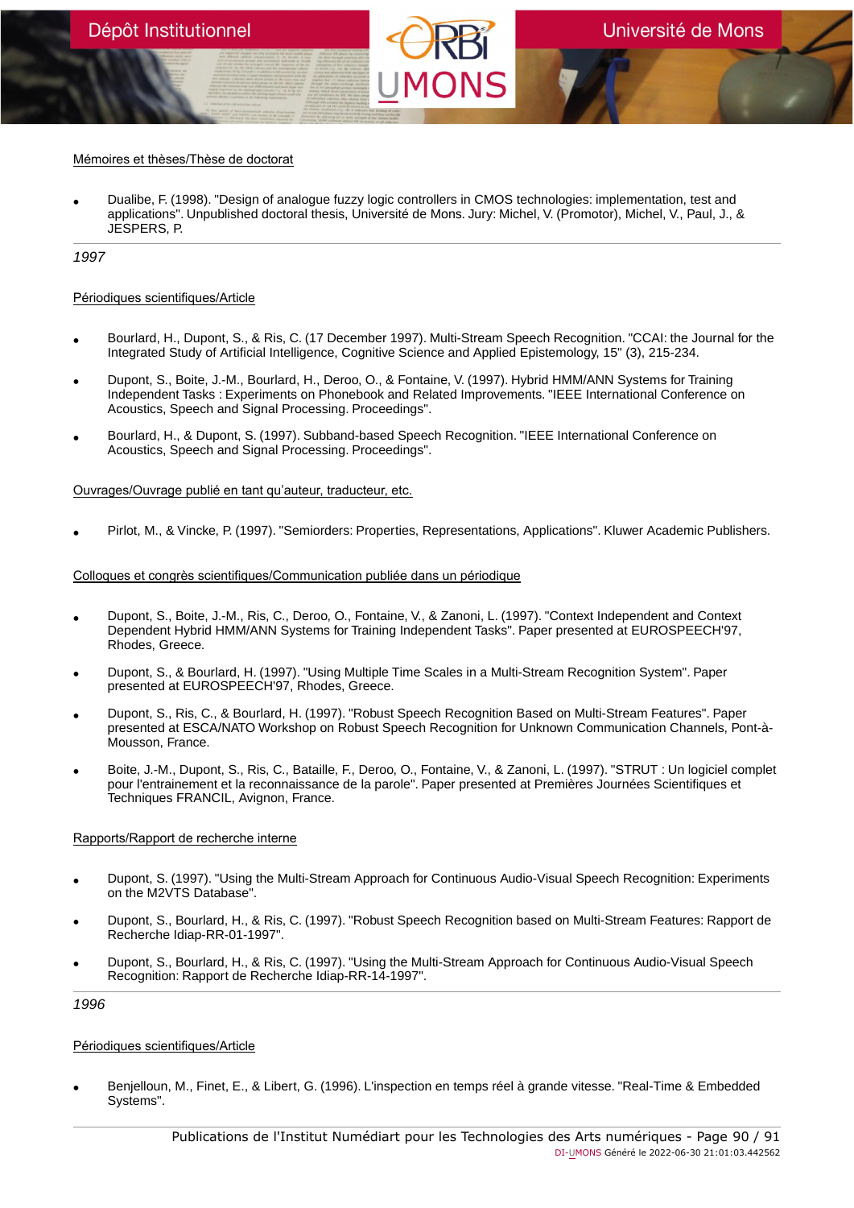Mémoires et thèses/Thèse de doctorat

- Dualibe, F. (1998). "Design of analogue fuzzy logic controllers in CMOS technologies: implementation, test and applications". Unpublished doctoral thesis, Université de Mons. Jury: Michel, V. (Promotor), Michel, V., Paul, J., & JESPERS, P.

---

*1997*

Périodiques scientifiques/Article

- Bourlard, H., Dupont, S., & Ris, C. (17 December 1997). Multi-Stream Speech Recognition. "CCAI: the Journal for the Integrated Study of Artificial Intelligence, Cognitive Science and Applied Epistemology, 15" (3), 215-234.
- Dupont, S., Boite, J.-M., Bourlard, H., Deroo, O., & Fontaine, V. (1997). Hybrid HMM/ANN Systems for Training Independent Tasks : Experiments on Phonebook and Related Improvements. "IEEE International Conference on Acoustics, Speech and Signal Processing. Proceedings".
- Bourlard, H., & Dupont, S. (1997). Subband-based Speech Recognition. "IEEE International Conference on Acoustics, Speech and Signal Processing. Proceedings".

Ouvrages/Ouvrage publié en tant qu'auteur, traducteur, etc.

- Pirlot, M., & Vincke, P. (1997). "Semiorders: Properties, Representations, Applications". Kluwer Academic Publishers.

Colloques et congrès scientifiques/Communication publiée dans un périodique

- Dupont, S., Boite, J.-M., Ris, C., Deroo, O., Fontaine, V., & Zanoni, L. (1997). "Context Independent and Context Dependent Hybrid HMM/ANN Systems for Training Independent Tasks". Paper presented at EUROSPEECH'97, Rhodes, Greece.
- Dupont, S., & Bourlard, H. (1997). "Using Multiple Time Scales in a Multi-Stream Recognition System". Paper presented at EUROSPEECH'97, Rhodes, Greece.
- Dupont, S., Ris, C., & Bourlard, H. (1997). "Robust Speech Recognition Based on Multi-Stream Features". Paper presented at ESCA/NATO Workshop on Robust Speech Recognition for Unknown Communication Channels, Pont-à-Mousson, France.
- Boite, J.-M., Dupont, S., Ris, C., Bataille, F., Deroo, O., Fontaine, V., & Zanoni, L. (1997). "STRUT : Un logiciel complet pour l'entrainement et la reconnaissance de la parole". Paper presented at Premières Journées Scientifiques et Techniques FRANCIL, Avignon, France.

Rapports/Rapport de recherche interne

- Dupont, S. (1997). "Using the Multi-Stream Approach for Continuous Audio-Visual Speech Recognition: Experiments on the M2VTS Database".
- Dupont, S., Bourlard, H., & Ris, C. (1997). "Robust Speech Recognition based on Multi-Stream Features: Rapport de Recherche Idiap-RR-01-1997".
- Dupont, S., Bourlard, H., & Ris, C. (1997). "Using the Multi-Stream Approach for Continuous Audio-Visual Speech Recognition: Rapport de Recherche Idiap-RR-14-1997".

---

*1996*

Périodiques scientifiques/Article

- Benjelloun, M., Finet, E., & Libert, G. (1996). L'inspection en temps réel à grande vitesse. "Real-Time & Embedded Systems".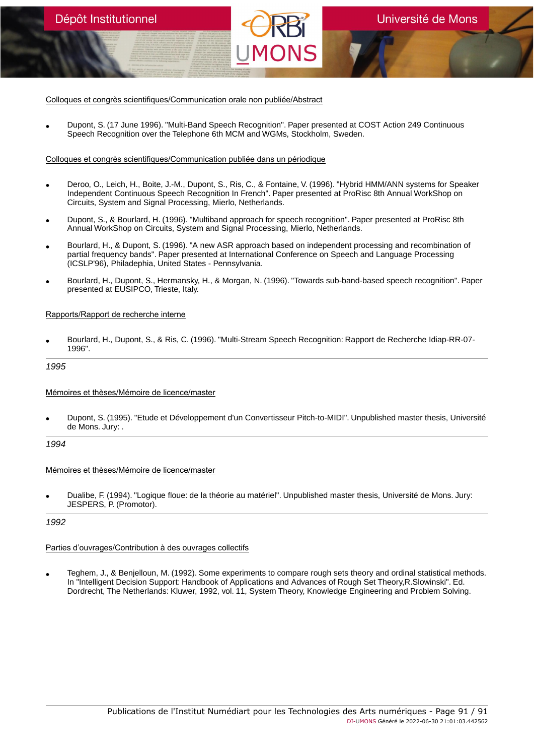Colloques et congrès scientifiques/Communication orale non publiée/Abstract

- Dupont, S. (17 June 1996). "Multi-Band Speech Recognition". Paper presented at COST Action 249 Continuous Speech Recognition over the Telephone 6th MCM and WGMs, Stockholm, Sweden.

Colloques et congrès scientifiques/Communication publiée dans un périodique

- Deroo, O., Leich, H., Boite, J.-M., Dupont, S., Ris, C., & Fontaine, V. (1996). "Hybrid HMM/ANN systems for Speaker Independent Continuous Speech Recognition In French". Paper presented at ProRisc 8th Annual WorkShop on Circuits, System and Signal Processing, Mierlo, Netherlands.
- Dupont, S., & Bourlard, H. (1996). "Multiband approach for speech recognition". Paper presented at ProRisc 8th Annual WorkShop on Circuits, System and Signal Processing, Mierlo, Netherlands.
- Bourlard, H., & Dupont, S. (1996). "A new ASR approach based on independent processing and recombination of partial frequency bands". Paper presented at International Conference on Speech and Language Processing (ICSLP'96), Philadephia, United States - Pennsylvania.
- Bourlard, H., Dupont, S., Hermansky, H., & Morgan, N. (1996). "Towards sub-band-based speech recognition". Paper presented at EUSIPCO, Trieste, Italy.

Rapports/Rapport de recherche interne

- Bourlard, H., Dupont, S., & Ris, C. (1996). "Multi-Stream Speech Recognition: Rapport de Recherche Idiap-RR-07-1996".

*1995*

Mémoires et thèses/Mémoire de licence/master

- Dupont, S. (1995). "Etude et Développement d'un Convertisseur Pitch-to-MIDI". Unpublished master thesis, Université de Mons. Jury: .

*1994*

Mémoires et thèses/Mémoire de licence/master

- Dualibe, F. (1994). "Logique floue: de la théorie au matériel". Unpublished master thesis, Université de Mons. Jury: JESPERS, P. (Promotor).

*1992*

Parties d'ouvrages/Contribution à des ouvrages collectifs

- Teghem, J., & Benjelloun, M. (1992). Some experiments to compare rough sets theory and ordinal statistical methods. In "Intelligent Decision Support: Handbook of Applications and Advances of Rough Set Theory,R.Slowinski". Ed. Dordrecht, The Netherlands: Kluwer, 1992, vol. 11, System Theory, Knowledge Engineering and Problem Solving.